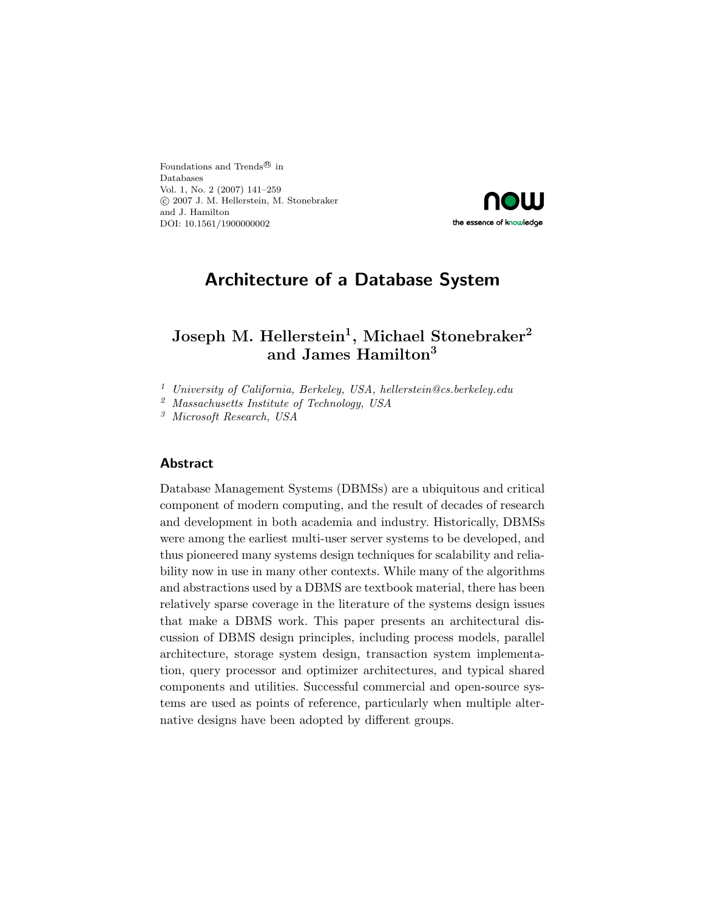Foundations and Trends® in
Databases
Vol. 1, No. 2 (2007) 141–259
© 2007 J. M. Hellerstein, M. Stonebraker
and J. Hamilton
DOI: 10.1561/1900000002

# Architecture of a Database System

**Joseph M. Hellerstein[1], Michael Stonebraker[2] and James Hamilton[3]**

[1] *University of California, Berkeley, USA, hellerstein@cs.berkeley.edu*
[2] *Massachusetts Institute of Technology, USA*
[3] *Microsoft Research, USA*

## Abstract

Database Management Systems (DBMSs) are a ubiquitous and critical component of modern computing, and the result of decades of research and development in both academia and industry. Historically, DBMSs were among the earliest multi-user server systems to be developed, and thus pioneered many systems design techniques for scalability and reliability now in use in many other contexts. While many of the algorithms and abstractions used by a DBMS are textbook material, there has been relatively sparse coverage in the literature of the systems design issues that make a DBMS work. This paper presents an architectural discussion of DBMS design principles, including process models, parallel architecture, storage system design, transaction system implementation, query processor and optimizer architectures, and typical shared components and utilities. Successful commercial and open-source systems are used as points of reference, particularly when multiple alternative designs have been adopted by different groups.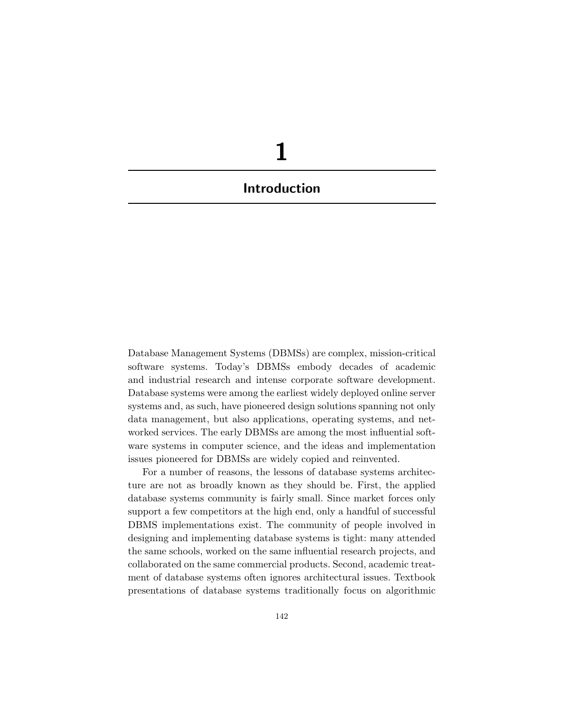# 1

# Introduction

Database Management Systems (DBMSs) are complex, mission-critical software systems. Today's DBMSs embody decades of academic and industrial research and intense corporate software development. Database systems were among the earliest widely deployed online server systems and, as such, have pioneered design solutions spanning not only data management, but also applications, operating systems, and networked services. The early DBMSs are among the most influential software systems in computer science, and the ideas and implementation issues pioneered for DBMSs are widely copied and reinvented.

For a number of reasons, the lessons of database systems architecture are not as broadly known as they should be. First, the applied database systems community is fairly small. Since market forces only support a few competitors at the high end, only a handful of successful DBMS implementations exist. The community of people involved in designing and implementing database systems is tight: many attended the same schools, worked on the same influential research projects, and collaborated on the same commercial products. Second, academic treatment of database systems often ignores architectural issues. Textbook presentations of database systems traditionally focus on algorithmic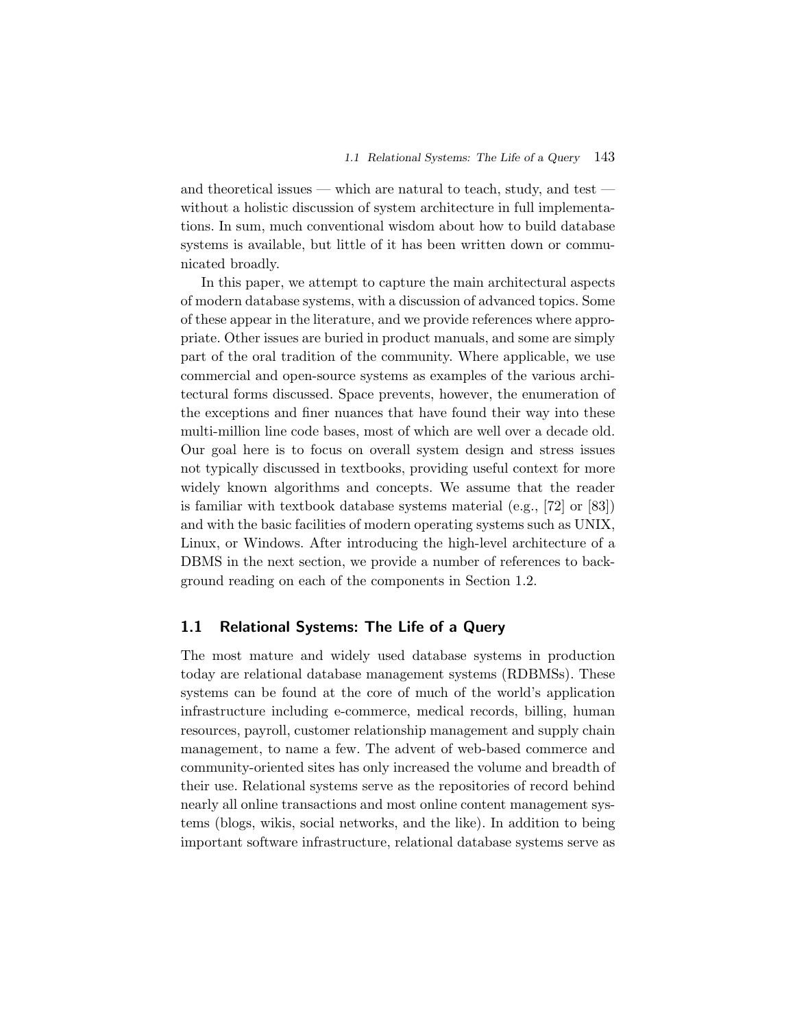and theoretical issues — which are natural to teach, study, and test — without a holistic discussion of system architecture in full implementations. In sum, much conventional wisdom about how to build database systems is available, but little of it has been written down or communicated broadly.

In this paper, we attempt to capture the main architectural aspects of modern database systems, with a discussion of advanced topics. Some of these appear in the literature, and we provide references where appropriate. Other issues are buried in product manuals, and some are simply part of the oral tradition of the community. Where applicable, we use commercial and open-source systems as examples of the various architectural forms discussed. Space prevents, however, the enumeration of the exceptions and finer nuances that have found their way into these multi-million line code bases, most of which are well over a decade old. Our goal here is to focus on overall system design and stress issues not typically discussed in textbooks, providing useful context for more widely known algorithms and concepts. We assume that the reader is familiar with textbook database systems material (e.g., [72] or [83]) and with the basic facilities of modern operating systems such as UNIX, Linux, or Windows. After introducing the high-level architecture of a DBMS in the next section, we provide a number of references to background reading on each of the components in Section 1.2.

## 1.1 Relational Systems: The Life of a Query

The most mature and widely used database systems in production today are relational database management systems (RDBMSs). These systems can be found at the core of much of the world's application infrastructure including e-commerce, medical records, billing, human resources, payroll, customer relationship management and supply chain management, to name a few. The advent of web-based commerce and community-oriented sites has only increased the volume and breadth of their use. Relational systems serve as the repositories of record behind nearly all online transactions and most online content management systems (blogs, wikis, social networks, and the like). In addition to being important software infrastructure, relational database systems serve as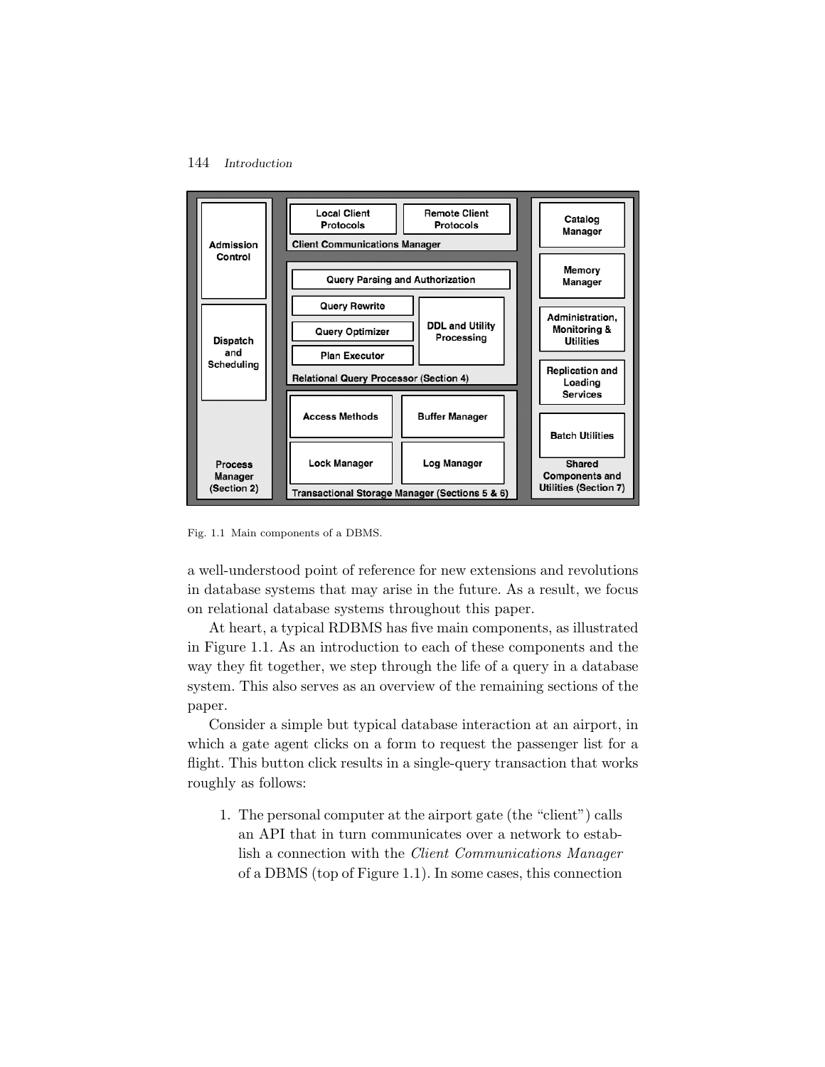Fig. 1.1 Main components of a DBMS.

a well-understood point of reference for new extensions and revolutions in database systems that may arise in the future. As a result, we focus on relational database systems throughout this paper.

At heart, a typical RDBMS has five main components, as illustrated in Figure 1.1. As an introduction to each of these components and the way they fit together, we step through the life of a query in a database system. This also serves as an overview of the remaining sections of the paper.

Consider a simple but typical database interaction at an airport, in which a gate agent clicks on a form to request the passenger list for a flight. This button click results in a single-query transaction that works roughly as follows:

1. The personal computer at the airport gate (the "client") calls an API that in turn communicates over a network to establish a connection with the *Client Communications Manager* of a DBMS (top of Figure 1.1). In some cases, this connection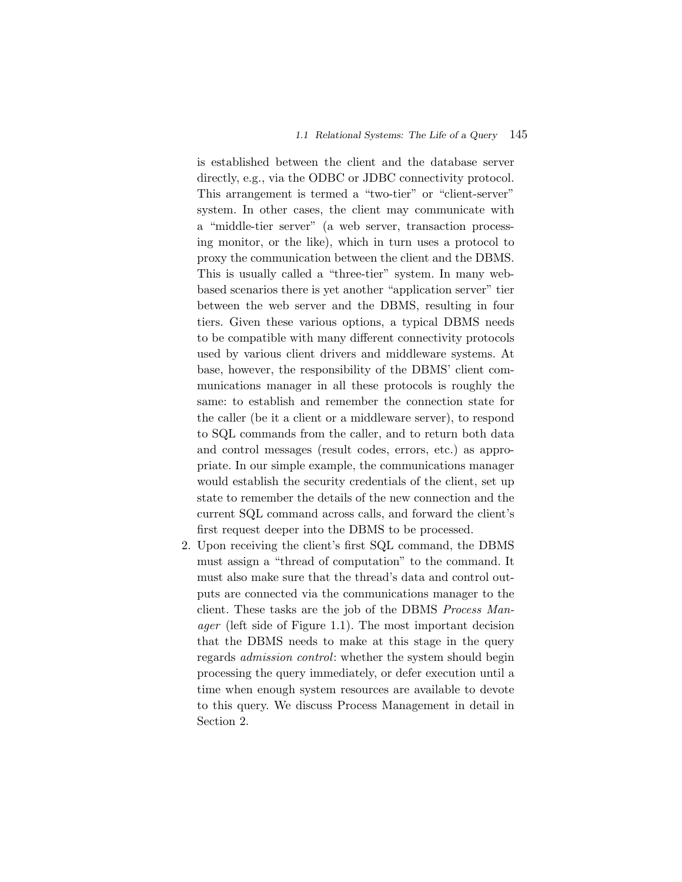is established between the client and the database server directly, e.g., via the ODBC or JDBC connectivity protocol. This arrangement is termed a "two-tier" or "client-server" system. In other cases, the client may communicate with a "middle-tier server" (a web server, transaction processing monitor, or the like), which in turn uses a protocol to proxy the communication between the client and the DBMS. This is usually called a "three-tier" system. In many web-based scenarios there is yet another "application server" tier between the web server and the DBMS, resulting in four tiers. Given these various options, a typical DBMS needs to be compatible with many different connectivity protocols used by various client drivers and middleware systems. At base, however, the responsibility of the DBMS' client communications manager in all these protocols is roughly the same: to establish and remember the connection state for the caller (be it a client or a middleware server), to respond to SQL commands from the caller, and to return both data and control messages (result codes, errors, etc.) as appropriate. In our simple example, the communications manager would establish the security credentials of the client, set up state to remember the details of the new connection and the current SQL command across calls, and forward the client's first request deeper into the DBMS to be processed.

2. Upon receiving the client's first SQL command, the DBMS must assign a "thread of computation" to the command. It must also make sure that the thread's data and control outputs are connected via the communications manager to the client. These tasks are the job of the DBMS *Process Manager* (left side of Figure 1.1). The most important decision that the DBMS needs to make at this stage in the query regards *admission control*: whether the system should begin processing the query immediately, or defer execution until a time when enough system resources are available to devote to this query. We discuss Process Management in detail in Section 2.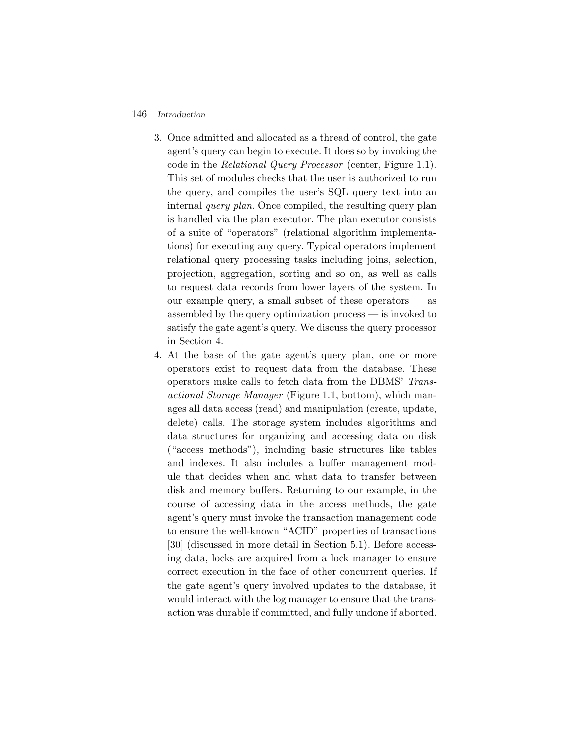3. Once admitted and allocated as a thread of control, the gate agent's query can begin to execute. It does so by invoking the code in the *Relational Query Processor* (center, Figure 1.1). This set of modules checks that the user is authorized to run the query, and compiles the user's SQL query text into an internal *query plan*. Once compiled, the resulting query plan is handled via the plan executor. The plan executor consists of a suite of "operators" (relational algorithm implementations) for executing any query. Typical operators implement relational query processing tasks including joins, selection, projection, aggregation, sorting and so on, as well as calls to request data records from lower layers of the system. In our example query, a small subset of these operators — as assembled by the query optimization process — is invoked to satisfy the gate agent's query. We discuss the query processor in Section 4.
4. At the base of the gate agent's query plan, one or more operators exist to request data from the database. These operators make calls to fetch data from the DBMS' *Transactional Storage Manager* (Figure 1.1, bottom), which manages all data access (read) and manipulation (create, update, delete) calls. The storage system includes algorithms and data structures for organizing and accessing data on disk ("access methods"), including basic structures like tables and indexes. It also includes a buffer management module that decides when and what data to transfer between disk and memory buffers. Returning to our example, in the course of accessing data in the access methods, the gate agent's query must invoke the transaction management code to ensure the well-known "ACID" properties of transactions [30] (discussed in more detail in Section 5.1). Before accessing data, locks are acquired from a lock manager to ensure correct execution in the face of other concurrent queries. If the gate agent's query involved updates to the database, it would interact with the log manager to ensure that the transaction was durable if committed, and fully undone if aborted.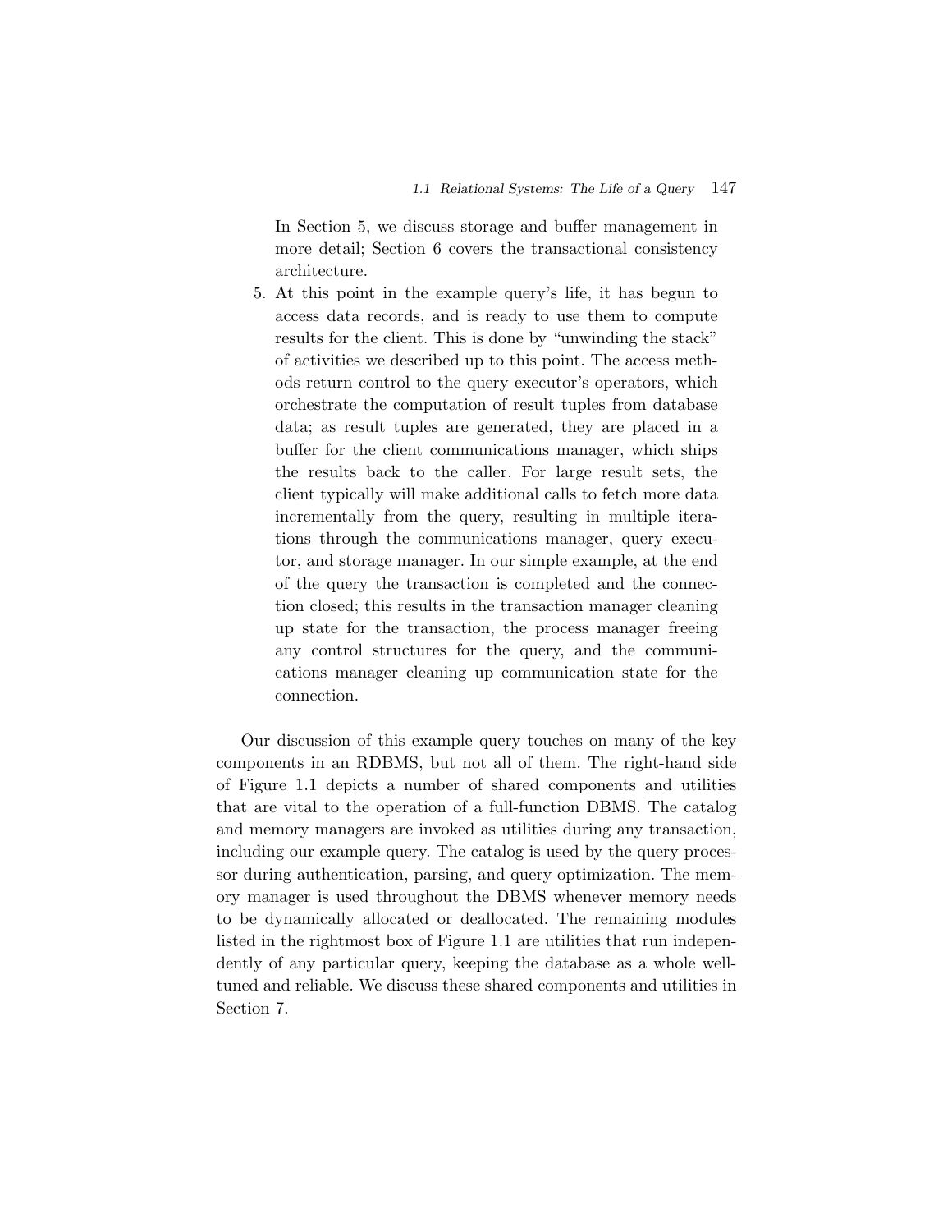In Section 5, we discuss storage and buffer management in more detail; Section 6 covers the transactional consistency architecture.

5. At this point in the example query's life, it has begun to access data records, and is ready to use them to compute results for the client. This is done by "unwinding the stack" of activities we described up to this point. The access methods return control to the query executor's operators, which orchestrate the computation of result tuples from database data; as result tuples are generated, they are placed in a buffer for the client communications manager, which ships the results back to the caller. For large result sets, the client typically will make additional calls to fetch more data incrementally from the query, resulting in multiple iterations through the communications manager, query executor, and storage manager. In our simple example, at the end of the query the transaction is completed and the connection closed; this results in the transaction manager cleaning up state for the transaction, the process manager freeing any control structures for the query, and the communications manager cleaning up communication state for the connection.

Our discussion of this example query touches on many of the key components in an RDBMS, but not all of them. The right-hand side of Figure 1.1 depicts a number of shared components and utilities that are vital to the operation of a full-function DBMS. The catalog and memory managers are invoked as utilities during any transaction, including our example query. The catalog is used by the query processor during authentication, parsing, and query optimization. The memory manager is used throughout the DBMS whenever memory needs to be dynamically allocated or deallocated. The remaining modules listed in the rightmost box of Figure 1.1 are utilities that run independently of any particular query, keeping the database as a whole well-tuned and reliable. We discuss these shared components and utilities in Section 7.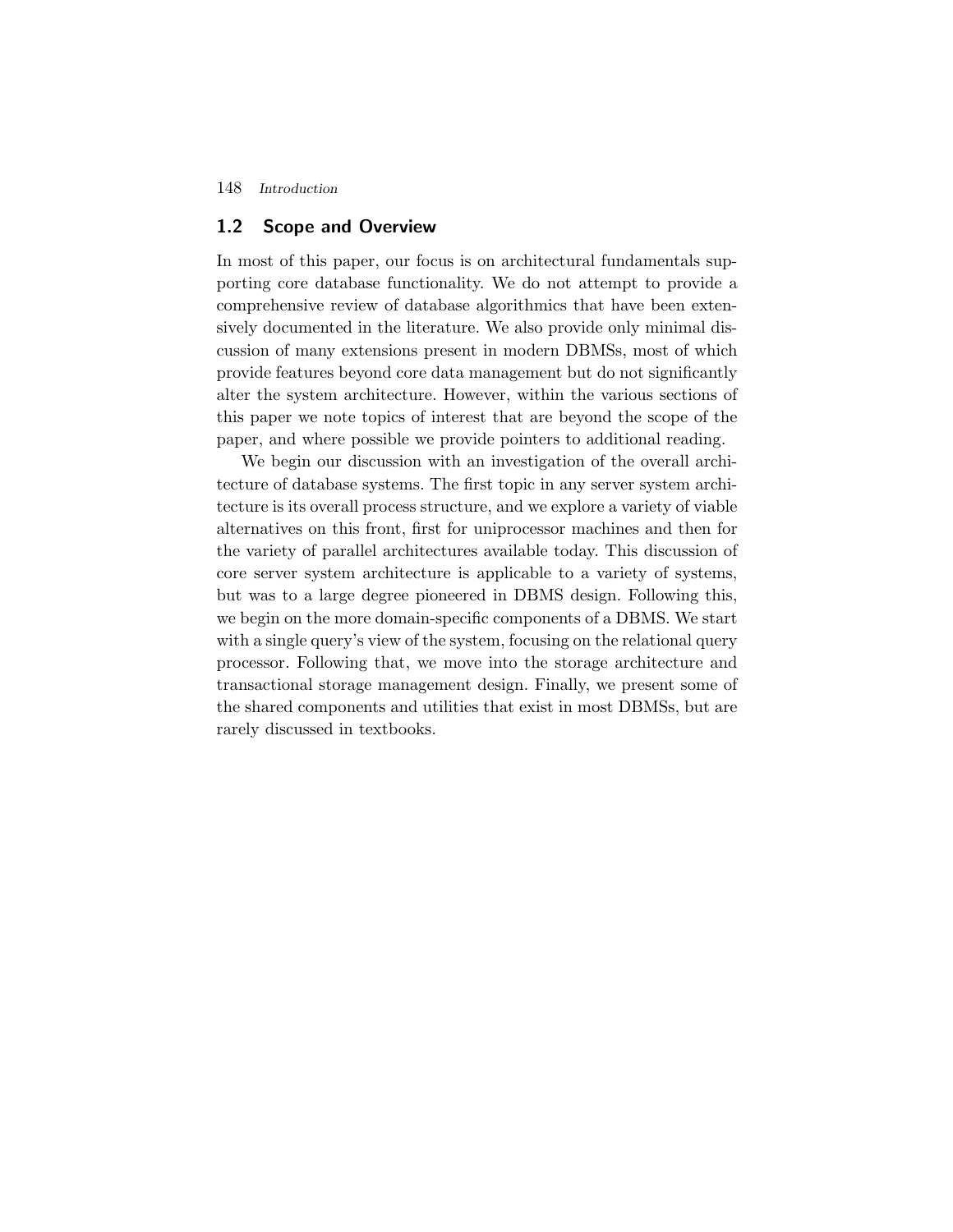## 1.2 Scope and Overview

In most of this paper, our focus is on architectural fundamentals supporting core database functionality. We do not attempt to provide a comprehensive review of database algorithmics that have been extensively documented in the literature. We also provide only minimal discussion of many extensions present in modern DBMSs, most of which provide features beyond core data management but do not significantly alter the system architecture. However, within the various sections of this paper we note topics of interest that are beyond the scope of the paper, and where possible we provide pointers to additional reading.

We begin our discussion with an investigation of the overall architecture of database systems. The first topic in any server system architecture is its overall process structure, and we explore a variety of viable alternatives on this front, first for uniprocessor machines and then for the variety of parallel architectures available today. This discussion of core server system architecture is applicable to a variety of systems, but was to a large degree pioneered in DBMS design. Following this, we begin on the more domain-specific components of a DBMS. We start with a single query's view of the system, focusing on the relational query processor. Following that, we move into the storage architecture and transactional storage management design. Finally, we present some of the shared components and utilities that exist in most DBMSs, but are rarely discussed in textbooks.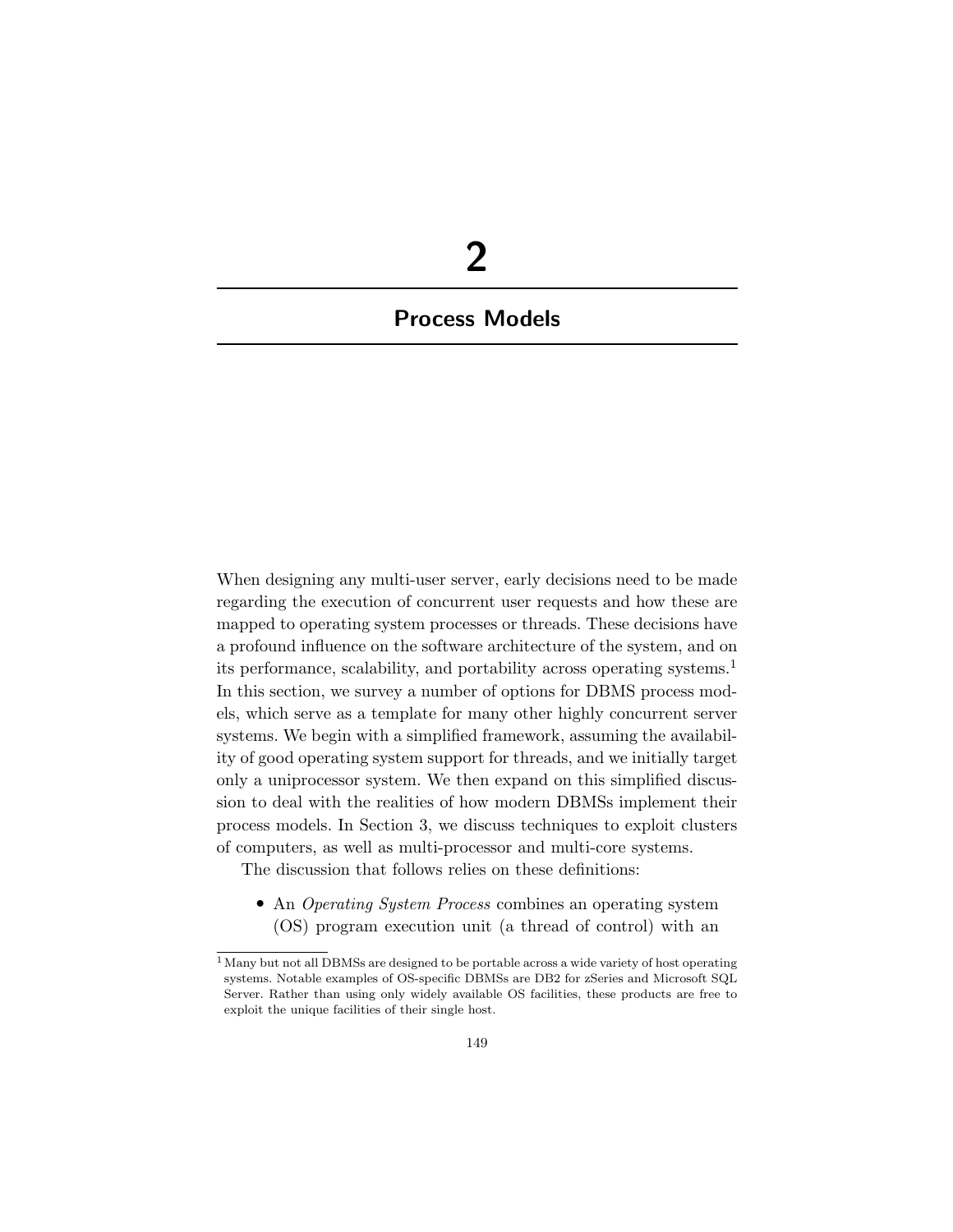# 2

# Process Models

When designing any multi-user server, early decisions need to be made regarding the execution of concurrent user requests and how these are mapped to operating system processes or threads. These decisions have a profound influence on the software architecture of the system, and on its performance, scalability, and portability across operating systems.[1] In this section, we survey a number of options for DBMS process models, which serve as a template for many other highly concurrent server systems. We begin with a simplified framework, assuming the availability of good operating system support for threads, and we initially target only a uniprocessor system. We then expand on this simplified discussion to deal with the realities of how modern DBMSs implement their process models. In Section 3, we discuss techniques to exploit clusters of computers, as well as multi-processor and multi-core systems.

The discussion that follows relies on these definitions:

- An *Operating System Process* combines an operating system (OS) program execution unit (a thread of control) with an

[1] Many but not all DBMSs are designed to be portable across a wide variety of host operating systems. Notable examples of OS-specific DBMSs are DB2 for zSeries and Microsoft SQL Server. Rather than using only widely available OS facilities, these products are free to exploit the unique facilities of their single host.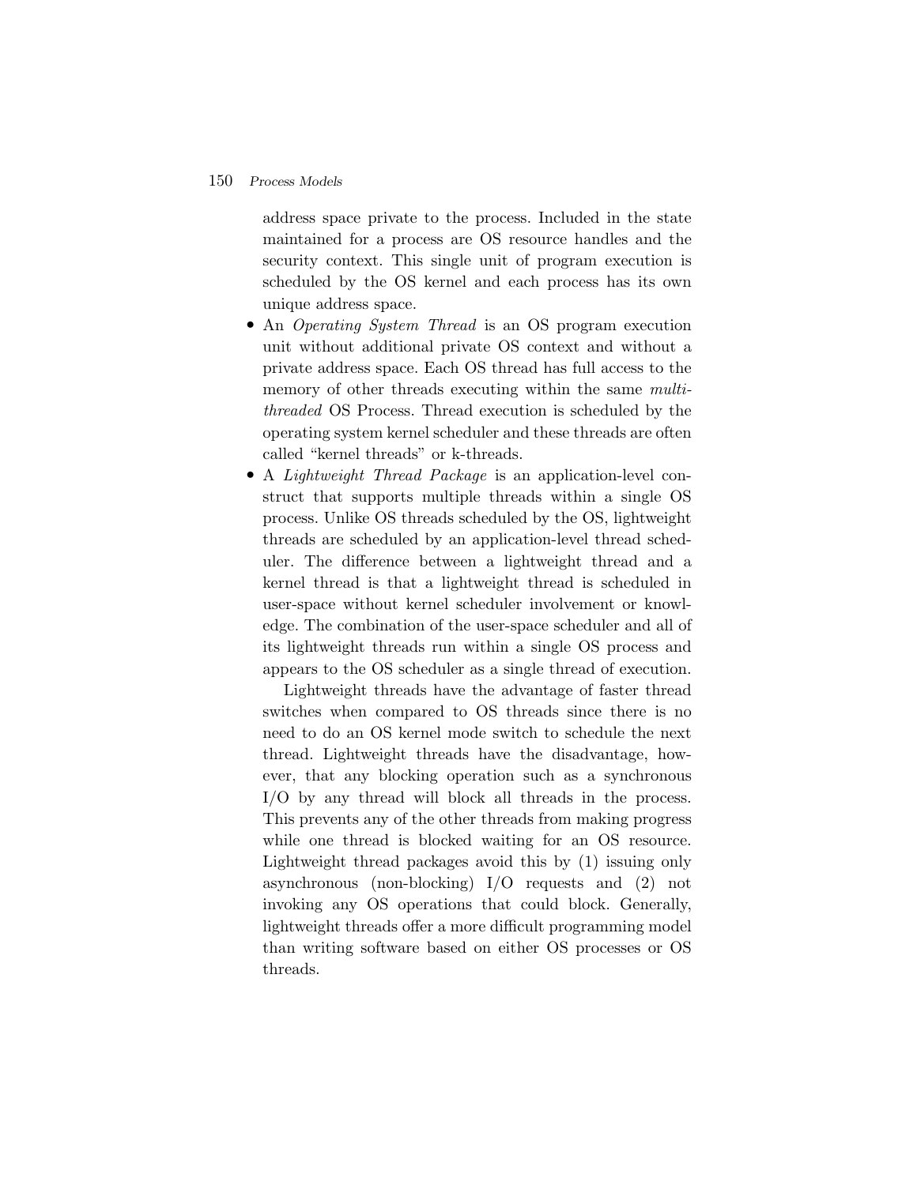address space private to the process. Included in the state maintained for a process are OS resource handles and the security context. This single unit of program execution is scheduled by the OS kernel and each process has its own unique address space.

- An *Operating System Thread* is an OS program execution unit without additional private OS context and without a private address space. Each OS thread has full access to the memory of other threads executing within the same *multi-threaded* OS Process. Thread execution is scheduled by the operating system kernel scheduler and these threads are often called "kernel threads" or k-threads.
- A *Lightweight Thread Package* is an application-level construct that supports multiple threads within a single OS process. Unlike OS threads scheduled by the OS, lightweight threads are scheduled by an application-level thread scheduler. The difference between a lightweight thread and a kernel thread is that a lightweight thread is scheduled in user-space without kernel scheduler involvement or knowledge. The combination of the user-space scheduler and all of its lightweight threads run within a single OS process and appears to the OS scheduler as a single thread of execution.

  Lightweight threads have the advantage of faster thread switches when compared to OS threads since there is no need to do an OS kernel mode switch to schedule the next thread. Lightweight threads have the disadvantage, however, that any blocking operation such as a synchronous I/O by any thread will block all threads in the process. This prevents any of the other threads from making progress while one thread is blocked waiting for an OS resource. Lightweight thread packages avoid this by (1) issuing only asynchronous (non-blocking) I/O requests and (2) not invoking any OS operations that could block. Generally, lightweight threads offer a more difficult programming model than writing software based on either OS processes or OS threads.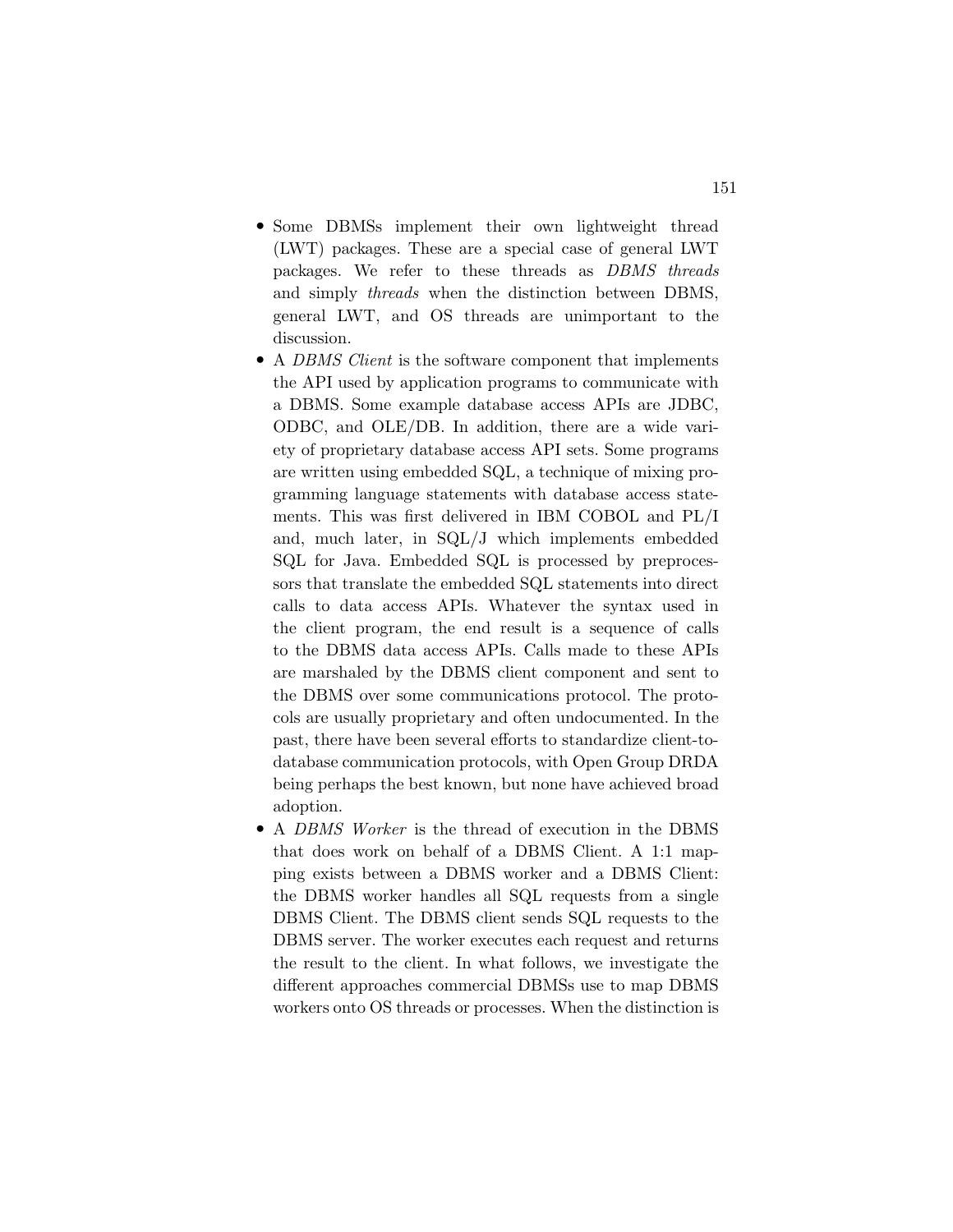- Some DBMSs implement their own lightweight thread (LWT) packages. These are a special case of general LWT packages. We refer to these threads as *DBMS threads* and simply *threads* when the distinction between DBMS, general LWT, and OS threads are unimportant to the discussion.
- A *DBMS Client* is the software component that implements the API used by application programs to communicate with a DBMS. Some example database access APIs are JDBC, ODBC, and OLE/DB. In addition, there are a wide variety of proprietary database access API sets. Some programs are written using embedded SQL, a technique of mixing programming language statements with database access statements. This was first delivered in IBM COBOL and PL/I and, much later, in SQL/J which implements embedded SQL for Java. Embedded SQL is processed by preprocessors that translate the embedded SQL statements into direct calls to data access APIs. Whatever the syntax used in the client program, the end result is a sequence of calls to the DBMS data access APIs. Calls made to these APIs are marshaled by the DBMS client component and sent to the DBMS over some communications protocol. The protocols are usually proprietary and often undocumented. In the past, there have been several efforts to standardize client-to-database communication protocols, with Open Group DRDA being perhaps the best known, but none have achieved broad adoption.
- A *DBMS Worker* is the thread of execution in the DBMS that does work on behalf of a DBMS Client. A 1:1 mapping exists between a DBMS worker and a DBMS Client: the DBMS worker handles all SQL requests from a single DBMS Client. The DBMS client sends SQL requests to the DBMS server. The worker executes each request and returns the result to the client. In what follows, we investigate the different approaches commercial DBMSs use to map DBMS workers onto OS threads or processes. When the distinction is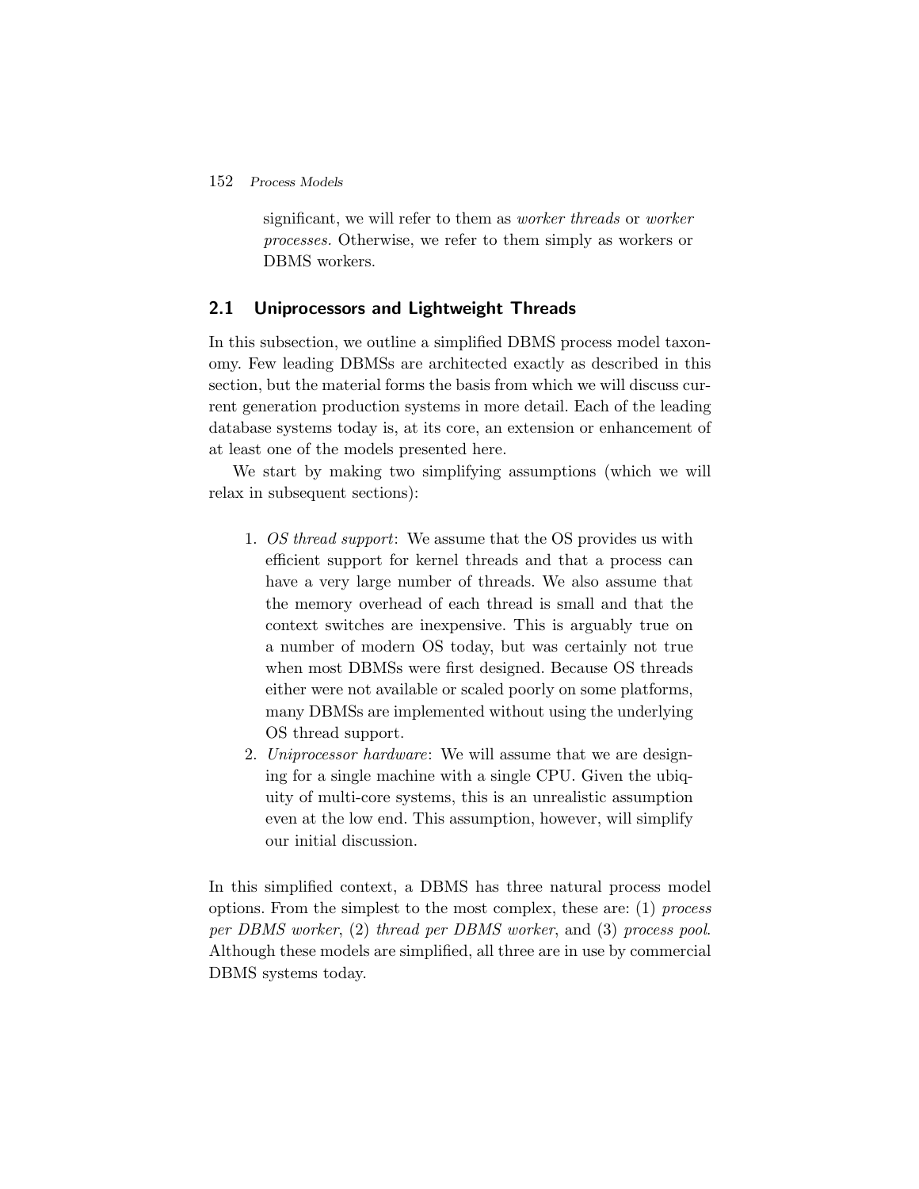significant, we will refer to them as *worker threads* or *worker processes*. Otherwise, we refer to them simply as workers or DBMS workers.

## 2.1 Uniprocessors and Lightweight Threads

In this subsection, we outline a simplified DBMS process model taxonomy. Few leading DBMSs are architected exactly as described in this section, but the material forms the basis from which we will discuss current generation production systems in more detail. Each of the leading database systems today is, at its core, an extension or enhancement of at least one of the models presented here.

We start by making two simplifying assumptions (which we will relax in subsequent sections):

1. *OS thread support*: We assume that the OS provides us with efficient support for kernel threads and that a process can have a very large number of threads. We also assume that the memory overhead of each thread is small and that the context switches are inexpensive. This is arguably true on a number of modern OS today, but was certainly not true when most DBMSs were first designed. Because OS threads either were not available or scaled poorly on some platforms, many DBMSs are implemented without using the underlying OS thread support.
2. *Uniprocessor hardware*: We will assume that we are designing for a single machine with a single CPU. Given the ubiquity of multi-core systems, this is an unrealistic assumption even at the low end. This assumption, however, will simplify our initial discussion.

In this simplified context, a DBMS has three natural process model options. From the simplest to the most complex, these are: (1) *process per DBMS worker*, (2) *thread per DBMS worker*, and (3) *process pool*. Although these models are simplified, all three are in use by commercial DBMS systems today.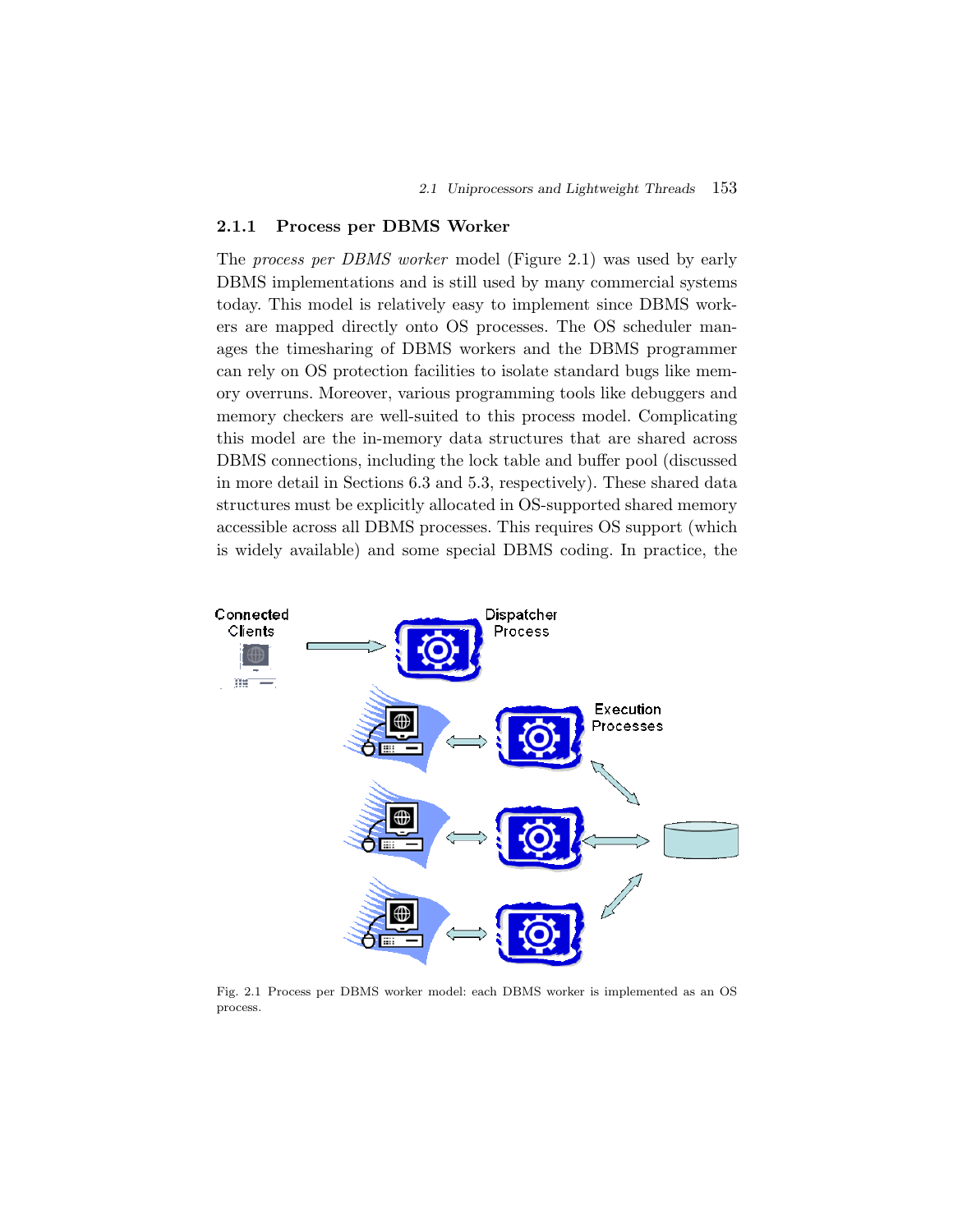### 2.1.1 Process per DBMS Worker

The *process per DBMS worker* model (Figure 2.1) was used by early DBMS implementations and is still used by many commercial systems today. This model is relatively easy to implement since DBMS workers are mapped directly onto OS processes. The OS scheduler manages the timesharing of DBMS workers and the DBMS programmer can rely on OS protection facilities to isolate standard bugs like memory overruns. Moreover, various programming tools like debuggers and memory checkers are well-suited to this process model. Complicating this model are the in-memory data structures that are shared across DBMS connections, including the lock table and buffer pool (discussed in more detail in Sections 6.3 and 5.3, respectively). These shared data structures must be explicitly allocated in OS-supported shared memory accessible across all DBMS processes. This requires OS support (which is widely available) and some special DBMS coding. In practice, the

Fig. 2.1 Process per DBMS worker model: each DBMS worker is implemented as an OS process.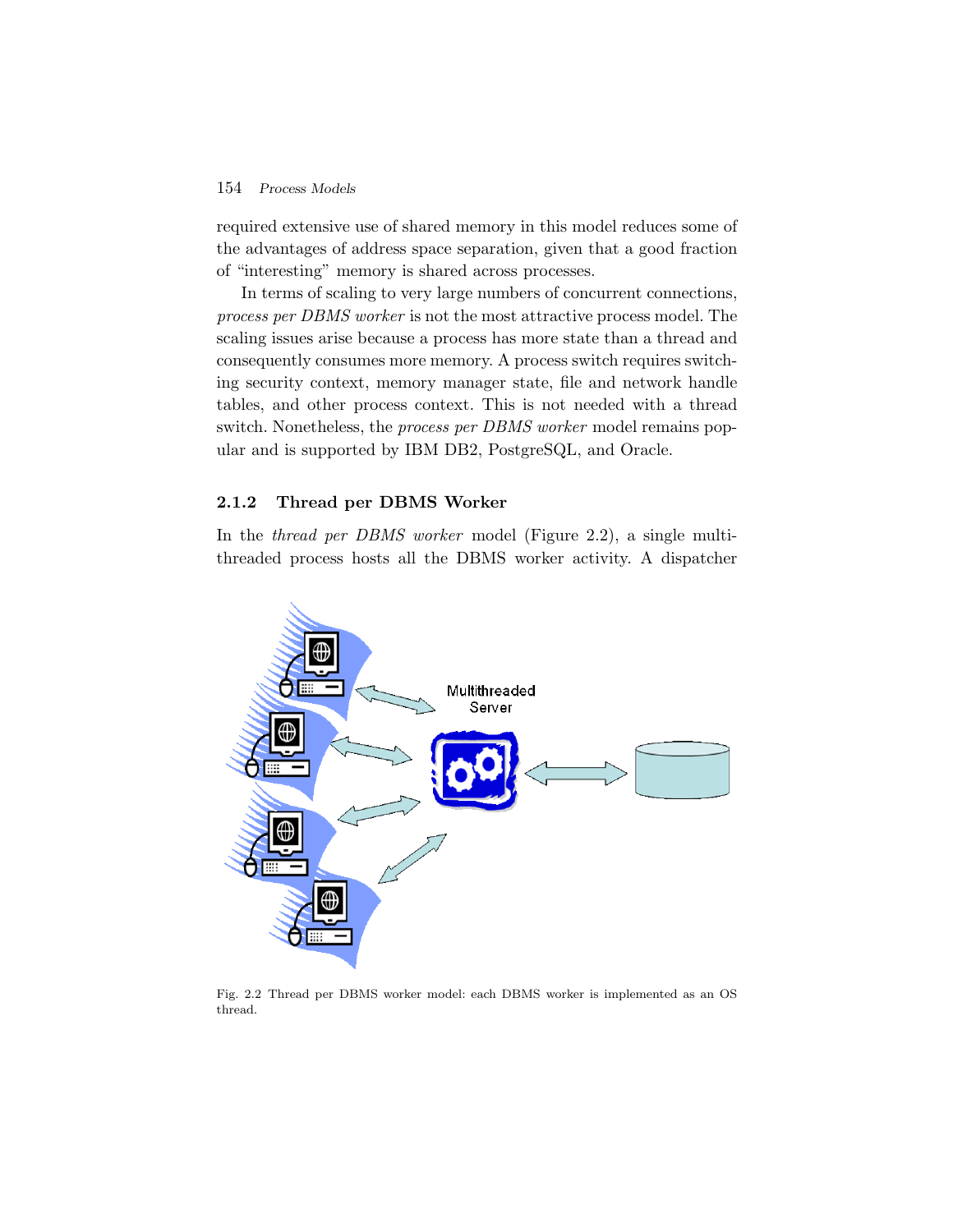required extensive use of shared memory in this model reduces some of the advantages of address space separation, given that a good fraction of "interesting" memory is shared across processes.

In terms of scaling to very large numbers of concurrent connections, *process per DBMS worker* is not the most attractive process model. The scaling issues arise because a process has more state than a thread and consequently consumes more memory. A process switch requires switching security context, memory manager state, file and network handle tables, and other process context. This is not needed with a thread switch. Nonetheless, the *process per DBMS worker* model remains popular and is supported by IBM DB2, PostgreSQL, and Oracle.

### 2.1.2 Thread per DBMS Worker

In the *thread per DBMS worker* model (Figure 2.2), a single multi-threaded process hosts all the DBMS worker activity. A dispatcher

Fig. 2.2 Thread per DBMS worker model: each DBMS worker is implemented as an OS thread.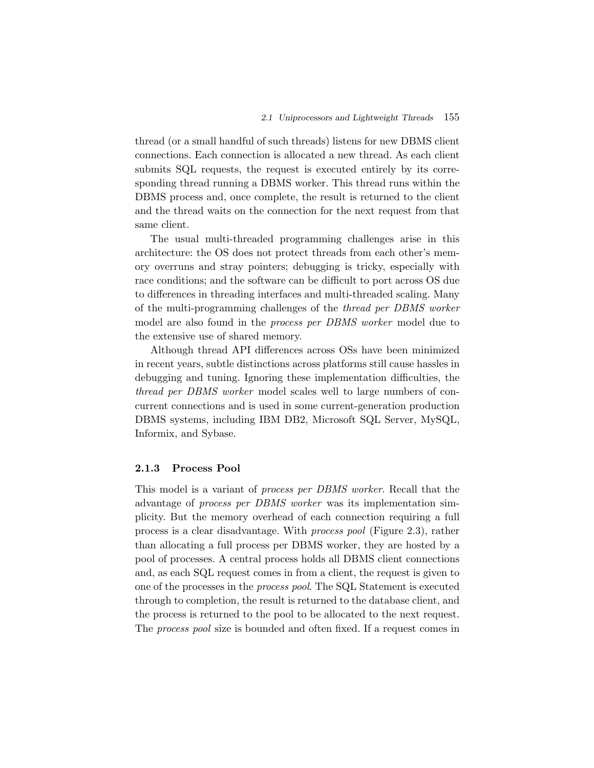thread (or a small handful of such threads) listens for new DBMS client connections. Each connection is allocated a new thread. As each client submits SQL requests, the request is executed entirely by its corresponding thread running a DBMS worker. This thread runs within the DBMS process and, once complete, the result is returned to the client and the thread waits on the connection for the next request from that same client.

The usual multi-threaded programming challenges arise in this architecture: the OS does not protect threads from each other's memory overruns and stray pointers; debugging is tricky, especially with race conditions; and the software can be difficult to port across OS due to differences in threading interfaces and multi-threaded scaling. Many of the multi-programming challenges of the *thread per DBMS worker* model are also found in the *process per DBMS worker* model due to the extensive use of shared memory.

Although thread API differences across OSs have been minimized in recent years, subtle distinctions across platforms still cause hassles in debugging and tuning. Ignoring these implementation difficulties, the *thread per DBMS worker* model scales well to large numbers of concurrent connections and is used in some current-generation production DBMS systems, including IBM DB2, Microsoft SQL Server, MySQL, Informix, and Sybase.

### 2.1.3 Process Pool

This model is a variant of *process per DBMS worker*. Recall that the advantage of *process per DBMS worker* was its implementation simplicity. But the memory overhead of each connection requiring a full process is a clear disadvantage. With *process pool* (Figure 2.3), rather than allocating a full process per DBMS worker, they are hosted by a pool of processes. A central process holds all DBMS client connections and, as each SQL request comes in from a client, the request is given to one of the processes in the *process pool*. The SQL Statement is executed through to completion, the result is returned to the database client, and the process is returned to the pool to be allocated to the next request. The *process pool* size is bounded and often fixed. If a request comes in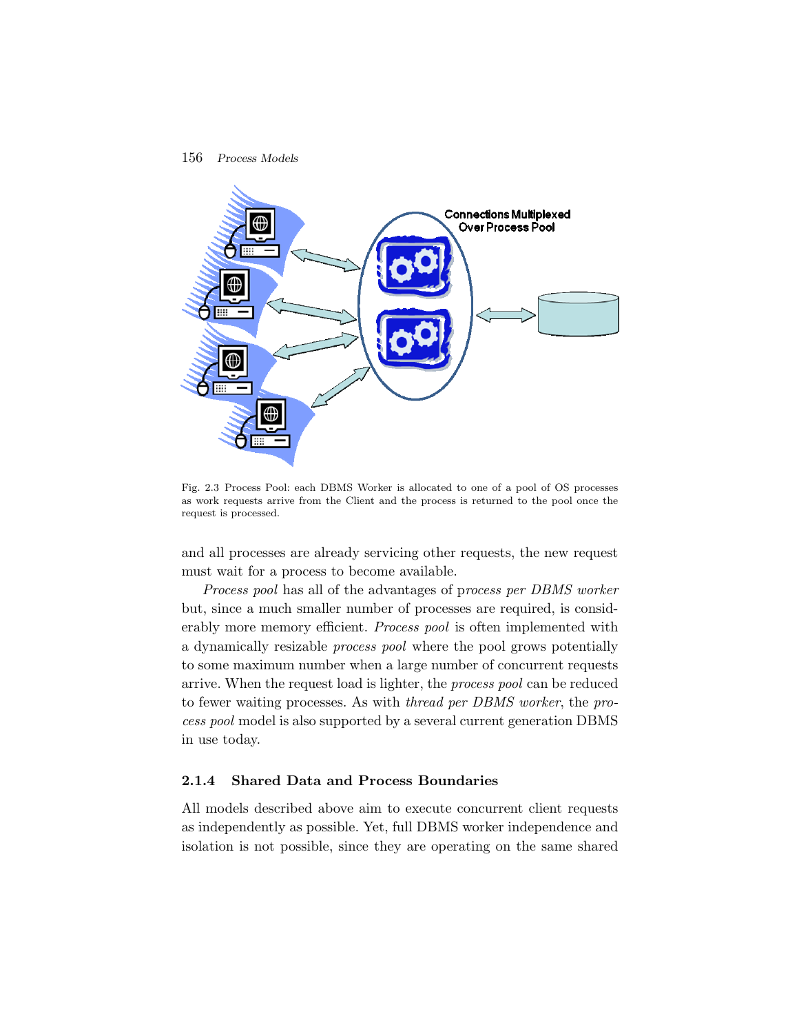Fig. 2.3 Process Pool: each DBMS Worker is allocated to one of a pool of OS processes as work requests arrive from the Client and the process is returned to the pool once the request is processed.

and all processes are already servicing other requests, the new request must wait for a process to become available.

*Process pool* has all of the advantages of p*rocess per DBMS worker* but, since a much smaller number of processes are required, is considerably more memory efficient. *Process pool* is often implemented with a dynamically resizable *process pool* where the pool grows potentially to some maximum number when a large number of concurrent requests arrive. When the request load is lighter, the *process pool* can be reduced to fewer waiting processes. As with *thread per DBMS worker*, the *process pool* model is also supported by a several current generation DBMS in use today.

### 2.1.4 Shared Data and Process Boundaries

All models described above aim to execute concurrent client requests as independently as possible. Yet, full DBMS worker independence and isolation is not possible, since they are operating on the same shared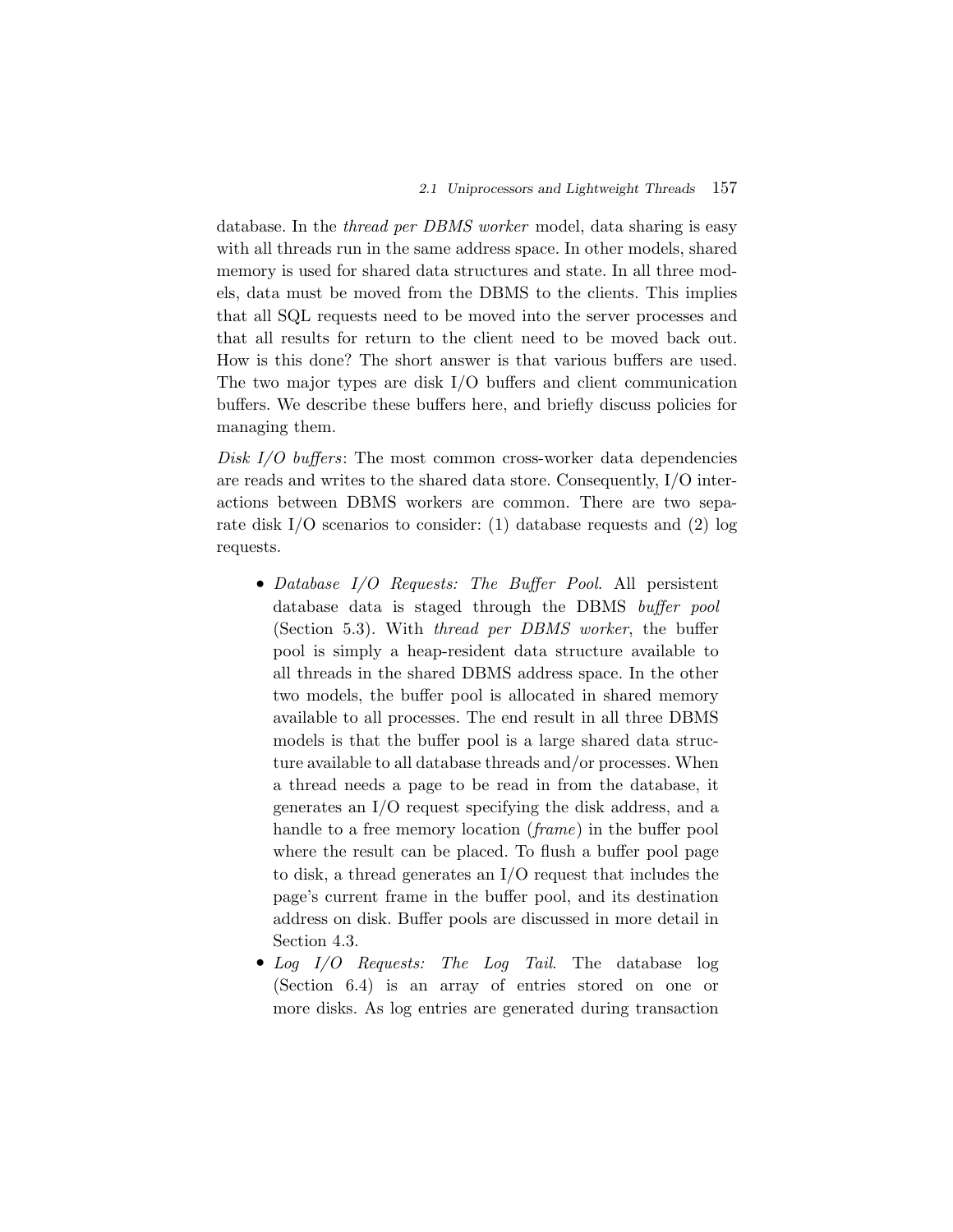database. In the *thread per DBMS worker* model, data sharing is easy with all threads run in the same address space. In other models, shared memory is used for shared data structures and state. In all three models, data must be moved from the DBMS to the clients. This implies that all SQL requests need to be moved into the server processes and that all results for return to the client need to be moved back out. How is this done? The short answer is that various buffers are used. The two major types are disk I/O buffers and client communication buffers. We describe these buffers here, and briefly discuss policies for managing them.

*Disk I/O buffers*: The most common cross-worker data dependencies are reads and writes to the shared data store. Consequently, I/O interactions between DBMS workers are common. There are two separate disk I/O scenarios to consider: (1) database requests and (2) log requests.

- *Database I/O Requests: The Buffer Pool*. All persistent database data is staged through the DBMS *buffer pool* (Section 5.3). With *thread per DBMS worker*, the buffer pool is simply a heap-resident data structure available to all threads in the shared DBMS address space. In the other two models, the buffer pool is allocated in shared memory available to all processes. The end result in all three DBMS models is that the buffer pool is a large shared data structure available to all database threads and/or processes. When a thread needs a page to be read in from the database, it generates an I/O request specifying the disk address, and a handle to a free memory location (*frame*) in the buffer pool where the result can be placed. To flush a buffer pool page to disk, a thread generates an I/O request that includes the page's current frame in the buffer pool, and its destination address on disk. Buffer pools are discussed in more detail in Section 4.3.
- *Log I/O Requests: The Log Tail*. The database log (Section 6.4) is an array of entries stored on one or more disks. As log entries are generated during transaction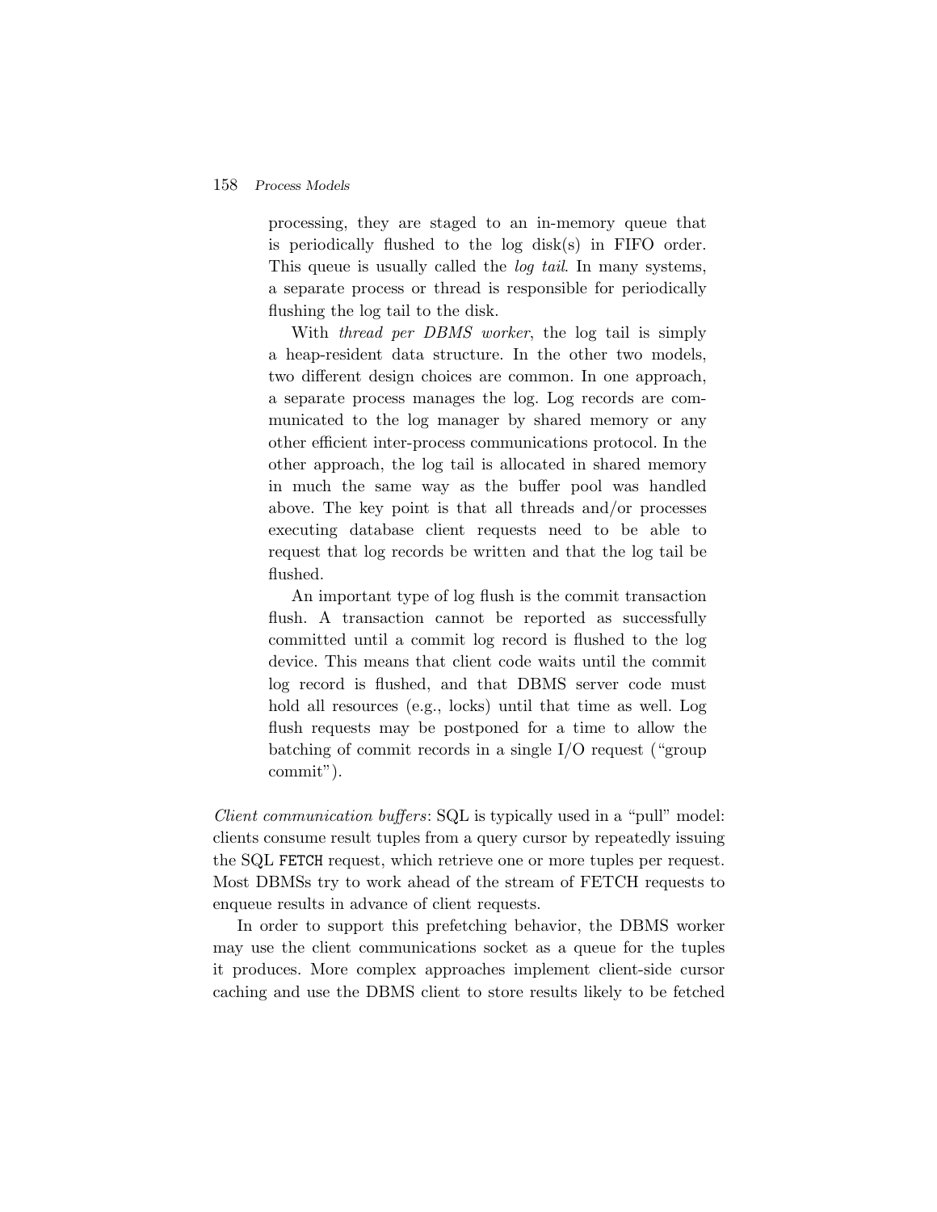processing, they are staged to an in-memory queue that is periodically flushed to the log disk(s) in FIFO order. This queue is usually called the *log tail*. In many systems, a separate process or thread is responsible for periodically flushing the log tail to the disk.

With *thread per DBMS worker*, the log tail is simply a heap-resident data structure. In the other two models, two different design choices are common. In one approach, a separate process manages the log. Log records are communicated to the log manager by shared memory or any other efficient inter-process communications protocol. In the other approach, the log tail is allocated in shared memory in much the same way as the buffer pool was handled above. The key point is that all threads and/or processes executing database client requests need to be able to request that log records be written and that the log tail be flushed.

An important type of log flush is the commit transaction flush. A transaction cannot be reported as successfully committed until a commit log record is flushed to the log device. This means that client code waits until the commit log record is flushed, and that DBMS server code must hold all resources (e.g., locks) until that time as well. Log flush requests may be postponed for a time to allow the batching of commit records in a single I/O request ("group commit").

*Client communication buffers*: SQL is typically used in a "pull" model: clients consume result tuples from a query cursor by repeatedly issuing the SQL `FETCH` request, which retrieve one or more tuples per request. Most DBMSs try to work ahead of the stream of FETCH requests to enqueue results in advance of client requests.

In order to support this prefetching behavior, the DBMS worker may use the client communications socket as a queue for the tuples it produces. More complex approaches implement client-side cursor caching and use the DBMS client to store results likely to be fetched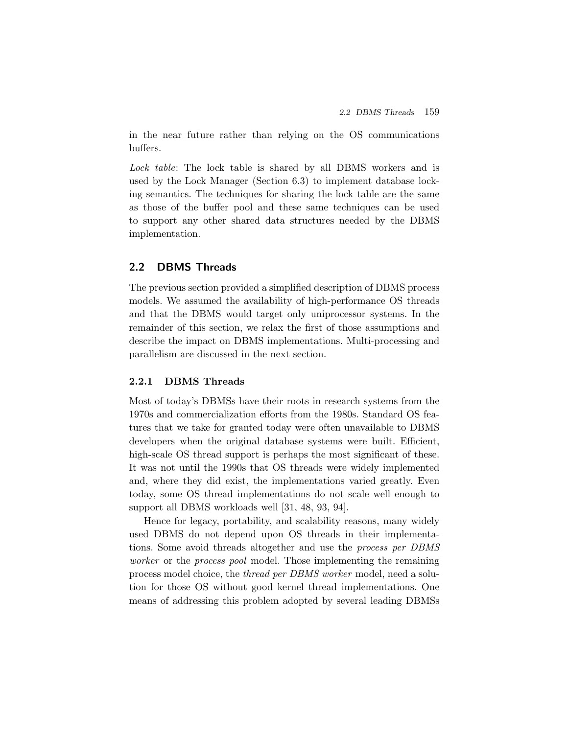in the near future rather than relying on the OS communications buffers.

*Lock table*: The lock table is shared by all DBMS workers and is used by the Lock Manager (Section 6.3) to implement database locking semantics. The techniques for sharing the lock table are the same as those of the buffer pool and these same techniques can be used to support any other shared data structures needed by the DBMS implementation.

## 2.2 DBMS Threads

The previous section provided a simplified description of DBMS process models. We assumed the availability of high-performance OS threads and that the DBMS would target only uniprocessor systems. In the remainder of this section, we relax the first of those assumptions and describe the impact on DBMS implementations. Multi-processing and parallelism are discussed in the next section.

### 2.2.1 DBMS Threads

Most of today's DBMSs have their roots in research systems from the 1970s and commercialization efforts from the 1980s. Standard OS features that we take for granted today were often unavailable to DBMS developers when the original database systems were built. Efficient, high-scale OS thread support is perhaps the most significant of these. It was not until the 1990s that OS threads were widely implemented and, where they did exist, the implementations varied greatly. Even today, some OS thread implementations do not scale well enough to support all DBMS workloads well [31, 48, 93, 94].

Hence for legacy, portability, and scalability reasons, many widely used DBMS do not depend upon OS threads in their implementations. Some avoid threads altogether and use the *process per DBMS worker* or the *process pool* model. Those implementing the remaining process model choice, the *thread per DBMS worker* model, need a solution for those OS without good kernel thread implementations. One means of addressing this problem adopted by several leading DBMSs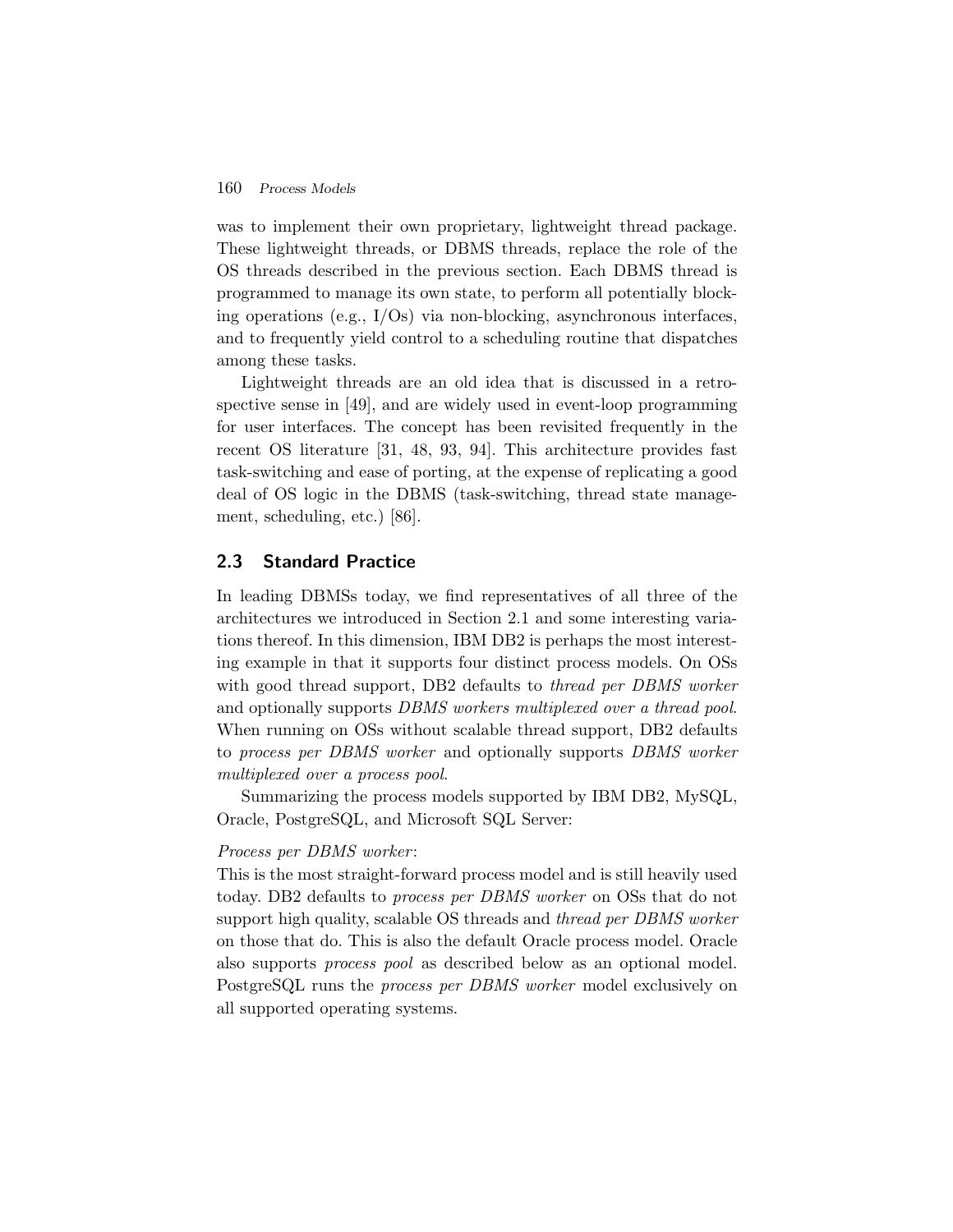was to implement their own proprietary, lightweight thread package. These lightweight threads, or DBMS threads, replace the role of the OS threads described in the previous section. Each DBMS thread is programmed to manage its own state, to perform all potentially blocking operations (e.g., I/Os) via non-blocking, asynchronous interfaces, and to frequently yield control to a scheduling routine that dispatches among these tasks.

Lightweight threads are an old idea that is discussed in a retrospective sense in [49], and are widely used in event-loop programming for user interfaces. The concept has been revisited frequently in the recent OS literature [31, 48, 93, 94]. This architecture provides fast task-switching and ease of porting, at the expense of replicating a good deal of OS logic in the DBMS (task-switching, thread state management, scheduling, etc.) [86].

## 2.3 Standard Practice

In leading DBMSs today, we find representatives of all three of the architectures we introduced in Section 2.1 and some interesting variations thereof. In this dimension, IBM DB2 is perhaps the most interesting example in that it supports four distinct process models. On OSs with good thread support, DB2 defaults to *thread per DBMS worker* and optionally supports *DBMS workers multiplexed over a thread pool*. When running on OSs without scalable thread support, DB2 defaults to *process per DBMS worker* and optionally supports *DBMS worker multiplexed over a process pool*.

Summarizing the process models supported by IBM DB2, MySQL, Oracle, PostgreSQL, and Microsoft SQL Server:

*Process per DBMS worker*:
This is the most straight-forward process model and is still heavily used today. DB2 defaults to *process per DBMS worker* on OSs that do not support high quality, scalable OS threads and *thread per DBMS worker* on those that do. This is also the default Oracle process model. Oracle also supports *process pool* as described below as an optional model. PostgreSQL runs the *process per DBMS worker* model exclusively on all supported operating systems.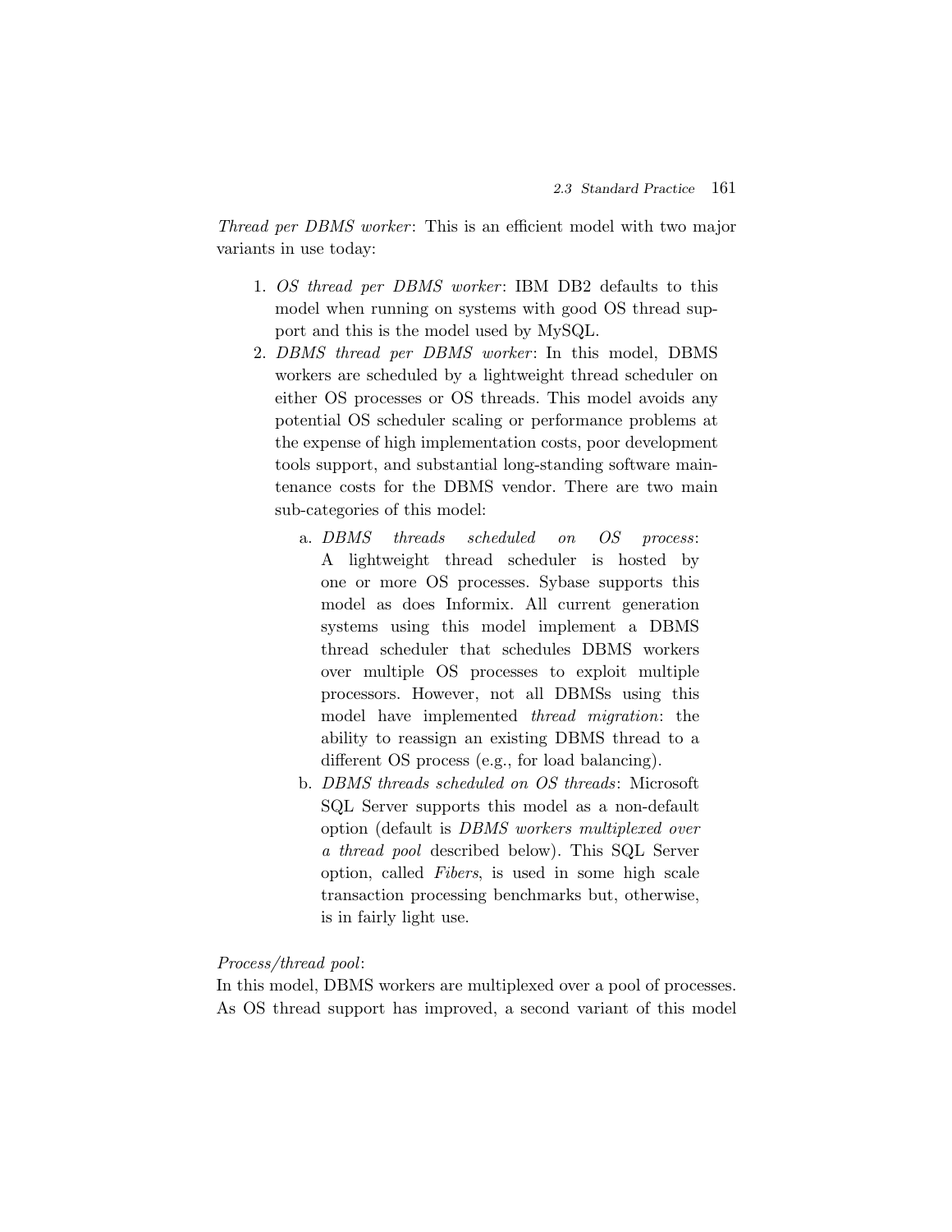*Thread per DBMS worker*: This is an efficient model with two major variants in use today:

1. *OS thread per DBMS worker*: IBM DB2 defaults to this model when running on systems with good OS thread support and this is the model used by MySQL.
2. *DBMS thread per DBMS worker*: In this model, DBMS workers are scheduled by a lightweight thread scheduler on either OS processes or OS threads. This model avoids any potential OS scheduler scaling or performance problems at the expense of high implementation costs, poor development tools support, and substantial long-standing software maintenance costs for the DBMS vendor. There are two main sub-categories of this model:
   a. *DBMS threads scheduled on OS process*: A lightweight thread scheduler is hosted by one or more OS processes. Sybase supports this model as does Informix. All current generation systems using this model implement a DBMS thread scheduler that schedules DBMS workers over multiple OS processes to exploit multiple processors. However, not all DBMSs using this model have implemented *thread migration*: the ability to reassign an existing DBMS thread to a different OS process (e.g., for load balancing).
   b. *DBMS threads scheduled on OS threads*: Microsoft SQL Server supports this model as a non-default option (default is *DBMS workers multiplexed over a thread pool* described below). This SQL Server option, called *Fibers*, is used in some high scale transaction processing benchmarks but, otherwise, is in fairly light use.

*Process/thread pool*:
In this model, DBMS workers are multiplexed over a pool of processes. As OS thread support has improved, a second variant of this model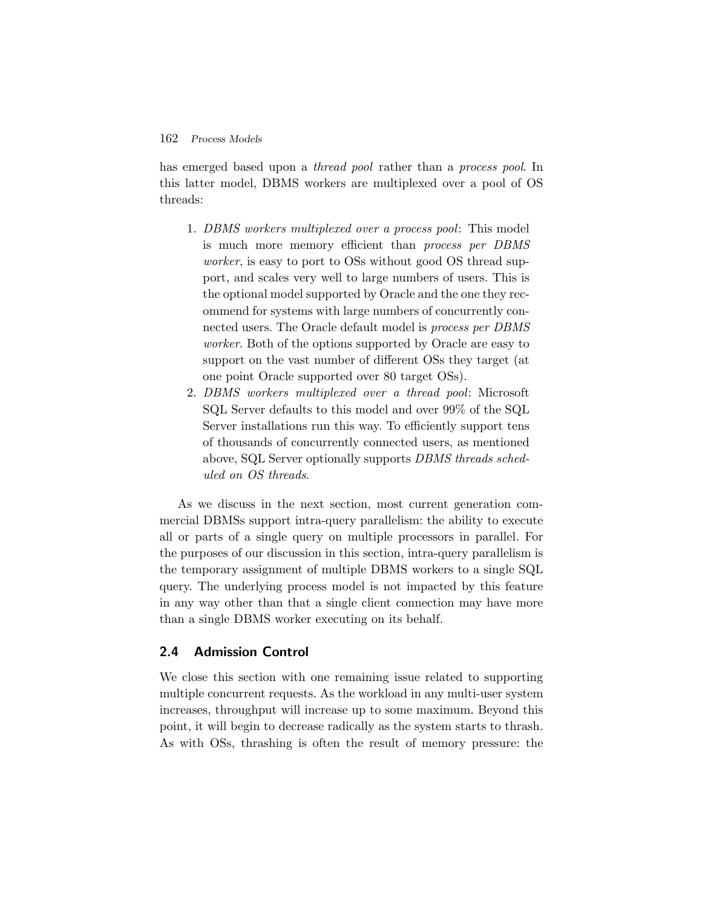has emerged based upon a *thread pool* rather than a *process pool*. In this latter model, DBMS workers are multiplexed over a pool of OS threads:

1. *DBMS workers multiplexed over a process pool*: This model is much more memory efficient than *process per DBMS worker*, is easy to port to OSs without good OS thread support, and scales very well to large numbers of users. This is the optional model supported by Oracle and the one they recommend for systems with large numbers of concurrently connected users. The Oracle default model is *process per DBMS worker*. Both of the options supported by Oracle are easy to support on the vast number of different OSs they target (at one point Oracle supported over 80 target OSs).
2. *DBMS workers multiplexed over a thread pool*: Microsoft SQL Server defaults to this model and over 99% of the SQL Server installations run this way. To efficiently support tens of thousands of concurrently connected users, as mentioned above, SQL Server optionally supports *DBMS threads scheduled on OS threads*.

As we discuss in the next section, most current generation commercial DBMSs support intra-query parallelism: the ability to execute all or parts of a single query on multiple processors in parallel. For the purposes of our discussion in this section, intra-query parallelism is the temporary assignment of multiple DBMS workers to a single SQL query. The underlying process model is not impacted by this feature in any way other than that a single client connection may have more than a single DBMS worker executing on its behalf.

## 2.4 Admission Control

We close this section with one remaining issue related to supporting multiple concurrent requests. As the workload in any multi-user system increases, throughput will increase up to some maximum. Beyond this point, it will begin to decrease radically as the system starts to thrash. As with OSs, thrashing is often the result of memory pressure: the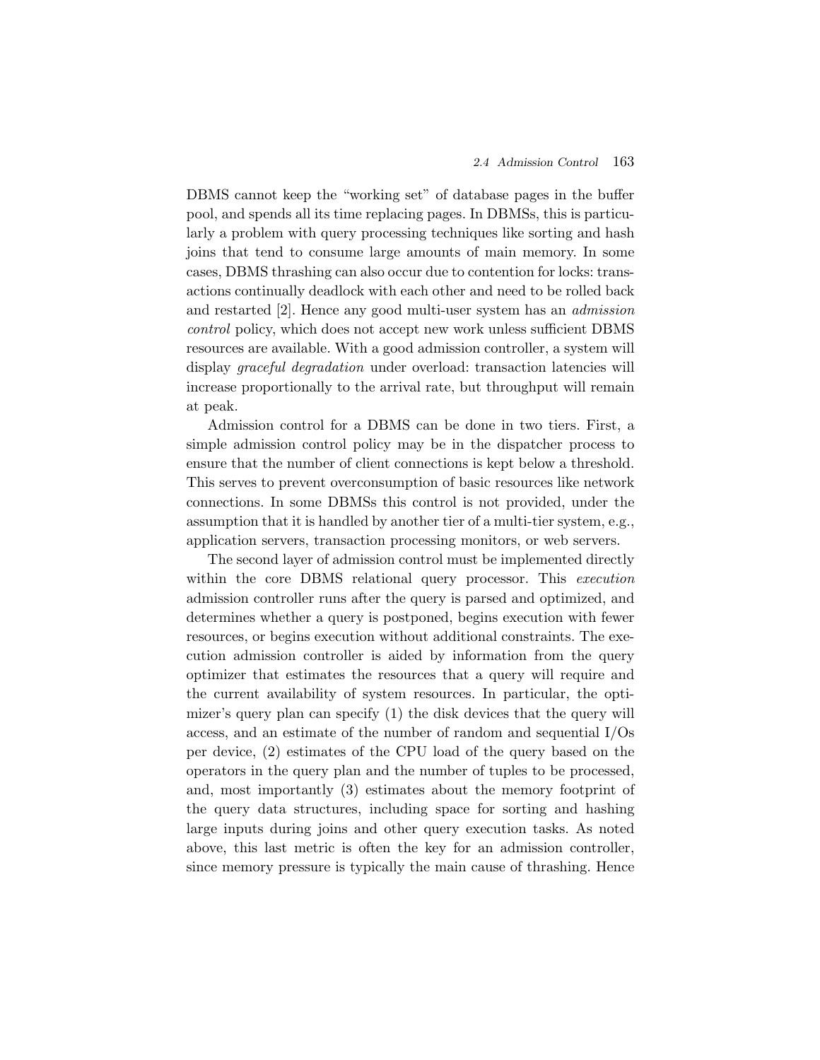DBMS cannot keep the "working set" of database pages in the buffer pool, and spends all its time replacing pages. In DBMSs, this is particularly a problem with query processing techniques like sorting and hash joins that tend to consume large amounts of main memory. In some cases, DBMS thrashing can also occur due to contention for locks: transactions continually deadlock with each other and need to be rolled back and restarted [2]. Hence any good multi-user system has an *admission control* policy, which does not accept new work unless sufficient DBMS resources are available. With a good admission controller, a system will display *graceful degradation* under overload: transaction latencies will increase proportionally to the arrival rate, but throughput will remain at peak.

Admission control for a DBMS can be done in two tiers. First, a simple admission control policy may be in the dispatcher process to ensure that the number of client connections is kept below a threshold. This serves to prevent overconsumption of basic resources like network connections. In some DBMSs this control is not provided, under the assumption that it is handled by another tier of a multi-tier system, e.g., application servers, transaction processing monitors, or web servers.

The second layer of admission control must be implemented directly within the core DBMS relational query processor. This *execution* admission controller runs after the query is parsed and optimized, and determines whether a query is postponed, begins execution with fewer resources, or begins execution without additional constraints. The execution admission controller is aided by information from the query optimizer that estimates the resources that a query will require and the current availability of system resources. In particular, the optimizer's query plan can specify (1) the disk devices that the query will access, and an estimate of the number of random and sequential I/Os per device, (2) estimates of the CPU load of the query based on the operators in the query plan and the number of tuples to be processed, and, most importantly (3) estimates about the memory footprint of the query data structures, including space for sorting and hashing large inputs during joins and other query execution tasks. As noted above, this last metric is often the key for an admission controller, since memory pressure is typically the main cause of thrashing. Hence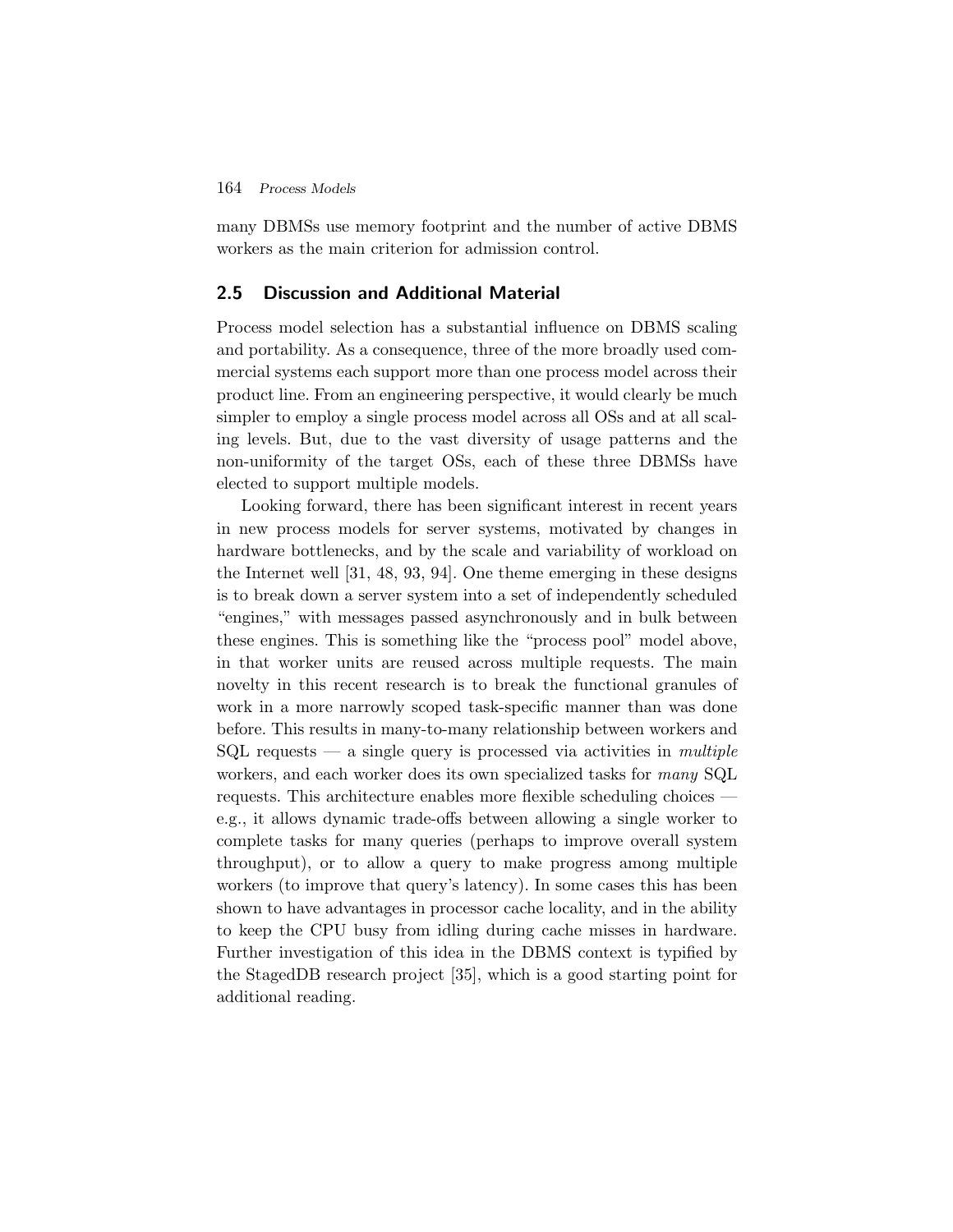many DBMSs use memory footprint and the number of active DBMS workers as the main criterion for admission control.

## 2.5 Discussion and Additional Material

Process model selection has a substantial influence on DBMS scaling and portability. As a consequence, three of the more broadly used commercial systems each support more than one process model across their product line. From an engineering perspective, it would clearly be much simpler to employ a single process model across all OSs and at all scaling levels. But, due to the vast diversity of usage patterns and the non-uniformity of the target OSs, each of these three DBMSs have elected to support multiple models.

Looking forward, there has been significant interest in recent years in new process models for server systems, motivated by changes in hardware bottlenecks, and by the scale and variability of workload on the Internet well [31, 48, 93, 94]. One theme emerging in these designs is to break down a server system into a set of independently scheduled "engines," with messages passed asynchronously and in bulk between these engines. This is something like the "process pool" model above, in that worker units are reused across multiple requests. The main novelty in this recent research is to break the functional granules of work in a more narrowly scoped task-specific manner than was done before. This results in many-to-many relationship between workers and SQL requests — a single query is processed via activities in *multiple* workers, and each worker does its own specialized tasks for *many* SQL requests. This architecture enables more flexible scheduling choices — e.g., it allows dynamic trade-offs between allowing a single worker to complete tasks for many queries (perhaps to improve overall system throughput), or to allow a query to make progress among multiple workers (to improve that query's latency). In some cases this has been shown to have advantages in processor cache locality, and in the ability to keep the CPU busy from idling during cache misses in hardware. Further investigation of this idea in the DBMS context is typified by the StagedDB research project [35], which is a good starting point for additional reading.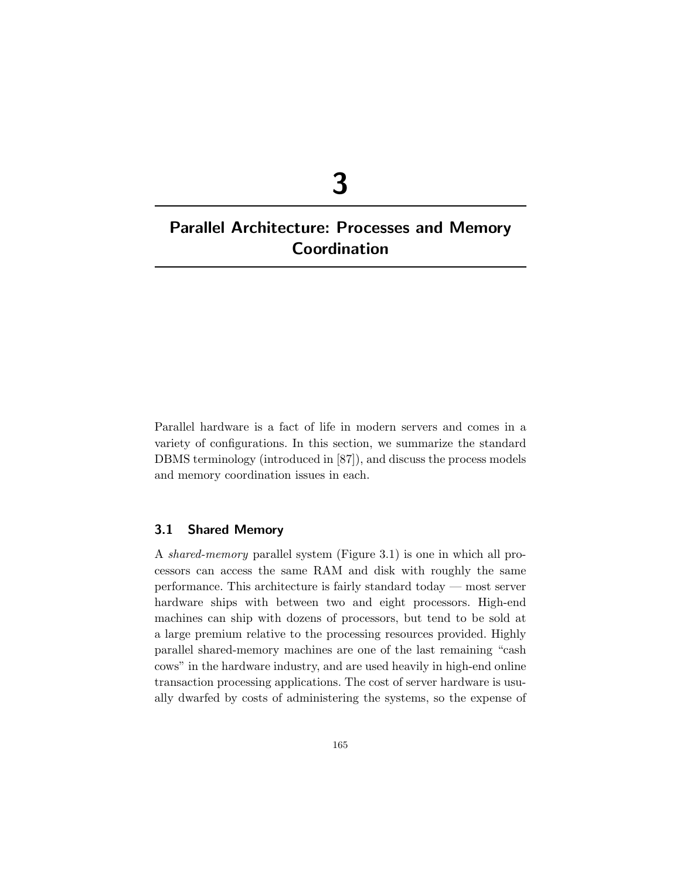# 3

# Parallel Architecture: Processes and Memory Coordination

Parallel hardware is a fact of life in modern servers and comes in a variety of configurations. In this section, we summarize the standard DBMS terminology (introduced in [87]), and discuss the process models and memory coordination issues in each.

## 3.1 Shared Memory

A *shared-memory* parallel system (Figure 3.1) is one in which all processors can access the same RAM and disk with roughly the same performance. This architecture is fairly standard today — most server hardware ships with between two and eight processors. High-end machines can ship with dozens of processors, but tend to be sold at a large premium relative to the processing resources provided. Highly parallel shared-memory machines are one of the last remaining "cash cows" in the hardware industry, and are used heavily in high-end online transaction processing applications. The cost of server hardware is usually dwarfed by costs of administering the systems, so the expense of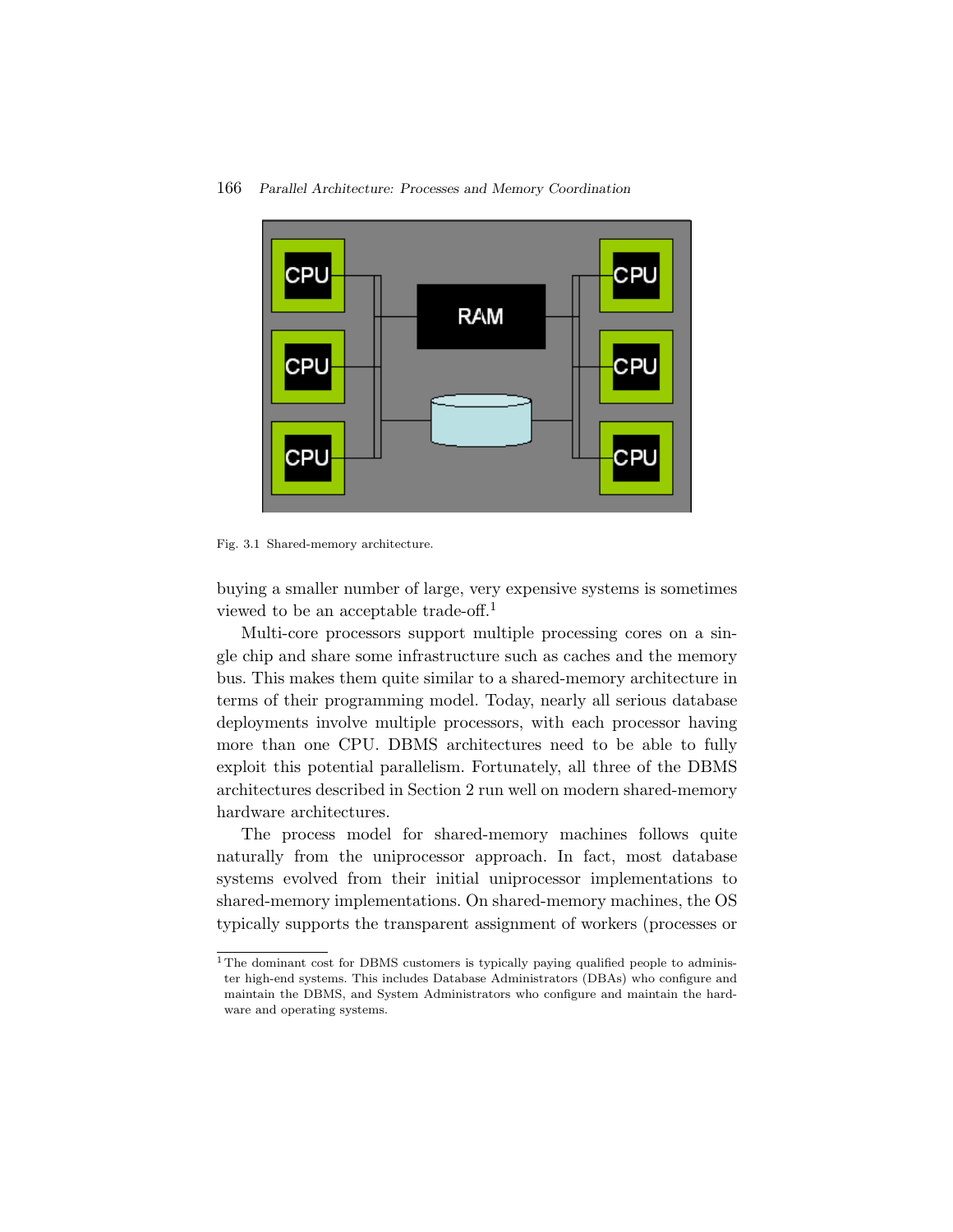Fig. 3.1 Shared-memory architecture.

buying a smaller number of large, very expensive systems is sometimes viewed to be an acceptable trade-off.[1]

Multi-core processors support multiple processing cores on a single chip and share some infrastructure such as caches and the memory bus. This makes them quite similar to a shared-memory architecture in terms of their programming model. Today, nearly all serious database deployments involve multiple processors, with each processor having more than one CPU. DBMS architectures need to be able to fully exploit this potential parallelism. Fortunately, all three of the DBMS architectures described in Section 2 run well on modern shared-memory hardware architectures.

The process model for shared-memory machines follows quite naturally from the uniprocessor approach. In fact, most database systems evolved from their initial uniprocessor implementations to shared-memory implementations. On shared-memory machines, the OS typically supports the transparent assignment of workers (processes or

[1] The dominant cost for DBMS customers is typically paying qualified people to administer high-end systems. This includes Database Administrators (DBAs) who configure and maintain the DBMS, and System Administrators who configure and maintain the hardware and operating systems.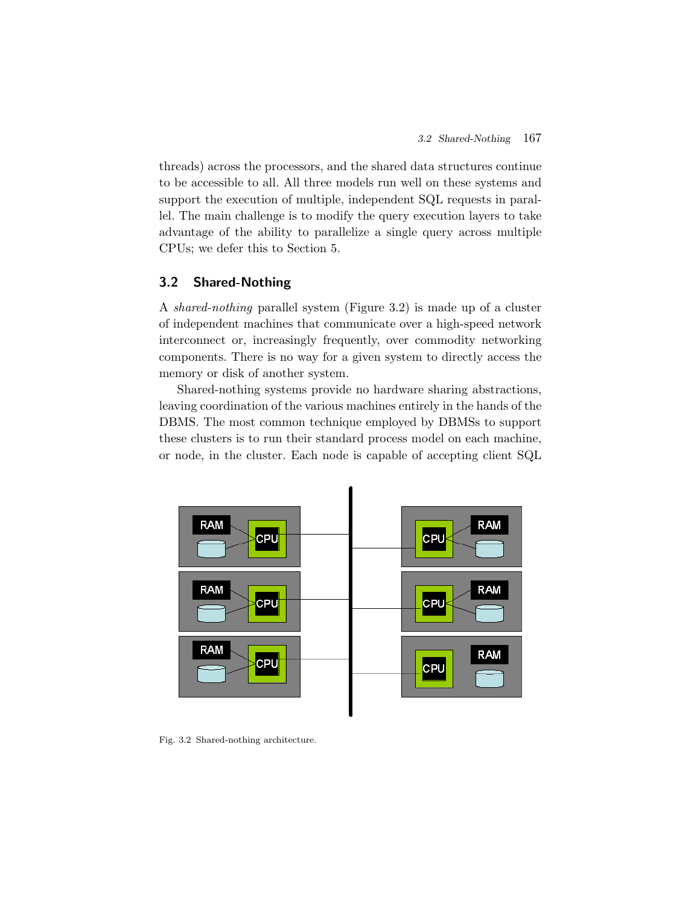threads) across the processors, and the shared data structures continue to be accessible to all. All three models run well on these systems and support the execution of multiple, independent SQL requests in parallel. The main challenge is to modify the query execution layers to take advantage of the ability to parallelize a single query across multiple CPUs; we defer this to Section 5.

## 3.2 Shared-Nothing

A *shared-nothing* parallel system (Figure 3.2) is made up of a cluster of independent machines that communicate over a high-speed network interconnect or, increasingly frequently, over commodity networking components. There is no way for a given system to directly access the memory or disk of another system.

Shared-nothing systems provide no hardware sharing abstractions, leaving coordination of the various machines entirely in the hands of the DBMS. The most common technique employed by DBMSs to support these clusters is to run their standard process model on each machine, or node, in the cluster. Each node is capable of accepting client SQL

Fig. 3.2 Shared-nothing architecture.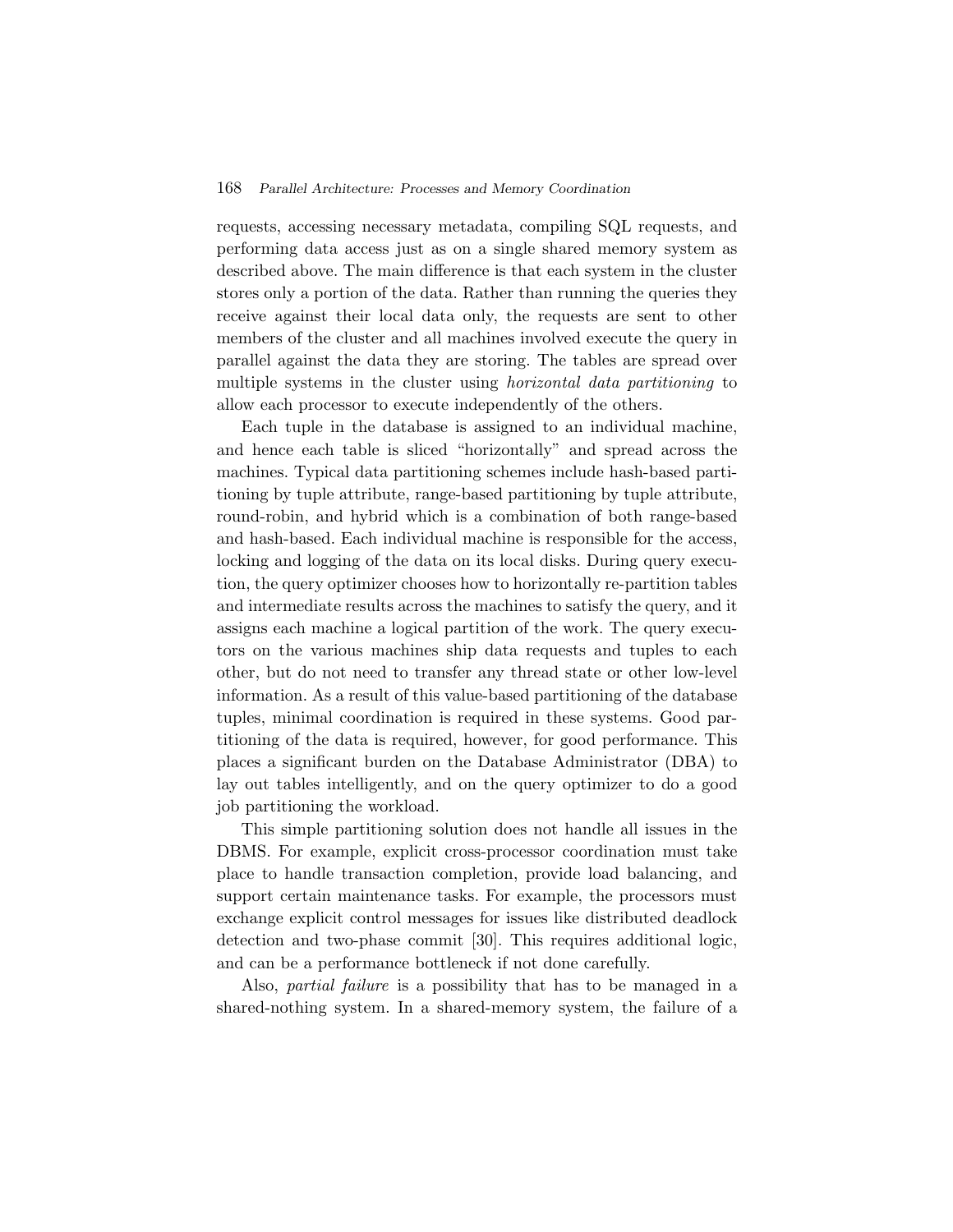requests, accessing necessary metadata, compiling SQL requests, and performing data access just as on a single shared memory system as described above. The main difference is that each system in the cluster stores only a portion of the data. Rather than running the queries they receive against their local data only, the requests are sent to other members of the cluster and all machines involved execute the query in parallel against the data they are storing. The tables are spread over multiple systems in the cluster using *horizontal data partitioning* to allow each processor to execute independently of the others.

Each tuple in the database is assigned to an individual machine, and hence each table is sliced "horizontally" and spread across the machines. Typical data partitioning schemes include hash-based partitioning by tuple attribute, range-based partitioning by tuple attribute, round-robin, and hybrid which is a combination of both range-based and hash-based. Each individual machine is responsible for the access, locking and logging of the data on its local disks. During query execution, the query optimizer chooses how to horizontally re-partition tables and intermediate results across the machines to satisfy the query, and it assigns each machine a logical partition of the work. The query executors on the various machines ship data requests and tuples to each other, but do not need to transfer any thread state or other low-level information. As a result of this value-based partitioning of the database tuples, minimal coordination is required in these systems. Good partitioning of the data is required, however, for good performance. This places a significant burden on the Database Administrator (DBA) to lay out tables intelligently, and on the query optimizer to do a good job partitioning the workload.

This simple partitioning solution does not handle all issues in the DBMS. For example, explicit cross-processor coordination must take place to handle transaction completion, provide load balancing, and support certain maintenance tasks. For example, the processors must exchange explicit control messages for issues like distributed deadlock detection and two-phase commit [30]. This requires additional logic, and can be a performance bottleneck if not done carefully.

Also, *partial failure* is a possibility that has to be managed in a shared-nothing system. In a shared-memory system, the failure of a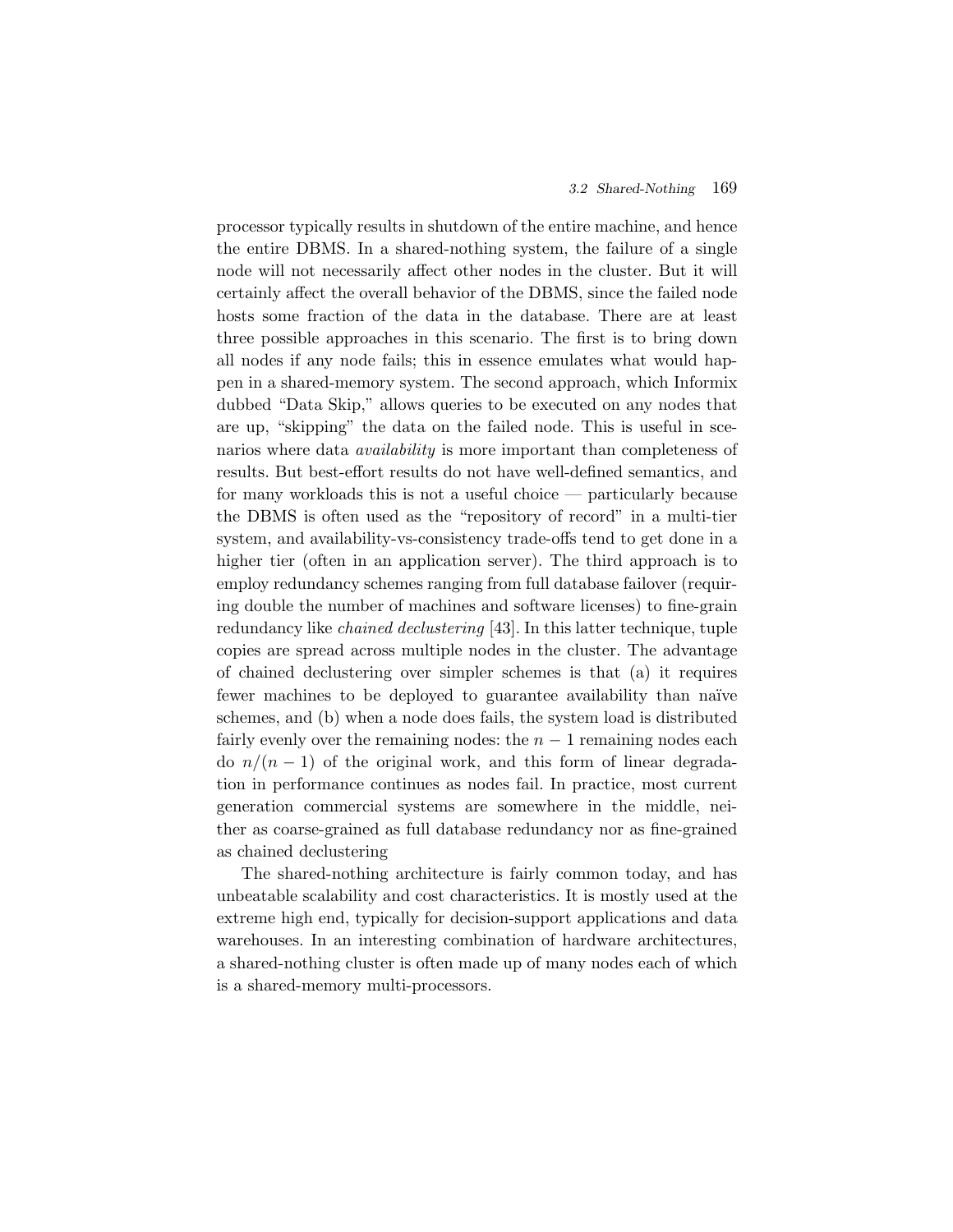processor typically results in shutdown of the entire machine, and hence the entire DBMS. In a shared-nothing system, the failure of a single node will not necessarily affect other nodes in the cluster. But it will certainly affect the overall behavior of the DBMS, since the failed node hosts some fraction of the data in the database. There are at least three possible approaches in this scenario. The first is to bring down all nodes if any node fails; this in essence emulates what would happen in a shared-memory system. The second approach, which Informix dubbed "Data Skip," allows queries to be executed on any nodes that are up, "skipping" the data on the failed node. This is useful in scenarios where data *availability* is more important than completeness of results. But best-effort results do not have well-defined semantics, and for many workloads this is not a useful choice — particularly because the DBMS is often used as the "repository of record" in a multi-tier system, and availability-vs-consistency trade-offs tend to get done in a higher tier (often in an application server). The third approach is to employ redundancy schemes ranging from full database failover (requiring double the number of machines and software licenses) to fine-grain redundancy like *chained declustering* [43]. In this latter technique, tuple copies are spread across multiple nodes in the cluster. The advantage of chained declustering over simpler schemes is that (a) it requires fewer machines to be deployed to guarantee availability than naïve schemes, and (b) when a node does fails, the system load is distributed fairly evenly over the remaining nodes: the $n - 1$ remaining nodes each do $n/(n - 1)$ of the original work, and this form of linear degradation in performance continues as nodes fail. In practice, most current generation commercial systems are somewhere in the middle, neither as coarse-grained as full database redundancy nor as fine-grained as chained declustering

The shared-nothing architecture is fairly common today, and has unbeatable scalability and cost characteristics. It is mostly used at the extreme high end, typically for decision-support applications and data warehouses. In an interesting combination of hardware architectures, a shared-nothing cluster is often made up of many nodes each of which is a shared-memory multi-processors.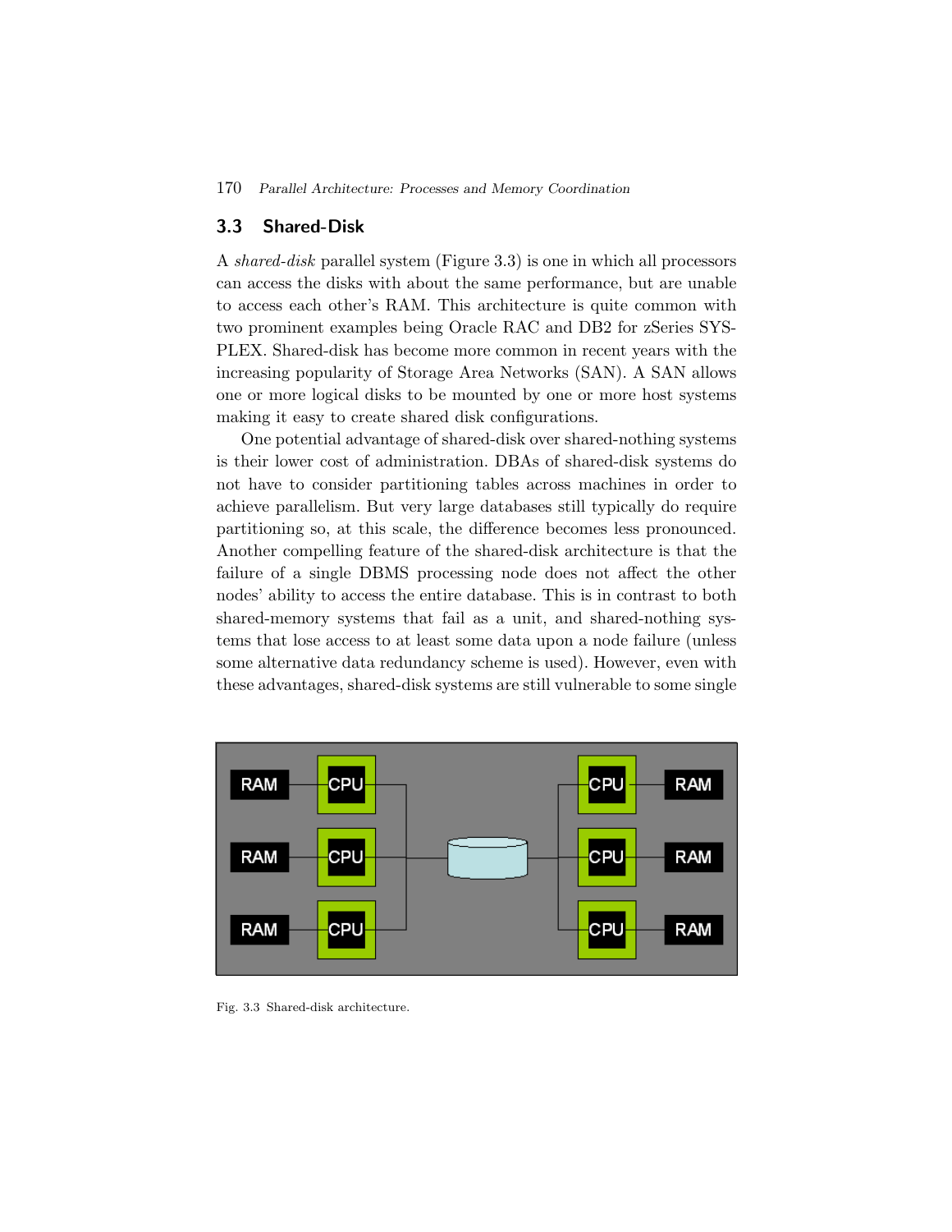## 3.3 Shared-Disk

A *shared-disk* parallel system (Figure 3.3) is one in which all processors can access the disks with about the same performance, but are unable to access each other's RAM. This architecture is quite common with two prominent examples being Oracle RAC and DB2 for zSeries SYSPLEX. Shared-disk has become more common in recent years with the increasing popularity of Storage Area Networks (SAN). A SAN allows one or more logical disks to be mounted by one or more host systems making it easy to create shared disk configurations.

One potential advantage of shared-disk over shared-nothing systems is their lower cost of administration. DBAs of shared-disk systems do not have to consider partitioning tables across machines in order to achieve parallelism. But very large databases still typically do require partitioning so, at this scale, the difference becomes less pronounced. Another compelling feature of the shared-disk architecture is that the failure of a single DBMS processing node does not affect the other nodes' ability to access the entire database. This is in contrast to both shared-memory systems that fail as a unit, and shared-nothing systems that lose access to at least some data upon a node failure (unless some alternative data redundancy scheme is used). However, even with these advantages, shared-disk systems are still vulnerable to some single

Fig. 3.3 Shared-disk architecture.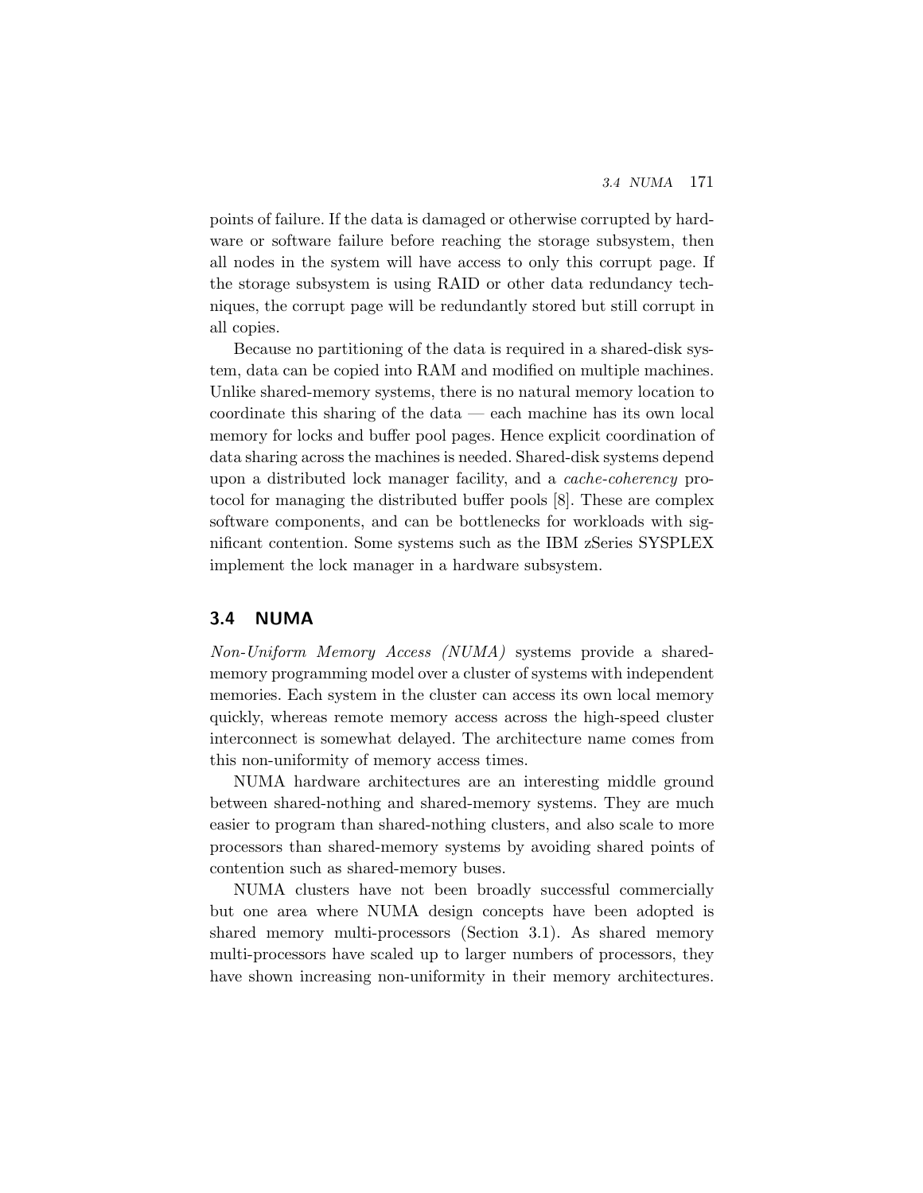points of failure. If the data is damaged or otherwise corrupted by hardware or software failure before reaching the storage subsystem, then all nodes in the system will have access to only this corrupt page. If the storage subsystem is using RAID or other data redundancy techniques, the corrupt page will be redundantly stored but still corrupt in all copies.

Because no partitioning of the data is required in a shared-disk system, data can be copied into RAM and modified on multiple machines. Unlike shared-memory systems, there is no natural memory location to coordinate this sharing of the data — each machine has its own local memory for locks and buffer pool pages. Hence explicit coordination of data sharing across the machines is needed. Shared-disk systems depend upon a distributed lock manager facility, and a *cache-coherency* protocol for managing the distributed buffer pools [8]. These are complex software components, and can be bottlenecks for workloads with significant contention. Some systems such as the IBM zSeries SYSPLEX implement the lock manager in a hardware subsystem.

## 3.4 NUMA

*Non-Uniform Memory Access (NUMA)* systems provide a shared-memory programming model over a cluster of systems with independent memories. Each system in the cluster can access its own local memory quickly, whereas remote memory access across the high-speed cluster interconnect is somewhat delayed. The architecture name comes from this non-uniformity of memory access times.

NUMA hardware architectures are an interesting middle ground between shared-nothing and shared-memory systems. They are much easier to program than shared-nothing clusters, and also scale to more processors than shared-memory systems by avoiding shared points of contention such as shared-memory buses.

NUMA clusters have not been broadly successful commercially but one area where NUMA design concepts have been adopted is shared memory multi-processors (Section 3.1). As shared memory multi-processors have scaled up to larger numbers of processors, they have shown increasing non-uniformity in their memory architectures.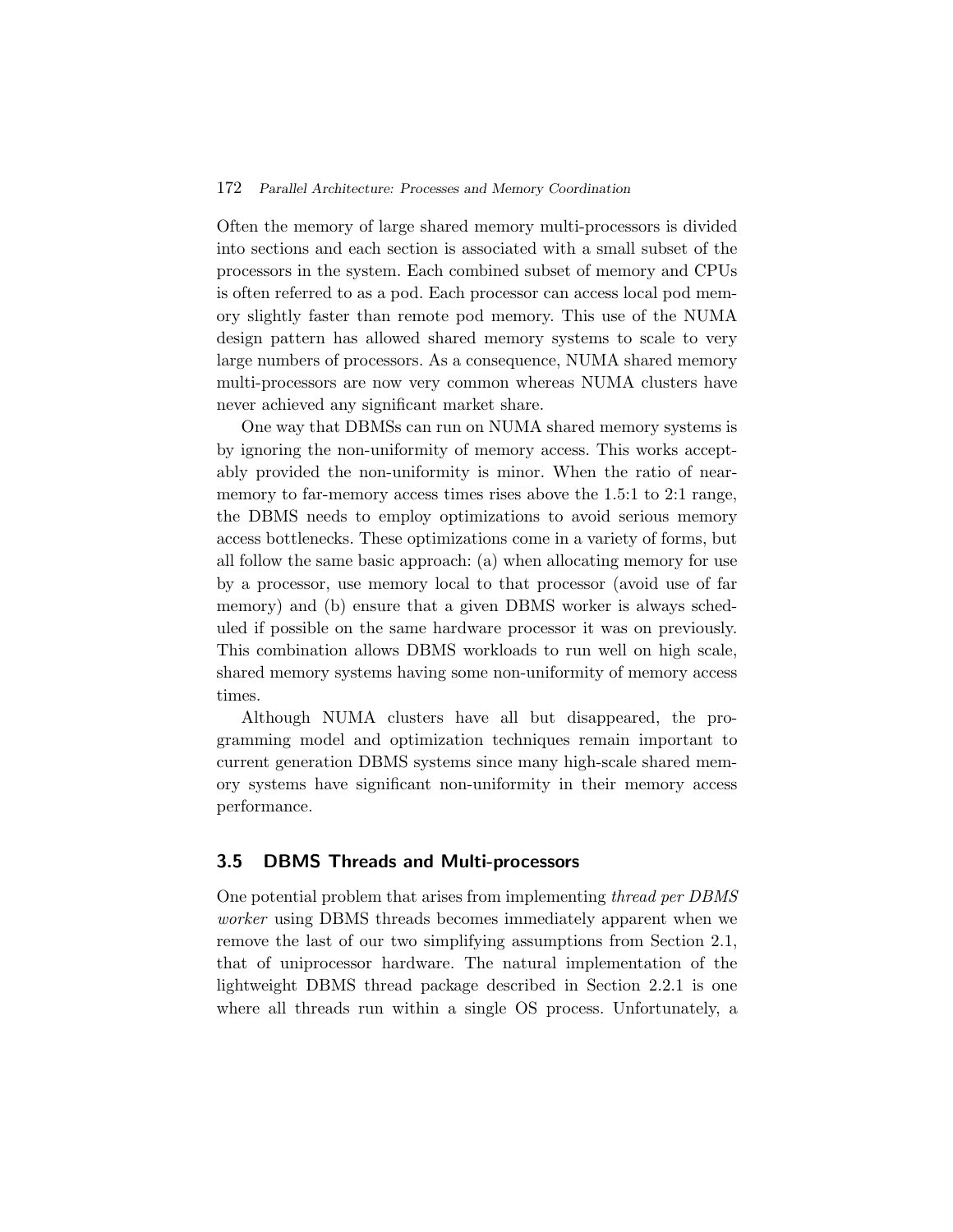Often the memory of large shared memory multi-processors is divided into sections and each section is associated with a small subset of the processors in the system. Each combined subset of memory and CPUs is often referred to as a pod. Each processor can access local pod memory slightly faster than remote pod memory. This use of the NUMA design pattern has allowed shared memory systems to scale to very large numbers of processors. As a consequence, NUMA shared memory multi-processors are now very common whereas NUMA clusters have never achieved any significant market share.

One way that DBMSs can run on NUMA shared memory systems is by ignoring the non-uniformity of memory access. This works acceptably provided the non-uniformity is minor. When the ratio of near-memory to far-memory access times rises above the 1.5:1 to 2:1 range, the DBMS needs to employ optimizations to avoid serious memory access bottlenecks. These optimizations come in a variety of forms, but all follow the same basic approach: (a) when allocating memory for use by a processor, use memory local to that processor (avoid use of far memory) and (b) ensure that a given DBMS worker is always scheduled if possible on the same hardware processor it was on previously. This combination allows DBMS workloads to run well on high scale, shared memory systems having some non-uniformity of memory access times.

Although NUMA clusters have all but disappeared, the programming model and optimization techniques remain important to current generation DBMS systems since many high-scale shared memory systems have significant non-uniformity in their memory access performance.

## 3.5 DBMS Threads and Multi-processors

One potential problem that arises from implementing *thread per DBMS worker* using DBMS threads becomes immediately apparent when we remove the last of our two simplifying assumptions from Section 2.1, that of uniprocessor hardware. The natural implementation of the lightweight DBMS thread package described in Section 2.2.1 is one where all threads run within a single OS process. Unfortunately, a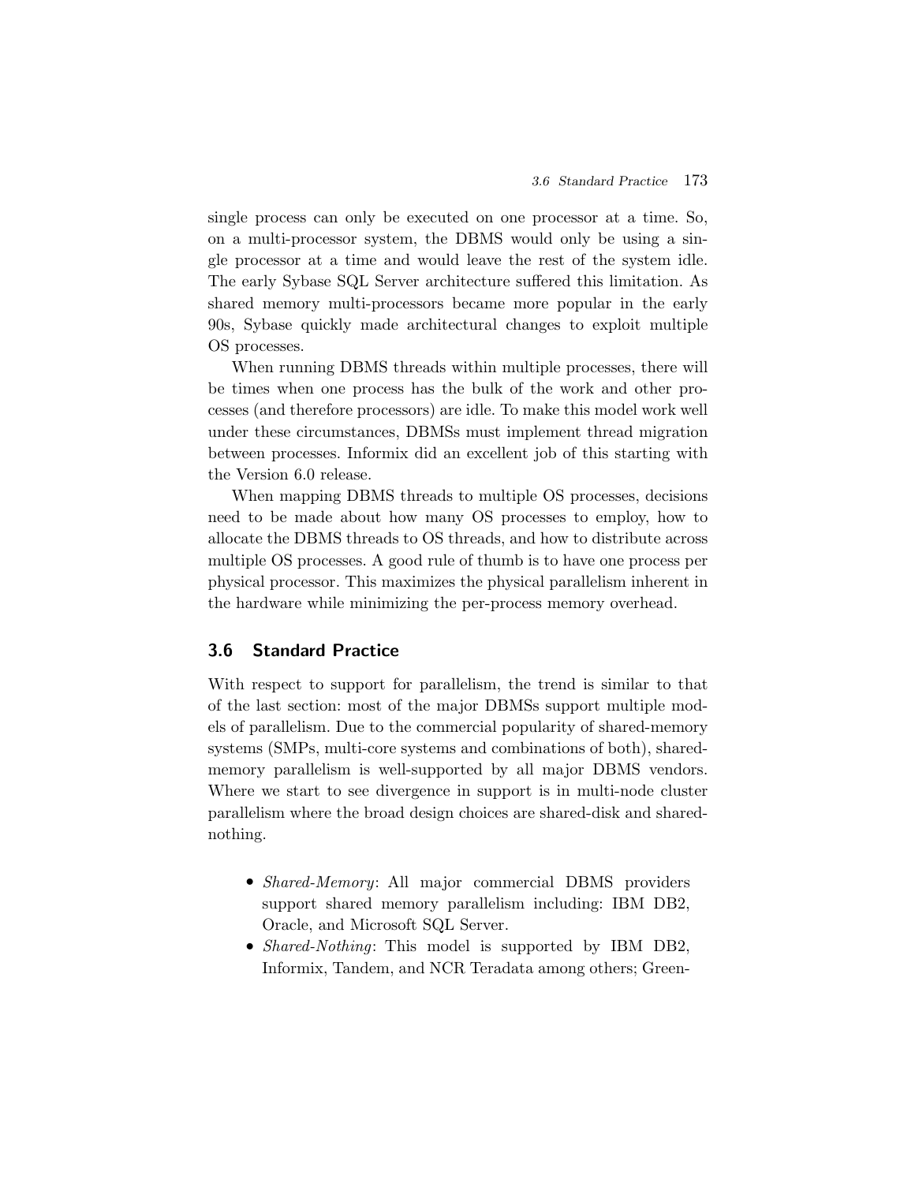single process can only be executed on one processor at a time. So, on a multi-processor system, the DBMS would only be using a single processor at a time and would leave the rest of the system idle. The early Sybase SQL Server architecture suffered this limitation. As shared memory multi-processors became more popular in the early 90s, Sybase quickly made architectural changes to exploit multiple OS processes.

When running DBMS threads within multiple processes, there will be times when one process has the bulk of the work and other processes (and therefore processors) are idle. To make this model work well under these circumstances, DBMSs must implement thread migration between processes. Informix did an excellent job of this starting with the Version 6.0 release.

When mapping DBMS threads to multiple OS processes, decisions need to be made about how many OS processes to employ, how to allocate the DBMS threads to OS threads, and how to distribute across multiple OS processes. A good rule of thumb is to have one process per physical processor. This maximizes the physical parallelism inherent in the hardware while minimizing the per-process memory overhead.

## 3.6 Standard Practice

With respect to support for parallelism, the trend is similar to that of the last section: most of the major DBMSs support multiple models of parallelism. Due to the commercial popularity of shared-memory systems (SMPs, multi-core systems and combinations of both), shared-memory parallelism is well-supported by all major DBMS vendors. Where we start to see divergence in support is in multi-node cluster parallelism where the broad design choices are shared-disk and shared-nothing.

- *Shared-Memory*: All major commercial DBMS providers support shared memory parallelism including: IBM DB2, Oracle, and Microsoft SQL Server.
- *Shared-Nothing*: This model is supported by IBM DB2, Informix, Tandem, and NCR Teradata among others; Green-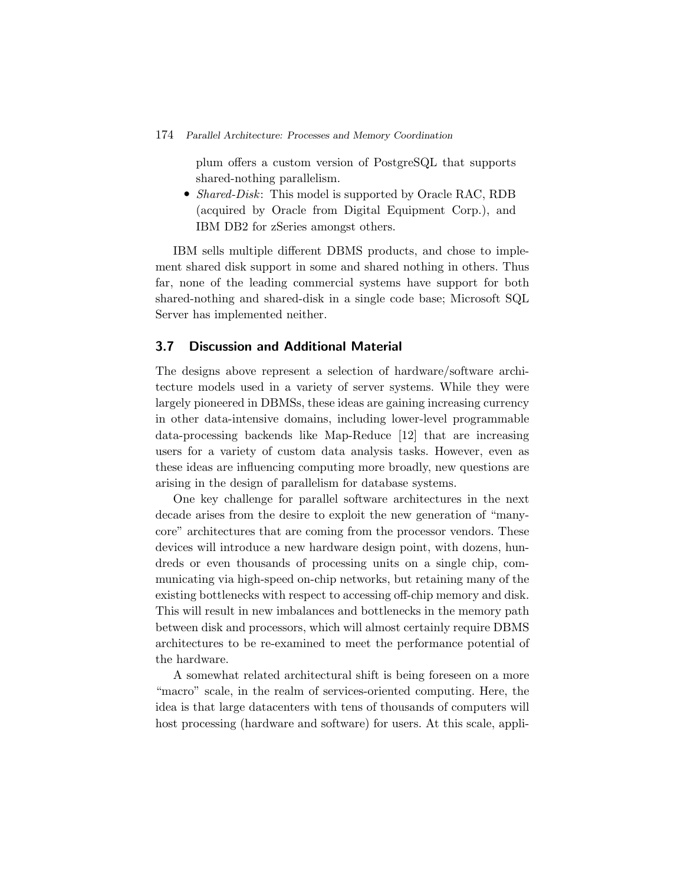plum offers a custom version of PostgreSQL that supports shared-nothing parallelism.

- *Shared-Disk*: This model is supported by Oracle RAC, RDB (acquired by Oracle from Digital Equipment Corp.), and IBM DB2 for zSeries amongst others.

IBM sells multiple different DBMS products, and chose to implement shared disk support in some and shared nothing in others. Thus far, none of the leading commercial systems have support for both shared-nothing and shared-disk in a single code base; Microsoft SQL Server has implemented neither.

## 3.7 Discussion and Additional Material

The designs above represent a selection of hardware/software architecture models used in a variety of server systems. While they were largely pioneered in DBMSs, these ideas are gaining increasing currency in other data-intensive domains, including lower-level programmable data-processing backends like Map-Reduce [12] that are increasing users for a variety of custom data analysis tasks. However, even as these ideas are influencing computing more broadly, new questions are arising in the design of parallelism for database systems.

One key challenge for parallel software architectures in the next decade arises from the desire to exploit the new generation of "many-core" architectures that are coming from the processor vendors. These devices will introduce a new hardware design point, with dozens, hundreds or even thousands of processing units on a single chip, communicating via high-speed on-chip networks, but retaining many of the existing bottlenecks with respect to accessing off-chip memory and disk. This will result in new imbalances and bottlenecks in the memory path between disk and processors, which will almost certainly require DBMS architectures to be re-examined to meet the performance potential of the hardware.

A somewhat related architectural shift is being foreseen on a more "macro" scale, in the realm of services-oriented computing. Here, the idea is that large datacenters with tens of thousands of computers will host processing (hardware and software) for users. At this scale, appli-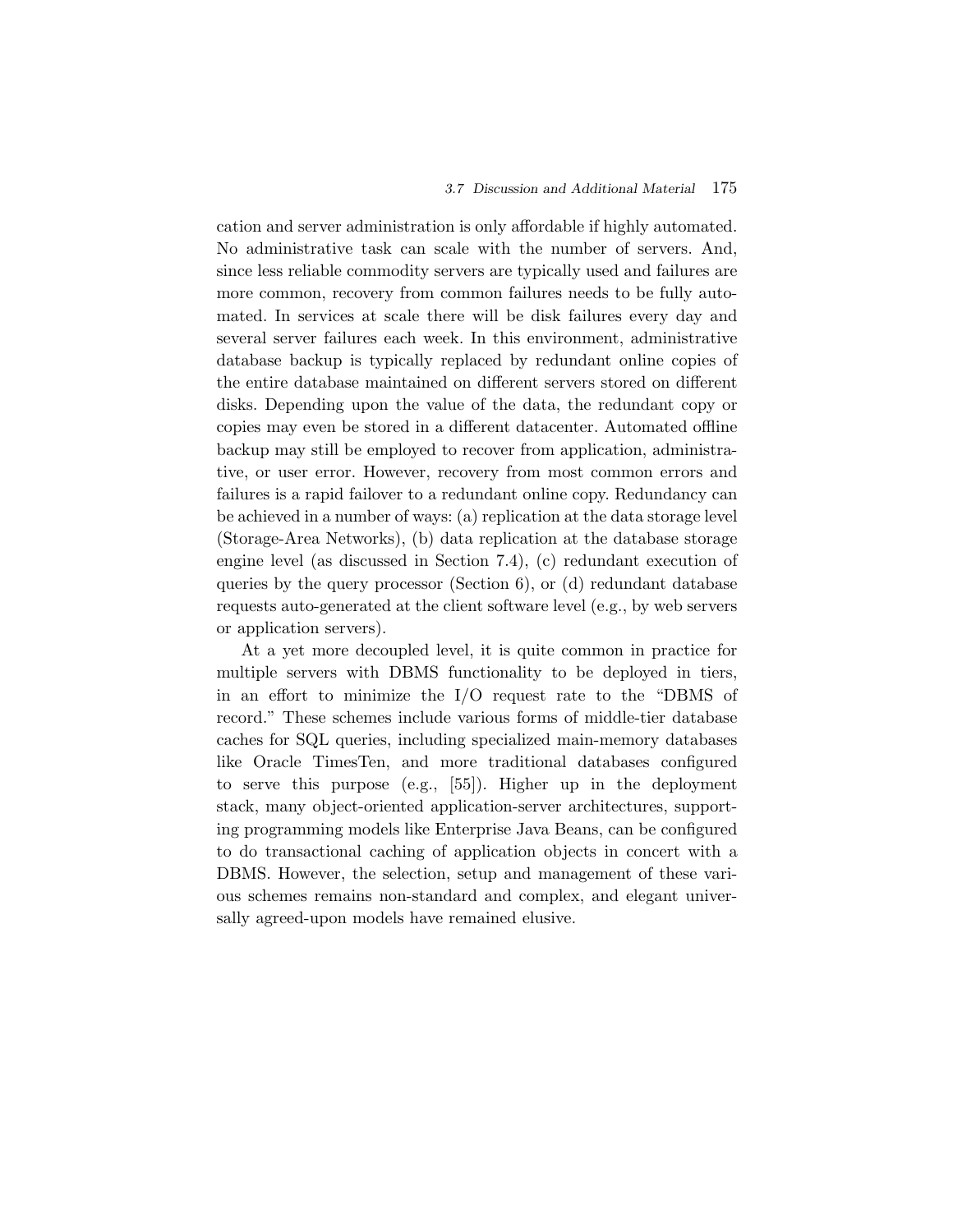cation and server administration is only affordable if highly automated. No administrative task can scale with the number of servers. And, since less reliable commodity servers are typically used and failures are more common, recovery from common failures needs to be fully automated. In services at scale there will be disk failures every day and several server failures each week. In this environment, administrative database backup is typically replaced by redundant online copies of the entire database maintained on different servers stored on different disks. Depending upon the value of the data, the redundant copy or copies may even be stored in a different datacenter. Automated offline backup may still be employed to recover from application, administrative, or user error. However, recovery from most common errors and failures is a rapid failover to a redundant online copy. Redundancy can be achieved in a number of ways: (a) replication at the data storage level (Storage-Area Networks), (b) data replication at the database storage engine level (as discussed in Section 7.4), (c) redundant execution of queries by the query processor (Section 6), or (d) redundant database requests auto-generated at the client software level (e.g., by web servers or application servers).

At a yet more decoupled level, it is quite common in practice for multiple servers with DBMS functionality to be deployed in tiers, in an effort to minimize the I/O request rate to the "DBMS of record." These schemes include various forms of middle-tier database caches for SQL queries, including specialized main-memory databases like Oracle TimesTen, and more traditional databases configured to serve this purpose (e.g., [55]). Higher up in the deployment stack, many object-oriented application-server architectures, supporting programming models like Enterprise Java Beans, can be configured to do transactional caching of application objects in concert with a DBMS. However, the selection, setup and management of these various schemes remains non-standard and complex, and elegant universally agreed-upon models have remained elusive.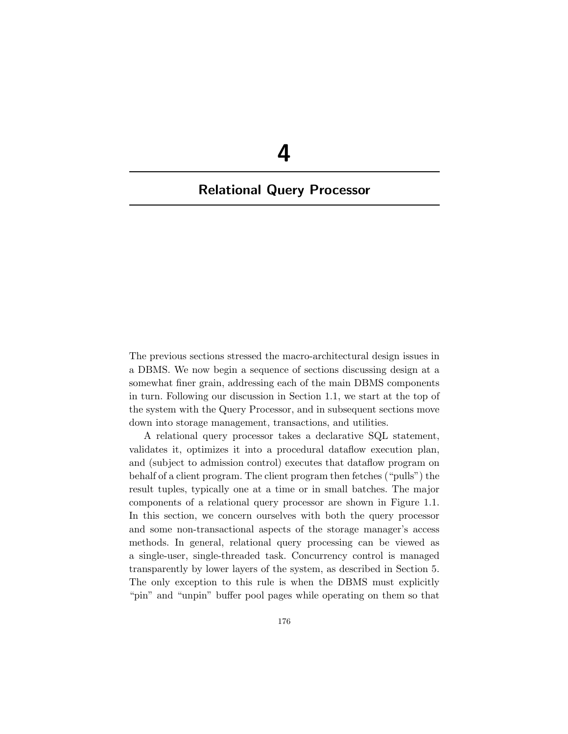# 4

# Relational Query Processor

The previous sections stressed the macro-architectural design issues in a DBMS. We now begin a sequence of sections discussing design at a somewhat finer grain, addressing each of the main DBMS components in turn. Following our discussion in Section 1.1, we start at the top of the system with the Query Processor, and in subsequent sections move down into storage management, transactions, and utilities.

A relational query processor takes a declarative SQL statement, validates it, optimizes it into a procedural dataflow execution plan, and (subject to admission control) executes that dataflow program on behalf of a client program. The client program then fetches ("pulls") the result tuples, typically one at a time or in small batches. The major components of a relational query processor are shown in Figure 1.1. In this section, we concern ourselves with both the query processor and some non-transactional aspects of the storage manager's access methods. In general, relational query processing can be viewed as a single-user, single-threaded task. Concurrency control is managed transparently by lower layers of the system, as described in Section 5. The only exception to this rule is when the DBMS must explicitly "pin" and "unpin" buffer pool pages while operating on them so that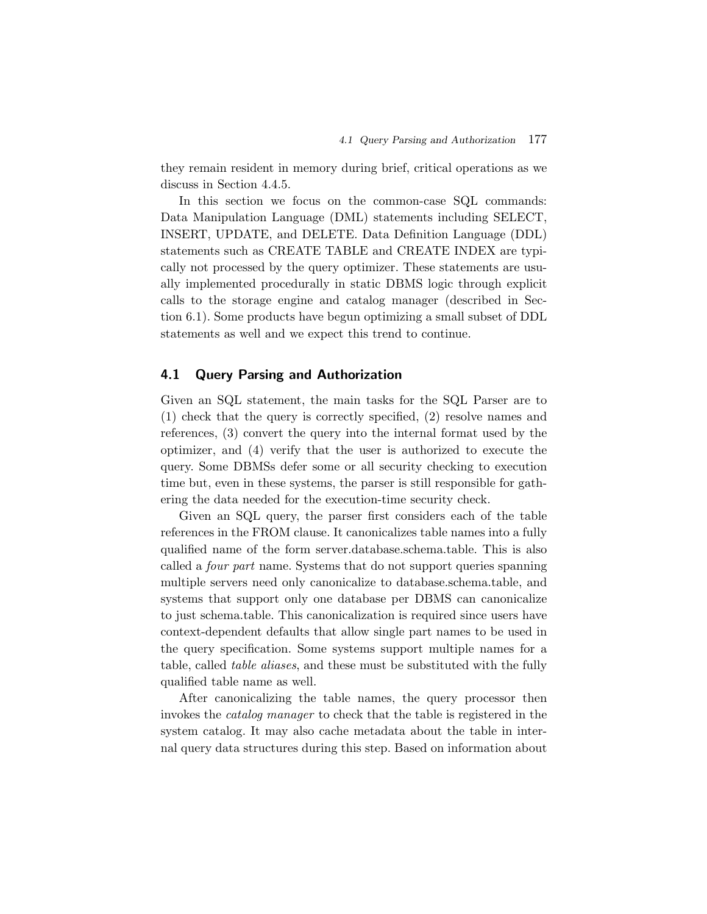they remain resident in memory during brief, critical operations as we discuss in Section 4.4.5.

In this section we focus on the common-case SQL commands: Data Manipulation Language (DML) statements including SELECT, INSERT, UPDATE, and DELETE. Data Definition Language (DDL) statements such as CREATE TABLE and CREATE INDEX are typically not processed by the query optimizer. These statements are usually implemented procedurally in static DBMS logic through explicit calls to the storage engine and catalog manager (described in Section 6.1). Some products have begun optimizing a small subset of DDL statements as well and we expect this trend to continue.

## 4.1 Query Parsing and Authorization

Given an SQL statement, the main tasks for the SQL Parser are to (1) check that the query is correctly specified, (2) resolve names and references, (3) convert the query into the internal format used by the optimizer, and (4) verify that the user is authorized to execute the query. Some DBMSs defer some or all security checking to execution time but, even in these systems, the parser is still responsible for gathering the data needed for the execution-time security check.

Given an SQL query, the parser first considers each of the table references in the FROM clause. It canonicalizes table names into a fully qualified name of the form server.database.schema.table. This is also called a *four part* name. Systems that do not support queries spanning multiple servers need only canonicalize to database.schema.table, and systems that support only one database per DBMS can canonicalize to just schema.table. This canonicalization is required since users have context-dependent defaults that allow single part names to be used in the query specification. Some systems support multiple names for a table, called *table aliases*, and these must be substituted with the fully qualified table name as well.

After canonicalizing the table names, the query processor then invokes the *catalog manager* to check that the table is registered in the system catalog. It may also cache metadata about the table in internal query data structures during this step. Based on information about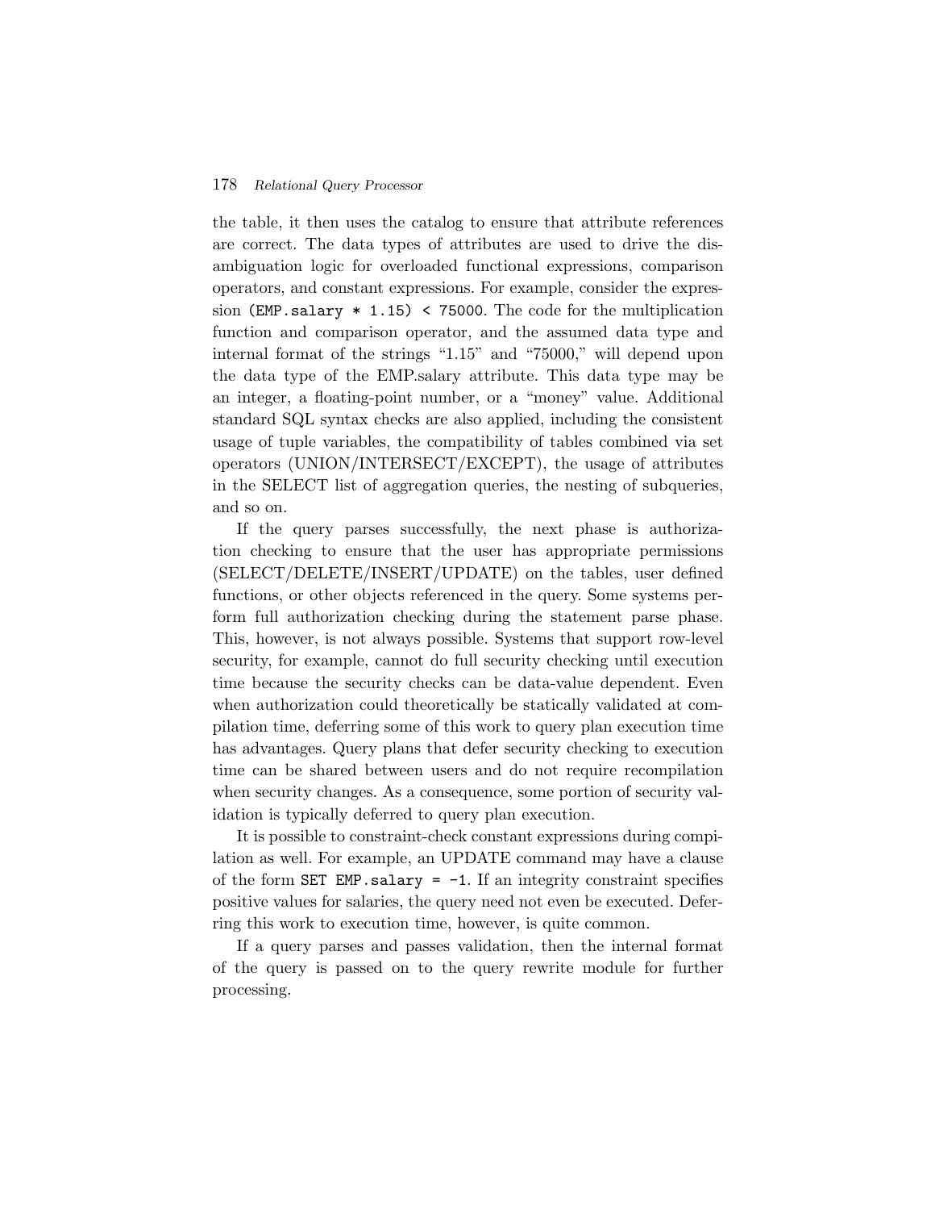the table, it then uses the catalog to ensure that attribute references are correct. The data types of attributes are used to drive the disambiguation logic for overloaded functional expressions, comparison operators, and constant expressions. For example, consider the expression `(EMP.salary * 1.15) < 75000`. The code for the multiplication function and comparison operator, and the assumed data type and internal format of the strings "1.15" and "75000," will depend upon the data type of the EMP.salary attribute. This data type may be an integer, a floating-point number, or a "money" value. Additional standard SQL syntax checks are also applied, including the consistent usage of tuple variables, the compatibility of tables combined via set operators (UNION/INTERSECT/EXCEPT), the usage of attributes in the SELECT list of aggregation queries, the nesting of subqueries, and so on.

If the query parses successfully, the next phase is authorization checking to ensure that the user has appropriate permissions (SELECT/DELETE/INSERT/UPDATE) on the tables, user defined functions, or other objects referenced in the query. Some systems perform full authorization checking during the statement parse phase. This, however, is not always possible. Systems that support row-level security, for example, cannot do full security checking until execution time because the security checks can be data-value dependent. Even when authorization could theoretically be statically validated at compilation time, deferring some of this work to query plan execution time has advantages. Query plans that defer security checking to execution time can be shared between users and do not require recompilation when security changes. As a consequence, some portion of security validation is typically deferred to query plan execution.

It is possible to constraint-check constant expressions during compilation as well. For example, an UPDATE command may have a clause of the form `SET EMP.salary = -1`. If an integrity constraint specifies positive values for salaries, the query need not even be executed. Deferring this work to execution time, however, is quite common.

If a query parses and passes validation, then the internal format of the query is passed on to the query rewrite module for further processing.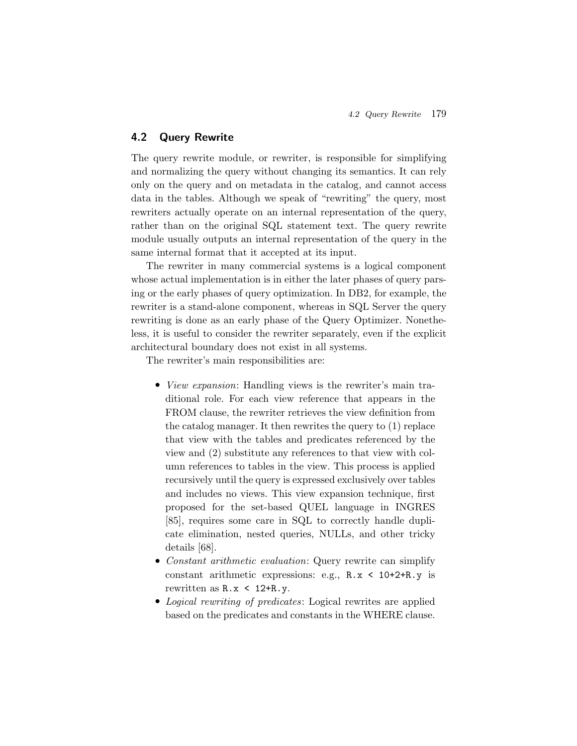## 4.2 Query Rewrite

The query rewrite module, or rewriter, is responsible for simplifying and normalizing the query without changing its semantics. It can rely only on the query and on metadata in the catalog, and cannot access data in the tables. Although we speak of "rewriting" the query, most rewriters actually operate on an internal representation of the query, rather than on the original SQL statement text. The query rewrite module usually outputs an internal representation of the query in the same internal format that it accepted at its input.

The rewriter in many commercial systems is a logical component whose actual implementation is in either the later phases of query parsing or the early phases of query optimization. In DB2, for example, the rewriter is a stand-alone component, whereas in SQL Server the query rewriting is done as an early phase of the Query Optimizer. Nonetheless, it is useful to consider the rewriter separately, even if the explicit architectural boundary does not exist in all systems.

The rewriter's main responsibilities are:

- *View expansion*: Handling views is the rewriter's main traditional role. For each view reference that appears in the FROM clause, the rewriter retrieves the view definition from the catalog manager. It then rewrites the query to (1) replace that view with the tables and predicates referenced by the view and (2) substitute any references to that view with column references to tables in the view. This process is applied recursively until the query is expressed exclusively over tables and includes no views. This view expansion technique, first proposed for the set-based QUEL language in INGRES [85], requires some care in SQL to correctly handle duplicate elimination, nested queries, NULLs, and other tricky details [68].
- *Constant arithmetic evaluation*: Query rewrite can simplify constant arithmetic expressions: e.g., `R.x < 10+2+R.y` is rewritten as `R.x < 12+R.y`.
- *Logical rewriting of predicates*: Logical rewrites are applied based on the predicates and constants in the WHERE clause.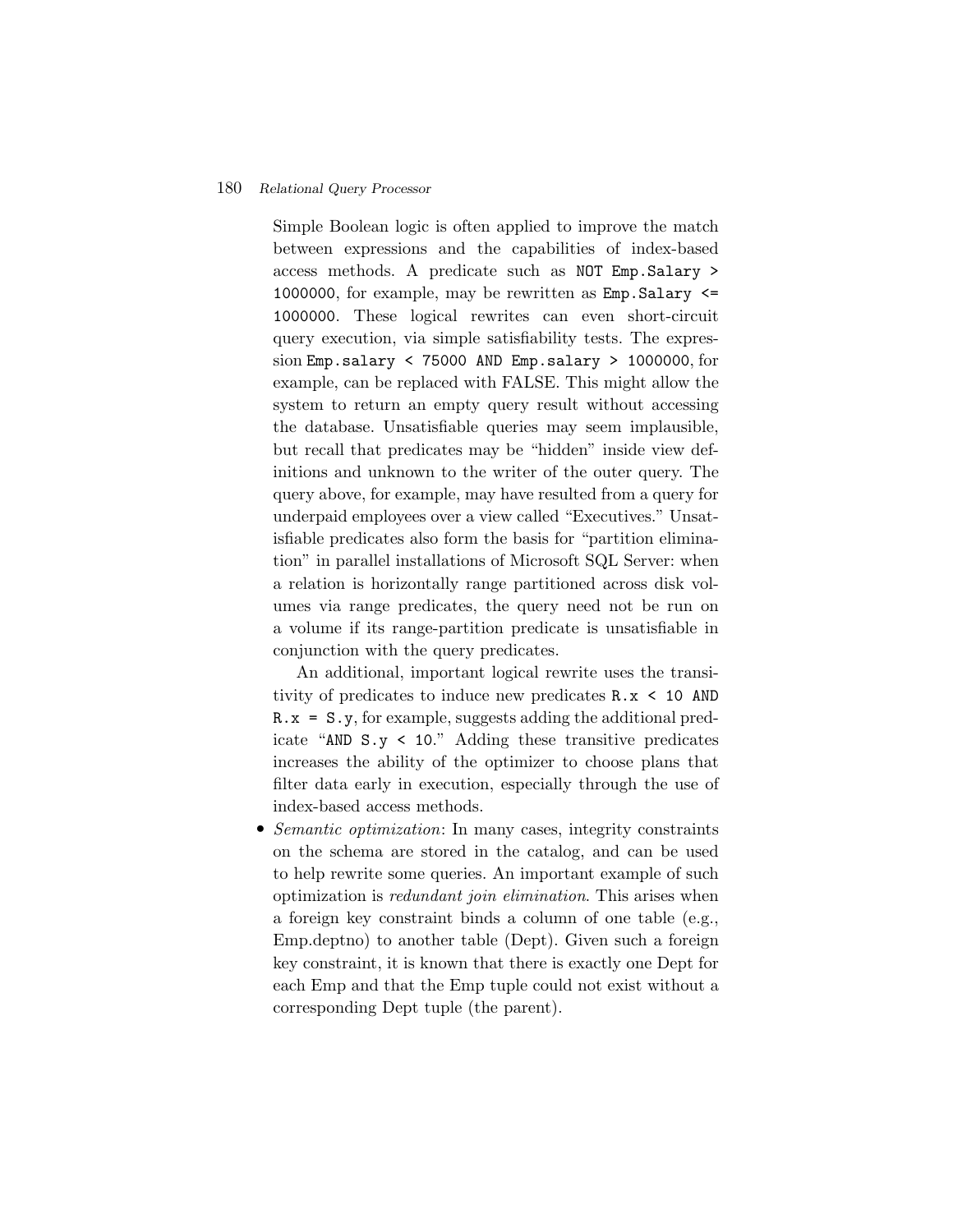Simple Boolean logic is often applied to improve the match between expressions and the capabilities of index-based access methods. A predicate such as `NOT Emp.Salary > 1000000`, for example, may be rewritten as `Emp.Salary <= 1000000`. These logical rewrites can even short-circuit query execution, via simple satisfiability tests. The expression `Emp.salary < 75000 AND Emp.salary > 1000000`, for example, can be replaced with FALSE. This might allow the system to return an empty query result without accessing the database. Unsatisfiable queries may seem implausible, but recall that predicates may be "hidden" inside view definitions and unknown to the writer of the outer query. The query above, for example, may have resulted from a query for underpaid employees over a view called "Executives." Unsatisfiable predicates also form the basis for "partition elimination" in parallel installations of Microsoft SQL Server: when a relation is horizontally range partitioned across disk volumes via range predicates, the query need not be run on a volume if its range-partition predicate is unsatisfiable in conjunction with the query predicates.

An additional, important logical rewrite uses the transitivity of predicates to induce new predicates `R.x < 10 AND R.x = S.y`, for example, suggests adding the additional predicate "`AND S.y < 10`." Adding these transitive predicates increases the ability of the optimizer to choose plans that filter data early in execution, especially through the use of index-based access methods.

- *Semantic optimization*: In many cases, integrity constraints on the schema are stored in the catalog, and can be used to help rewrite some queries. An important example of such optimization is *redundant join elimination*. This arises when a foreign key constraint binds a column of one table (e.g., Emp.deptno) to another table (Dept). Given such a foreign key constraint, it is known that there is exactly one Dept for each Emp and that the Emp tuple could not exist without a corresponding Dept tuple (the parent).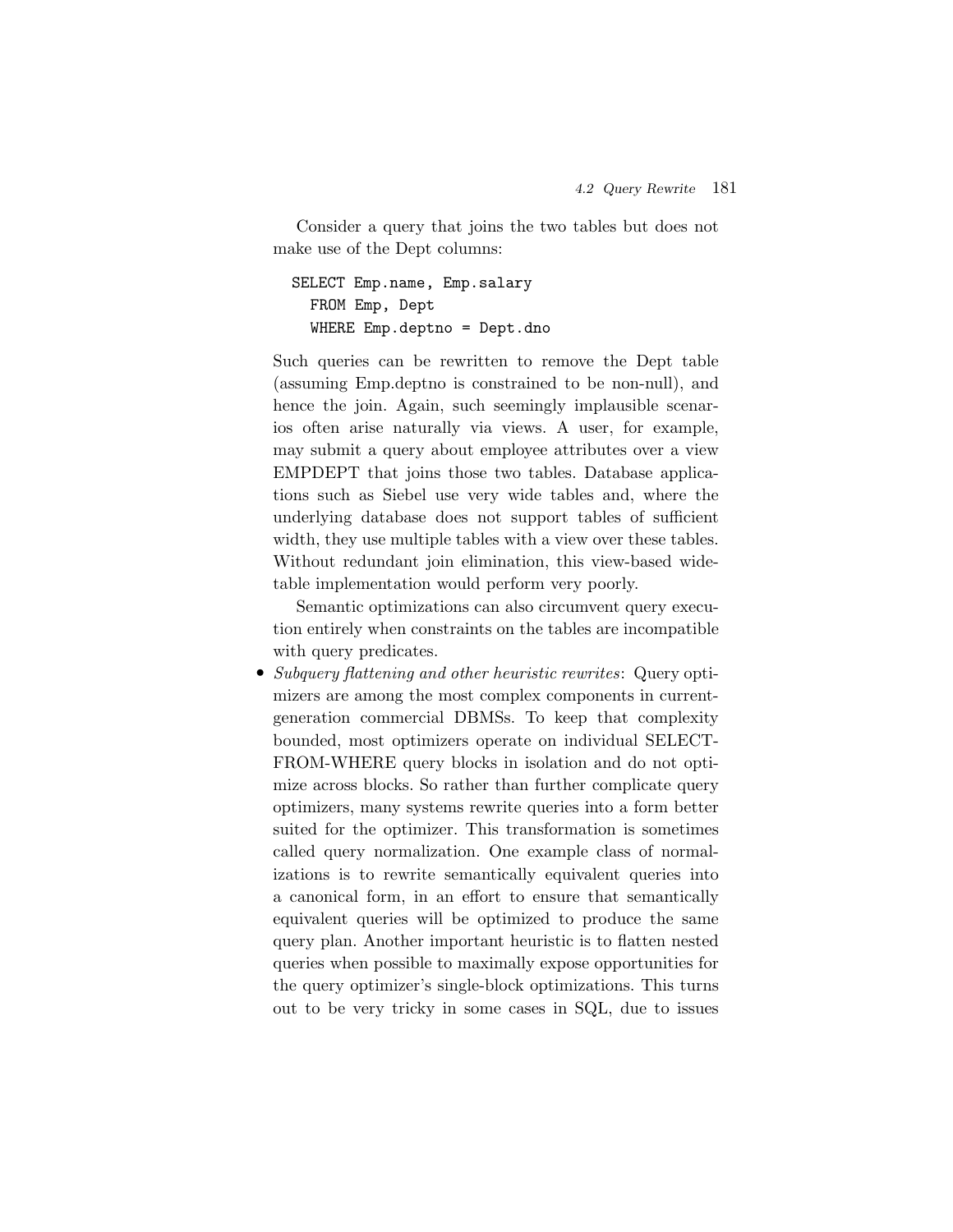Consider a query that joins the two tables but does not make use of the Dept columns:

```
SELECT Emp.name, Emp.salary
  FROM Emp, Dept
  WHERE Emp.deptno = Dept.dno
```

Such queries can be rewritten to remove the Dept table (assuming Emp.deptno is constrained to be non-null), and hence the join. Again, such seemingly implausible scenarios often arise naturally via views. A user, for example, may submit a query about employee attributes over a view EMPDEPT that joins those two tables. Database applications such as Siebel use very wide tables and, where the underlying database does not support tables of sufficient width, they use multiple tables with a view over these tables. Without redundant join elimination, this view-based wide-table implementation would perform very poorly.

Semantic optimizations can also circumvent query execution entirely when constraints on the tables are incompatible with query predicates.

- *Subquery flattening and other heuristic rewrites*: Query optimizers are among the most complex components in current-generation commercial DBMSs. To keep that complexity bounded, most optimizers operate on individual SELECT-FROM-WHERE query blocks in isolation and do not optimize across blocks. So rather than further complicate query optimizers, many systems rewrite queries into a form better suited for the optimizer. This transformation is sometimes called query normalization. One example class of normalizations is to rewrite semantically equivalent queries into a canonical form, in an effort to ensure that semantically equivalent queries will be optimized to produce the same query plan. Another important heuristic is to flatten nested queries when possible to maximally expose opportunities for the query optimizer's single-block optimizations. This turns out to be very tricky in some cases in SQL, due to issues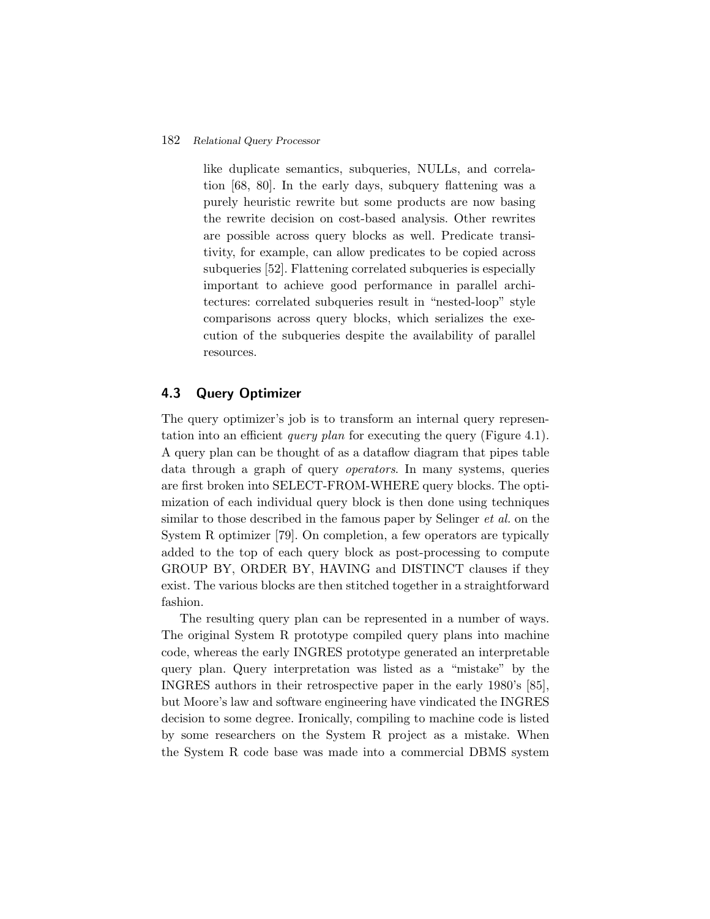like duplicate semantics, subqueries, NULLs, and correlation [68, 80]. In the early days, subquery flattening was a purely heuristic rewrite but some products are now basing the rewrite decision on cost-based analysis. Other rewrites are possible across query blocks as well. Predicate transitivity, for example, can allow predicates to be copied across subqueries [52]. Flattening correlated subqueries is especially important to achieve good performance in parallel architectures: correlated subqueries result in "nested-loop" style comparisons across query blocks, which serializes the execution of the subqueries despite the availability of parallel resources.

## 4.3 Query Optimizer

The query optimizer's job is to transform an internal query representation into an efficient *query plan* for executing the query (Figure 4.1). A query plan can be thought of as a dataflow diagram that pipes table data through a graph of query *operators*. In many systems, queries are first broken into SELECT-FROM-WHERE query blocks. The optimization of each individual query block is then done using techniques similar to those described in the famous paper by Selinger *et al.* on the System R optimizer [79]. On completion, a few operators are typically added to the top of each query block as post-processing to compute GROUP BY, ORDER BY, HAVING and DISTINCT clauses if they exist. The various blocks are then stitched together in a straightforward fashion.

The resulting query plan can be represented in a number of ways. The original System R prototype compiled query plans into machine code, whereas the early INGRES prototype generated an interpretable query plan. Query interpretation was listed as a "mistake" by the INGRES authors in their retrospective paper in the early 1980's [85], but Moore's law and software engineering have vindicated the INGRES decision to some degree. Ironically, compiling to machine code is listed by some researchers on the System R project as a mistake. When the System R code base was made into a commercial DBMS system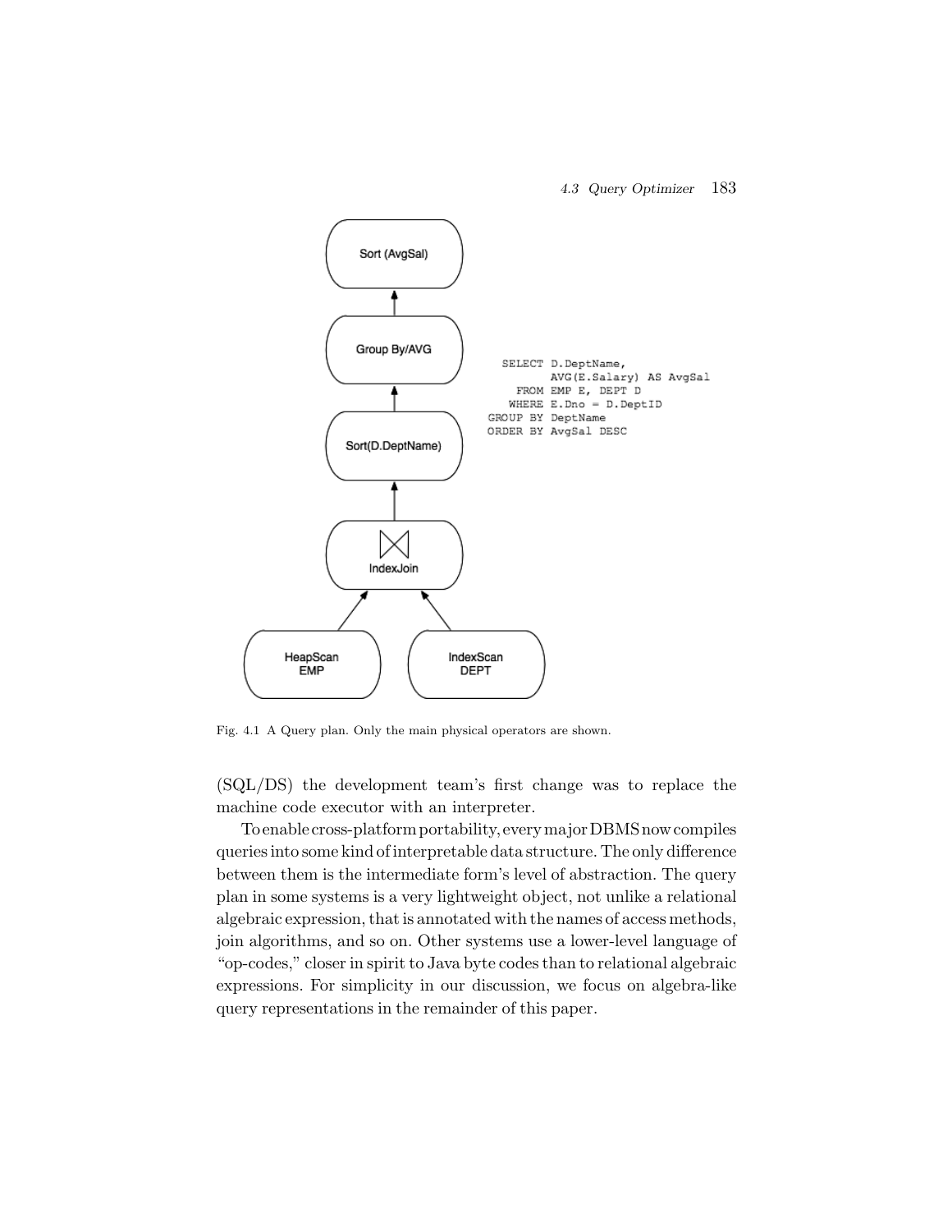```
   SELECT D.DeptName,
          AVG(E.Salary) AS AvgSal
     FROM EMP E, DEPT D
    WHERE E.Dno = D.DeptID
 GROUP BY DeptName
 ORDER BY AvgSal DESC
```

Fig. 4.1 A Query plan. Only the main physical operators are shown.

(SQL/DS) the development team's first change was to replace the machine code executor with an interpreter.

To enable cross-platform portability, every major DBMS now compiles queries into some kind of interpretable data structure. The only difference between them is the intermediate form's level of abstraction. The query plan in some systems is a very lightweight object, not unlike a relational algebraic expression, that is annotated with the names of access methods, join algorithms, and so on. Other systems use a lower-level language of "op-codes," closer in spirit to Java byte codes than to relational algebraic expressions. For simplicity in our discussion, we focus on algebra-like query representations in the remainder of this paper.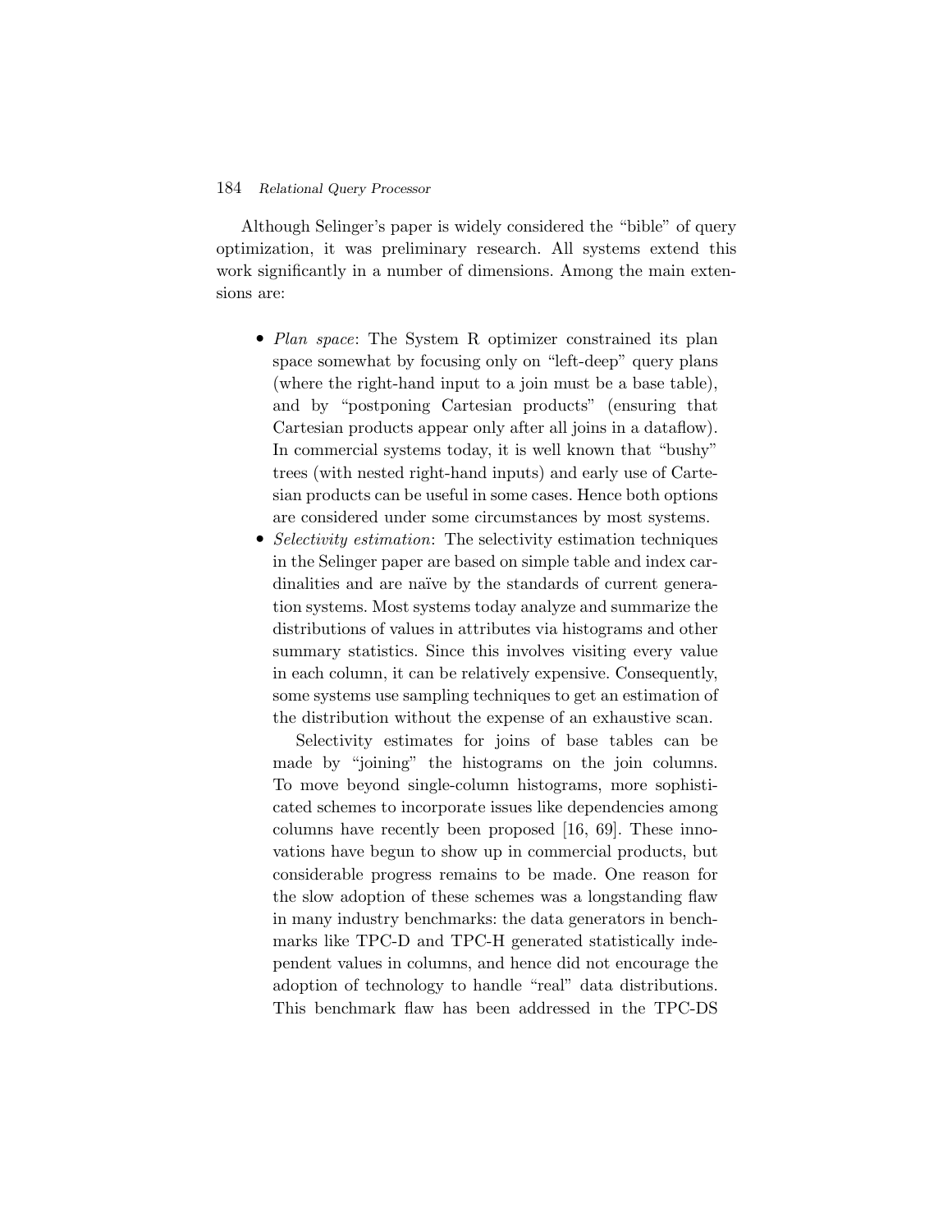Although Selinger's paper is widely considered the "bible" of query optimization, it was preliminary research. All systems extend this work significantly in a number of dimensions. Among the main extensions are:

- *Plan space*: The System R optimizer constrained its plan space somewhat by focusing only on "left-deep" query plans (where the right-hand input to a join must be a base table), and by "postponing Cartesian products" (ensuring that Cartesian products appear only after all joins in a dataflow). In commercial systems today, it is well known that "bushy" trees (with nested right-hand inputs) and early use of Cartesian products can be useful in some cases. Hence both options are considered under some circumstances by most systems.
- *Selectivity estimation*: The selectivity estimation techniques in the Selinger paper are based on simple table and index cardinalities and are naïve by the standards of current generation systems. Most systems today analyze and summarize the distributions of values in attributes via histograms and other summary statistics. Since this involves visiting every value in each column, it can be relatively expensive. Consequently, some systems use sampling techniques to get an estimation of the distribution without the expense of an exhaustive scan.

  Selectivity estimates for joins of base tables can be made by "joining" the histograms on the join columns. To move beyond single-column histograms, more sophisticated schemes to incorporate issues like dependencies among columns have recently been proposed [16, 69]. These innovations have begun to show up in commercial products, but considerable progress remains to be made. One reason for the slow adoption of these schemes was a longstanding flaw in many industry benchmarks: the data generators in benchmarks like TPC-D and TPC-H generated statistically independent values in columns, and hence did not encourage the adoption of technology to handle "real" data distributions. This benchmark flaw has been addressed in the TPC-DS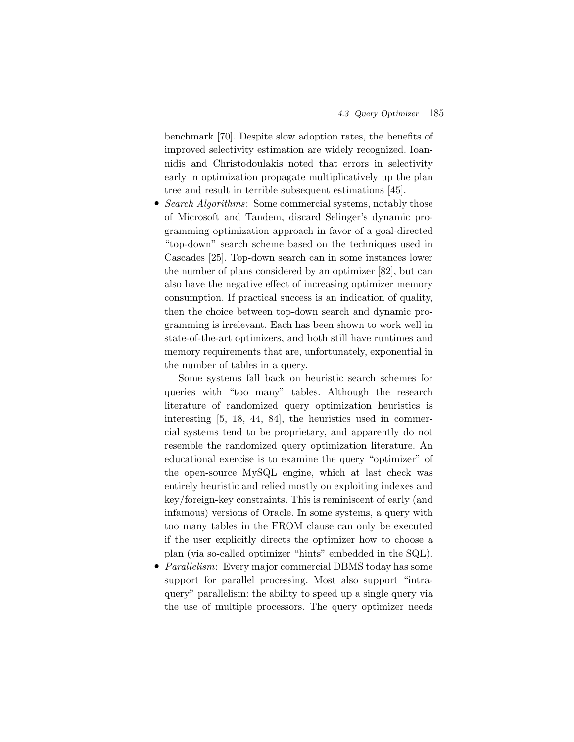benchmark [70]. Despite slow adoption rates, the benefits of improved selectivity estimation are widely recognized. Ioannidis and Christodoulakis noted that errors in selectivity early in optimization propagate multiplicatively up the plan tree and result in terrible subsequent estimations [45].

- *Search Algorithms*: Some commercial systems, notably those of Microsoft and Tandem, discard Selinger's dynamic programming optimization approach in favor of a goal-directed "top-down" search scheme based on the techniques used in Cascades [25]. Top-down search can in some instances lower the number of plans considered by an optimizer [82], but can also have the negative effect of increasing optimizer memory consumption. If practical success is an indication of quality, then the choice between top-down search and dynamic programming is irrelevant. Each has been shown to work well in state-of-the-art optimizers, and both still have runtimes and memory requirements that are, unfortunately, exponential in the number of tables in a query.

  Some systems fall back on heuristic search schemes for queries with "too many" tables. Although the research literature of randomized query optimization heuristics is interesting [5, 18, 44, 84], the heuristics used in commercial systems tend to be proprietary, and apparently do not resemble the randomized query optimization literature. An educational exercise is to examine the query "optimizer" of the open-source MySQL engine, which at last check was entirely heuristic and relied mostly on exploiting indexes and key/foreign-key constraints. This is reminiscent of early (and infamous) versions of Oracle. In some systems, a query with too many tables in the FROM clause can only be executed if the user explicitly directs the optimizer how to choose a plan (via so-called optimizer "hints" embedded in the SQL).
- *Parallelism*: Every major commercial DBMS today has some support for parallel processing. Most also support "intra-query" parallelism: the ability to speed up a single query via the use of multiple processors. The query optimizer needs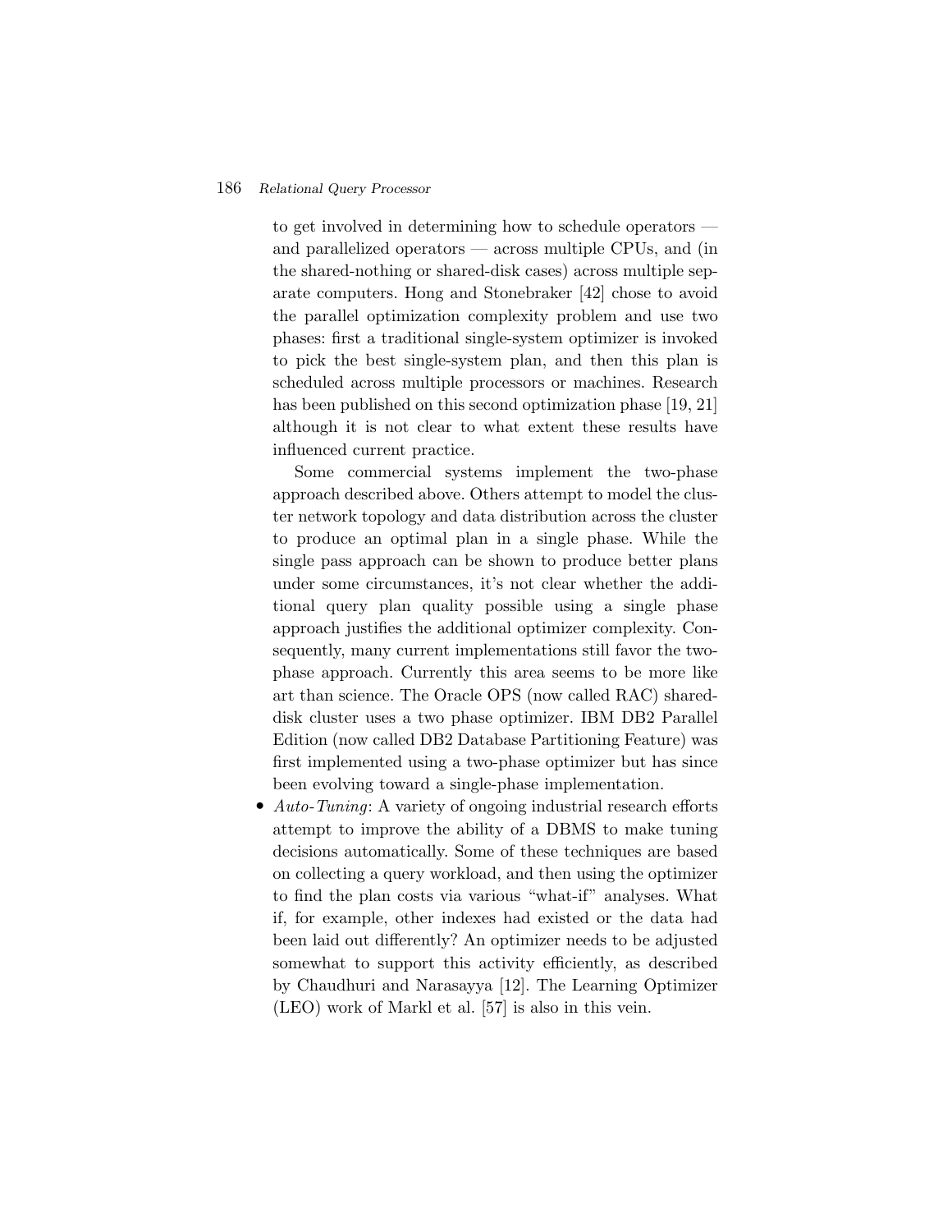to get involved in determining how to schedule operators — and parallelized operators — across multiple CPUs, and (in the shared-nothing or shared-disk cases) across multiple separate computers. Hong and Stonebraker [42] chose to avoid the parallel optimization complexity problem and use two phases: first a traditional single-system optimizer is invoked to pick the best single-system plan, and then this plan is scheduled across multiple processors or machines. Research has been published on this second optimization phase [19, 21] although it is not clear to what extent these results have influenced current practice.

Some commercial systems implement the two-phase approach described above. Others attempt to model the cluster network topology and data distribution across the cluster to produce an optimal plan in a single phase. While the single pass approach can be shown to produce better plans under some circumstances, it's not clear whether the additional query plan quality possible using a single phase approach justifies the additional optimizer complexity. Consequently, many current implementations still favor the two-phase approach. Currently this area seems to be more like art than science. The Oracle OPS (now called RAC) shared-disk cluster uses a two phase optimizer. IBM DB2 Parallel Edition (now called DB2 Database Partitioning Feature) was first implemented using a two-phase optimizer but has since been evolving toward a single-phase implementation.

- *Auto-Tuning*: A variety of ongoing industrial research efforts attempt to improve the ability of a DBMS to make tuning decisions automatically. Some of these techniques are based on collecting a query workload, and then using the optimizer to find the plan costs via various "what-if" analyses. What if, for example, other indexes had existed or the data had been laid out differently? An optimizer needs to be adjusted somewhat to support this activity efficiently, as described by Chaudhuri and Narasayya [12]. The Learning Optimizer (LEO) work of Markl et al. [57] is also in this vein.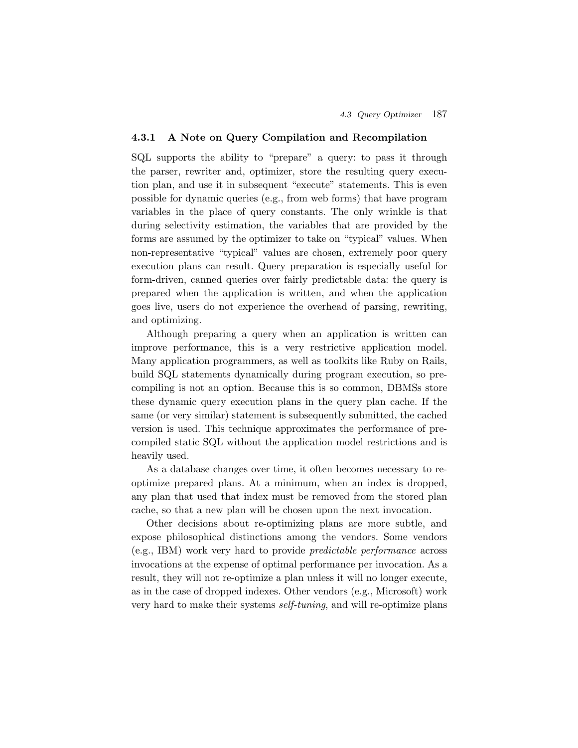### 4.3.1 A Note on Query Compilation and Recompilation

SQL supports the ability to "prepare" a query: to pass it through the parser, rewriter and, optimizer, store the resulting query execution plan, and use it in subsequent "execute" statements. This is even possible for dynamic queries (e.g., from web forms) that have program variables in the place of query constants. The only wrinkle is that during selectivity estimation, the variables that are provided by the forms are assumed by the optimizer to take on "typical" values. When non-representative "typical" values are chosen, extremely poor query execution plans can result. Query preparation is especially useful for form-driven, canned queries over fairly predictable data: the query is prepared when the application is written, and when the application goes live, users do not experience the overhead of parsing, rewriting, and optimizing.

Although preparing a query when an application is written can improve performance, this is a very restrictive application model. Many application programmers, as well as toolkits like Ruby on Rails, build SQL statements dynamically during program execution, so precompiling is not an option. Because this is so common, DBMSs store these dynamic query execution plans in the query plan cache. If the same (or very similar) statement is subsequently submitted, the cached version is used. This technique approximates the performance of precompiled static SQL without the application model restrictions and is heavily used.

As a database changes over time, it often becomes necessary to re-optimize prepared plans. At a minimum, when an index is dropped, any plan that used that index must be removed from the stored plan cache, so that a new plan will be chosen upon the next invocation.

Other decisions about re-optimizing plans are more subtle, and expose philosophical distinctions among the vendors. Some vendors (e.g., IBM) work very hard to provide *predictable performance* across invocations at the expense of optimal performance per invocation. As a result, they will not re-optimize a plan unless it will no longer execute, as in the case of dropped indexes. Other vendors (e.g., Microsoft) work very hard to make their systems *self-tuning*, and will re-optimize plans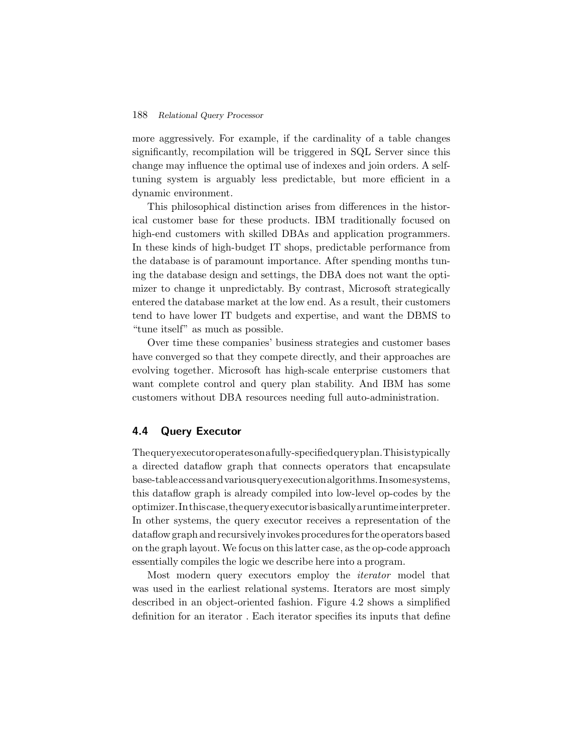more aggressively. For example, if the cardinality of a table changes significantly, recompilation will be triggered in SQL Server since this change may influence the optimal use of indexes and join orders. A self-tuning system is arguably less predictable, but more efficient in a dynamic environment.

This philosophical distinction arises from differences in the historical customer base for these products. IBM traditionally focused on high-end customers with skilled DBAs and application programmers. In these kinds of high-budget IT shops, predictable performance from the database is of paramount importance. After spending months tuning the database design and settings, the DBA does not want the optimizer to change it unpredictably. By contrast, Microsoft strategically entered the database market at the low end. As a result, their customers tend to have lower IT budgets and expertise, and want the DBMS to "tune itself" as much as possible.

Over time these companies' business strategies and customer bases have converged so that they compete directly, and their approaches are evolving together. Microsoft has high-scale enterprise customers that want complete control and query plan stability. And IBM has some customers without DBA resources needing full auto-administration.

## 4.4 Query Executor

The query executor operates on a fully-specified query plan. This is typically a directed dataflow graph that connects operators that encapsulate base-table access and various query execution algorithms. In some systems, this dataflow graph is already compiled into low-level op-codes by the optimizer. In this case, the query executor is basically a runtime interpreter. In other systems, the query executor receives a representation of the dataflow graph and recursively invokes procedures for the operators based on the graph layout. We focus on this latter case, as the op-code approach essentially compiles the logic we describe here into a program.

Most modern query executors employ the *iterator* model that was used in the earliest relational systems. Iterators are most simply described in an object-oriented fashion. Figure 4.2 shows a simplified definition for an iterator . Each iterator specifies its inputs that define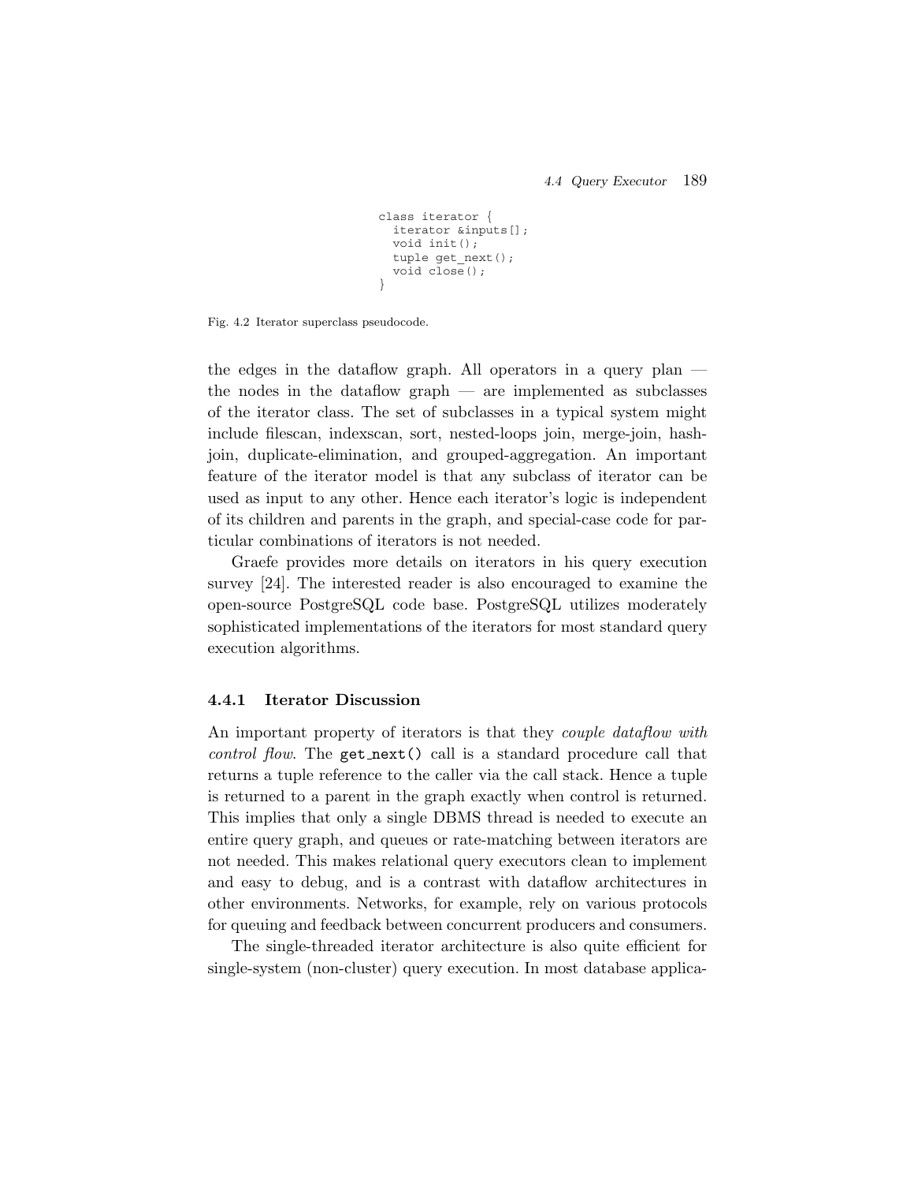```
class iterator {
  iterator &inputs[];
  void init();
  tuple get_next();
  void close();
}
```

Fig. 4.2 Iterator superclass pseudocode.

the edges in the dataflow graph. All operators in a query plan — the nodes in the dataflow graph — are implemented as subclasses of the iterator class. The set of subclasses in a typical system might include filescan, indexscan, sort, nested-loops join, merge-join, hash-join, duplicate-elimination, and grouped-aggregation. An important feature of the iterator model is that any subclass of iterator can be used as input to any other. Hence each iterator's logic is independent of its children and parents in the graph, and special-case code for particular combinations of iterators is not needed.

Graefe provides more details on iterators in his query execution survey [24]. The interested reader is also encouraged to examine the open-source PostgreSQL code base. PostgreSQL utilizes moderately sophisticated implementations of the iterators for most standard query execution algorithms.

### 4.4.1 Iterator Discussion

An important property of iterators is that they *couple dataflow with control flow*. The `get_next()` call is a standard procedure call that returns a tuple reference to the caller via the call stack. Hence a tuple is returned to a parent in the graph exactly when control is returned. This implies that only a single DBMS thread is needed to execute an entire query graph, and queues or rate-matching between iterators are not needed. This makes relational query executors clean to implement and easy to debug, and is a contrast with dataflow architectures in other environments. Networks, for example, rely on various protocols for queuing and feedback between concurrent producers and consumers.

The single-threaded iterator architecture is also quite efficient for single-system (non-cluster) query execution. In most database applica-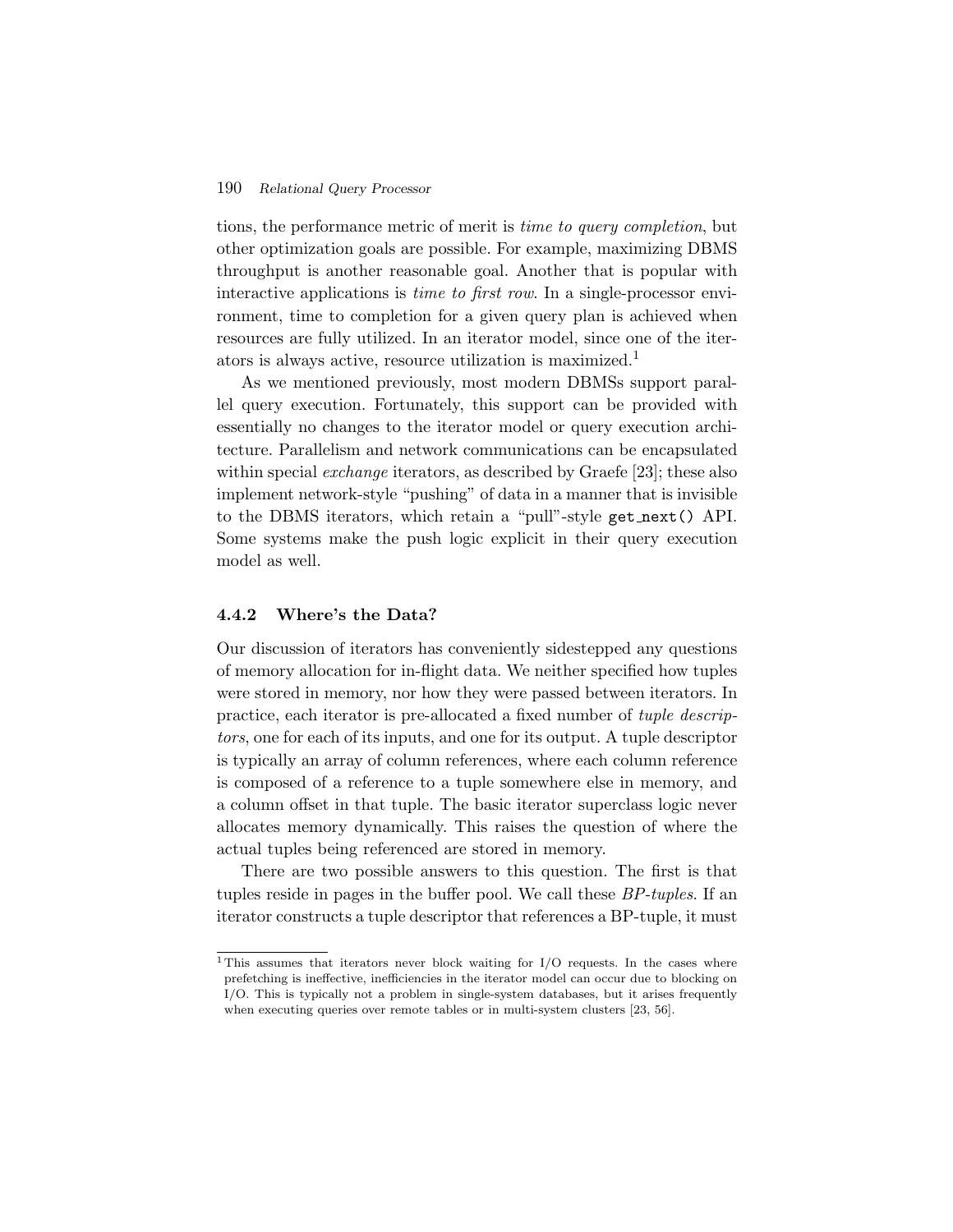tions, the performance metric of merit is *time to query completion*, but other optimization goals are possible. For example, maximizing DBMS throughput is another reasonable goal. Another that is popular with interactive applications is *time to first row*. In a single-processor environment, time to completion for a given query plan is achieved when resources are fully utilized. In an iterator model, since one of the iterators is always active, resource utilization is maximized.[1]

As we mentioned previously, most modern DBMSs support parallel query execution. Fortunately, this support can be provided with essentially no changes to the iterator model or query execution architecture. Parallelism and network communications can be encapsulated within special *exchange* iterators, as described by Graefe [23]; these also implement network-style "pushing" of data in a manner that is invisible to the DBMS iterators, which retain a "pull"-style `get_next()` API. Some systems make the push logic explicit in their query execution model as well.

### 4.4.2 Where's the Data?

Our discussion of iterators has conveniently sidestepped any questions of memory allocation for in-flight data. We neither specified how tuples were stored in memory, nor how they were passed between iterators. In practice, each iterator is pre-allocated a fixed number of *tuple descriptors*, one for each of its inputs, and one for its output. A tuple descriptor is typically an array of column references, where each column reference is composed of a reference to a tuple somewhere else in memory, and a column offset in that tuple. The basic iterator superclass logic never allocates memory dynamically. This raises the question of where the actual tuples being referenced are stored in memory.

There are two possible answers to this question. The first is that tuples reside in pages in the buffer pool. We call these *BP-tuples*. If an iterator constructs a tuple descriptor that references a BP-tuple, it must

---

[1] This assumes that iterators never block waiting for I/O requests. In the cases where prefetching is ineffective, inefficiencies in the iterator model can occur due to blocking on I/O. This is typically not a problem in single-system databases, but it arises frequently when executing queries over remote tables or in multi-system clusters [23, 56].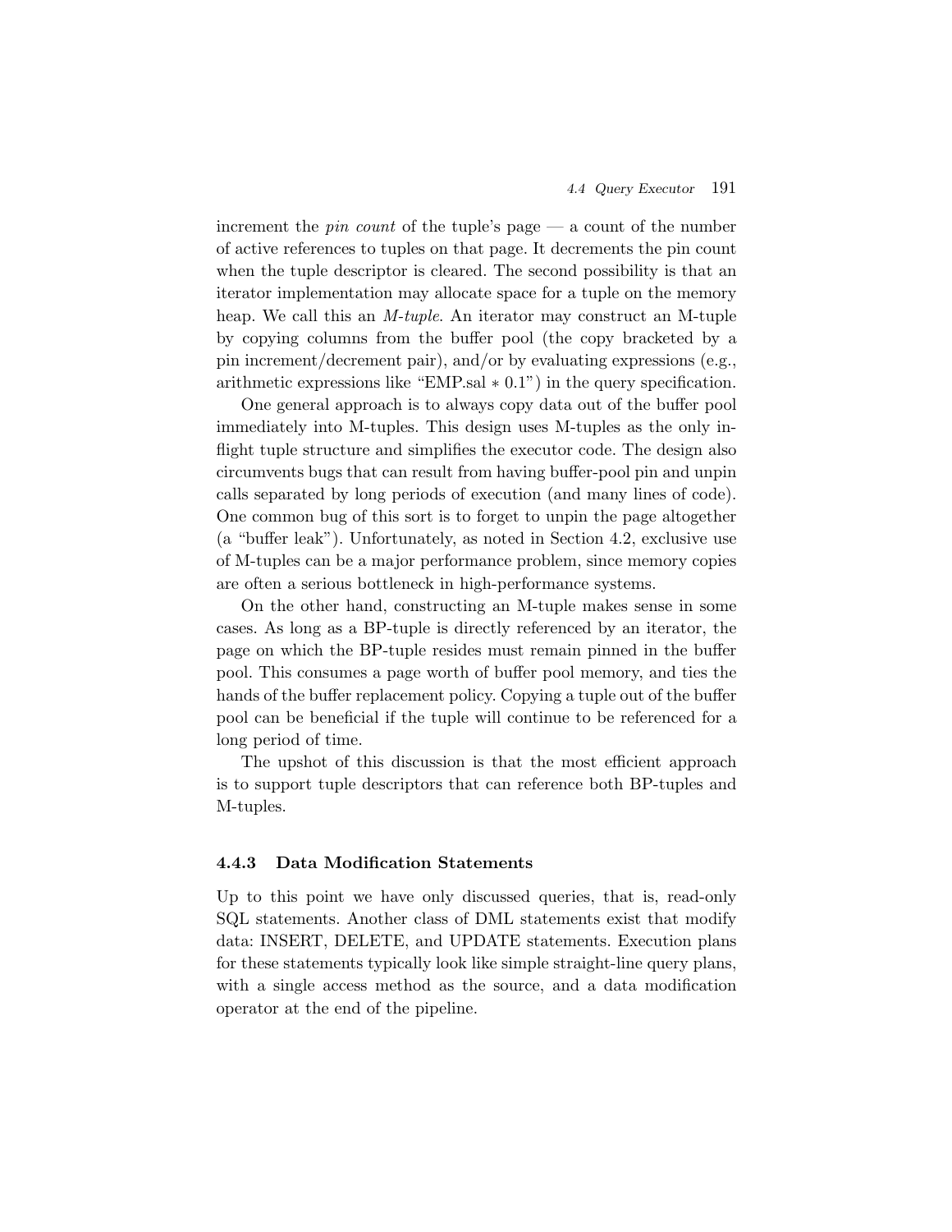increment the *pin count* of the tuple's page — a count of the number of active references to tuples on that page. It decrements the pin count when the tuple descriptor is cleared. The second possibility is that an iterator implementation may allocate space for a tuple on the memory heap. We call this an *M-tuple*. An iterator may construct an M-tuple by copying columns from the buffer pool (the copy bracketed by a pin increment/decrement pair), and/or by evaluating expressions (e.g., arithmetic expressions like "EMP.sal $*$ 0.1") in the query specification.

One general approach is to always copy data out of the buffer pool immediately into M-tuples. This design uses M-tuples as the only in-flight tuple structure and simplifies the executor code. The design also circumvents bugs that can result from having buffer-pool pin and unpin calls separated by long periods of execution (and many lines of code). One common bug of this sort is to forget to unpin the page altogether (a "buffer leak"). Unfortunately, as noted in Section 4.2, exclusive use of M-tuples can be a major performance problem, since memory copies are often a serious bottleneck in high-performance systems.

On the other hand, constructing an M-tuple makes sense in some cases. As long as a BP-tuple is directly referenced by an iterator, the page on which the BP-tuple resides must remain pinned in the buffer pool. This consumes a page worth of buffer pool memory, and ties the hands of the buffer replacement policy. Copying a tuple out of the buffer pool can be beneficial if the tuple will continue to be referenced for a long period of time.

The upshot of this discussion is that the most efficient approach is to support tuple descriptors that can reference both BP-tuples and M-tuples.

### 4.4.3 Data Modification Statements

Up to this point we have only discussed queries, that is, read-only SQL statements. Another class of DML statements exist that modify data: INSERT, DELETE, and UPDATE statements. Execution plans for these statements typically look like simple straight-line query plans, with a single access method as the source, and a data modification operator at the end of the pipeline.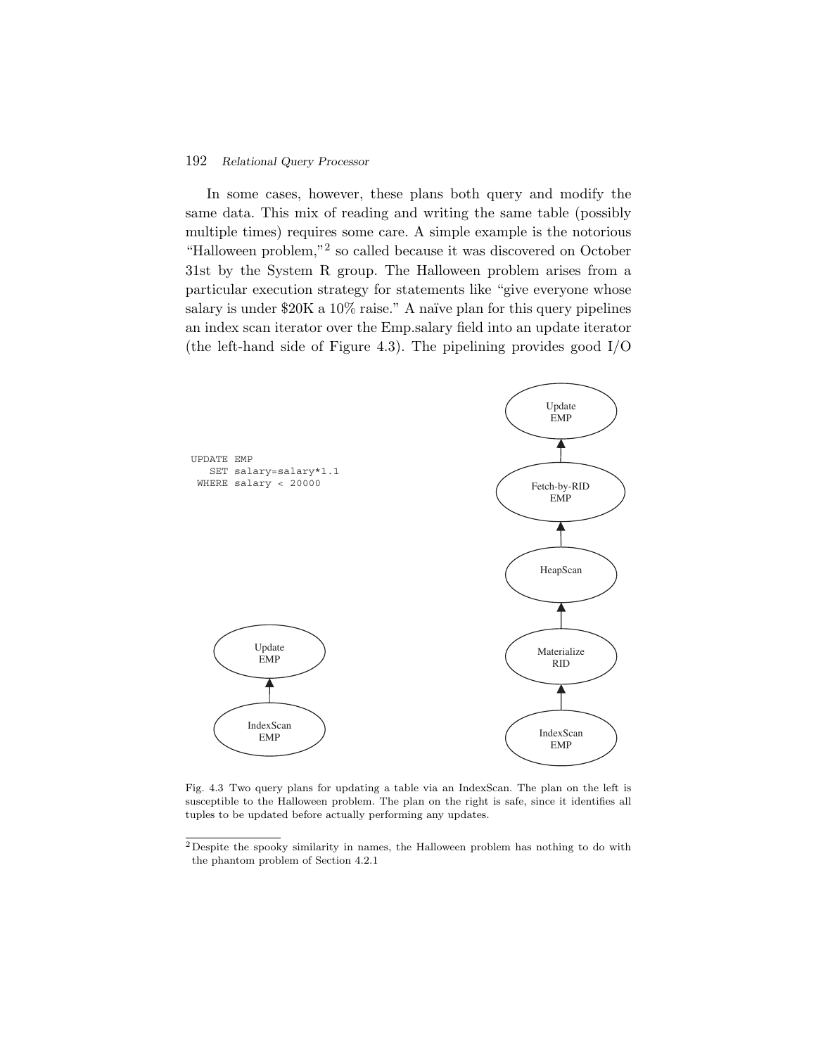In some cases, however, these plans both query and modify the same data. This mix of reading and writing the same table (possibly multiple times) requires some care. A simple example is the notorious "Halloween problem,"[2] so called because it was discovered on October 31st by the System R group. The Halloween problem arises from a particular execution strategy for statements like "give everyone whose salary is under \$20K a 10% raise." A naïve plan for this query pipelines an index scan iterator over the Emp.salary field into an update iterator (the left-hand side of Figure 4.3). The pipelining provides good I/O

```
UPDATE EMP
   SET salary=salary*1.1
 WHERE salary < 20000
```

Fig. 4.3 Two query plans for updating a table via an IndexScan. The plan on the left is susceptible to the Halloween problem. The plan on the right is safe, since it identifies all tuples to be updated before actually performing any updates.

[2] Despite the spooky similarity in names, the Halloween problem has nothing to do with the phantom problem of Section 4.2.1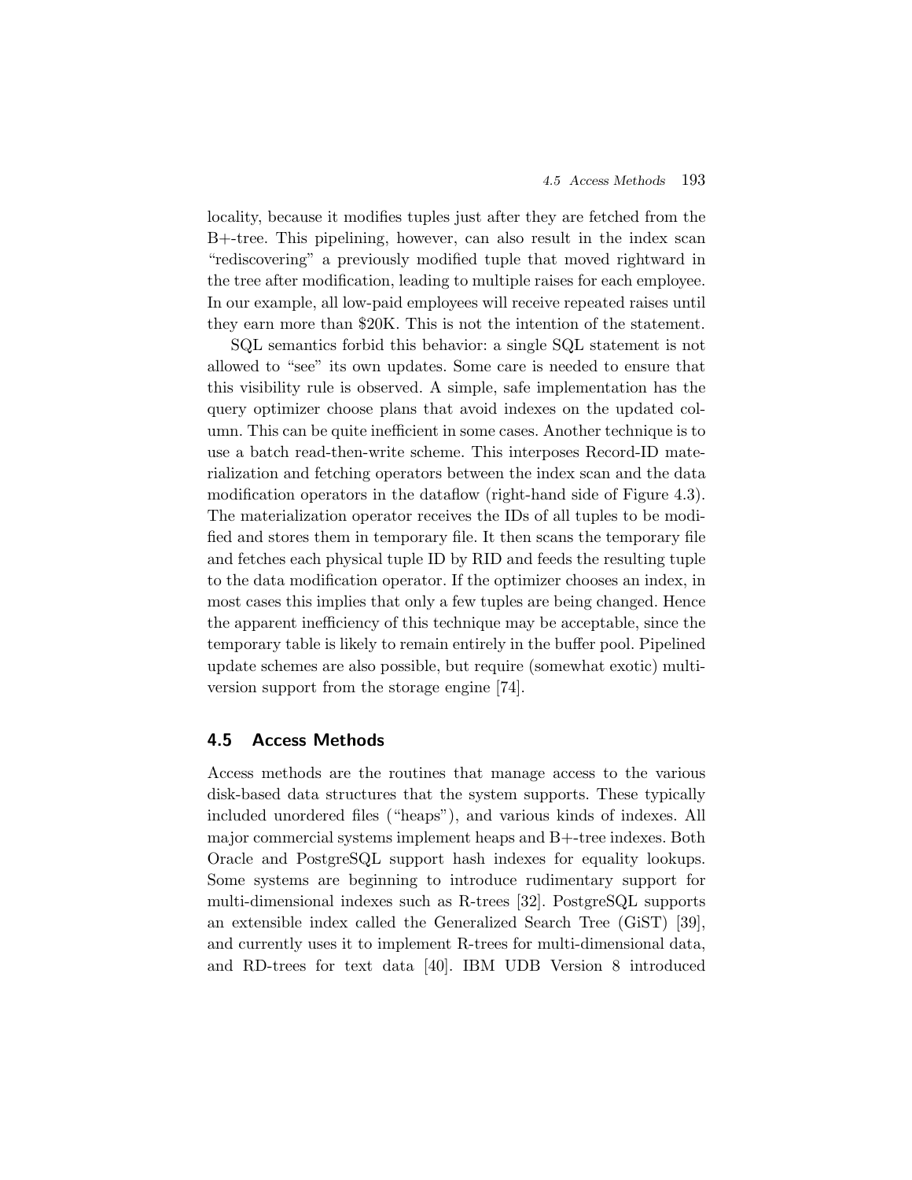locality, because it modifies tuples just after they are fetched from the B+-tree. This pipelining, however, can also result in the index scan "rediscovering" a previously modified tuple that moved rightward in the tree after modification, leading to multiple raises for each employee. In our example, all low-paid employees will receive repeated raises until they earn more than $20K. This is not the intention of the statement.

SQL semantics forbid this behavior: a single SQL statement is not allowed to "see" its own updates. Some care is needed to ensure that this visibility rule is observed. A simple, safe implementation has the query optimizer choose plans that avoid indexes on the updated column. This can be quite inefficient in some cases. Another technique is to use a batch read-then-write scheme. This interposes Record-ID materialization and fetching operators between the index scan and the data modification operators in the dataflow (right-hand side of Figure 4.3). The materialization operator receives the IDs of all tuples to be modified and stores them in temporary file. It then scans the temporary file and fetches each physical tuple ID by RID and feeds the resulting tuple to the data modification operator. If the optimizer chooses an index, in most cases this implies that only a few tuples are being changed. Hence the apparent inefficiency of this technique may be acceptable, since the temporary table is likely to remain entirely in the buffer pool. Pipelined update schemes are also possible, but require (somewhat exotic) multi-version support from the storage engine [74].

## 4.5 Access Methods

Access methods are the routines that manage access to the various disk-based data structures that the system supports. These typically included unordered files ("heaps"), and various kinds of indexes. All major commercial systems implement heaps and B+-tree indexes. Both Oracle and PostgreSQL support hash indexes for equality lookups. Some systems are beginning to introduce rudimentary support for multi-dimensional indexes such as R-trees [32]. PostgreSQL supports an extensible index called the Generalized Search Tree (GiST) [39], and currently uses it to implement R-trees for multi-dimensional data, and RD-trees for text data [40]. IBM UDB Version 8 introduced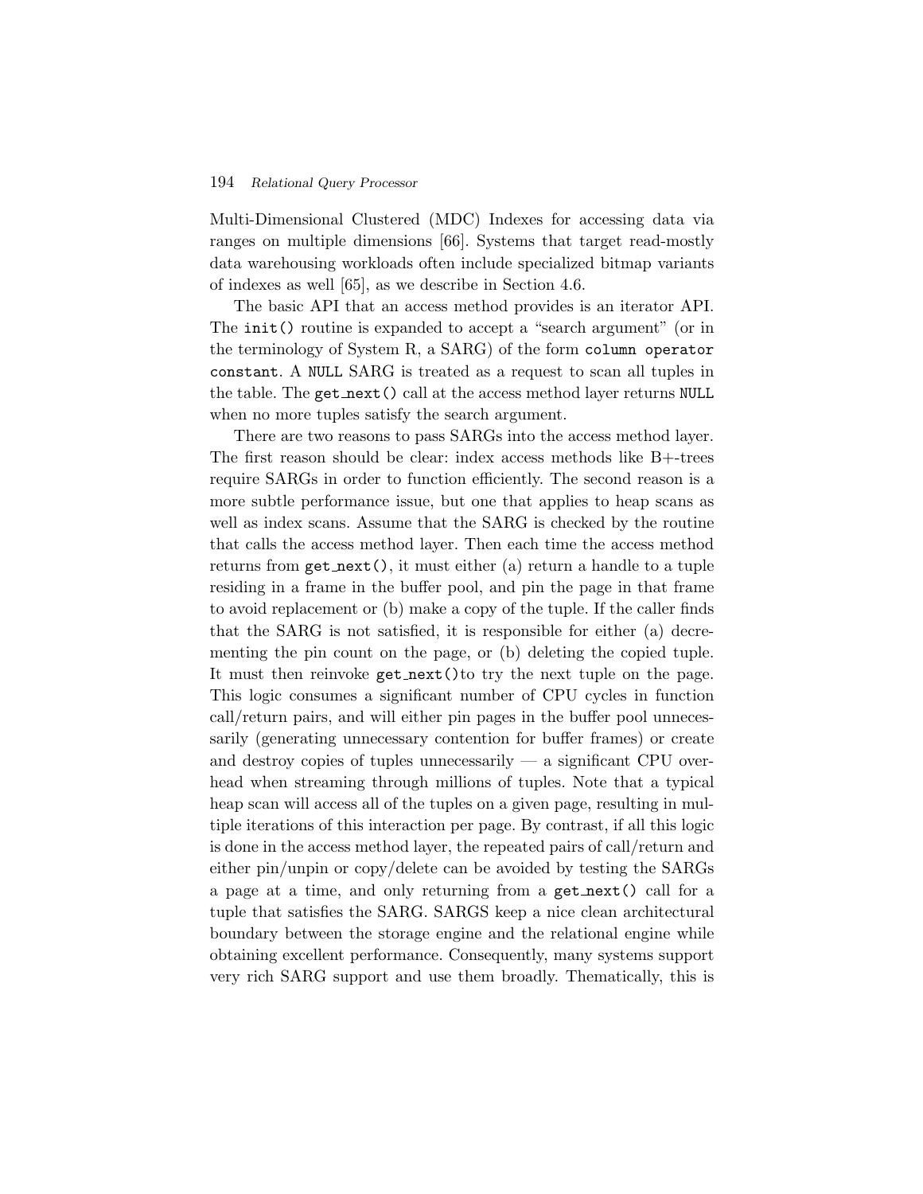Multi-Dimensional Clustered (MDC) Indexes for accessing data via ranges on multiple dimensions [66]. Systems that target read-mostly data warehousing workloads often include specialized bitmap variants of indexes as well [65], as we describe in Section 4.6.

The basic API that an access method provides is an iterator API. The `init()` routine is expanded to accept a "search argument" (or in the terminology of System R, a SARG) of the form `column operator constant`. A `NULL` SARG is treated as a request to scan all tuples in the table. The `get_next()` call at the access method layer returns `NULL` when no more tuples satisfy the search argument.

There are two reasons to pass SARGs into the access method layer. The first reason should be clear: index access methods like B+-trees require SARGs in order to function efficiently. The second reason is a more subtle performance issue, but one that applies to heap scans as well as index scans. Assume that the SARG is checked by the routine that calls the access method layer. Then each time the access method returns from `get_next()`, it must either (a) return a handle to a tuple residing in a frame in the buffer pool, and pin the page in that frame to avoid replacement or (b) make a copy of the tuple. If the caller finds that the SARG is not satisfied, it is responsible for either (a) decrementing the pin count on the page, or (b) deleting the copied tuple. It must then reinvoke `get_next()`to try the next tuple on the page. This logic consumes a significant number of CPU cycles in function call/return pairs, and will either pin pages in the buffer pool unnecessarily (generating unnecessary contention for buffer frames) or create and destroy copies of tuples unnecessarily — a significant CPU overhead when streaming through millions of tuples. Note that a typical heap scan will access all of the tuples on a given page, resulting in multiple iterations of this interaction per page. By contrast, if all this logic is done in the access method layer, the repeated pairs of call/return and either pin/unpin or copy/delete can be avoided by testing the SARGs a page at a time, and only returning from a `get_next()` call for a tuple that satisfies the SARG. SARGS keep a nice clean architectural boundary between the storage engine and the relational engine while obtaining excellent performance. Consequently, many systems support very rich SARG support and use them broadly. Thematically, this is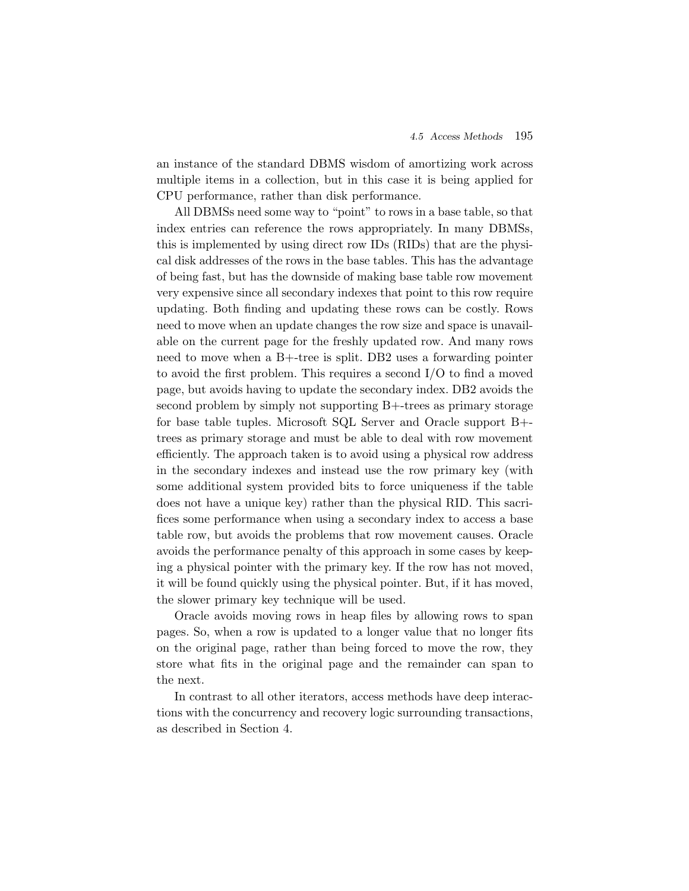an instance of the standard DBMS wisdom of amortizing work across multiple items in a collection, but in this case it is being applied for CPU performance, rather than disk performance.

All DBMSs need some way to "point" to rows in a base table, so that index entries can reference the rows appropriately. In many DBMSs, this is implemented by using direct row IDs (RIDs) that are the physical disk addresses of the rows in the base tables. This has the advantage of being fast, but has the downside of making base table row movement very expensive since all secondary indexes that point to this row require updating. Both finding and updating these rows can be costly. Rows need to move when an update changes the row size and space is unavailable on the current page for the freshly updated row. And many rows need to move when a B+-tree is split. DB2 uses a forwarding pointer to avoid the first problem. This requires a second I/O to find a moved page, but avoids having to update the secondary index. DB2 avoids the second problem by simply not supporting B+-trees as primary storage for base table tuples. Microsoft SQL Server and Oracle support B+-trees as primary storage and must be able to deal with row movement efficiently. The approach taken is to avoid using a physical row address in the secondary indexes and instead use the row primary key (with some additional system provided bits to force uniqueness if the table does not have a unique key) rather than the physical RID. This sacrifices some performance when using a secondary index to access a base table row, but avoids the problems that row movement causes. Oracle avoids the performance penalty of this approach in some cases by keeping a physical pointer with the primary key. If the row has not moved, it will be found quickly using the physical pointer. But, if it has moved, the slower primary key technique will be used.

Oracle avoids moving rows in heap files by allowing rows to span pages. So, when a row is updated to a longer value that no longer fits on the original page, rather than being forced to move the row, they store what fits in the original page and the remainder can span to the next.

In contrast to all other iterators, access methods have deep interactions with the concurrency and recovery logic surrounding transactions, as described in Section 4.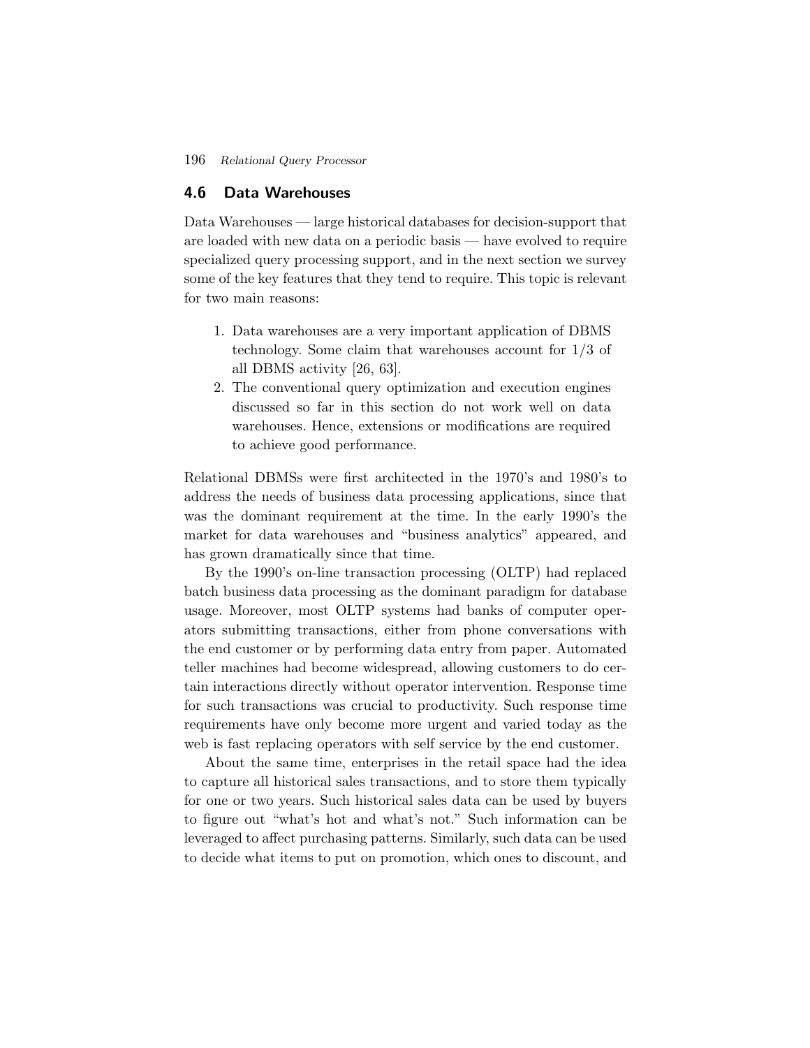## 4.6 Data Warehouses

Data Warehouses — large historical databases for decision-support that are loaded with new data on a periodic basis — have evolved to require specialized query processing support, and in the next section we survey some of the key features that they tend to require. This topic is relevant for two main reasons:

1. Data warehouses are a very important application of DBMS technology. Some claim that warehouses account for 1/3 of all DBMS activity [26, 63].
2. The conventional query optimization and execution engines discussed so far in this section do not work well on data warehouses. Hence, extensions or modifications are required to achieve good performance.

Relational DBMSs were first architected in the 1970's and 1980's to address the needs of business data processing applications, since that was the dominant requirement at the time. In the early 1990's the market for data warehouses and "business analytics" appeared, and has grown dramatically since that time.

By the 1990's on-line transaction processing (OLTP) had replaced batch business data processing as the dominant paradigm for database usage. Moreover, most OLTP systems had banks of computer operators submitting transactions, either from phone conversations with the end customer or by performing data entry from paper. Automated teller machines had become widespread, allowing customers to do certain interactions directly without operator intervention. Response time for such transactions was crucial to productivity. Such response time requirements have only become more urgent and varied today as the web is fast replacing operators with self service by the end customer.

About the same time, enterprises in the retail space had the idea to capture all historical sales transactions, and to store them typically for one or two years. Such historical sales data can be used by buyers to figure out "what's hot and what's not." Such information can be leveraged to affect purchasing patterns. Similarly, such data can be used to decide what items to put on promotion, which ones to discount, and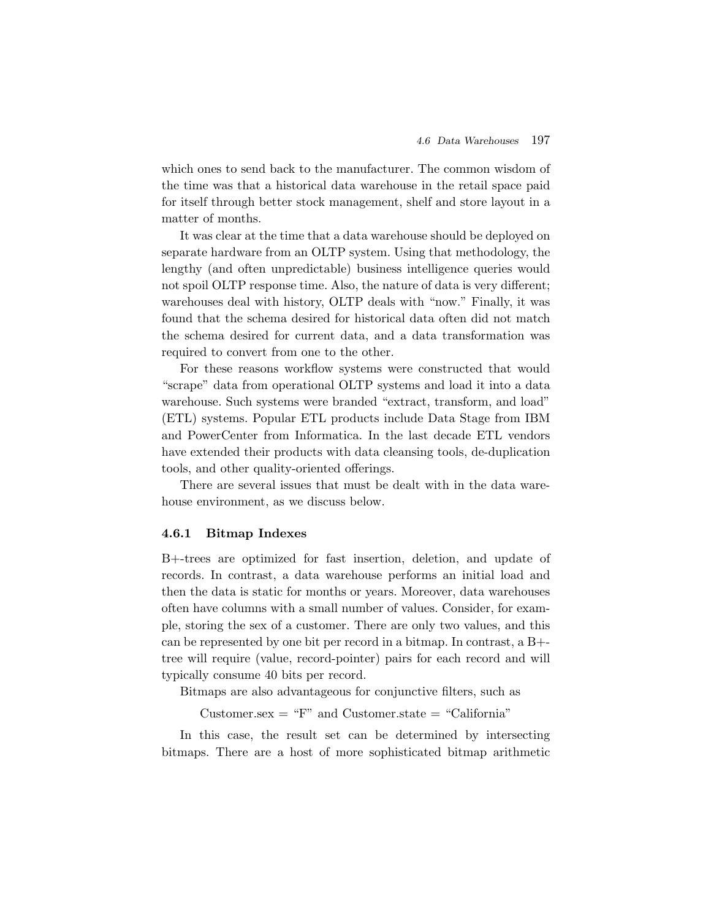which ones to send back to the manufacturer. The common wisdom of the time was that a historical data warehouse in the retail space paid for itself through better stock management, shelf and store layout in a matter of months.

It was clear at the time that a data warehouse should be deployed on separate hardware from an OLTP system. Using that methodology, the lengthy (and often unpredictable) business intelligence queries would not spoil OLTP response time. Also, the nature of data is very different; warehouses deal with history, OLTP deals with "now." Finally, it was found that the schema desired for historical data often did not match the schema desired for current data, and a data transformation was required to convert from one to the other.

For these reasons workflow systems were constructed that would "scrape" data from operational OLTP systems and load it into a data warehouse. Such systems were branded "extract, transform, and load" (ETL) systems. Popular ETL products include Data Stage from IBM and PowerCenter from Informatica. In the last decade ETL vendors have extended their products with data cleansing tools, de-duplication tools, and other quality-oriented offerings.

There are several issues that must be dealt with in the data warehouse environment, as we discuss below.

### 4.6.1 Bitmap Indexes

B+-trees are optimized for fast insertion, deletion, and update of records. In contrast, a data warehouse performs an initial load and then the data is static for months or years. Moreover, data warehouses often have columns with a small number of values. Consider, for example, storing the sex of a customer. There are only two values, and this can be represented by one bit per record in a bitmap. In contrast, a B+-tree will require (value, record-pointer) pairs for each record and will typically consume 40 bits per record.

Bitmaps are also advantageous for conjunctive filters, such as

Customer.sex = "F" and Customer.state = "California"

In this case, the result set can be determined by intersecting bitmaps. There are a host of more sophisticated bitmap arithmetic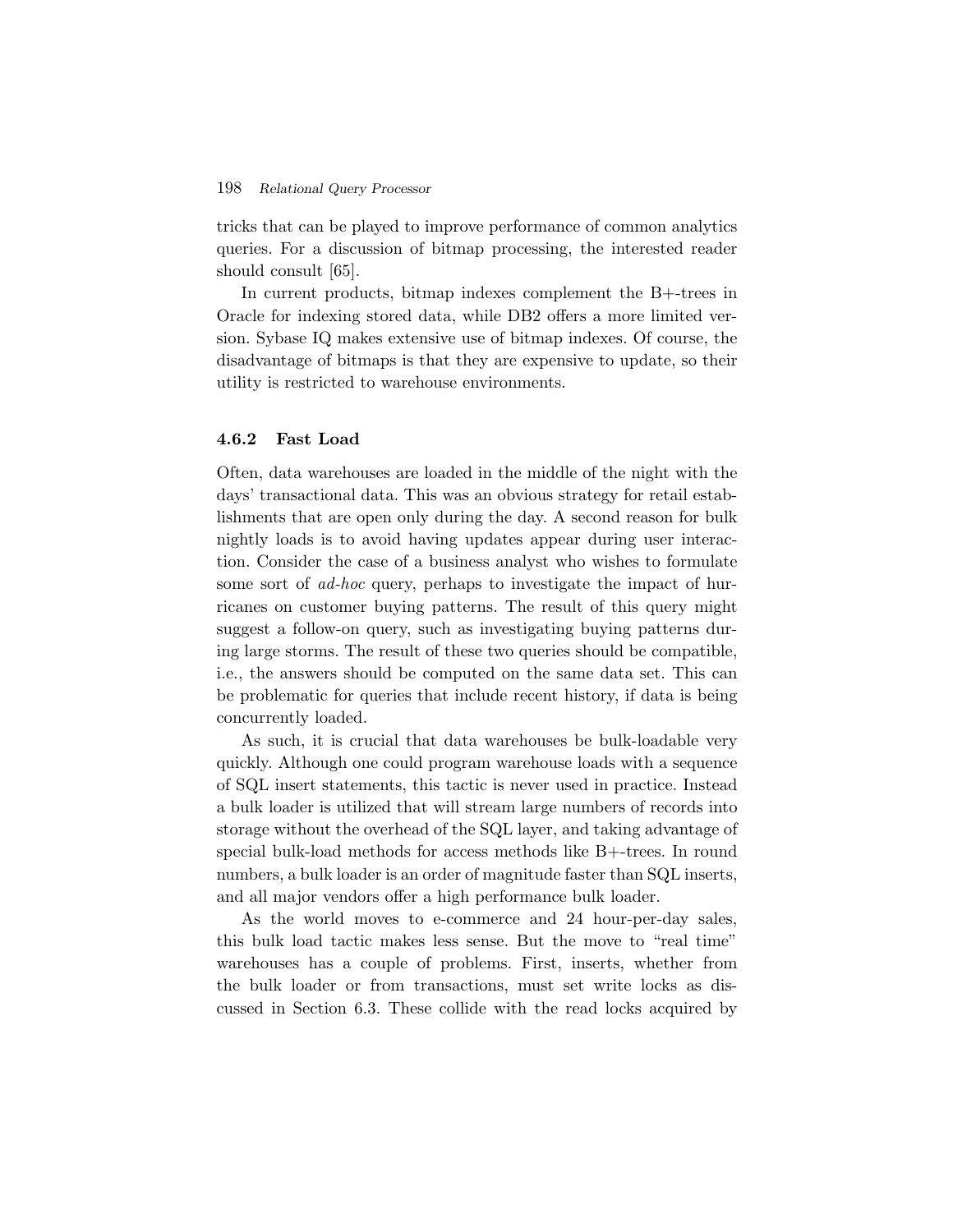tricks that can be played to improve performance of common analytics queries. For a discussion of bitmap processing, the interested reader should consult [65].

In current products, bitmap indexes complement the B+-trees in Oracle for indexing stored data, while DB2 offers a more limited version. Sybase IQ makes extensive use of bitmap indexes. Of course, the disadvantage of bitmaps is that they are expensive to update, so their utility is restricted to warehouse environments.

### 4.6.2 Fast Load

Often, data warehouses are loaded in the middle of the night with the days' transactional data. This was an obvious strategy for retail establishments that are open only during the day. A second reason for bulk nightly loads is to avoid having updates appear during user interaction. Consider the case of a business analyst who wishes to formulate some sort of *ad-hoc* query, perhaps to investigate the impact of hurricanes on customer buying patterns. The result of this query might suggest a follow-on query, such as investigating buying patterns during large storms. The result of these two queries should be compatible, i.e., the answers should be computed on the same data set. This can be problematic for queries that include recent history, if data is being concurrently loaded.

As such, it is crucial that data warehouses be bulk-loadable very quickly. Although one could program warehouse loads with a sequence of SQL insert statements, this tactic is never used in practice. Instead a bulk loader is utilized that will stream large numbers of records into storage without the overhead of the SQL layer, and taking advantage of special bulk-load methods for access methods like B+-trees. In round numbers, a bulk loader is an order of magnitude faster than SQL inserts, and all major vendors offer a high performance bulk loader.

As the world moves to e-commerce and 24 hour-per-day sales, this bulk load tactic makes less sense. But the move to "real time" warehouses has a couple of problems. First, inserts, whether from the bulk loader or from transactions, must set write locks as discussed in Section 6.3. These collide with the read locks acquired by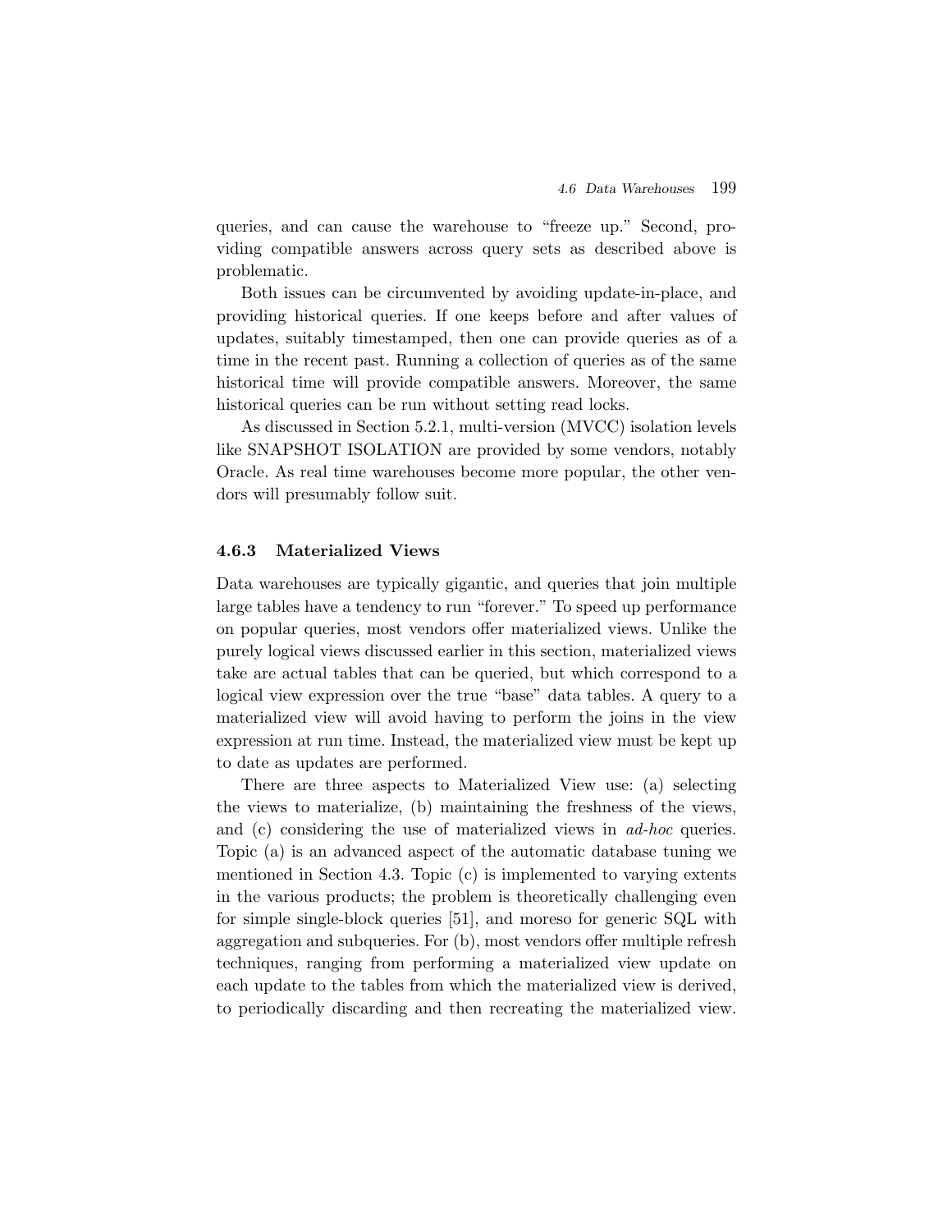queries, and can cause the warehouse to "freeze up." Second, providing compatible answers across query sets as described above is problematic.

Both issues can be circumvented by avoiding update-in-place, and providing historical queries. If one keeps before and after values of updates, suitably timestamped, then one can provide queries as of a time in the recent past. Running a collection of queries as of the same historical time will provide compatible answers. Moreover, the same historical queries can be run without setting read locks.

As discussed in Section 5.2.1, multi-version (MVCC) isolation levels like SNAPSHOT ISOLATION are provided by some vendors, notably Oracle. As real time warehouses become more popular, the other vendors will presumably follow suit.

### 4.6.3 Materialized Views

Data warehouses are typically gigantic, and queries that join multiple large tables have a tendency to run "forever." To speed up performance on popular queries, most vendors offer materialized views. Unlike the purely logical views discussed earlier in this section, materialized views take are actual tables that can be queried, but which correspond to a logical view expression over the true "base" data tables. A query to a materialized view will avoid having to perform the joins in the view expression at run time. Instead, the materialized view must be kept up to date as updates are performed.

There are three aspects to Materialized View use: (a) selecting the views to materialize, (b) maintaining the freshness of the views, and (c) considering the use of materialized views in *ad-hoc* queries. Topic (a) is an advanced aspect of the automatic database tuning we mentioned in Section 4.3. Topic (c) is implemented to varying extents in the various products; the problem is theoretically challenging even for simple single-block queries [51], and moreso for generic SQL with aggregation and subqueries. For (b), most vendors offer multiple refresh techniques, ranging from performing a materialized view update on each update to the tables from which the materialized view is derived, to periodically discarding and then recreating the materialized view.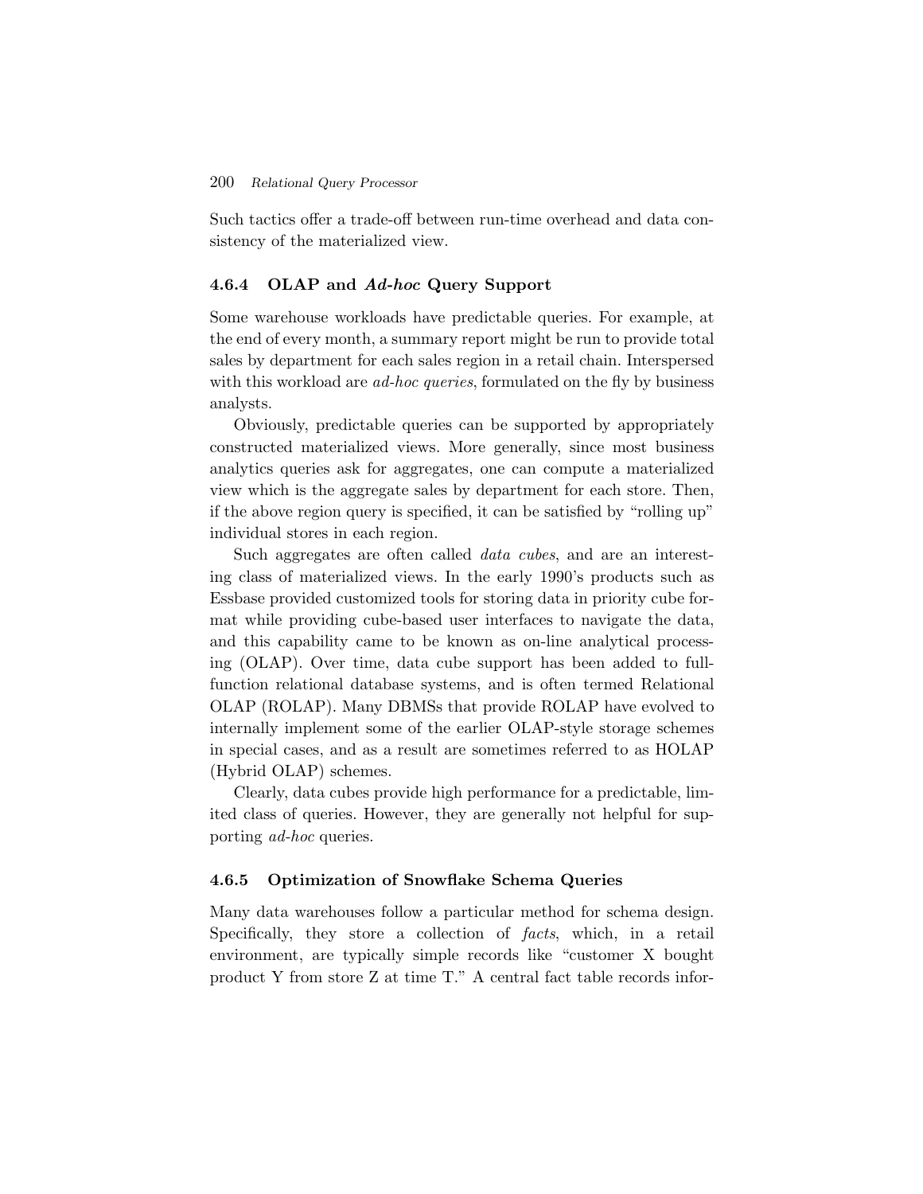Such tactics offer a trade-off between run-time overhead and data consistency of the materialized view.

### 4.6.4 OLAP and *Ad-hoc* Query Support

Some warehouse workloads have predictable queries. For example, at the end of every month, a summary report might be run to provide total sales by department for each sales region in a retail chain. Interspersed with this workload are *ad-hoc queries*, formulated on the fly by business analysts.

Obviously, predictable queries can be supported by appropriately constructed materialized views. More generally, since most business analytics queries ask for aggregates, one can compute a materialized view which is the aggregate sales by department for each store. Then, if the above region query is specified, it can be satisfied by "rolling up" individual stores in each region.

Such aggregates are often called *data cubes*, and are an interesting class of materialized views. In the early 1990's products such as Essbase provided customized tools for storing data in priority cube format while providing cube-based user interfaces to navigate the data, and this capability came to be known as on-line analytical processing (OLAP). Over time, data cube support has been added to full-function relational database systems, and is often termed Relational OLAP (ROLAP). Many DBMSs that provide ROLAP have evolved to internally implement some of the earlier OLAP-style storage schemes in special cases, and as a result are sometimes referred to as HOLAP (Hybrid OLAP) schemes.

Clearly, data cubes provide high performance for a predictable, limited class of queries. However, they are generally not helpful for supporting *ad-hoc* queries.

### 4.6.5 Optimization of Snowflake Schema Queries

Many data warehouses follow a particular method for schema design. Specifically, they store a collection of *facts*, which, in a retail environment, are typically simple records like "customer X bought product Y from store Z at time T." A central fact table records infor-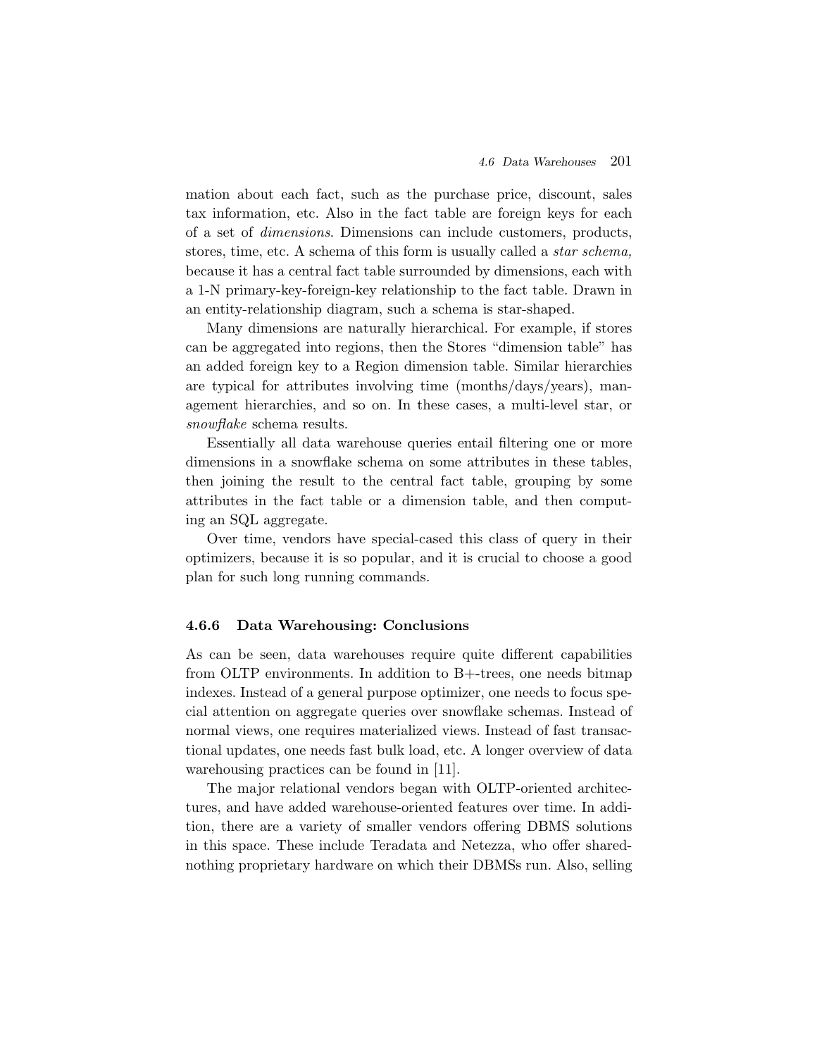mation about each fact, such as the purchase price, discount, sales tax information, etc. Also in the fact table are foreign keys for each of a set of *dimensions*. Dimensions can include customers, products, stores, time, etc. A schema of this form is usually called a *star schema,* because it has a central fact table surrounded by dimensions, each with a 1-N primary-key-foreign-key relationship to the fact table. Drawn in an entity-relationship diagram, such a schema is star-shaped.

Many dimensions are naturally hierarchical. For example, if stores can be aggregated into regions, then the Stores "dimension table" has an added foreign key to a Region dimension table. Similar hierarchies are typical for attributes involving time (months/days/years), management hierarchies, and so on. In these cases, a multi-level star, or *snowflake* schema results.

Essentially all data warehouse queries entail filtering one or more dimensions in a snowflake schema on some attributes in these tables, then joining the result to the central fact table, grouping by some attributes in the fact table or a dimension table, and then computing an SQL aggregate.

Over time, vendors have special-cased this class of query in their optimizers, because it is so popular, and it is crucial to choose a good plan for such long running commands.

### 4.6.6 Data Warehousing: Conclusions

As can be seen, data warehouses require quite different capabilities from OLTP environments. In addition to B+-trees, one needs bitmap indexes. Instead of a general purpose optimizer, one needs to focus special attention on aggregate queries over snowflake schemas. Instead of normal views, one requires materialized views. Instead of fast transactional updates, one needs fast bulk load, etc. A longer overview of data warehousing practices can be found in [11].

The major relational vendors began with OLTP-oriented architectures, and have added warehouse-oriented features over time. In addition, there are a variety of smaller vendors offering DBMS solutions in this space. These include Teradata and Netezza, who offer shared-nothing proprietary hardware on which their DBMSs run. Also, selling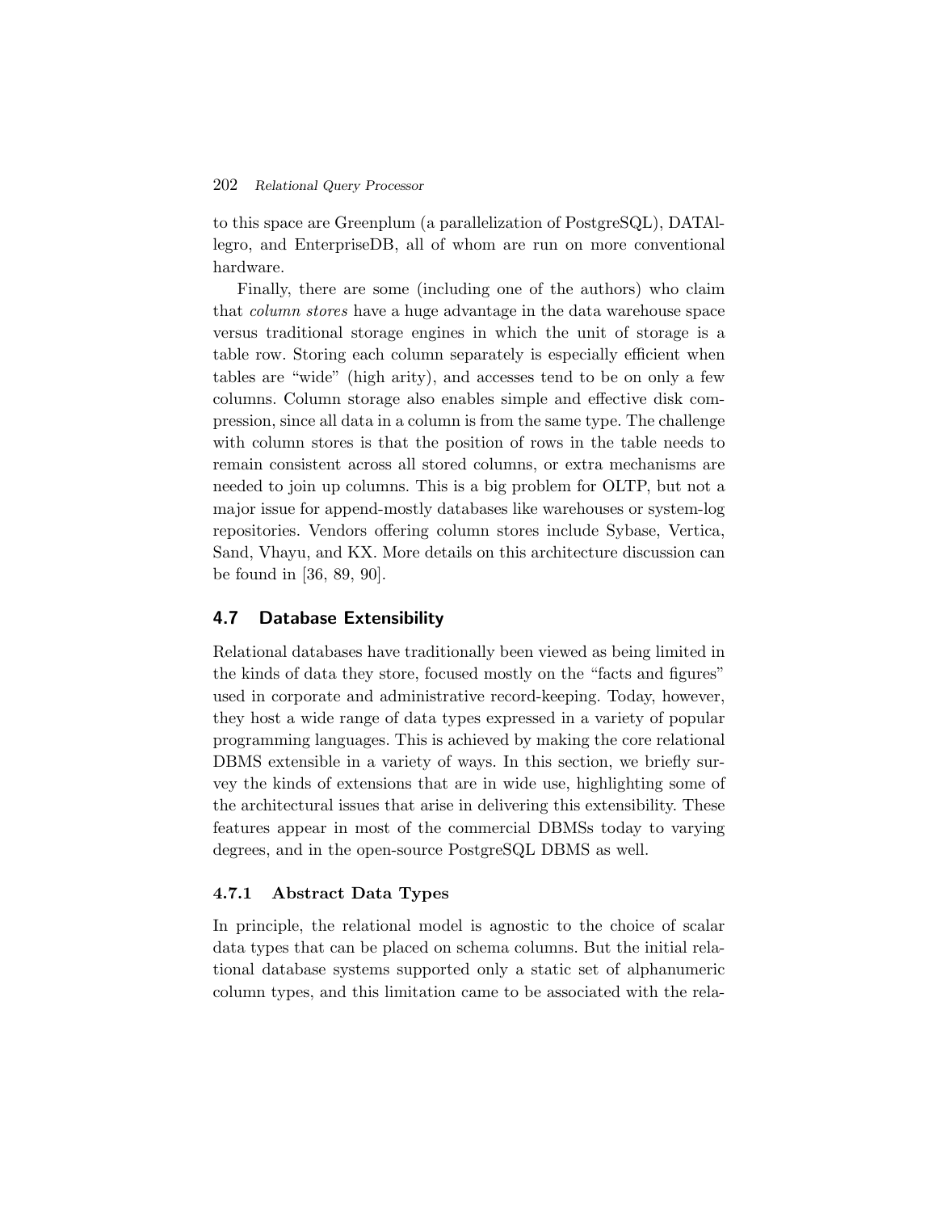to this space are Greenplum (a parallelization of PostgreSQL), DATAllegro, and EnterpriseDB, all of whom are run on more conventional hardware.

Finally, there are some (including one of the authors) who claim that *column stores* have a huge advantage in the data warehouse space versus traditional storage engines in which the unit of storage is a table row. Storing each column separately is especially efficient when tables are "wide" (high arity), and accesses tend to be on only a few columns. Column storage also enables simple and effective disk compression, since all data in a column is from the same type. The challenge with column stores is that the position of rows in the table needs to remain consistent across all stored columns, or extra mechanisms are needed to join up columns. This is a big problem for OLTP, but not a major issue for append-mostly databases like warehouses or system-log repositories. Vendors offering column stores include Sybase, Vertica, Sand, Vhayu, and KX. More details on this architecture discussion can be found in [36, 89, 90].

## 4.7 Database Extensibility

Relational databases have traditionally been viewed as being limited in the kinds of data they store, focused mostly on the "facts and figures" used in corporate and administrative record-keeping. Today, however, they host a wide range of data types expressed in a variety of popular programming languages. This is achieved by making the core relational DBMS extensible in a variety of ways. In this section, we briefly survey the kinds of extensions that are in wide use, highlighting some of the architectural issues that arise in delivering this extensibility. These features appear in most of the commercial DBMSs today to varying degrees, and in the open-source PostgreSQL DBMS as well.

### 4.7.1 Abstract Data Types

In principle, the relational model is agnostic to the choice of scalar data types that can be placed on schema columns. But the initial relational database systems supported only a static set of alphanumeric column types, and this limitation came to be associated with the rela-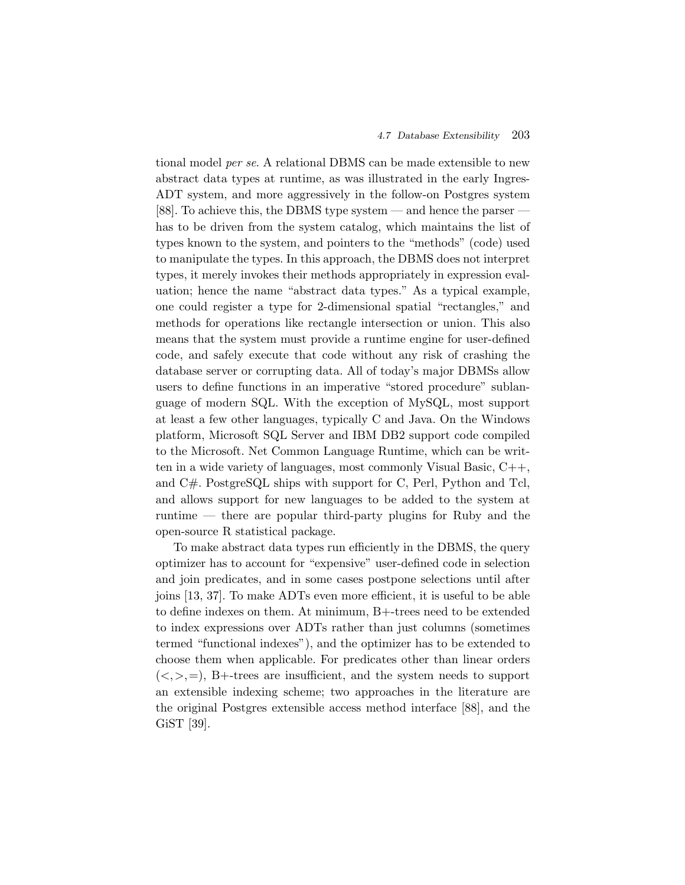tional model *per se*. A relational DBMS can be made extensible to new abstract data types at runtime, as was illustrated in the early Ingres-ADT system, and more aggressively in the follow-on Postgres system [88]. To achieve this, the DBMS type system — and hence the parser — has to be driven from the system catalog, which maintains the list of types known to the system, and pointers to the "methods" (code) used to manipulate the types. In this approach, the DBMS does not interpret types, it merely invokes their methods appropriately in expression evaluation; hence the name "abstract data types." As a typical example, one could register a type for 2-dimensional spatial "rectangles," and methods for operations like rectangle intersection or union. This also means that the system must provide a runtime engine for user-defined code, and safely execute that code without any risk of crashing the database server or corrupting data. All of today's major DBMSs allow users to define functions in an imperative "stored procedure" sublanguage of modern SQL. With the exception of MySQL, most support at least a few other languages, typically C and Java. On the Windows platform, Microsoft SQL Server and IBM DB2 support code compiled to the Microsoft. Net Common Language Runtime, which can be written in a wide variety of languages, most commonly Visual Basic, C++, and C#. PostgreSQL ships with support for C, Perl, Python and Tcl, and allows support for new languages to be added to the system at runtime — there are popular third-party plugins for Ruby and the open-source R statistical package.

To make abstract data types run efficiently in the DBMS, the query optimizer has to account for "expensive" user-defined code in selection and join predicates, and in some cases postpone selections until after joins [13, 37]. To make ADTs even more efficient, it is useful to be able to define indexes on them. At minimum, B+-trees need to be extended to index expressions over ADTs rather than just columns (sometimes termed "functional indexes"), and the optimizer has to be extended to choose them when applicable. For predicates other than linear orders ($<, >, =$), B+-trees are insufficient, and the system needs to support an extensible indexing scheme; two approaches in the literature are the original Postgres extensible access method interface [88], and the GiST [39].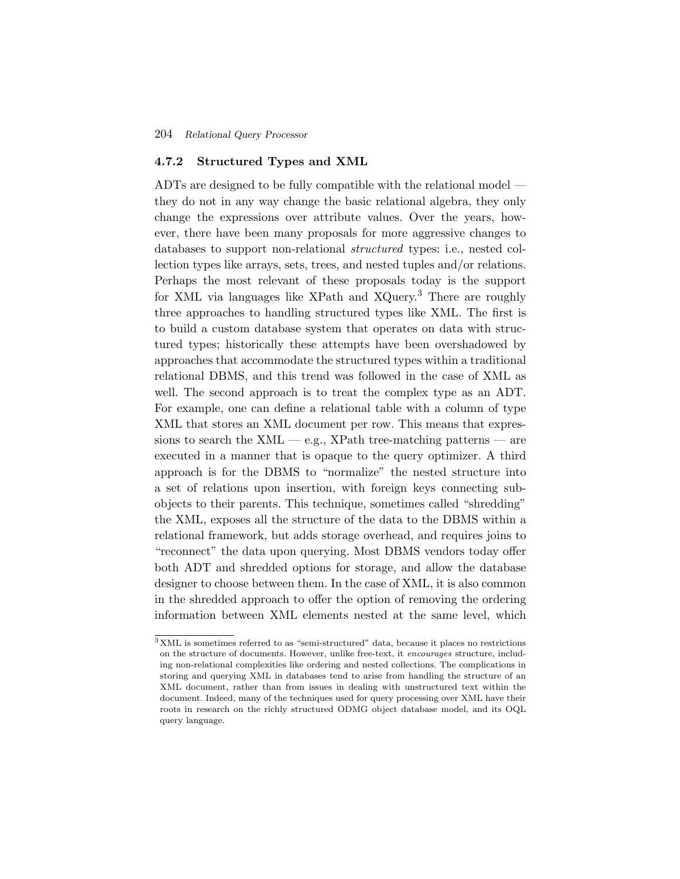### 4.7.2 Structured Types and XML

ADTs are designed to be fully compatible with the relational model — they do not in any way change the basic relational algebra, they only change the expressions over attribute values. Over the years, however, there have been many proposals for more aggressive changes to databases to support non-relational *structured* types: i.e., nested collection types like arrays, sets, trees, and nested tuples and/or relations. Perhaps the most relevant of these proposals today is the support for XML via languages like XPath and XQuery.[3] There are roughly three approaches to handling structured types like XML. The first is to build a custom database system that operates on data with structured types; historically these attempts have been overshadowed by approaches that accommodate the structured types within a traditional relational DBMS, and this trend was followed in the case of XML as well. The second approach is to treat the complex type as an ADT. For example, one can define a relational table with a column of type XML that stores an XML document per row. This means that expressions to search the XML — e.g., XPath tree-matching patterns — are executed in a manner that is opaque to the query optimizer. A third approach is for the DBMS to "normalize" the nested structure into a set of relations upon insertion, with foreign keys connecting subobjects to their parents. This technique, sometimes called "shredding" the XML, exposes all the structure of the data to the DBMS within a relational framework, but adds storage overhead, and requires joins to "reconnect" the data upon querying. Most DBMS vendors today offer both ADT and shredded options for storage, and allow the database designer to choose between them. In the case of XML, it is also common in the shredded approach to offer the option of removing the ordering information between XML elements nested at the same level, which

[3] XML is sometimes referred to as "semi-structured" data, because it places no restrictions on the structure of documents. However, unlike free-text, it *encourages* structure, including non-relational complexities like ordering and nested collections. The complications in storing and querying XML in databases tend to arise from handling the structure of an XML document, rather than from issues in dealing with unstructured text within the document. Indeed, many of the techniques used for query processing over XML have their roots in research on the richly structured ODMG object database model, and its OQL query language.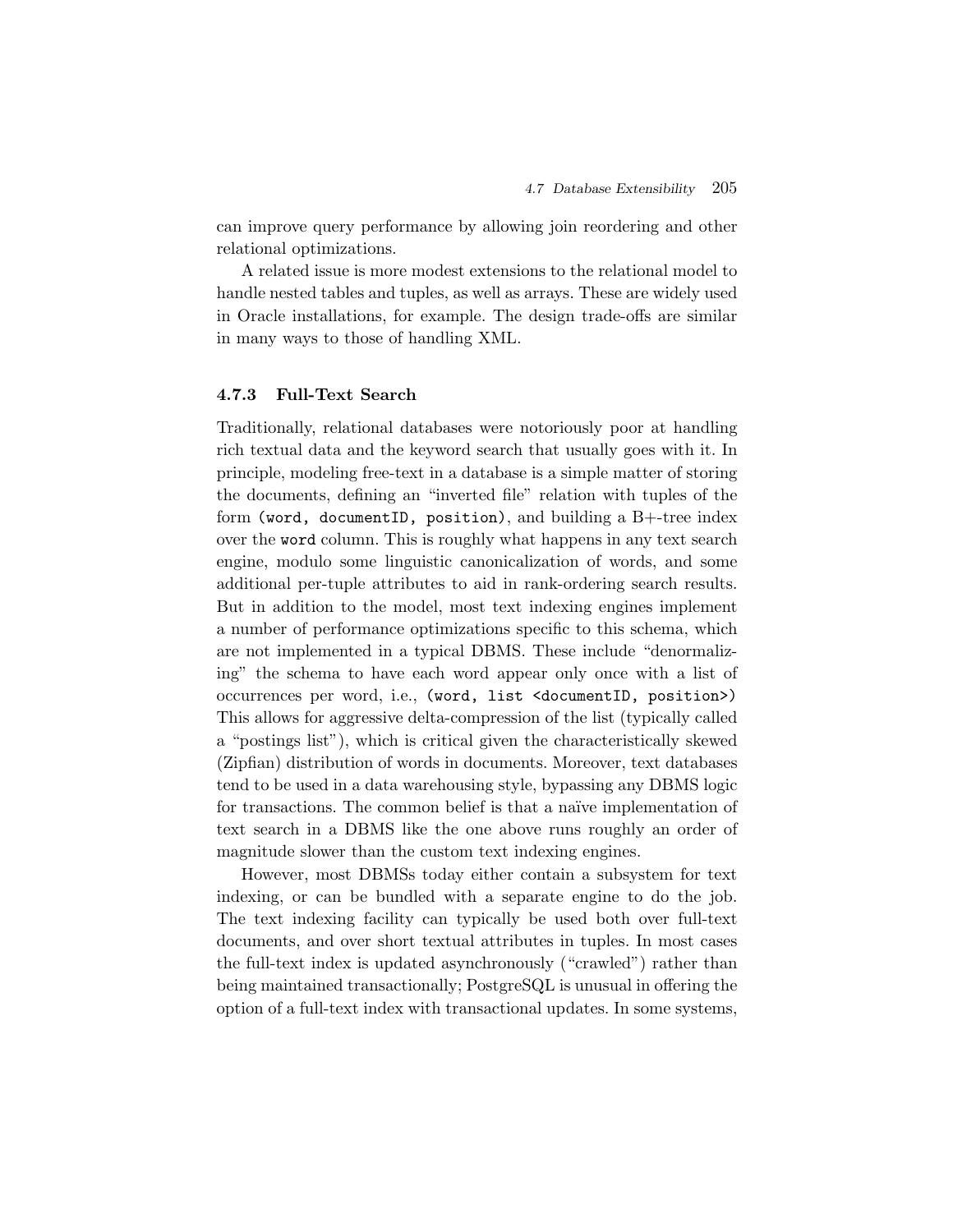can improve query performance by allowing join reordering and other relational optimizations.

A related issue is more modest extensions to the relational model to handle nested tables and tuples, as well as arrays. These are widely used in Oracle installations, for example. The design trade-offs are similar in many ways to those of handling XML.

### 4.7.3 Full-Text Search

Traditionally, relational databases were notoriously poor at handling rich textual data and the keyword search that usually goes with it. In principle, modeling free-text in a database is a simple matter of storing the documents, defining an "inverted file" relation with tuples of the form `(word, documentID, position)`, and building a B+-tree index over the `word` column. This is roughly what happens in any text search engine, modulo some linguistic canonicalization of words, and some additional per-tuple attributes to aid in rank-ordering search results. But in addition to the model, most text indexing engines implement a number of performance optimizations specific to this schema, which are not implemented in a typical DBMS. These include "denormalizing" the schema to have each word appear only once with a list of occurrences per word, i.e., `(word, list <documentID, position>)` This allows for aggressive delta-compression of the list (typically called a "postings list"), which is critical given the characteristically skewed (Zipfian) distribution of words in documents. Moreover, text databases tend to be used in a data warehousing style, bypassing any DBMS logic for transactions. The common belief is that a naïve implementation of text search in a DBMS like the one above runs roughly an order of magnitude slower than the custom text indexing engines.

However, most DBMSs today either contain a subsystem for text indexing, or can be bundled with a separate engine to do the job. The text indexing facility can typically be used both over full-text documents, and over short textual attributes in tuples. In most cases the full-text index is updated asynchronously ("crawled") rather than being maintained transactionally; PostgreSQL is unusual in offering the option of a full-text index with transactional updates. In some systems,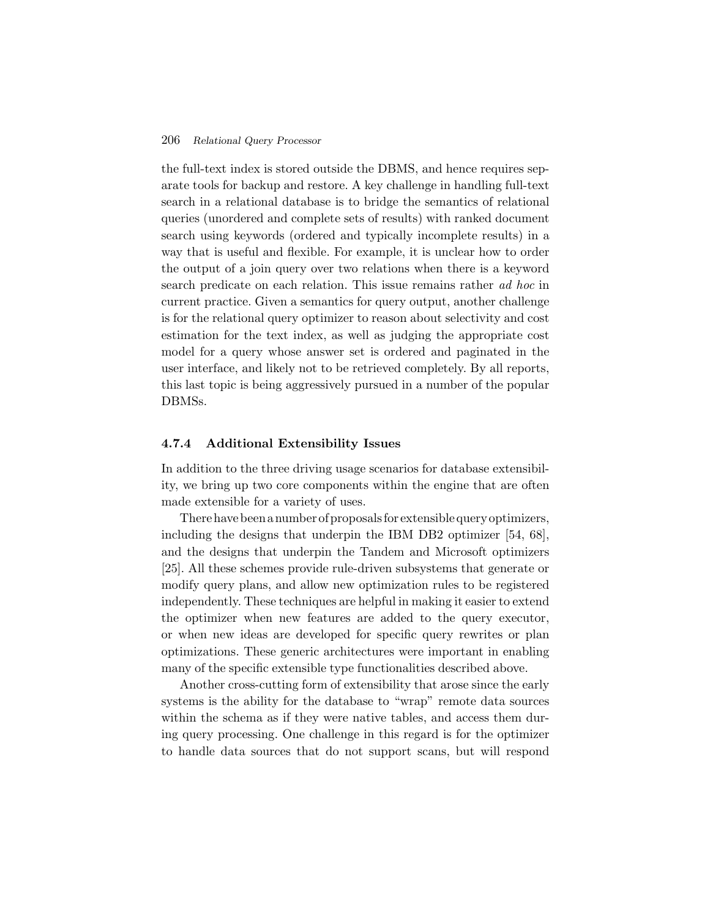the full-text index is stored outside the DBMS, and hence requires separate tools for backup and restore. A key challenge in handling full-text search in a relational database is to bridge the semantics of relational queries (unordered and complete sets of results) with ranked document search using keywords (ordered and typically incomplete results) in a way that is useful and flexible. For example, it is unclear how to order the output of a join query over two relations when there is a keyword search predicate on each relation. This issue remains rather *ad hoc* in current practice. Given a semantics for query output, another challenge is for the relational query optimizer to reason about selectivity and cost estimation for the text index, as well as judging the appropriate cost model for a query whose answer set is ordered and paginated in the user interface, and likely not to be retrieved completely. By all reports, this last topic is being aggressively pursued in a number of the popular DBMSs.

### 4.7.4 Additional Extensibility Issues

In addition to the three driving usage scenarios for database extensibility, we bring up two core components within the engine that are often made extensible for a variety of uses.

There have been a number of proposals for extensible query optimizers, including the designs that underpin the IBM DB2 optimizer [54, 68], and the designs that underpin the Tandem and Microsoft optimizers [25]. All these schemes provide rule-driven subsystems that generate or modify query plans, and allow new optimization rules to be registered independently. These techniques are helpful in making it easier to extend the optimizer when new features are added to the query executor, or when new ideas are developed for specific query rewrites or plan optimizations. These generic architectures were important in enabling many of the specific extensible type functionalities described above.

Another cross-cutting form of extensibility that arose since the early systems is the ability for the database to "wrap" remote data sources within the schema as if they were native tables, and access them during query processing. One challenge in this regard is for the optimizer to handle data sources that do not support scans, but will respond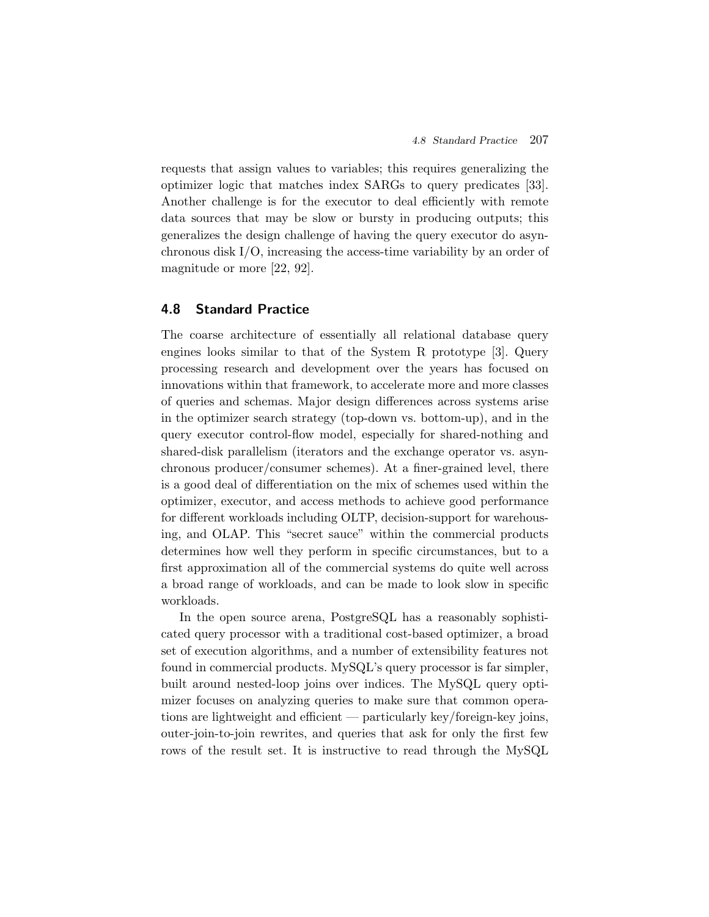requests that assign values to variables; this requires generalizing the optimizer logic that matches index SARGs to query predicates [33]. Another challenge is for the executor to deal efficiently with remote data sources that may be slow or bursty in producing outputs; this generalizes the design challenge of having the query executor do asynchronous disk I/O, increasing the access-time variability by an order of magnitude or more [22, 92].

## 4.8 Standard Practice

The coarse architecture of essentially all relational database query engines looks similar to that of the System R prototype [3]. Query processing research and development over the years has focused on innovations within that framework, to accelerate more and more classes of queries and schemas. Major design differences across systems arise in the optimizer search strategy (top-down vs. bottom-up), and in the query executor control-flow model, especially for shared-nothing and shared-disk parallelism (iterators and the exchange operator vs. asynchronous producer/consumer schemes). At a finer-grained level, there is a good deal of differentiation on the mix of schemes used within the optimizer, executor, and access methods to achieve good performance for different workloads including OLTP, decision-support for warehousing, and OLAP. This "secret sauce" within the commercial products determines how well they perform in specific circumstances, but to a first approximation all of the commercial systems do quite well across a broad range of workloads, and can be made to look slow in specific workloads.

In the open source arena, PostgreSQL has a reasonably sophisticated query processor with a traditional cost-based optimizer, a broad set of execution algorithms, and a number of extensibility features not found in commercial products. MySQL's query processor is far simpler, built around nested-loop joins over indices. The MySQL query optimizer focuses on analyzing queries to make sure that common operations are lightweight and efficient — particularly key/foreign-key joins, outer-join-to-join rewrites, and queries that ask for only the first few rows of the result set. It is instructive to read through the MySQL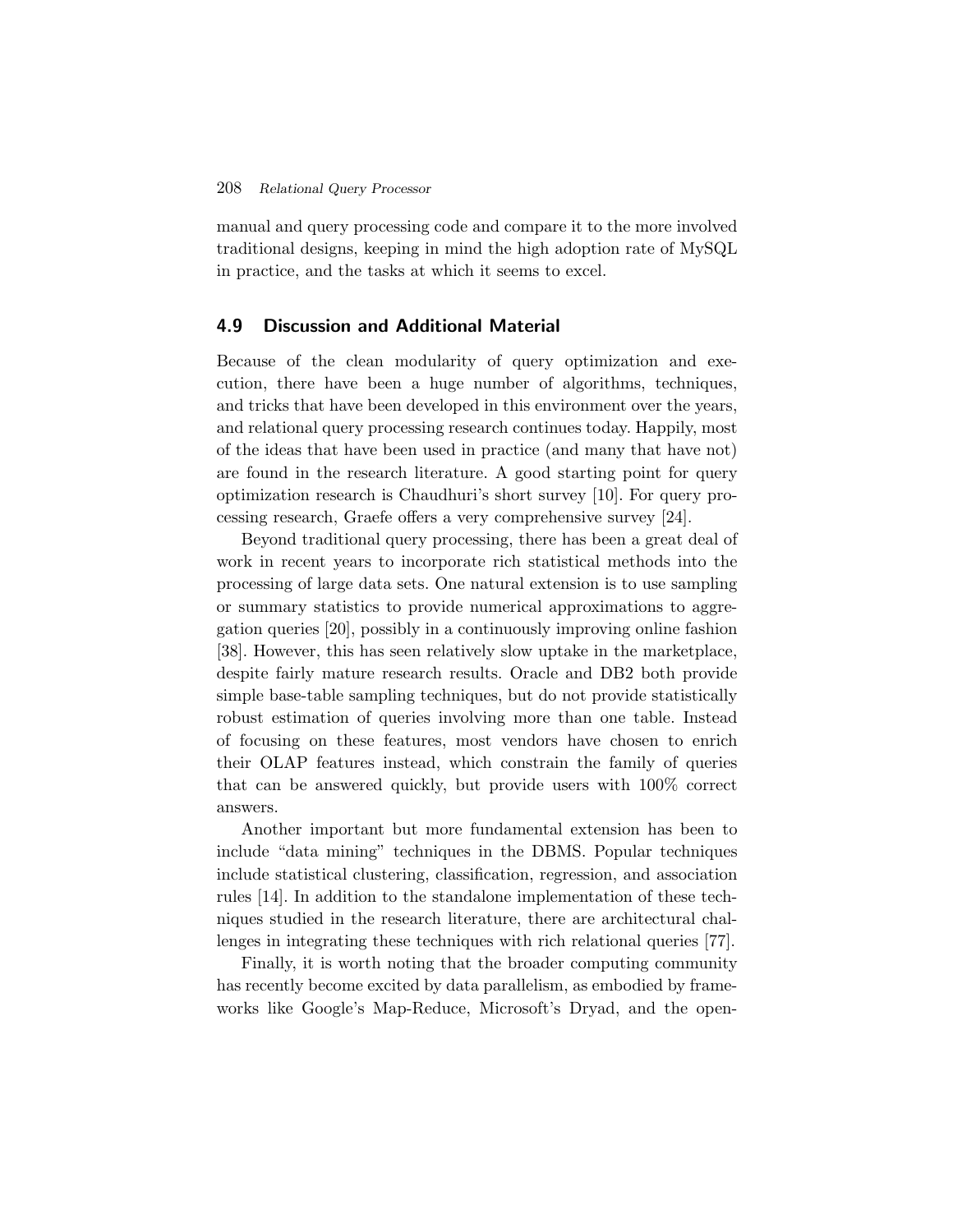manual and query processing code and compare it to the more involved traditional designs, keeping in mind the high adoption rate of MySQL in practice, and the tasks at which it seems to excel.

## 4.9 Discussion and Additional Material

Because of the clean modularity of query optimization and execution, there have been a huge number of algorithms, techniques, and tricks that have been developed in this environment over the years, and relational query processing research continues today. Happily, most of the ideas that have been used in practice (and many that have not) are found in the research literature. A good starting point for query optimization research is Chaudhuri's short survey [10]. For query processing research, Graefe offers a very comprehensive survey [24].

Beyond traditional query processing, there has been a great deal of work in recent years to incorporate rich statistical methods into the processing of large data sets. One natural extension is to use sampling or summary statistics to provide numerical approximations to aggregation queries [20], possibly in a continuously improving online fashion [38]. However, this has seen relatively slow uptake in the marketplace, despite fairly mature research results. Oracle and DB2 both provide simple base-table sampling techniques, but do not provide statistically robust estimation of queries involving more than one table. Instead of focusing on these features, most vendors have chosen to enrich their OLAP features instead, which constrain the family of queries that can be answered quickly, but provide users with 100% correct answers.

Another important but more fundamental extension has been to include "data mining" techniques in the DBMS. Popular techniques include statistical clustering, classification, regression, and association rules [14]. In addition to the standalone implementation of these techniques studied in the research literature, there are architectural challenges in integrating these techniques with rich relational queries [77].

Finally, it is worth noting that the broader computing community has recently become excited by data parallelism, as embodied by frameworks like Google's Map-Reduce, Microsoft's Dryad, and the open-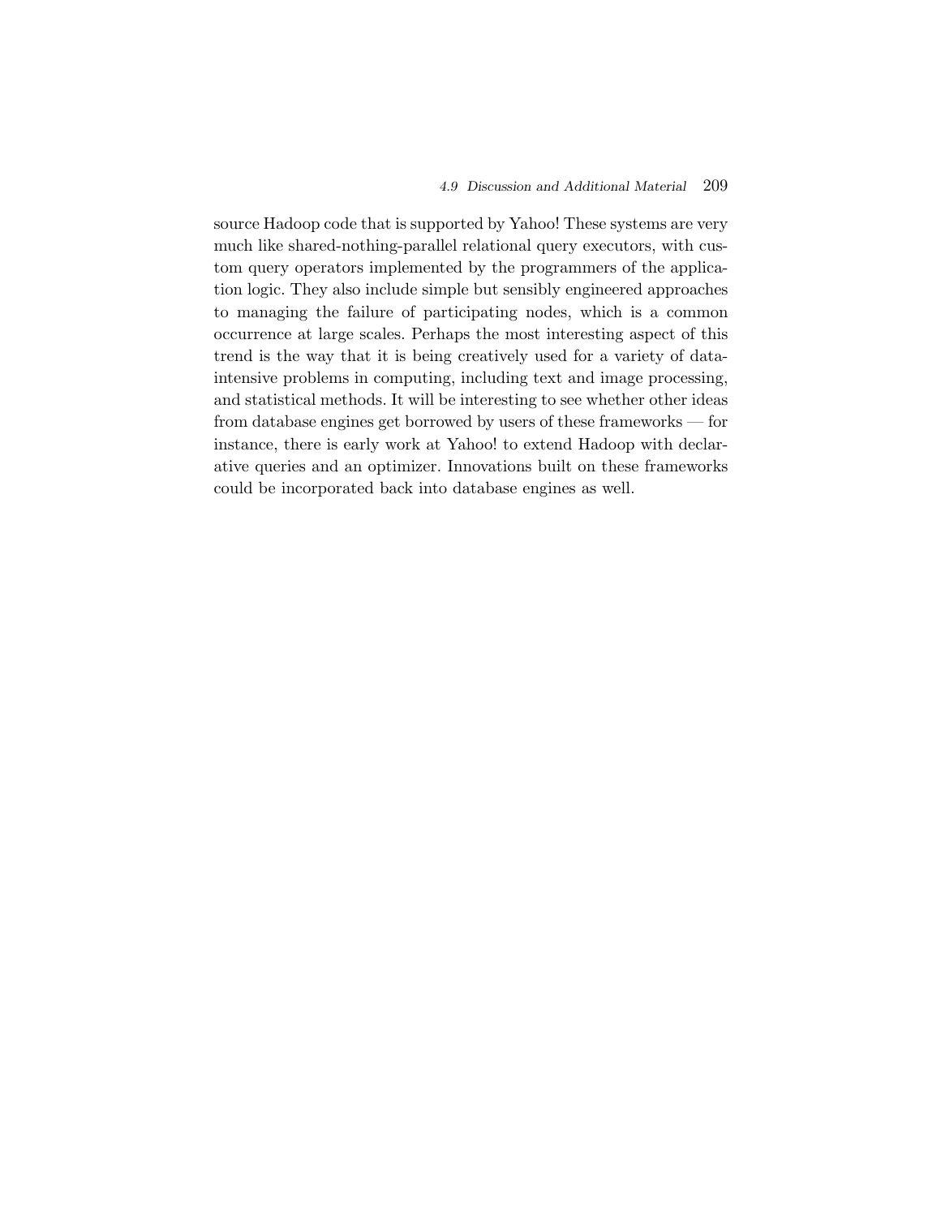source Hadoop code that is supported by Yahoo! These systems are very much like shared-nothing-parallel relational query executors, with custom query operators implemented by the programmers of the application logic. They also include simple but sensibly engineered approaches to managing the failure of participating nodes, which is a common occurrence at large scales. Perhaps the most interesting aspect of this trend is the way that it is being creatively used for a variety of data-intensive problems in computing, including text and image processing, and statistical methods. It will be interesting to see whether other ideas from database engines get borrowed by users of these frameworks — for instance, there is early work at Yahoo! to extend Hadoop with declarative queries and an optimizer. Innovations built on these frameworks could be incorporated back into database engines as well.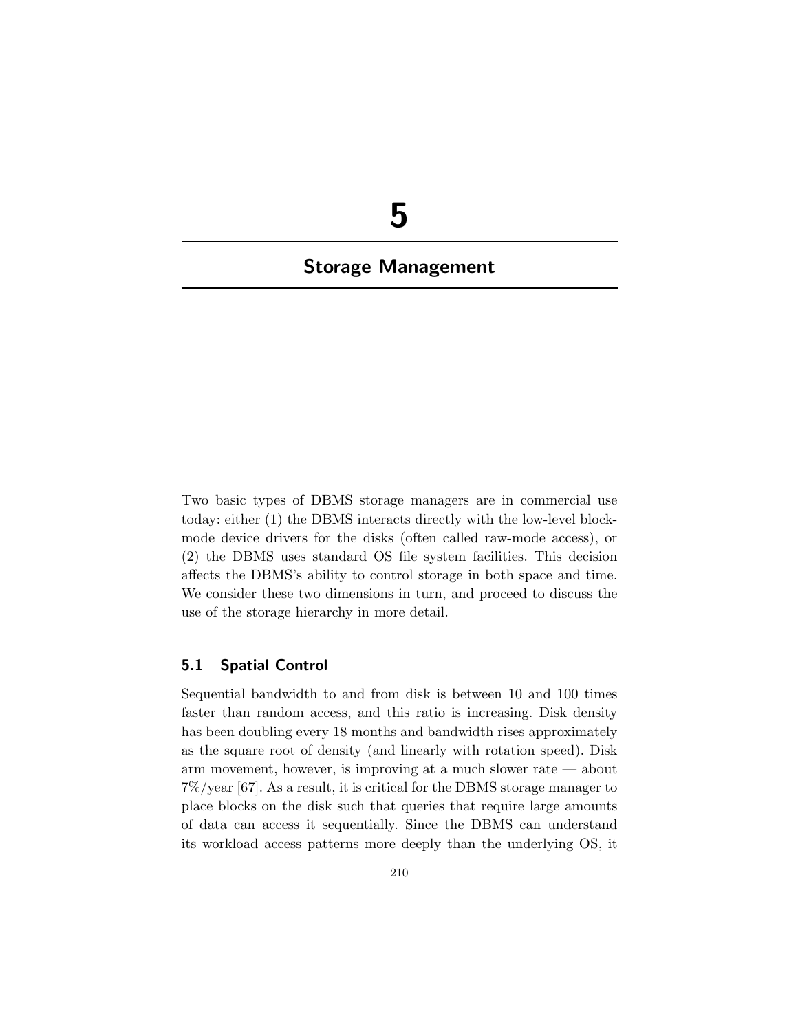# 5

# Storage Management

Two basic types of DBMS storage managers are in commercial use today: either (1) the DBMS interacts directly with the low-level block-mode device drivers for the disks (often called raw-mode access), or (2) the DBMS uses standard OS file system facilities. This decision affects the DBMS's ability to control storage in both space and time. We consider these two dimensions in turn, and proceed to discuss the use of the storage hierarchy in more detail.

## 5.1 Spatial Control

Sequential bandwidth to and from disk is between 10 and 100 times faster than random access, and this ratio is increasing. Disk density has been doubling every 18 months and bandwidth rises approximately as the square root of density (and linearly with rotation speed). Disk arm movement, however, is improving at a much slower rate — about 7%/year [67]. As a result, it is critical for the DBMS storage manager to place blocks on the disk such that queries that require large amounts of data can access it sequentially. Since the DBMS can understand its workload access patterns more deeply than the underlying OS, it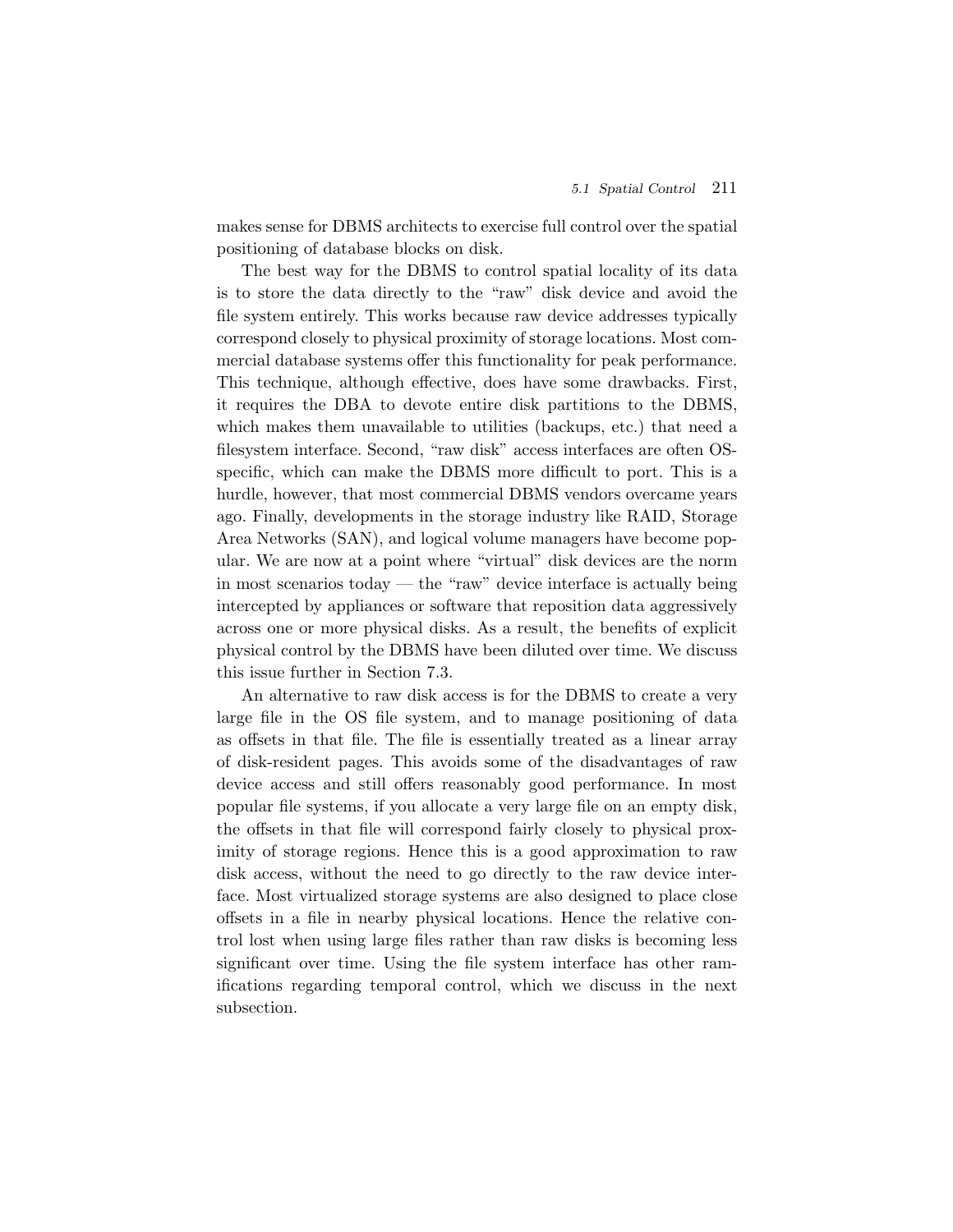makes sense for DBMS architects to exercise full control over the spatial positioning of database blocks on disk.

The best way for the DBMS to control spatial locality of its data is to store the data directly to the "raw" disk device and avoid the file system entirely. This works because raw device addresses typically correspond closely to physical proximity of storage locations. Most commercial database systems offer this functionality for peak performance. This technique, although effective, does have some drawbacks. First, it requires the DBA to devote entire disk partitions to the DBMS, which makes them unavailable to utilities (backups, etc.) that need a filesystem interface. Second, "raw disk" access interfaces are often OS-specific, which can make the DBMS more difficult to port. This is a hurdle, however, that most commercial DBMS vendors overcame years ago. Finally, developments in the storage industry like RAID, Storage Area Networks (SAN), and logical volume managers have become popular. We are now at a point where "virtual" disk devices are the norm in most scenarios today — the "raw" device interface is actually being intercepted by appliances or software that reposition data aggressively across one or more physical disks. As a result, the benefits of explicit physical control by the DBMS have been diluted over time. We discuss this issue further in Section 7.3.

An alternative to raw disk access is for the DBMS to create a very large file in the OS file system, and to manage positioning of data as offsets in that file. The file is essentially treated as a linear array of disk-resident pages. This avoids some of the disadvantages of raw device access and still offers reasonably good performance. In most popular file systems, if you allocate a very large file on an empty disk, the offsets in that file will correspond fairly closely to physical proximity of storage regions. Hence this is a good approximation to raw disk access, without the need to go directly to the raw device interface. Most virtualized storage systems are also designed to place close offsets in a file in nearby physical locations. Hence the relative control lost when using large files rather than raw disks is becoming less significant over time. Using the file system interface has other ramifications regarding temporal control, which we discuss in the next subsection.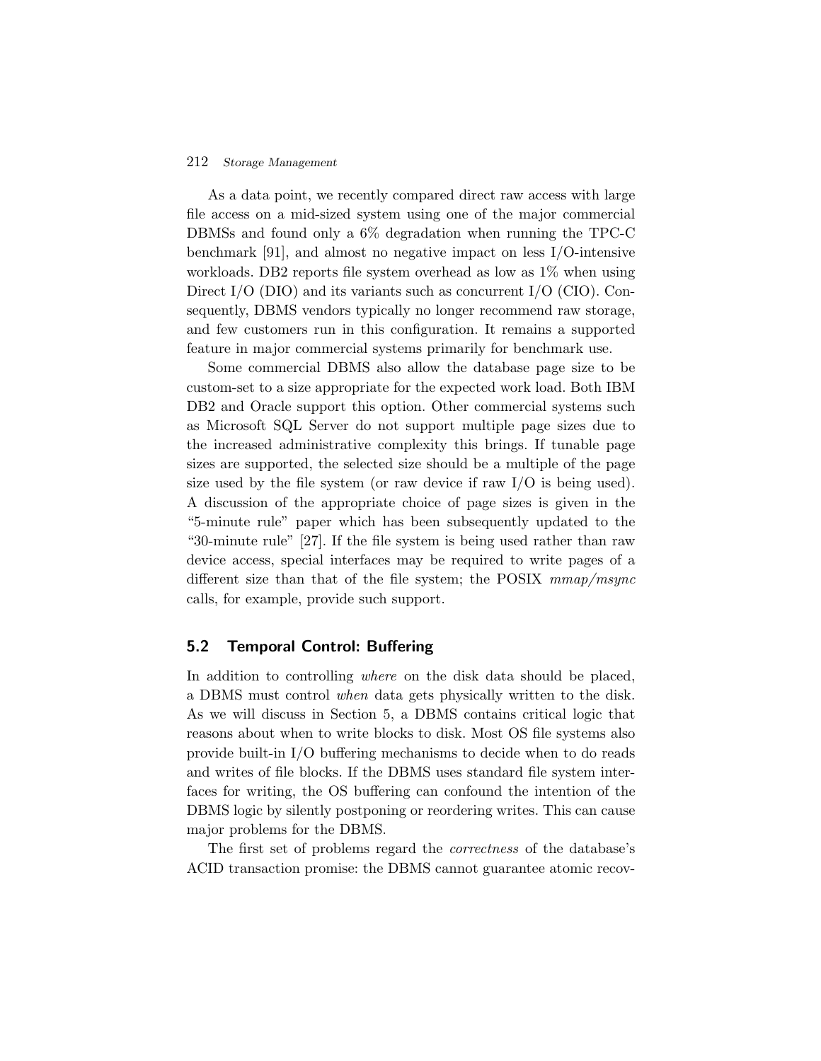As a data point, we recently compared direct raw access with large file access on a mid-sized system using one of the major commercial DBMSs and found only a 6% degradation when running the TPC-C benchmark [91], and almost no negative impact on less I/O-intensive workloads. DB2 reports file system overhead as low as 1% when using Direct I/O (DIO) and its variants such as concurrent I/O (CIO). Consequently, DBMS vendors typically no longer recommend raw storage, and few customers run in this configuration. It remains a supported feature in major commercial systems primarily for benchmark use.

Some commercial DBMS also allow the database page size to be custom-set to a size appropriate for the expected work load. Both IBM DB2 and Oracle support this option. Other commercial systems such as Microsoft SQL Server do not support multiple page sizes due to the increased administrative complexity this brings. If tunable page sizes are supported, the selected size should be a multiple of the page size used by the file system (or raw device if raw I/O is being used). A discussion of the appropriate choice of page sizes is given in the "5-minute rule" paper which has been subsequently updated to the "30-minute rule" [27]. If the file system is being used rather than raw device access, special interfaces may be required to write pages of a different size than that of the file system; the POSIX *mmap/msync* calls, for example, provide such support.

## 5.2 Temporal Control: Buffering

In addition to controlling *where* on the disk data should be placed, a DBMS must control *when* data gets physically written to the disk. As we will discuss in Section 5, a DBMS contains critical logic that reasons about when to write blocks to disk. Most OS file systems also provide built-in I/O buffering mechanisms to decide when to do reads and writes of file blocks. If the DBMS uses standard file system interfaces for writing, the OS buffering can confound the intention of the DBMS logic by silently postponing or reordering writes. This can cause major problems for the DBMS.

The first set of problems regard the *correctness* of the database's ACID transaction promise: the DBMS cannot guarantee atomic recov-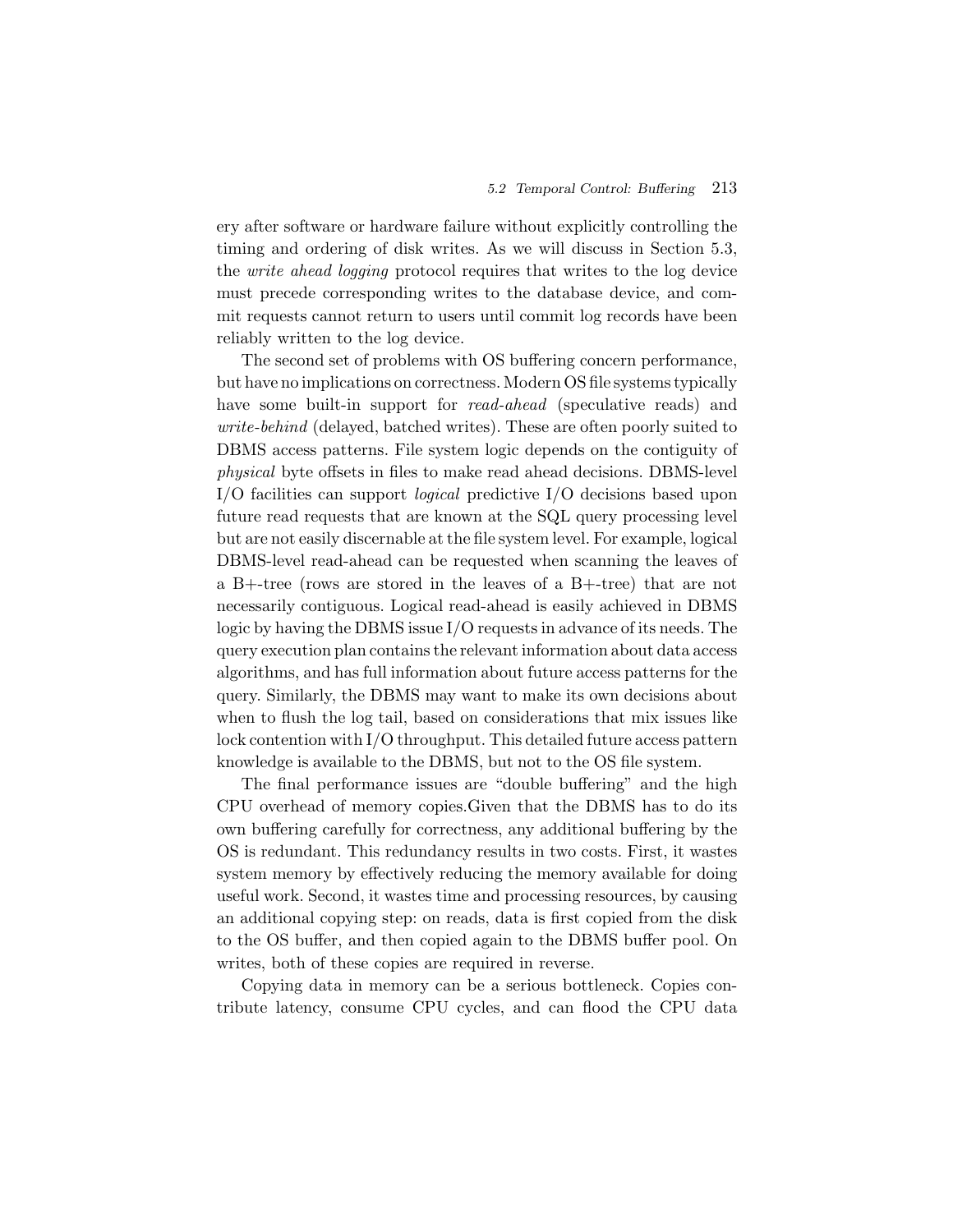ery after software or hardware failure without explicitly controlling the timing and ordering of disk writes. As we will discuss in Section 5.3, the *write ahead logging* protocol requires that writes to the log device must precede corresponding writes to the database device, and commit requests cannot return to users until commit log records have been reliably written to the log device.

The second set of problems with OS buffering concern performance, but have no implications on correctness. Modern OS file systems typically have some built-in support for *read-ahead* (speculative reads) and *write-behind* (delayed, batched writes). These are often poorly suited to DBMS access patterns. File system logic depends on the contiguity of *physical* byte offsets in files to make read ahead decisions. DBMS-level I/O facilities can support *logical* predictive I/O decisions based upon future read requests that are known at the SQL query processing level but are not easily discernable at the file system level. For example, logical DBMS-level read-ahead can be requested when scanning the leaves of a B+-tree (rows are stored in the leaves of a B+-tree) that are not necessarily contiguous. Logical read-ahead is easily achieved in DBMS logic by having the DBMS issue I/O requests in advance of its needs. The query execution plan contains the relevant information about data access algorithms, and has full information about future access patterns for the query. Similarly, the DBMS may want to make its own decisions about when to flush the log tail, based on considerations that mix issues like lock contention with I/O throughput. This detailed future access pattern knowledge is available to the DBMS, but not to the OS file system.

The final performance issues are "double buffering" and the high CPU overhead of memory copies.Given that the DBMS has to do its own buffering carefully for correctness, any additional buffering by the OS is redundant. This redundancy results in two costs. First, it wastes system memory by effectively reducing the memory available for doing useful work. Second, it wastes time and processing resources, by causing an additional copying step: on reads, data is first copied from the disk to the OS buffer, and then copied again to the DBMS buffer pool. On writes, both of these copies are required in reverse.

Copying data in memory can be a serious bottleneck. Copies contribute latency, consume CPU cycles, and can flood the CPU data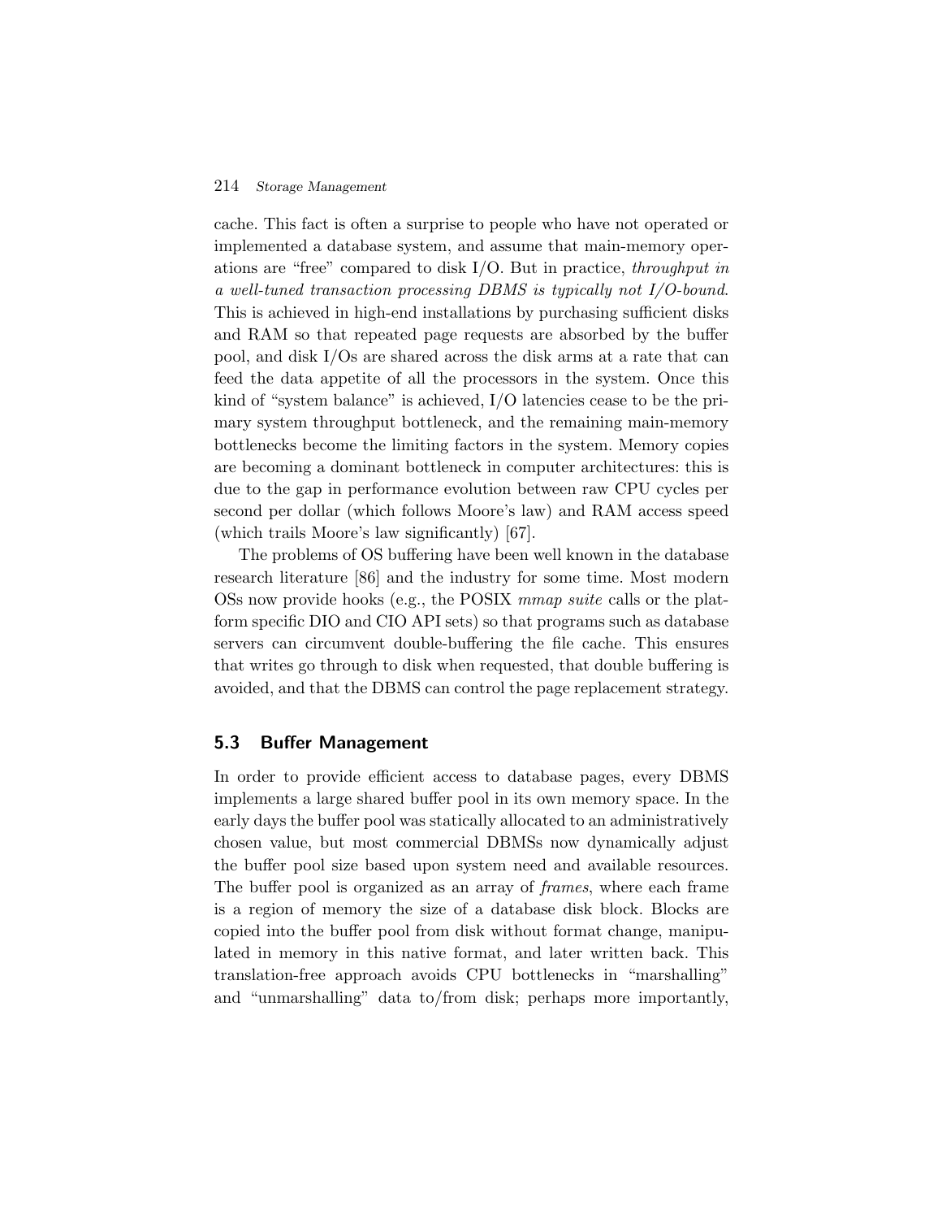cache. This fact is often a surprise to people who have not operated or implemented a database system, and assume that main-memory operations are "free" compared to disk I/O. But in practice, *throughput in a well-tuned transaction processing DBMS is typically not I/O-bound*. This is achieved in high-end installations by purchasing sufficient disks and RAM so that repeated page requests are absorbed by the buffer pool, and disk I/Os are shared across the disk arms at a rate that can feed the data appetite of all the processors in the system. Once this kind of "system balance" is achieved, I/O latencies cease to be the primary system throughput bottleneck, and the remaining main-memory bottlenecks become the limiting factors in the system. Memory copies are becoming a dominant bottleneck in computer architectures: this is due to the gap in performance evolution between raw CPU cycles per second per dollar (which follows Moore's law) and RAM access speed (which trails Moore's law significantly) [67].

The problems of OS buffering have been well known in the database research literature [86] and the industry for some time. Most modern OSs now provide hooks (e.g., the POSIX *mmap suite* calls or the platform specific DIO and CIO API sets) so that programs such as database servers can circumvent double-buffering the file cache. This ensures that writes go through to disk when requested, that double buffering is avoided, and that the DBMS can control the page replacement strategy.

## 5.3 Buffer Management

In order to provide efficient access to database pages, every DBMS implements a large shared buffer pool in its own memory space. In the early days the buffer pool was statically allocated to an administratively chosen value, but most commercial DBMSs now dynamically adjust the buffer pool size based upon system need and available resources. The buffer pool is organized as an array of *frames*, where each frame is a region of memory the size of a database disk block. Blocks are copied into the buffer pool from disk without format change, manipulated in memory in this native format, and later written back. This translation-free approach avoids CPU bottlenecks in "marshalling" and "unmarshalling" data to/from disk; perhaps more importantly,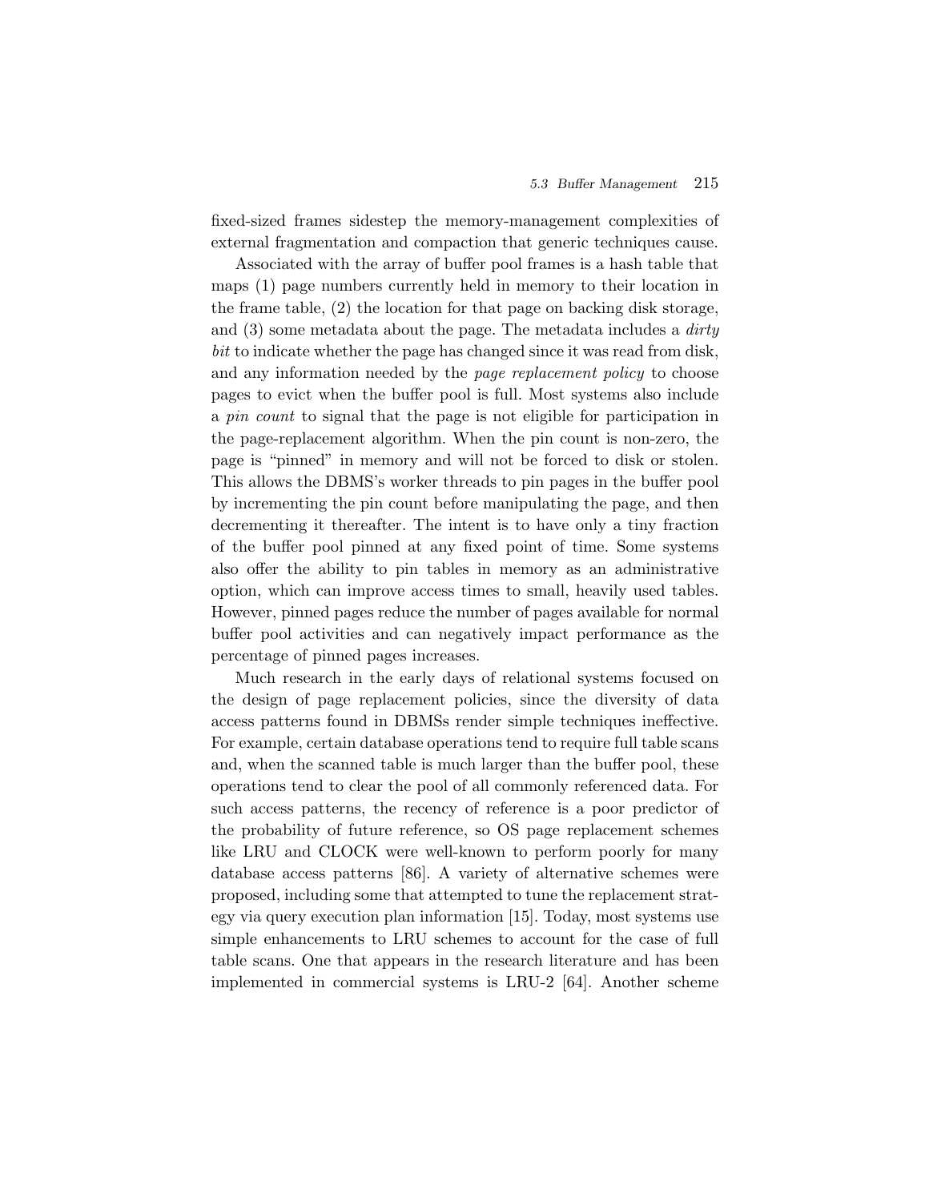fixed-sized frames sidestep the memory-management complexities of external fragmentation and compaction that generic techniques cause.

Associated with the array of buffer pool frames is a hash table that maps (1) page numbers currently held in memory to their location in the frame table, (2) the location for that page on backing disk storage, and (3) some metadata about the page. The metadata includes a *dirty bit* to indicate whether the page has changed since it was read from disk, and any information needed by the *page replacement policy* to choose pages to evict when the buffer pool is full. Most systems also include a *pin count* to signal that the page is not eligible for participation in the page-replacement algorithm. When the pin count is non-zero, the page is "pinned" in memory and will not be forced to disk or stolen. This allows the DBMS's worker threads to pin pages in the buffer pool by incrementing the pin count before manipulating the page, and then decrementing it thereafter. The intent is to have only a tiny fraction of the buffer pool pinned at any fixed point of time. Some systems also offer the ability to pin tables in memory as an administrative option, which can improve access times to small, heavily used tables. However, pinned pages reduce the number of pages available for normal buffer pool activities and can negatively impact performance as the percentage of pinned pages increases.

Much research in the early days of relational systems focused on the design of page replacement policies, since the diversity of data access patterns found in DBMSs render simple techniques ineffective. For example, certain database operations tend to require full table scans and, when the scanned table is much larger than the buffer pool, these operations tend to clear the pool of all commonly referenced data. For such access patterns, the recency of reference is a poor predictor of the probability of future reference, so OS page replacement schemes like LRU and CLOCK were well-known to perform poorly for many database access patterns [86]. A variety of alternative schemes were proposed, including some that attempted to tune the replacement strategy via query execution plan information [15]. Today, most systems use simple enhancements to LRU schemes to account for the case of full table scans. One that appears in the research literature and has been implemented in commercial systems is LRU-2 [64]. Another scheme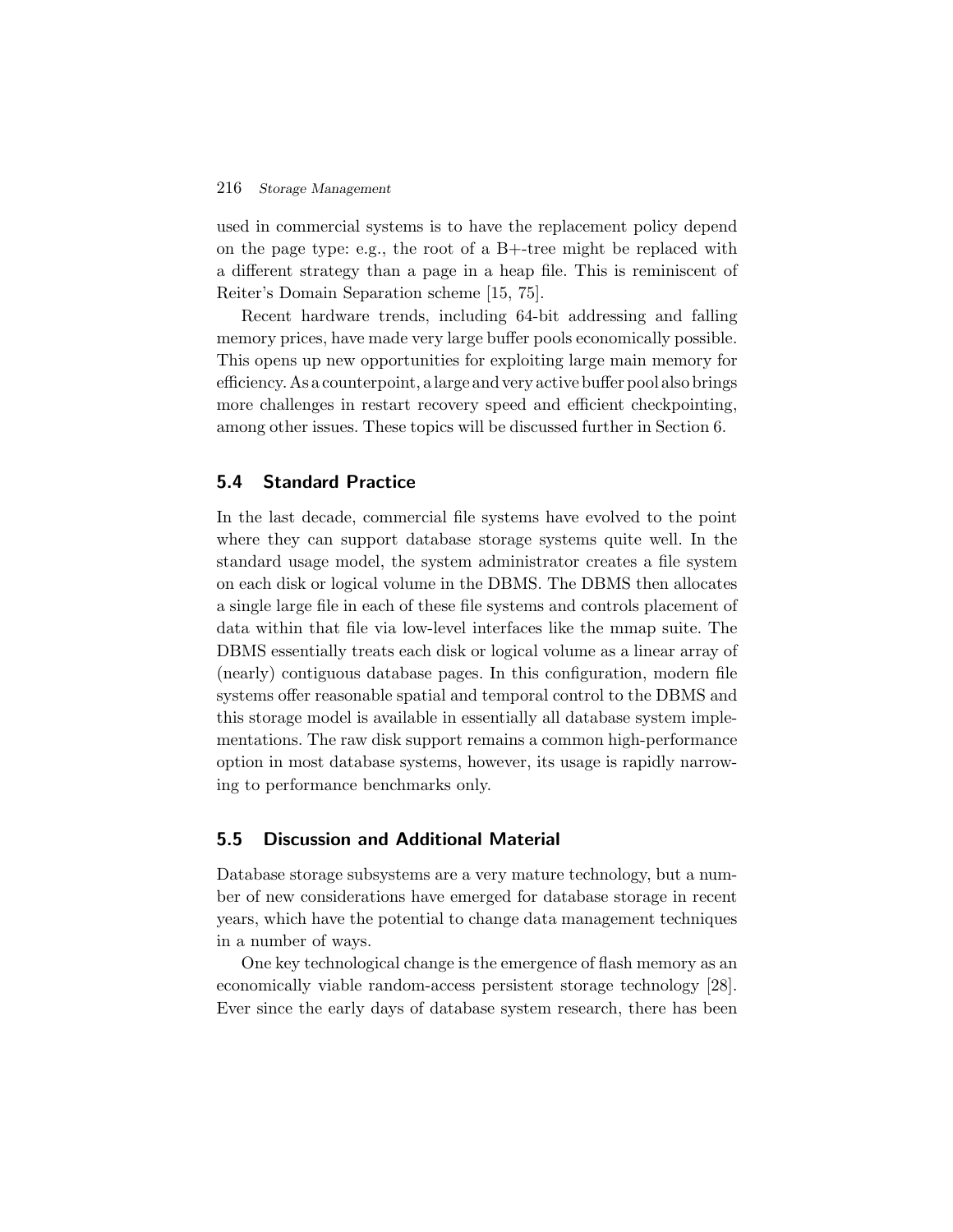used in commercial systems is to have the replacement policy depend on the page type: e.g., the root of a B+-tree might be replaced with a different strategy than a page in a heap file. This is reminiscent of Reiter's Domain Separation scheme [15, 75].

Recent hardware trends, including 64-bit addressing and falling memory prices, have made very large buffer pools economically possible. This opens up new opportunities for exploiting large main memory for efficiency. As a counterpoint, a large and very active buffer pool also brings more challenges in restart recovery speed and efficient checkpointing, among other issues. These topics will be discussed further in Section 6.

## 5.4 Standard Practice

In the last decade, commercial file systems have evolved to the point where they can support database storage systems quite well. In the standard usage model, the system administrator creates a file system on each disk or logical volume in the DBMS. The DBMS then allocates a single large file in each of these file systems and controls placement of data within that file via low-level interfaces like the mmap suite. The DBMS essentially treats each disk or logical volume as a linear array of (nearly) contiguous database pages. In this configuration, modern file systems offer reasonable spatial and temporal control to the DBMS and this storage model is available in essentially all database system implementations. The raw disk support remains a common high-performance option in most database systems, however, its usage is rapidly narrowing to performance benchmarks only.

## 5.5 Discussion and Additional Material

Database storage subsystems are a very mature technology, but a number of new considerations have emerged for database storage in recent years, which have the potential to change data management techniques in a number of ways.

One key technological change is the emergence of flash memory as an economically viable random-access persistent storage technology [28]. Ever since the early days of database system research, there has been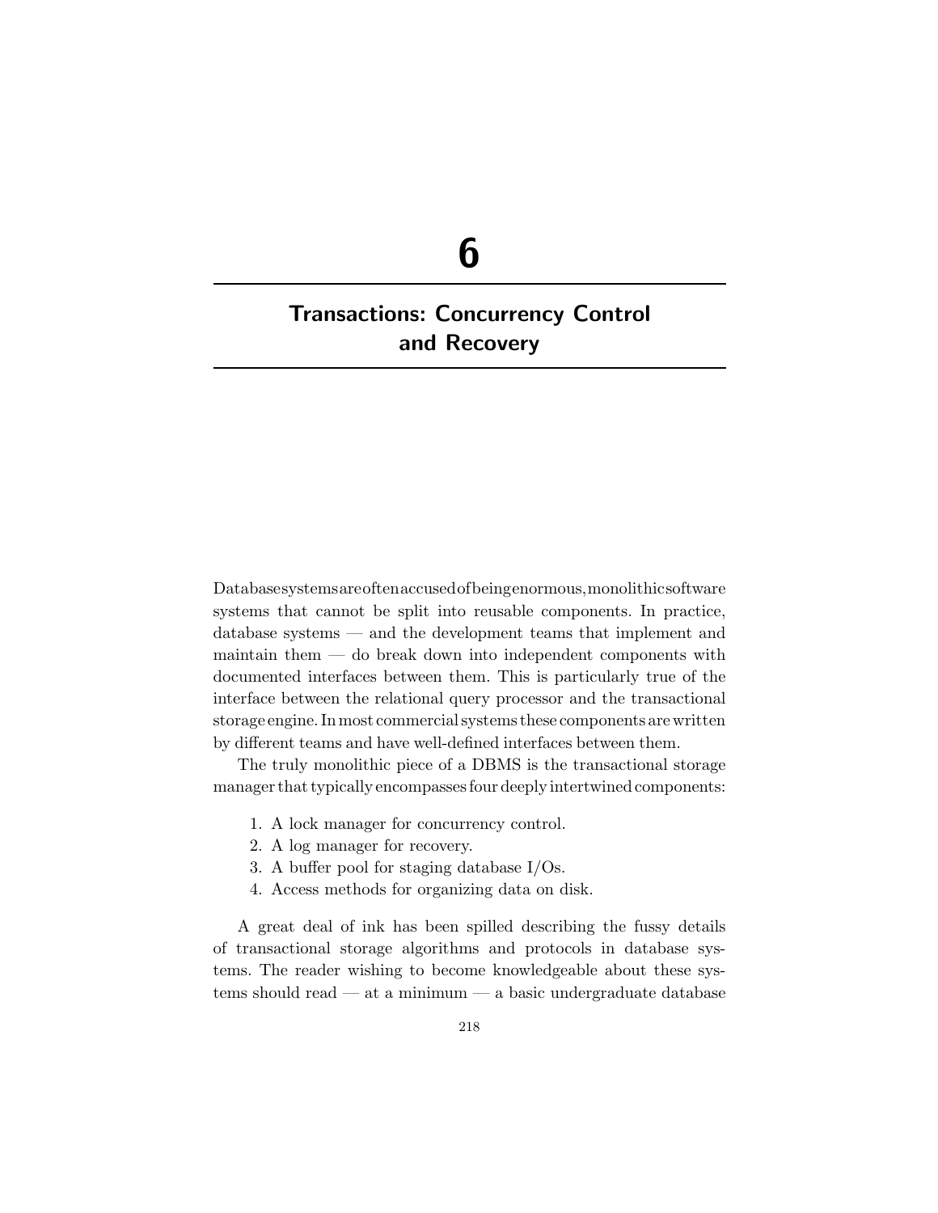# 6

# Transactions: Concurrency Control and Recovery

Database systems are often accused of being enormous, monolithic software systems that cannot be split into reusable components. In practice, database systems — and the development teams that implement and maintain them — do break down into independent components with documented interfaces between them. This is particularly true of the interface between the relational query processor and the transactional storage engine. In most commercial systems these components are written by different teams and have well-defined interfaces between them.

The truly monolithic piece of a DBMS is the transactional storage manager that typically encompasses four deeply intertwined components:

1. A lock manager for concurrency control.
2. A log manager for recovery.
3. A buffer pool for staging database I/Os.
4. Access methods for organizing data on disk.

A great deal of ink has been spilled describing the fussy details of transactional storage algorithms and protocols in database systems. The reader wishing to become knowledgeable about these systems should read — at a minimum — a basic undergraduate database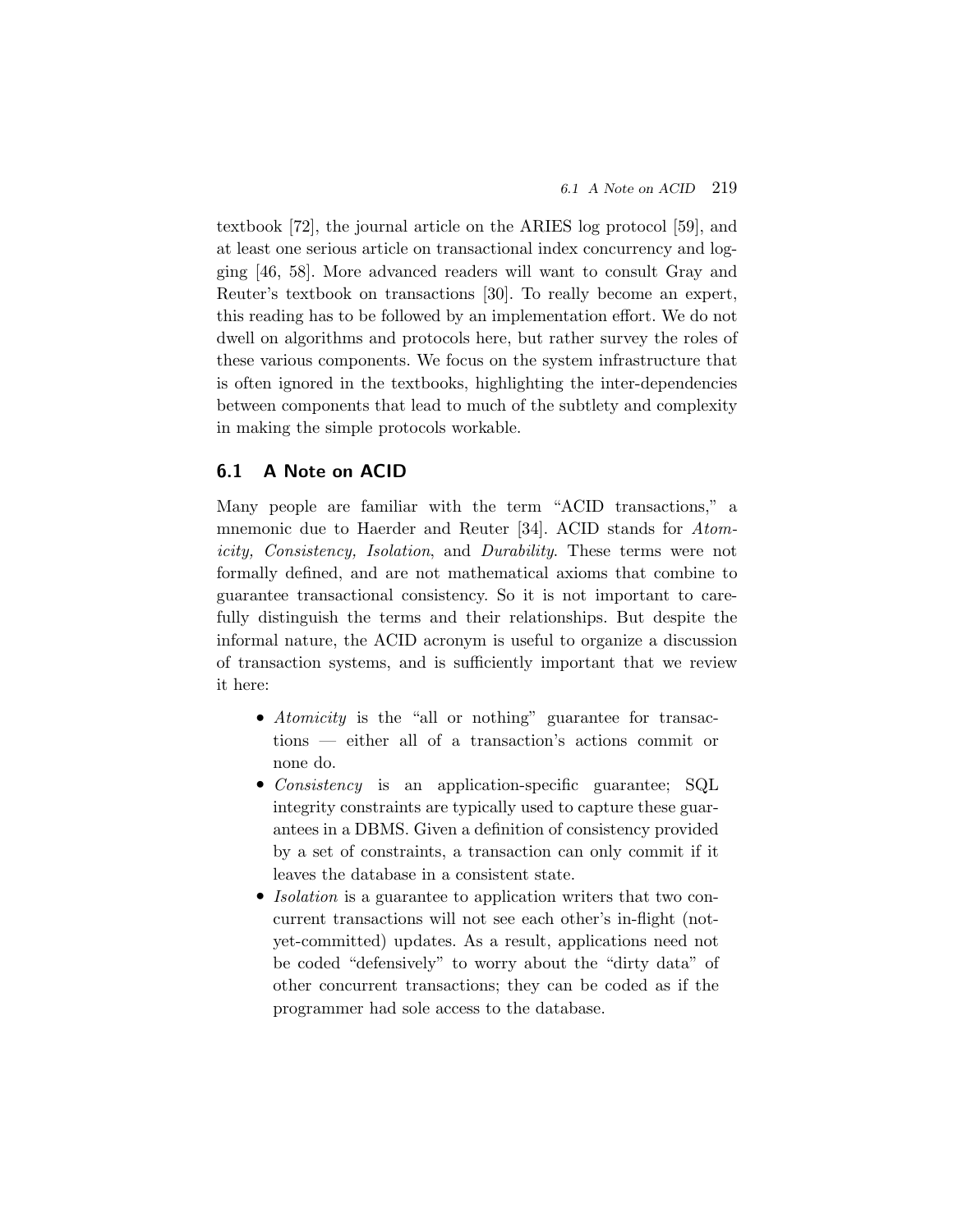textbook [72], the journal article on the ARIES log protocol [59], and at least one serious article on transactional index concurrency and logging [46, 58]. More advanced readers will want to consult Gray and Reuter's textbook on transactions [30]. To really become an expert, this reading has to be followed by an implementation effort. We do not dwell on algorithms and protocols here, but rather survey the roles of these various components. We focus on the system infrastructure that is often ignored in the textbooks, highlighting the inter-dependencies between components that lead to much of the subtlety and complexity in making the simple protocols workable.

## 6.1 A Note on ACID

Many people are familiar with the term "ACID transactions," a mnemonic due to Haerder and Reuter [34]. ACID stands for *Atomicity, Consistency, Isolation*, and *Durability*. These terms were not formally defined, and are not mathematical axioms that combine to guarantee transactional consistency. So it is not important to carefully distinguish the terms and their relationships. But despite the informal nature, the ACID acronym is useful to organize a discussion of transaction systems, and is sufficiently important that we review it here:

- *Atomicity* is the "all or nothing" guarantee for transactions — either all of a transaction's actions commit or none do.
- *Consistency* is an application-specific guarantee; SQL integrity constraints are typically used to capture these guarantees in a DBMS. Given a definition of consistency provided by a set of constraints, a transaction can only commit if it leaves the database in a consistent state.
- *Isolation* is a guarantee to application writers that two concurrent transactions will not see each other's in-flight (not-yet-committed) updates. As a result, applications need not be coded "defensively" to worry about the "dirty data" of other concurrent transactions; they can be coded as if the programmer had sole access to the database.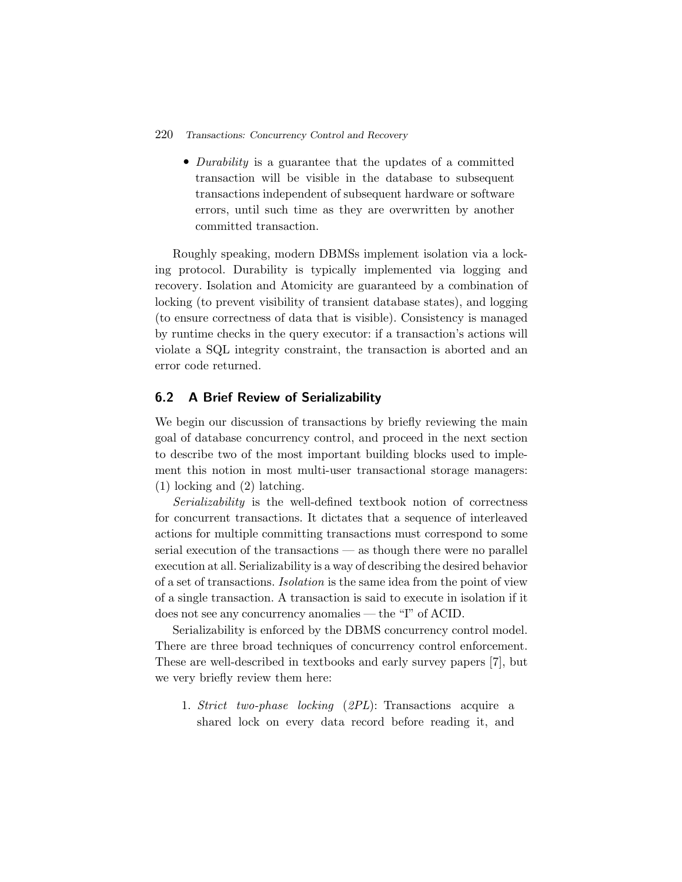- *Durability* is a guarantee that the updates of a committed transaction will be visible in the database to subsequent transactions independent of subsequent hardware or software errors, until such time as they are overwritten by another committed transaction.

Roughly speaking, modern DBMSs implement isolation via a locking protocol. Durability is typically implemented via logging and recovery. Isolation and Atomicity are guaranteed by a combination of locking (to prevent visibility of transient database states), and logging (to ensure correctness of data that is visible). Consistency is managed by runtime checks in the query executor: if a transaction's actions will violate a SQL integrity constraint, the transaction is aborted and an error code returned.

## 6.2 A Brief Review of Serializability

We begin our discussion of transactions by briefly reviewing the main goal of database concurrency control, and proceed in the next section to describe two of the most important building blocks used to implement this notion in most multi-user transactional storage managers: (1) locking and (2) latching.

*Serializability* is the well-defined textbook notion of correctness for concurrent transactions. It dictates that a sequence of interleaved actions for multiple committing transactions must correspond to some serial execution of the transactions — as though there were no parallel execution at all. Serializability is a way of describing the desired behavior of a set of transactions. *Isolation* is the same idea from the point of view of a single transaction. A transaction is said to execute in isolation if it does not see any concurrency anomalies — the "I" of ACID.

Serializability is enforced by the DBMS concurrency control model. There are three broad techniques of concurrency control enforcement. These are well-described in textbooks and early survey papers [7], but we very briefly review them here:

1. *Strict two-phase locking* (*2PL*): Transactions acquire a shared lock on every data record before reading it, and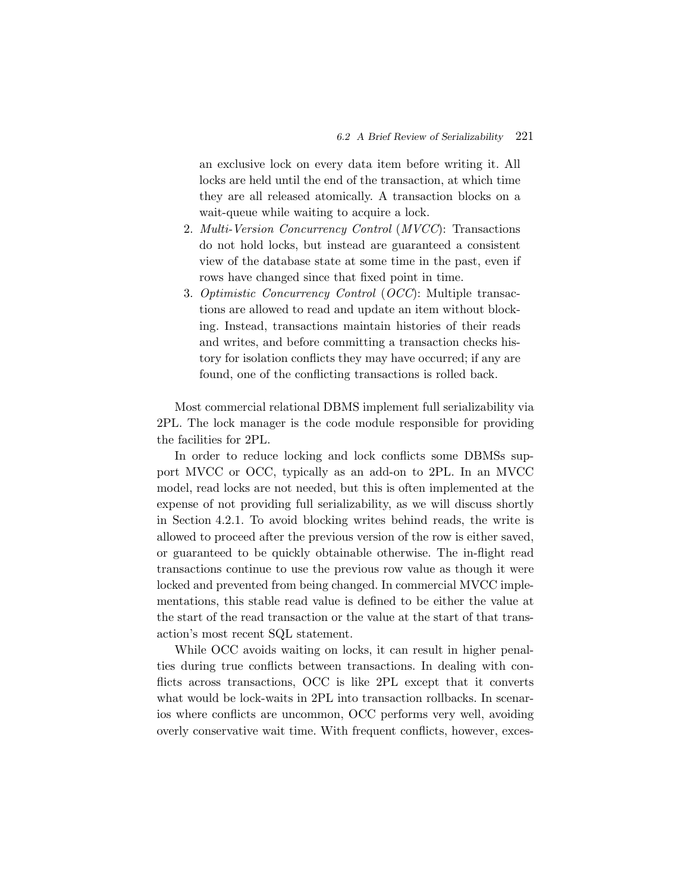an exclusive lock on every data item before writing it. All locks are held until the end of the transaction, at which time they are all released atomically. A transaction blocks on a wait-queue while waiting to acquire a lock.

2. *Multi-Version Concurrency Control* (*MVCC*): Transactions do not hold locks, but instead are guaranteed a consistent view of the database state at some time in the past, even if rows have changed since that fixed point in time.
3. *Optimistic Concurrency Control* (*OCC*): Multiple transactions are allowed to read and update an item without blocking. Instead, transactions maintain histories of their reads and writes, and before committing a transaction checks history for isolation conflicts they may have occurred; if any are found, one of the conflicting transactions is rolled back.

Most commercial relational DBMS implement full serializability via 2PL. The lock manager is the code module responsible for providing the facilities for 2PL.

In order to reduce locking and lock conflicts some DBMSs support MVCC or OCC, typically as an add-on to 2PL. In an MVCC model, read locks are not needed, but this is often implemented at the expense of not providing full serializability, as we will discuss shortly in Section 4.2.1. To avoid blocking writes behind reads, the write is allowed to proceed after the previous version of the row is either saved, or guaranteed to be quickly obtainable otherwise. The in-flight read transactions continue to use the previous row value as though it were locked and prevented from being changed. In commercial MVCC implementations, this stable read value is defined to be either the value at the start of the read transaction or the value at the start of that transaction's most recent SQL statement.

While OCC avoids waiting on locks, it can result in higher penalties during true conflicts between transactions. In dealing with conflicts across transactions, OCC is like 2PL except that it converts what would be lock-waits in 2PL into transaction rollbacks. In scenarios where conflicts are uncommon, OCC performs very well, avoiding overly conservative wait time. With frequent conflicts, however, exces-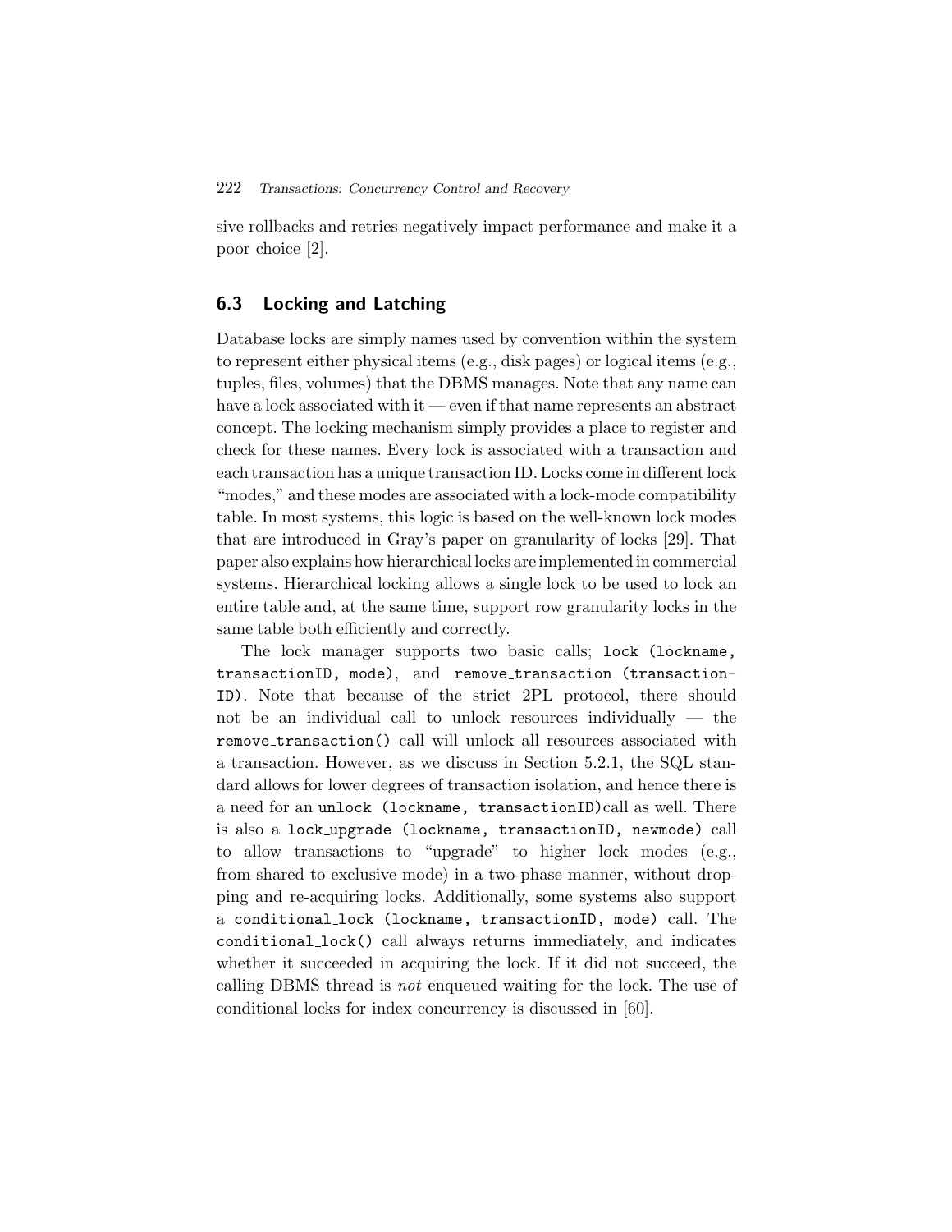sive rollbacks and retries negatively impact performance and make it a poor choice [2].

## 6.3 Locking and Latching

Database locks are simply names used by convention within the system to represent either physical items (e.g., disk pages) or logical items (e.g., tuples, files, volumes) that the DBMS manages. Note that any name can have a lock associated with it — even if that name represents an abstract concept. The locking mechanism simply provides a place to register and check for these names. Every lock is associated with a transaction and each transaction has a unique transaction ID. Locks come in different lock "modes," and these modes are associated with a lock-mode compatibility table. In most systems, this logic is based on the well-known lock modes that are introduced in Gray's paper on granularity of locks [29]. That paper also explains how hierarchical locks are implemented in commercial systems. Hierarchical locking allows a single lock to be used to lock an entire table and, at the same time, support row granularity locks in the same table both efficiently and correctly.

The lock manager supports two basic calls; `lock (lockname, transactionID, mode)`, and `remove_transaction (transactionID)`. Note that because of the strict 2PL protocol, there should not be an individual call to unlock resources individually — the `remove_transaction()` call will unlock all resources associated with a transaction. However, as we discuss in Section 5.2.1, the SQL standard allows for lower degrees of transaction isolation, and hence there is a need for an `unlock (lockname, transactionID)` call as well. There is also a `lock_upgrade (lockname, transactionID, newmode)` call to allow transactions to "upgrade" to higher lock modes (e.g., from shared to exclusive mode) in a two-phase manner, without dropping and re-acquiring locks. Additionally, some systems also support a `conditional_lock (lockname, transactionID, mode)` call. The `conditional_lock()` call always returns immediately, and indicates whether it succeeded in acquiring the lock. If it did not succeed, the calling DBMS thread is *not* enqueued waiting for the lock. The use of conditional locks for index concurrency is discussed in [60].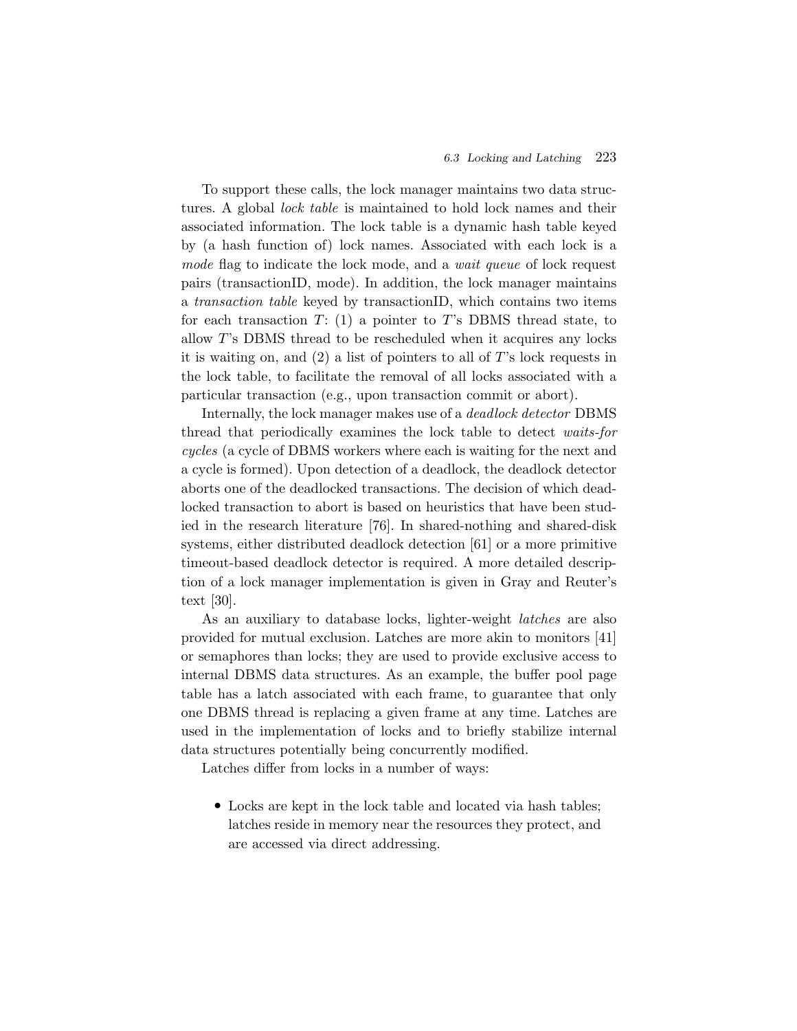To support these calls, the lock manager maintains two data structures. A global *lock table* is maintained to hold lock names and their associated information. The lock table is a dynamic hash table keyed by (a hash function of) lock names. Associated with each lock is a *mode* flag to indicate the lock mode, and a *wait queue* of lock request pairs (transactionID, mode). In addition, the lock manager maintains a *transaction table* keyed by transactionID, which contains two items for each transaction $T$: (1) a pointer to $T$'s DBMS thread state, to allow $T$'s DBMS thread to be rescheduled when it acquires any locks it is waiting on, and (2) a list of pointers to all of $T$'s lock requests in the lock table, to facilitate the removal of all locks associated with a particular transaction (e.g., upon transaction commit or abort).

Internally, the lock manager makes use of a *deadlock detector* DBMS thread that periodically examines the lock table to detect *waits-for cycles* (a cycle of DBMS workers where each is waiting for the next and a cycle is formed). Upon detection of a deadlock, the deadlock detector aborts one of the deadlocked transactions. The decision of which deadlocked transaction to abort is based on heuristics that have been studied in the research literature [76]. In shared-nothing and shared-disk systems, either distributed deadlock detection [61] or a more primitive timeout-based deadlock detector is required. A more detailed description of a lock manager implementation is given in Gray and Reuter's text [30].

As an auxiliary to database locks, lighter-weight *latches* are also provided for mutual exclusion. Latches are more akin to monitors [41] or semaphores than locks; they are used to provide exclusive access to internal DBMS data structures. As an example, the buffer pool page table has a latch associated with each frame, to guarantee that only one DBMS thread is replacing a given frame at any time. Latches are used in the implementation of locks and to briefly stabilize internal data structures potentially being concurrently modified.

Latches differ from locks in a number of ways:

- Locks are kept in the lock table and located via hash tables; latches reside in memory near the resources they protect, and are accessed via direct addressing.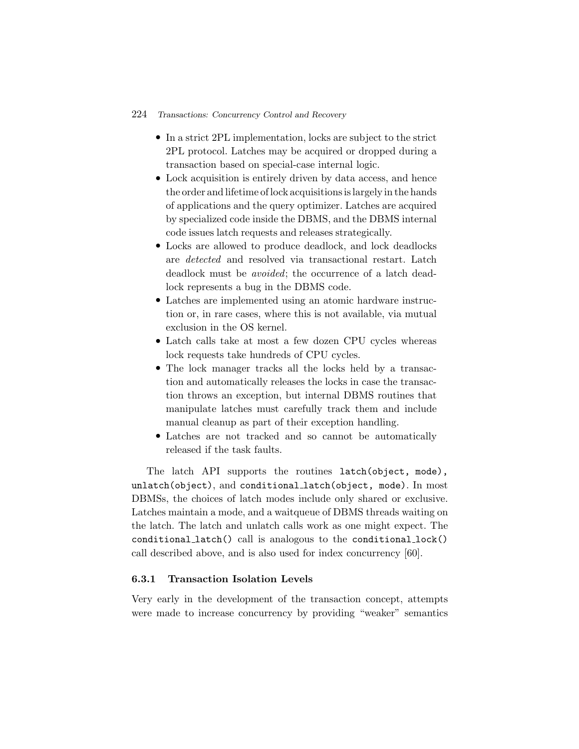- In a strict 2PL implementation, locks are subject to the strict 2PL protocol. Latches may be acquired or dropped during a transaction based on special-case internal logic.
- Lock acquisition is entirely driven by data access, and hence the order and lifetime of lock acquisitions is largely in the hands of applications and the query optimizer. Latches are acquired by specialized code inside the DBMS, and the DBMS internal code issues latch requests and releases strategically.
- Locks are allowed to produce deadlock, and lock deadlocks are *detected* and resolved via transactional restart. Latch deadlock must be *avoided*; the occurrence of a latch deadlock represents a bug in the DBMS code.
- Latches are implemented using an atomic hardware instruction or, in rare cases, where this is not available, via mutual exclusion in the OS kernel.
- Latch calls take at most a few dozen CPU cycles whereas lock requests take hundreds of CPU cycles.
- The lock manager tracks all the locks held by a transaction and automatically releases the locks in case the transaction throws an exception, but internal DBMS routines that manipulate latches must carefully track them and include manual cleanup as part of their exception handling.
- Latches are not tracked and so cannot be automatically released if the task faults.

The latch API supports the routines `latch(object, mode)`, `unlatch(object)`, and `conditional_latch(object, mode)`. In most DBMSs, the choices of latch modes include only shared or exclusive. Latches maintain a mode, and a waitqueue of DBMS threads waiting on the latch. The latch and unlatch calls work as one might expect. The `conditional_latch()` call is analogous to the `conditional_lock()` call described above, and is also used for index concurrency [60].

### 6.3.1 Transaction Isolation Levels

Very early in the development of the transaction concept, attempts were made to increase concurrency by providing "weaker" semantics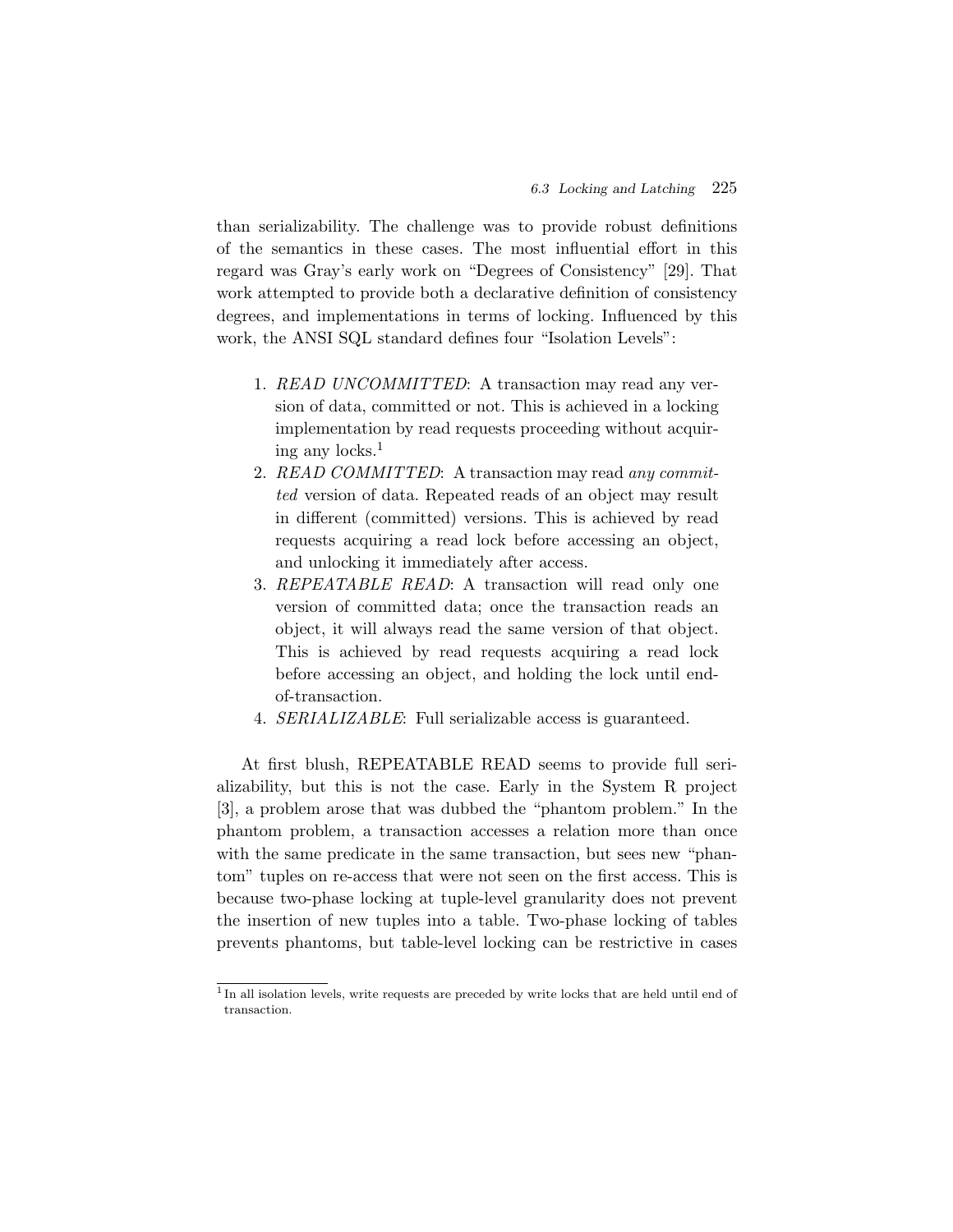than serializability. The challenge was to provide robust definitions of the semantics in these cases. The most influential effort in this regard was Gray's early work on "Degrees of Consistency" [29]. That work attempted to provide both a declarative definition of consistency degrees, and implementations in terms of locking. Influenced by this work, the ANSI SQL standard defines four "Isolation Levels":

1. *READ UNCOMMITTED*: A transaction may read any version of data, committed or not. This is achieved in a locking implementation by read requests proceeding without acquiring any locks.[1]
2. *READ COMMITTED*: A transaction may read *any committed* version of data. Repeated reads of an object may result in different (committed) versions. This is achieved by read requests acquiring a read lock before accessing an object, and unlocking it immediately after access.
3. *REPEATABLE READ*: A transaction will read only one version of committed data; once the transaction reads an object, it will always read the same version of that object. This is achieved by read requests acquiring a read lock before accessing an object, and holding the lock until end-of-transaction.
4. *SERIALIZABLE*: Full serializable access is guaranteed.

At first blush, REPEATABLE READ seems to provide full serializability, but this is not the case. Early in the System R project [3], a problem arose that was dubbed the "phantom problem." In the phantom problem, a transaction accesses a relation more than once with the same predicate in the same transaction, but sees new "phantom" tuples on re-access that were not seen on the first access. This is because two-phase locking at tuple-level granularity does not prevent the insertion of new tuples into a table. Two-phase locking of tables prevents phantoms, but table-level locking can be restrictive in cases

[1] In all isolation levels, write requests are preceded by write locks that are held until end of transaction.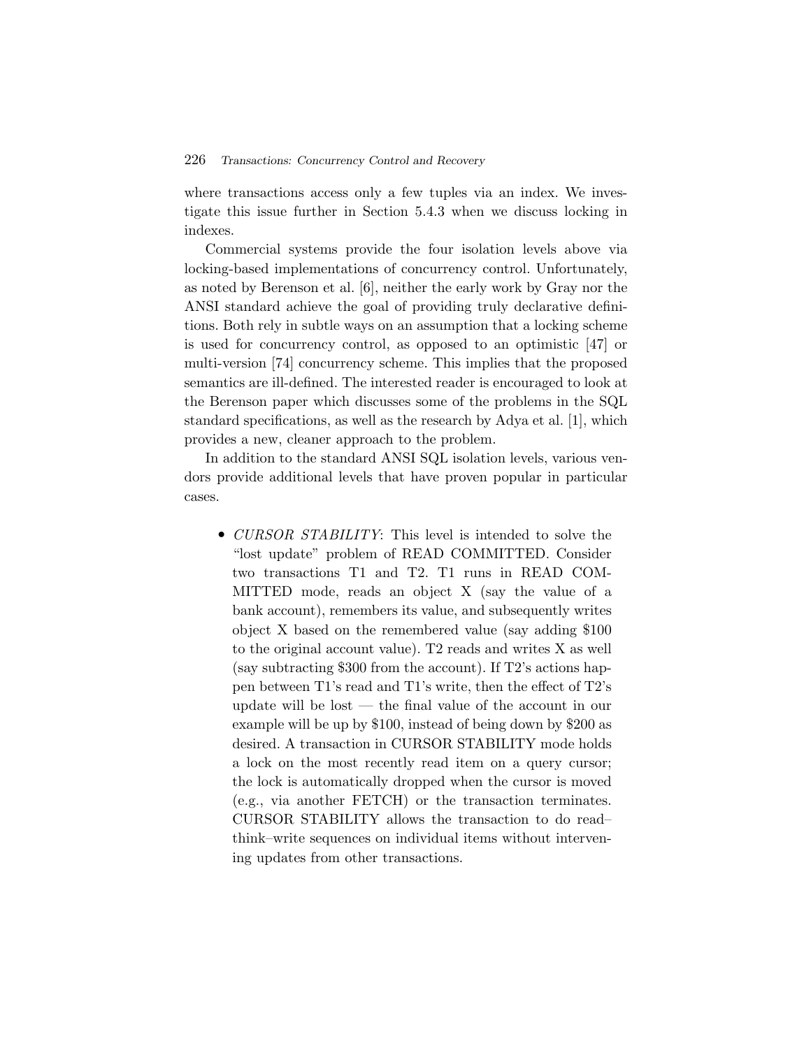where transactions access only a few tuples via an index. We investigate this issue further in Section 5.4.3 when we discuss locking in indexes.

Commercial systems provide the four isolation levels above via locking-based implementations of concurrency control. Unfortunately, as noted by Berenson et al. [6], neither the early work by Gray nor the ANSI standard achieve the goal of providing truly declarative definitions. Both rely in subtle ways on an assumption that a locking scheme is used for concurrency control, as opposed to an optimistic [47] or multi-version [74] concurrency scheme. This implies that the proposed semantics are ill-defined. The interested reader is encouraged to look at the Berenson paper which discusses some of the problems in the SQL standard specifications, as well as the research by Adya et al. [1], which provides a new, cleaner approach to the problem.

In addition to the standard ANSI SQL isolation levels, various vendors provide additional levels that have proven popular in particular cases.

- *CURSOR STABILITY*: This level is intended to solve the "lost update" problem of READ COMMITTED. Consider two transactions T1 and T2. T1 runs in READ COMMITTED mode, reads an object X (say the value of a bank account), remembers its value, and subsequently writes object X based on the remembered value (say adding $100 to the original account value). T2 reads and writes X as well (say subtracting $300 from the account). If T2's actions happen between T1's read and T1's write, then the effect of T2's update will be lost — the final value of the account in our example will be up by $100, instead of being down by $200 as desired. A transaction in CURSOR STABILITY mode holds a lock on the most recently read item on a query cursor; the lock is automatically dropped when the cursor is moved (e.g., via another FETCH) or the transaction terminates. CURSOR STABILITY allows the transaction to do read–think–write sequences on individual items without intervening updates from other transactions.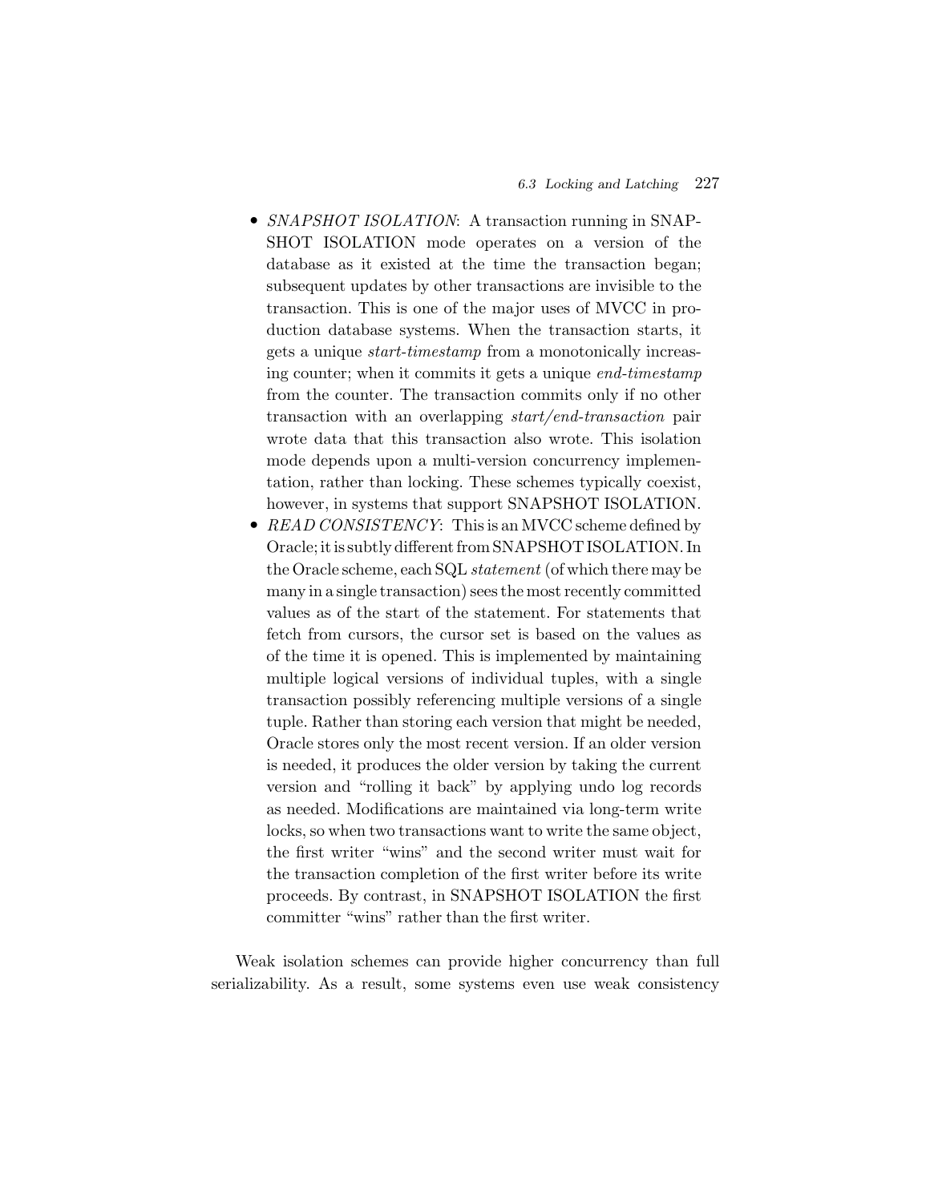- *SNAPSHOT ISOLATION*: A transaction running in SNAPSHOT ISOLATION mode operates on a version of the database as it existed at the time the transaction began; subsequent updates by other transactions are invisible to the transaction. This is one of the major uses of MVCC in production database systems. When the transaction starts, it gets a unique *start-timestamp* from a monotonically increasing counter; when it commits it gets a unique *end-timestamp* from the counter. The transaction commits only if no other transaction with an overlapping *start/end-transaction* pair wrote data that this transaction also wrote. This isolation mode depends upon a multi-version concurrency implementation, rather than locking. These schemes typically coexist, however, in systems that support SNAPSHOT ISOLATION.
- *READ CONSISTENCY*: This is an MVCC scheme defined by Oracle; it is subtly different from SNAPSHOT ISOLATION. In the Oracle scheme, each SQL *statement* (of which there may be many in a single transaction) sees the most recently committed values as of the start of the statement. For statements that fetch from cursors, the cursor set is based on the values as of the time it is opened. This is implemented by maintaining multiple logical versions of individual tuples, with a single transaction possibly referencing multiple versions of a single tuple. Rather than storing each version that might be needed, Oracle stores only the most recent version. If an older version is needed, it produces the older version by taking the current version and "rolling it back" by applying undo log records as needed. Modifications are maintained via long-term write locks, so when two transactions want to write the same object, the first writer "wins" and the second writer must wait for the transaction completion of the first writer before its write proceeds. By contrast, in SNAPSHOT ISOLATION the first committer "wins" rather than the first writer.

Weak isolation schemes can provide higher concurrency than full serializability. As a result, some systems even use weak consistency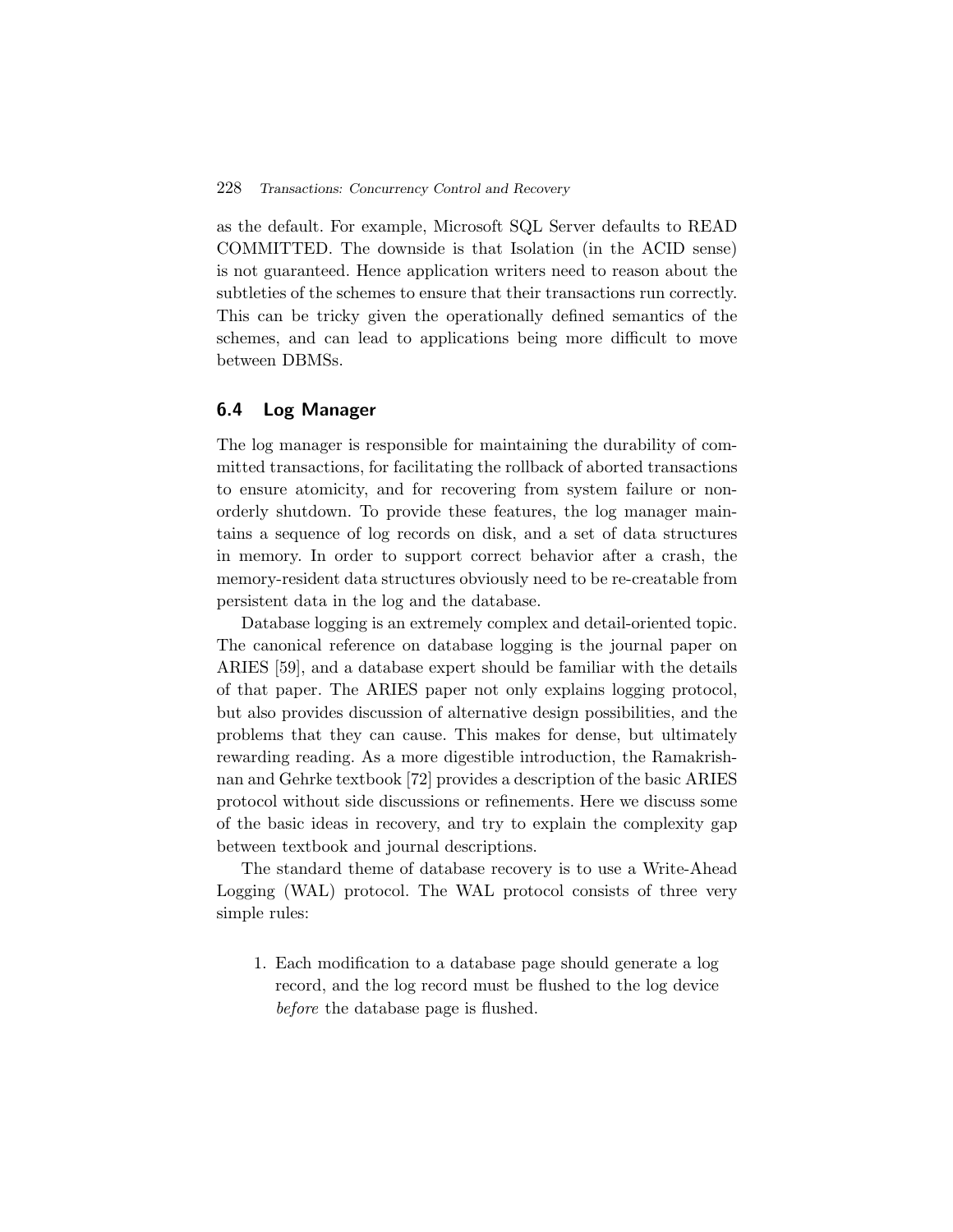as the default. For example, Microsoft SQL Server defaults to READ COMMITTED. The downside is that Isolation (in the ACID sense) is not guaranteed. Hence application writers need to reason about the subtleties of the schemes to ensure that their transactions run correctly. This can be tricky given the operationally defined semantics of the schemes, and can lead to applications being more difficult to move between DBMSs.

## 6.4 Log Manager

The log manager is responsible for maintaining the durability of committed transactions, for facilitating the rollback of aborted transactions to ensure atomicity, and for recovering from system failure or non-orderly shutdown. To provide these features, the log manager maintains a sequence of log records on disk, and a set of data structures in memory. In order to support correct behavior after a crash, the memory-resident data structures obviously need to be re-creatable from persistent data in the log and the database.

Database logging is an extremely complex and detail-oriented topic. The canonical reference on database logging is the journal paper on ARIES [59], and a database expert should be familiar with the details of that paper. The ARIES paper not only explains logging protocol, but also provides discussion of alternative design possibilities, and the problems that they can cause. This makes for dense, but ultimately rewarding reading. As a more digestible introduction, the Ramakrishnan and Gehrke textbook [72] provides a description of the basic ARIES protocol without side discussions or refinements. Here we discuss some of the basic ideas in recovery, and try to explain the complexity gap between textbook and journal descriptions.

The standard theme of database recovery is to use a Write-Ahead Logging (WAL) protocol. The WAL protocol consists of three very simple rules:

1. Each modification to a database page should generate a log record, and the log record must be flushed to the log device *before* the database page is flushed.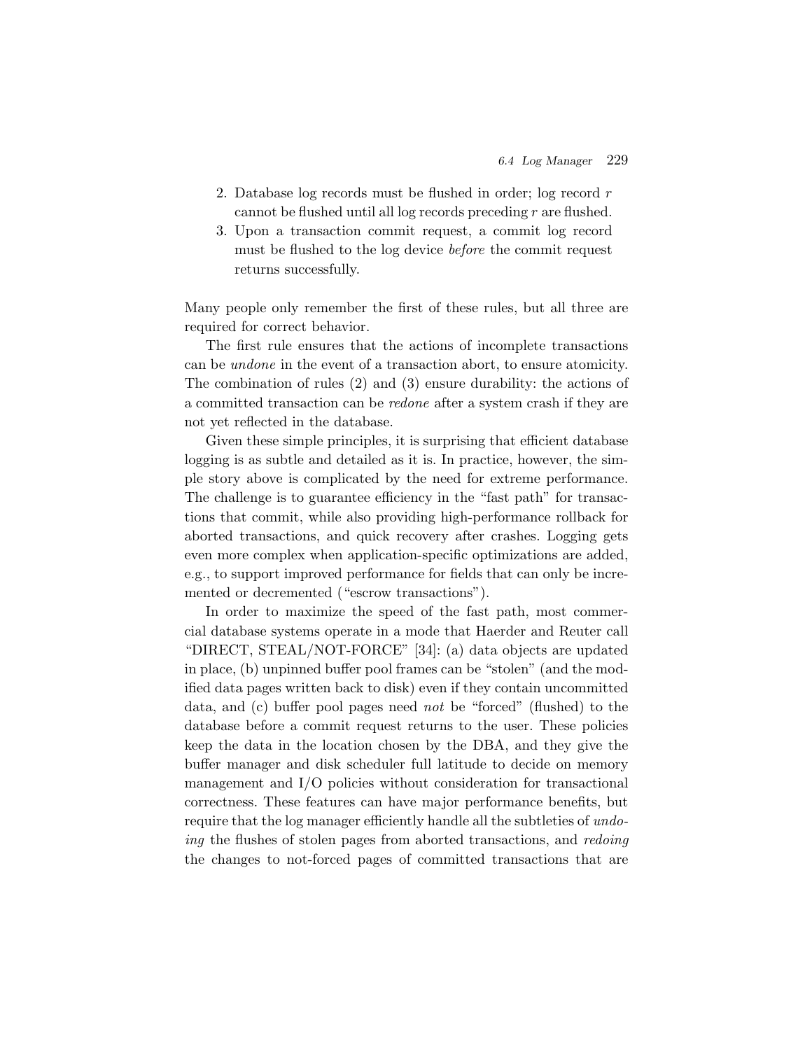2. Database log records must be flushed in order; log record $r$ cannot be flushed until all log records preceding $r$ are flushed.
3. Upon a transaction commit request, a commit log record must be flushed to the log device *before* the commit request returns successfully.

Many people only remember the first of these rules, but all three are required for correct behavior.

The first rule ensures that the actions of incomplete transactions can be *undone* in the event of a transaction abort, to ensure atomicity. The combination of rules (2) and (3) ensure durability: the actions of a committed transaction can be *redone* after a system crash if they are not yet reflected in the database.

Given these simple principles, it is surprising that efficient database logging is as subtle and detailed as it is. In practice, however, the simple story above is complicated by the need for extreme performance. The challenge is to guarantee efficiency in the "fast path" for transactions that commit, while also providing high-performance rollback for aborted transactions, and quick recovery after crashes. Logging gets even more complex when application-specific optimizations are added, e.g., to support improved performance for fields that can only be incremented or decremented ("escrow transactions").

In order to maximize the speed of the fast path, most commercial database systems operate in a mode that Haerder and Reuter call "DIRECT, STEAL/NOT-FORCE" [34]: (a) data objects are updated in place, (b) unpinned buffer pool frames can be "stolen" (and the modified data pages written back to disk) even if they contain uncommitted data, and (c) buffer pool pages need *not* be "forced" (flushed) to the database before a commit request returns to the user. These policies keep the data in the location chosen by the DBA, and they give the buffer manager and disk scheduler full latitude to decide on memory management and I/O policies without consideration for transactional correctness. These features can have major performance benefits, but require that the log manager efficiently handle all the subtleties of *undoing* the flushes of stolen pages from aborted transactions, and *redoing* the changes to not-forced pages of committed transactions that are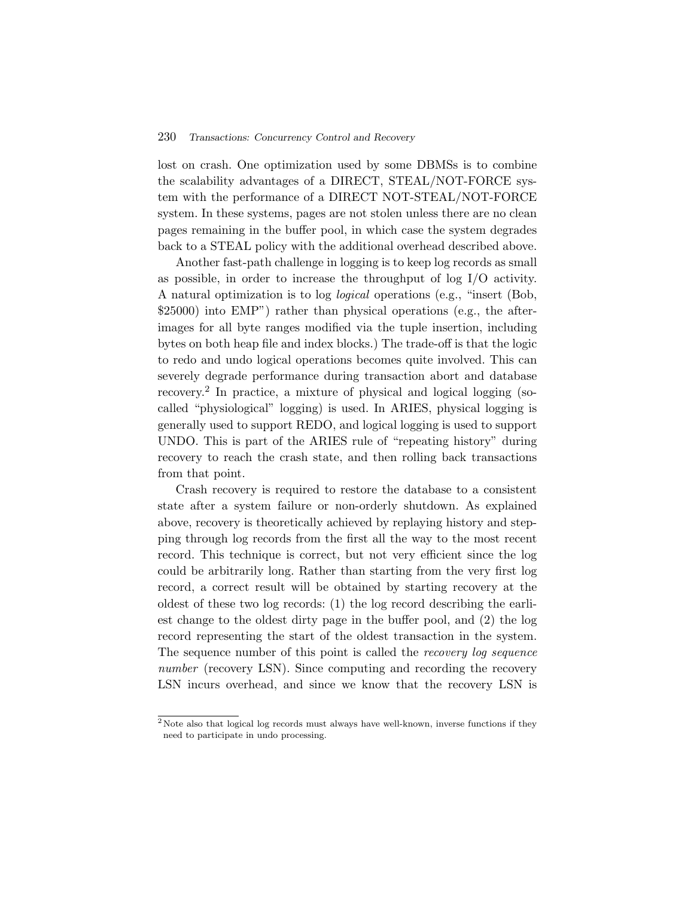lost on crash. One optimization used by some DBMSs is to combine the scalability advantages of a DIRECT, STEAL/NOT-FORCE system with the performance of a DIRECT NOT-STEAL/NOT-FORCE system. In these systems, pages are not stolen unless there are no clean pages remaining in the buffer pool, in which case the system degrades back to a STEAL policy with the additional overhead described above.

Another fast-path challenge in logging is to keep log records as small as possible, in order to increase the throughput of log I/O activity. A natural optimization is to log *logical* operations (e.g., "insert (Bob, $25000) into EMP") rather than physical operations (e.g., the after-images for all byte ranges modified via the tuple insertion, including bytes on both heap file and index blocks.) The trade-off is that the logic to redo and undo logical operations becomes quite involved. This can severely degrade performance during transaction abort and database recovery.[2] In practice, a mixture of physical and logical logging (so-called "physiological" logging) is used. In ARIES, physical logging is generally used to support REDO, and logical logging is used to support UNDO. This is part of the ARIES rule of "repeating history" during recovery to reach the crash state, and then rolling back transactions from that point.

Crash recovery is required to restore the database to a consistent state after a system failure or non-orderly shutdown. As explained above, recovery is theoretically achieved by replaying history and stepping through log records from the first all the way to the most recent record. This technique is correct, but not very efficient since the log could be arbitrarily long. Rather than starting from the very first log record, a correct result will be obtained by starting recovery at the oldest of these two log records: (1) the log record describing the earliest change to the oldest dirty page in the buffer pool, and (2) the log record representing the start of the oldest transaction in the system. The sequence number of this point is called the *recovery log sequence number* (recovery LSN). Since computing and recording the recovery LSN incurs overhead, and since we know that the recovery LSN is

[2] Note also that logical log records must always have well-known, inverse functions if they need to participate in undo processing.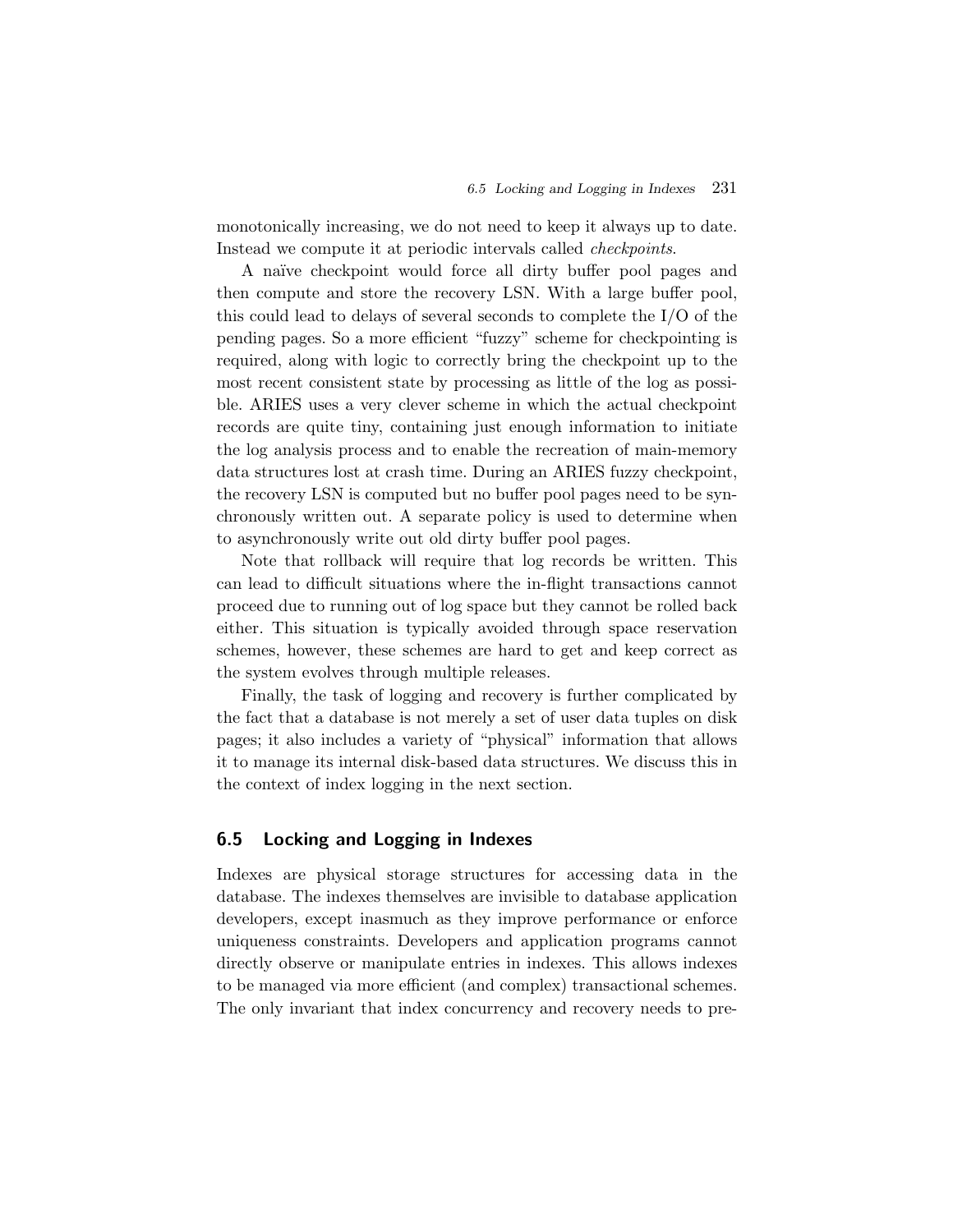monotonically increasing, we do not need to keep it always up to date. Instead we compute it at periodic intervals called *checkpoints*.

A naïve checkpoint would force all dirty buffer pool pages and then compute and store the recovery LSN. With a large buffer pool, this could lead to delays of several seconds to complete the I/O of the pending pages. So a more efficient "fuzzy" scheme for checkpointing is required, along with logic to correctly bring the checkpoint up to the most recent consistent state by processing as little of the log as possible. ARIES uses a very clever scheme in which the actual checkpoint records are quite tiny, containing just enough information to initiate the log analysis process and to enable the recreation of main-memory data structures lost at crash time. During an ARIES fuzzy checkpoint, the recovery LSN is computed but no buffer pool pages need to be synchronously written out. A separate policy is used to determine when to asynchronously write out old dirty buffer pool pages.

Note that rollback will require that log records be written. This can lead to difficult situations where the in-flight transactions cannot proceed due to running out of log space but they cannot be rolled back either. This situation is typically avoided through space reservation schemes, however, these schemes are hard to get and keep correct as the system evolves through multiple releases.

Finally, the task of logging and recovery is further complicated by the fact that a database is not merely a set of user data tuples on disk pages; it also includes a variety of "physical" information that allows it to manage its internal disk-based data structures. We discuss this in the context of index logging in the next section.

## 6.5 Locking and Logging in Indexes

Indexes are physical storage structures for accessing data in the database. The indexes themselves are invisible to database application developers, except inasmuch as they improve performance or enforce uniqueness constraints. Developers and application programs cannot directly observe or manipulate entries in indexes. This allows indexes to be managed via more efficient (and complex) transactional schemes. The only invariant that index concurrency and recovery needs to pre-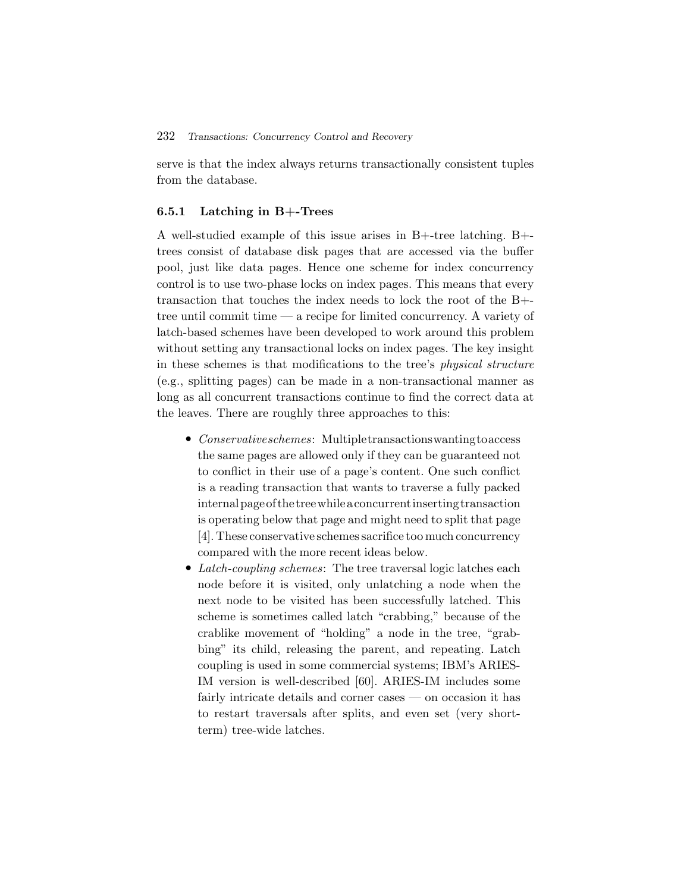serve is that the index always returns transactionally consistent tuples from the database.

### 6.5.1 Latching in B+-Trees

A well-studied example of this issue arises in B+-tree latching. B+-trees consist of database disk pages that are accessed via the buffer pool, just like data pages. Hence one scheme for index concurrency control is to use two-phase locks on index pages. This means that every transaction that touches the index needs to lock the root of the B+-tree until commit time — a recipe for limited concurrency. A variety of latch-based schemes have been developed to work around this problem without setting any transactional locks on index pages. The key insight in these schemes is that modifications to the tree's *physical structure* (e.g., splitting pages) can be made in a non-transactional manner as long as all concurrent transactions continue to find the correct data at the leaves. There are roughly three approaches to this:

- *Conservative schemes*: Multiple transactions wanting to access the same pages are allowed only if they can be guaranteed not to conflict in their use of a page's content. One such conflict is a reading transaction that wants to traverse a fully packed internal page of the tree while a concurrent inserting transaction is operating below that page and might need to split that page [4]. These conservative schemes sacrifice too much concurrency compared with the more recent ideas below.
- *Latch-coupling schemes*: The tree traversal logic latches each node before it is visited, only unlatching a node when the next node to be visited has been successfully latched. This scheme is sometimes called latch "crabbing," because of the crablike movement of "holding" a node in the tree, "grabbing" its child, releasing the parent, and repeating. Latch coupling is used in some commercial systems; IBM's ARIES-IM version is well-described [60]. ARIES-IM includes some fairly intricate details and corner cases — on occasion it has to restart traversals after splits, and even set (very short-term) tree-wide latches.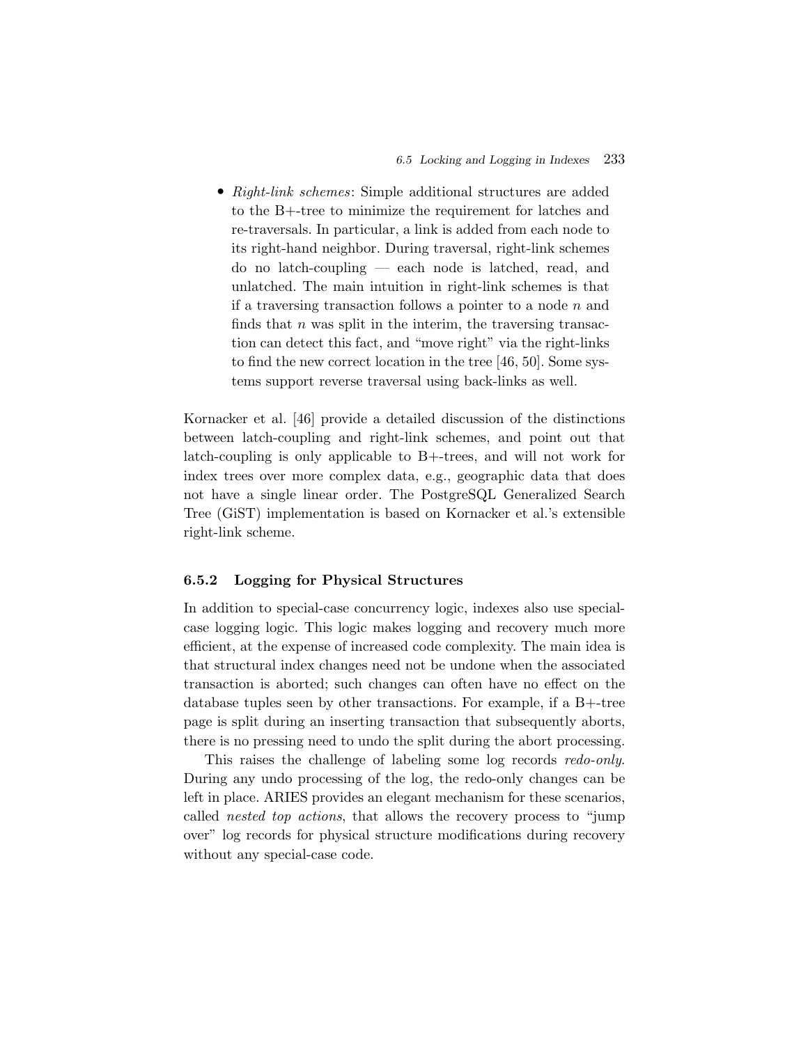- *Right-link schemes*: Simple additional structures are added to the B+-tree to minimize the requirement for latches and re-traversals. In particular, a link is added from each node to its right-hand neighbor. During traversal, right-link schemes do no latch-coupling — each node is latched, read, and unlatched. The main intuition in right-link schemes is that if a traversing transaction follows a pointer to a node $n$ and finds that $n$ was split in the interim, the traversing transaction can detect this fact, and "move right" via the right-links to find the new correct location in the tree [46, 50]. Some systems support reverse traversal using back-links as well.

Kornacker et al. [46] provide a detailed discussion of the distinctions between latch-coupling and right-link schemes, and point out that latch-coupling is only applicable to B+-trees, and will not work for index trees over more complex data, e.g., geographic data that does not have a single linear order. The PostgreSQL Generalized Search Tree (GiST) implementation is based on Kornacker et al.'s extensible right-link scheme.

### 6.5.2 Logging for Physical Structures

In addition to special-case concurrency logic, indexes also use special-case logging logic. This logic makes logging and recovery much more efficient, at the expense of increased code complexity. The main idea is that structural index changes need not be undone when the associated transaction is aborted; such changes can often have no effect on the database tuples seen by other transactions. For example, if a B+-tree page is split during an inserting transaction that subsequently aborts, there is no pressing need to undo the split during the abort processing.

This raises the challenge of labeling some log records *redo-only*. During any undo processing of the log, the redo-only changes can be left in place. ARIES provides an elegant mechanism for these scenarios, called *nested top actions*, that allows the recovery process to "jump over" log records for physical structure modifications during recovery without any special-case code.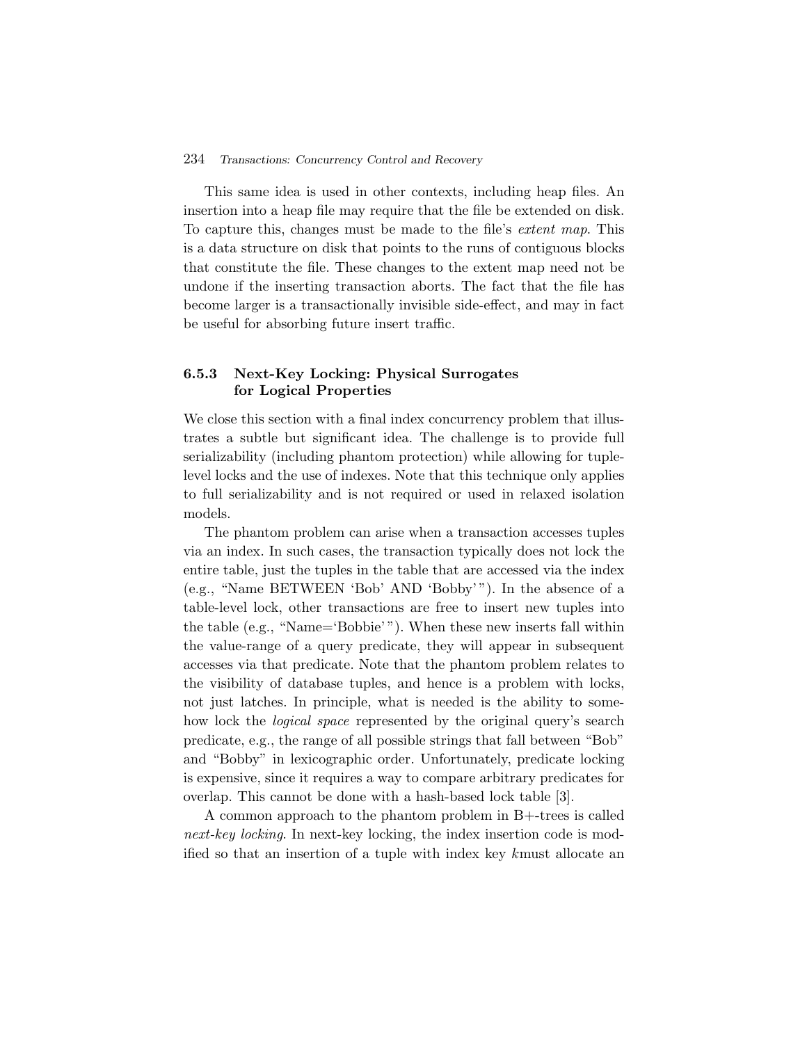This same idea is used in other contexts, including heap files. An insertion into a heap file may require that the file be extended on disk. To capture this, changes must be made to the file's *extent map*. This is a data structure on disk that points to the runs of contiguous blocks that constitute the file. These changes to the extent map need not be undone if the inserting transaction aborts. The fact that the file has become larger is a transactionally invisible side-effect, and may in fact be useful for absorbing future insert traffic.

### 6.5.3 Next-Key Locking: Physical Surrogates for Logical Properties

We close this section with a final index concurrency problem that illustrates a subtle but significant idea. The challenge is to provide full serializability (including phantom protection) while allowing for tuple-level locks and the use of indexes. Note that this technique only applies to full serializability and is not required or used in relaxed isolation models.

The phantom problem can arise when a transaction accesses tuples via an index. In such cases, the transaction typically does not lock the entire table, just the tuples in the table that are accessed via the index (e.g., "Name BETWEEN 'Bob' AND 'Bobby'"). In the absence of a table-level lock, other transactions are free to insert new tuples into the table (e.g., "Name='Bobbie'"). When these new inserts fall within the value-range of a query predicate, they will appear in subsequent accesses via that predicate. Note that the phantom problem relates to the visibility of database tuples, and hence is a problem with locks, not just latches. In principle, what is needed is the ability to somehow lock the *logical space* represented by the original query's search predicate, e.g., the range of all possible strings that fall between "Bob" and "Bobby" in lexicographic order. Unfortunately, predicate locking is expensive, since it requires a way to compare arbitrary predicates for overlap. This cannot be done with a hash-based lock table [3].

A common approach to the phantom problem in B+-trees is called *next-key locking*. In next-key locking, the index insertion code is modified so that an insertion of a tuple with index key *k*must allocate an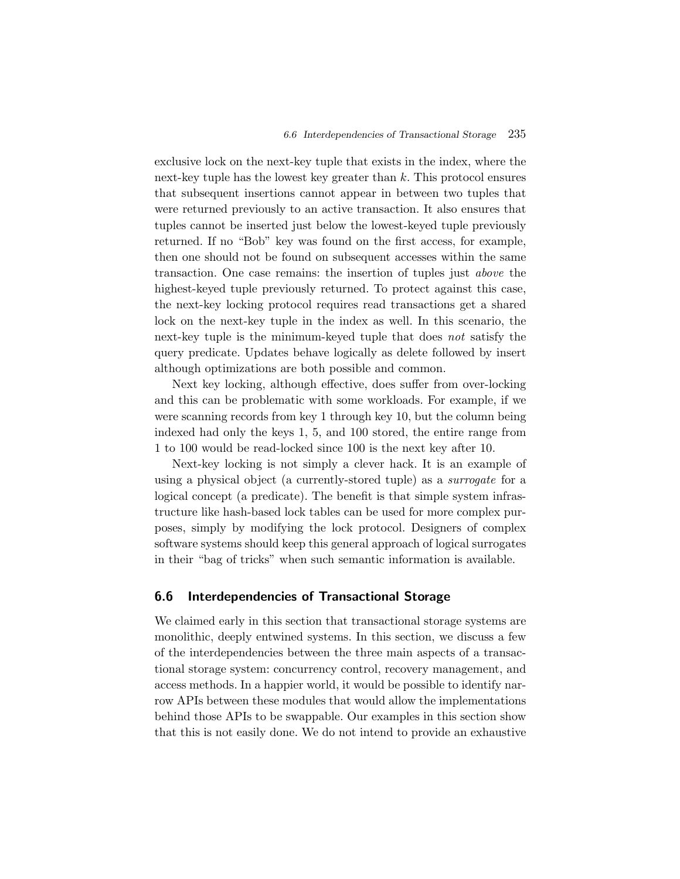exclusive lock on the next-key tuple that exists in the index, where the next-key tuple has the lowest key greater than $k$. This protocol ensures that subsequent insertions cannot appear in between two tuples that were returned previously to an active transaction. It also ensures that tuples cannot be inserted just below the lowest-keyed tuple previously returned. If no "Bob" key was found on the first access, for example, then one should not be found on subsequent accesses within the same transaction. One case remains: the insertion of tuples just *above* the highest-keyed tuple previously returned. To protect against this case, the next-key locking protocol requires read transactions get a shared lock on the next-key tuple in the index as well. In this scenario, the next-key tuple is the minimum-keyed tuple that does *not* satisfy the query predicate. Updates behave logically as delete followed by insert although optimizations are both possible and common.

Next key locking, although effective, does suffer from over-locking and this can be problematic with some workloads. For example, if we were scanning records from key 1 through key 10, but the column being indexed had only the keys 1, 5, and 100 stored, the entire range from 1 to 100 would be read-locked since 100 is the next key after 10.

Next-key locking is not simply a clever hack. It is an example of using a physical object (a currently-stored tuple) as a *surrogate* for a logical concept (a predicate). The benefit is that simple system infrastructure like hash-based lock tables can be used for more complex purposes, simply by modifying the lock protocol. Designers of complex software systems should keep this general approach of logical surrogates in their "bag of tricks" when such semantic information is available.

## 6.6 Interdependencies of Transactional Storage

We claimed early in this section that transactional storage systems are monolithic, deeply entwined systems. In this section, we discuss a few of the interdependencies between the three main aspects of a transactional storage system: concurrency control, recovery management, and access methods. In a happier world, it would be possible to identify narrow APIs between these modules that would allow the implementations behind those APIs to be swappable. Our examples in this section show that this is not easily done. We do not intend to provide an exhaustive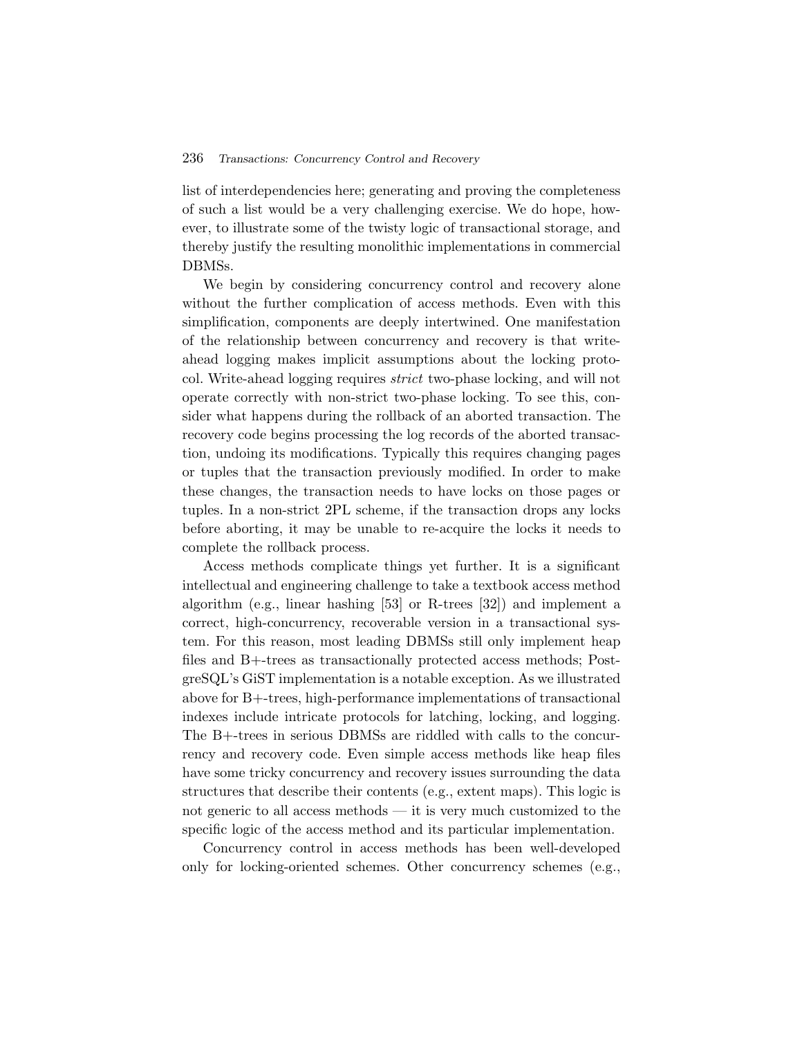list of interdependencies here; generating and proving the completeness of such a list would be a very challenging exercise. We do hope, however, to illustrate some of the twisty logic of transactional storage, and thereby justify the resulting monolithic implementations in commercial DBMSs.

We begin by considering concurrency control and recovery alone without the further complication of access methods. Even with this simplification, components are deeply intertwined. One manifestation of the relationship between concurrency and recovery is that write-ahead logging makes implicit assumptions about the locking protocol. Write-ahead logging requires *strict* two-phase locking, and will not operate correctly with non-strict two-phase locking. To see this, consider what happens during the rollback of an aborted transaction. The recovery code begins processing the log records of the aborted transaction, undoing its modifications. Typically this requires changing pages or tuples that the transaction previously modified. In order to make these changes, the transaction needs to have locks on those pages or tuples. In a non-strict 2PL scheme, if the transaction drops any locks before aborting, it may be unable to re-acquire the locks it needs to complete the rollback process.

Access methods complicate things yet further. It is a significant intellectual and engineering challenge to take a textbook access method algorithm (e.g., linear hashing [53] or R-trees [32]) and implement a correct, high-concurrency, recoverable version in a transactional system. For this reason, most leading DBMSs still only implement heap files and B+-trees as transactionally protected access methods; PostgreSQL's GiST implementation is a notable exception. As we illustrated above for B+-trees, high-performance implementations of transactional indexes include intricate protocols for latching, locking, and logging. The B+-trees in serious DBMSs are riddled with calls to the concurrency and recovery code. Even simple access methods like heap files have some tricky concurrency and recovery issues surrounding the data structures that describe their contents (e.g., extent maps). This logic is not generic to all access methods — it is very much customized to the specific logic of the access method and its particular implementation.

Concurrency control in access methods has been well-developed only for locking-oriented schemes. Other concurrency schemes (e.g.,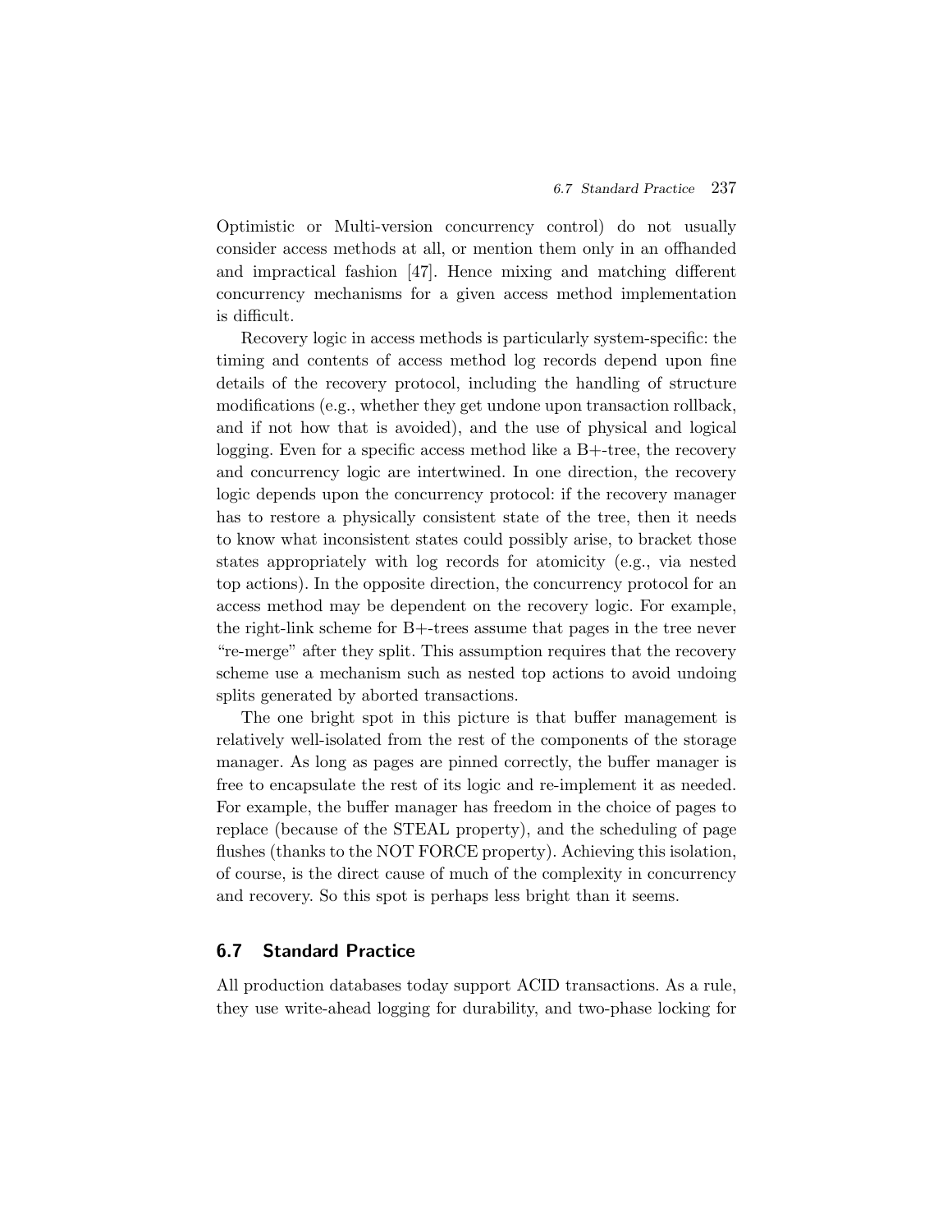Optimistic or Multi-version concurrency control) do not usually consider access methods at all, or mention them only in an offhanded and impractical fashion [47]. Hence mixing and matching different concurrency mechanisms for a given access method implementation is difficult.

Recovery logic in access methods is particularly system-specific: the timing and contents of access method log records depend upon fine details of the recovery protocol, including the handling of structure modifications (e.g., whether they get undone upon transaction rollback, and if not how that is avoided), and the use of physical and logical logging. Even for a specific access method like a B+-tree, the recovery and concurrency logic are intertwined. In one direction, the recovery logic depends upon the concurrency protocol: if the recovery manager has to restore a physically consistent state of the tree, then it needs to know what inconsistent states could possibly arise, to bracket those states appropriately with log records for atomicity (e.g., via nested top actions). In the opposite direction, the concurrency protocol for an access method may be dependent on the recovery logic. For example, the right-link scheme for B+-trees assume that pages in the tree never "re-merge" after they split. This assumption requires that the recovery scheme use a mechanism such as nested top actions to avoid undoing splits generated by aborted transactions.

The one bright spot in this picture is that buffer management is relatively well-isolated from the rest of the components of the storage manager. As long as pages are pinned correctly, the buffer manager is free to encapsulate the rest of its logic and re-implement it as needed. For example, the buffer manager has freedom in the choice of pages to replace (because of the STEAL property), and the scheduling of page flushes (thanks to the NOT FORCE property). Achieving this isolation, of course, is the direct cause of much of the complexity in concurrency and recovery. So this spot is perhaps less bright than it seems.

## 6.7 Standard Practice

All production databases today support ACID transactions. As a rule, they use write-ahead logging for durability, and two-phase locking for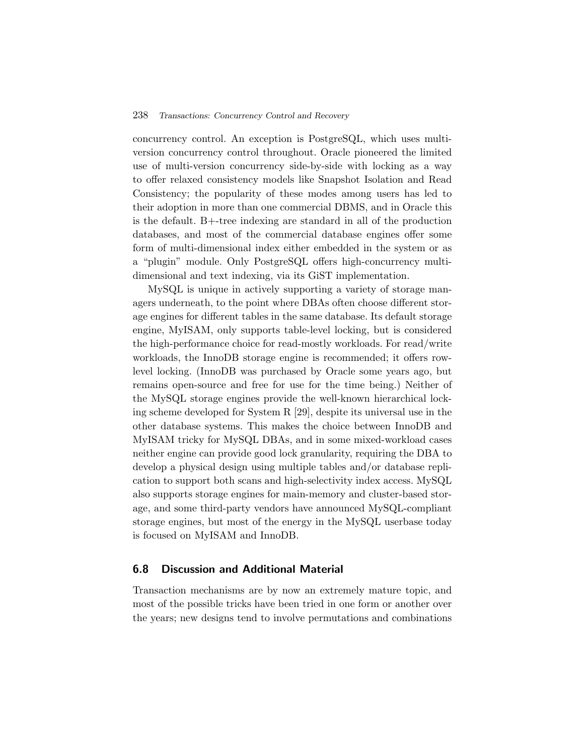concurrency control. An exception is PostgreSQL, which uses multi-version concurrency control throughout. Oracle pioneered the limited use of multi-version concurrency side-by-side with locking as a way to offer relaxed consistency models like Snapshot Isolation and Read Consistency; the popularity of these modes among users has led to their adoption in more than one commercial DBMS, and in Oracle this is the default. B+-tree indexing are standard in all of the production databases, and most of the commercial database engines offer some form of multi-dimensional index either embedded in the system or as a "plugin" module. Only PostgreSQL offers high-concurrency multi-dimensional and text indexing, via its GiST implementation.

MySQL is unique in actively supporting a variety of storage managers underneath, to the point where DBAs often choose different storage engines for different tables in the same database. Its default storage engine, MyISAM, only supports table-level locking, but is considered the high-performance choice for read-mostly workloads. For read/write workloads, the InnoDB storage engine is recommended; it offers row-level locking. (InnoDB was purchased by Oracle some years ago, but remains open-source and free for use for the time being.) Neither of the MySQL storage engines provide the well-known hierarchical locking scheme developed for System R [29], despite its universal use in the other database systems. This makes the choice between InnoDB and MyISAM tricky for MySQL DBAs, and in some mixed-workload cases neither engine can provide good lock granularity, requiring the DBA to develop a physical design using multiple tables and/or database replication to support both scans and high-selectivity index access. MySQL also supports storage engines for main-memory and cluster-based storage, and some third-party vendors have announced MySQL-compliant storage engines, but most of the energy in the MySQL userbase today is focused on MyISAM and InnoDB.

## 6.8 Discussion and Additional Material

Transaction mechanisms are by now an extremely mature topic, and most of the possible tricks have been tried in one form or another over the years; new designs tend to involve permutations and combinations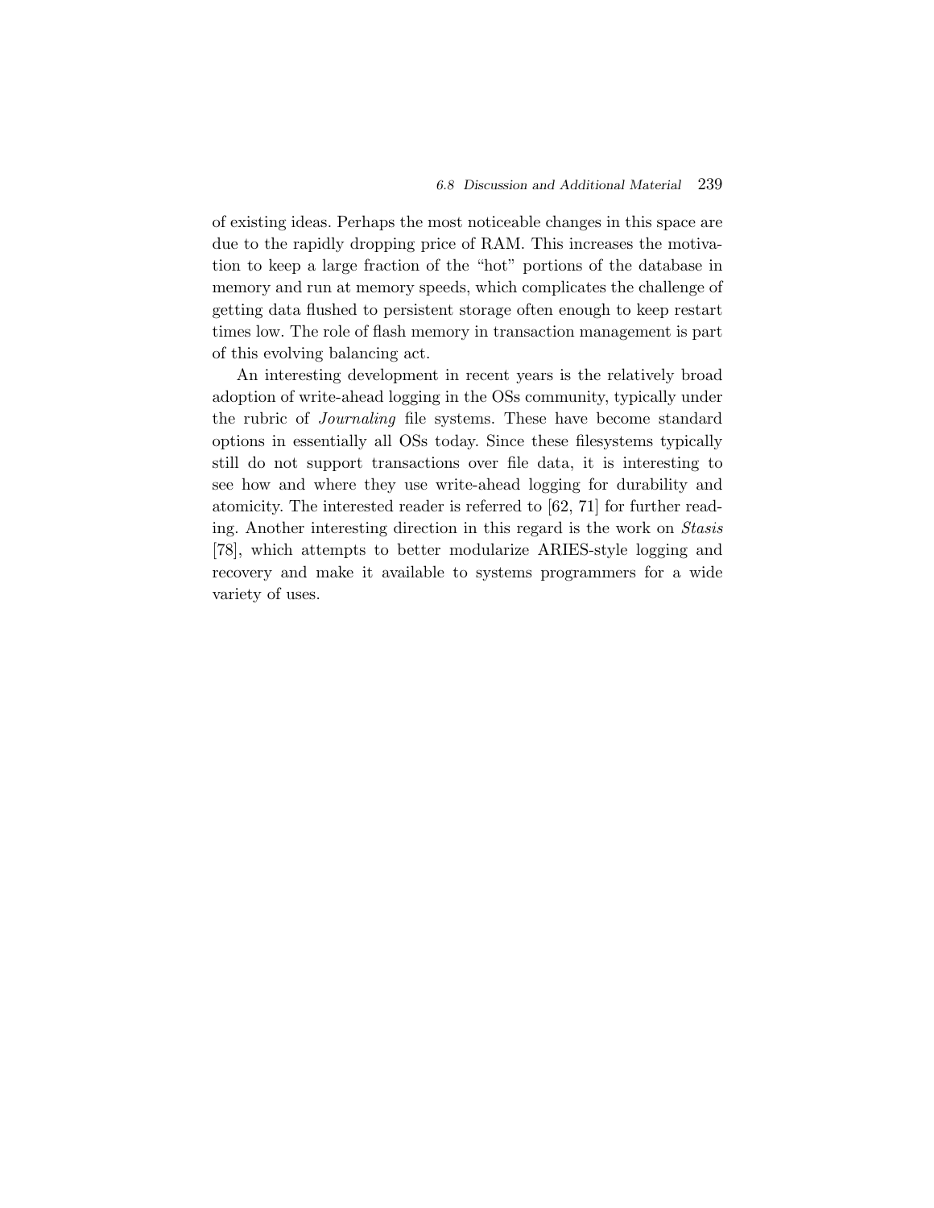of existing ideas. Perhaps the most noticeable changes in this space are due to the rapidly dropping price of RAM. This increases the motivation to keep a large fraction of the "hot" portions of the database in memory and run at memory speeds, which complicates the challenge of getting data flushed to persistent storage often enough to keep restart times low. The role of flash memory in transaction management is part of this evolving balancing act.

An interesting development in recent years is the relatively broad adoption of write-ahead logging in the OSs community, typically under the rubric of *Journaling* file systems. These have become standard options in essentially all OSs today. Since these filesystems typically still do not support transactions over file data, it is interesting to see how and where they use write-ahead logging for durability and atomicity. The interested reader is referred to [62, 71] for further reading. Another interesting direction in this regard is the work on *Stasis* [78], which attempts to better modularize ARIES-style logging and recovery and make it available to systems programmers for a wide variety of uses.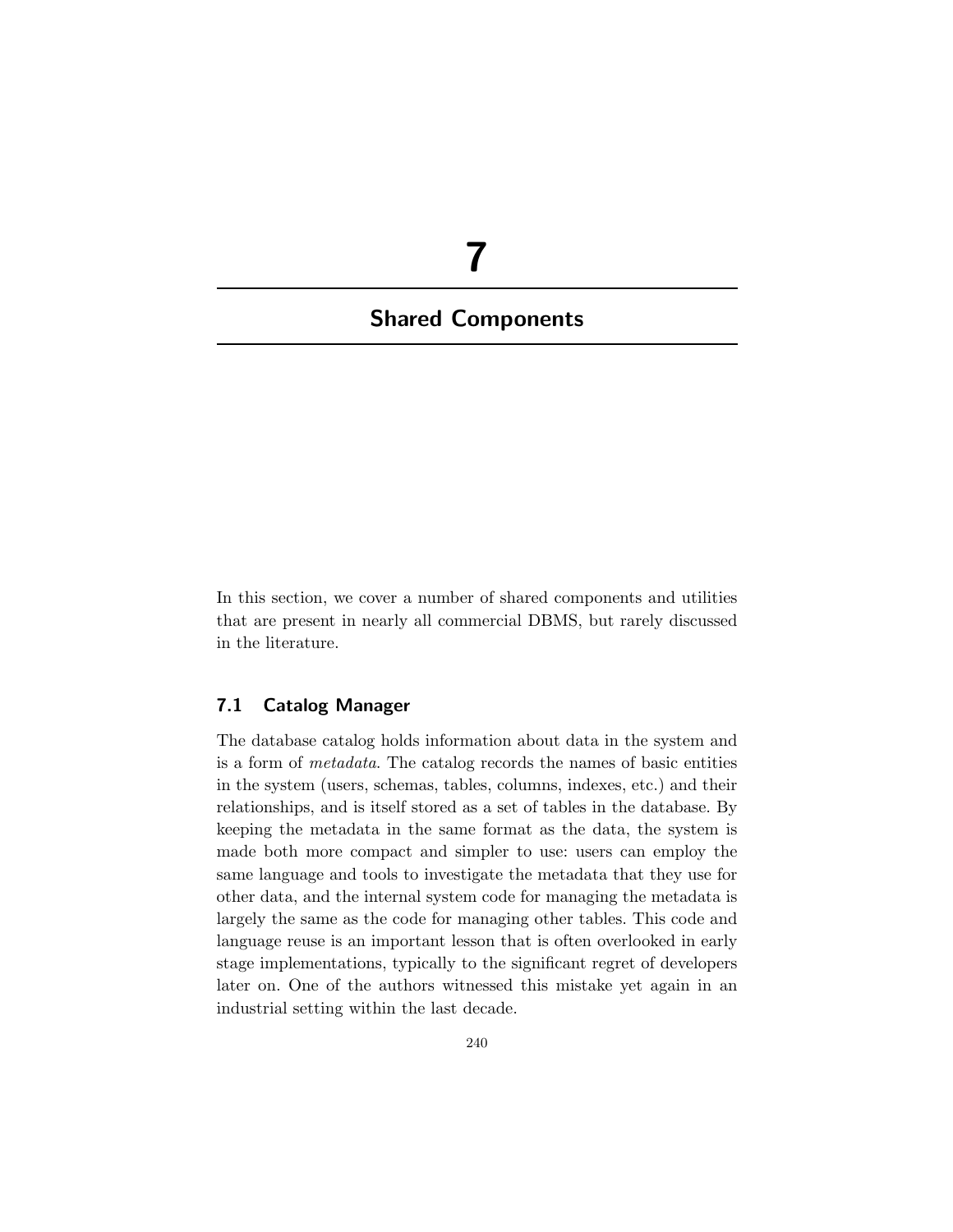# 7

# Shared Components

In this section, we cover a number of shared components and utilities that are present in nearly all commercial DBMS, but rarely discussed in the literature.

## 7.1 Catalog Manager

The database catalog holds information about data in the system and is a form of *metadata*. The catalog records the names of basic entities in the system (users, schemas, tables, columns, indexes, etc.) and their relationships, and is itself stored as a set of tables in the database. By keeping the metadata in the same format as the data, the system is made both more compact and simpler to use: users can employ the same language and tools to investigate the metadata that they use for other data, and the internal system code for managing the metadata is largely the same as the code for managing other tables. This code and language reuse is an important lesson that is often overlooked in early stage implementations, typically to the significant regret of developers later on. One of the authors witnessed this mistake yet again in an industrial setting within the last decade.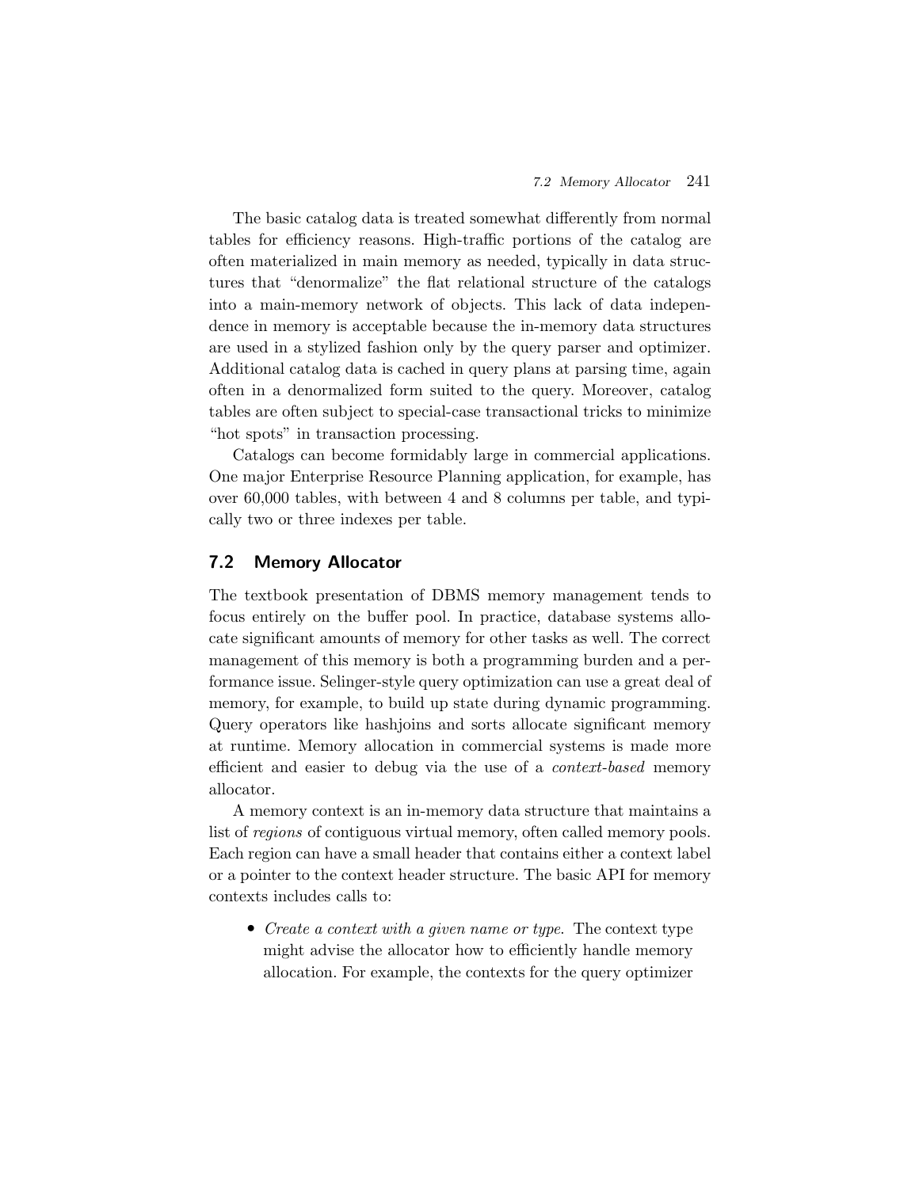The basic catalog data is treated somewhat differently from normal tables for efficiency reasons. High-traffic portions of the catalog are often materialized in main memory as needed, typically in data structures that "denormalize" the flat relational structure of the catalogs into a main-memory network of objects. This lack of data independence in memory is acceptable because the in-memory data structures are used in a stylized fashion only by the query parser and optimizer. Additional catalog data is cached in query plans at parsing time, again often in a denormalized form suited to the query. Moreover, catalog tables are often subject to special-case transactional tricks to minimize "hot spots" in transaction processing.

Catalogs can become formidably large in commercial applications. One major Enterprise Resource Planning application, for example, has over 60,000 tables, with between 4 and 8 columns per table, and typically two or three indexes per table.

## 7.2 Memory Allocator

The textbook presentation of DBMS memory management tends to focus entirely on the buffer pool. In practice, database systems allocate significant amounts of memory for other tasks as well. The correct management of this memory is both a programming burden and a performance issue. Selinger-style query optimization can use a great deal of memory, for example, to build up state during dynamic programming. Query operators like hashjoins and sorts allocate significant memory at runtime. Memory allocation in commercial systems is made more efficient and easier to debug via the use of a *context-based* memory allocator.

A memory context is an in-memory data structure that maintains a list of *regions* of contiguous virtual memory, often called memory pools. Each region can have a small header that contains either a context label or a pointer to the context header structure. The basic API for memory contexts includes calls to:

- *Create a context with a given name or type.* The context type might advise the allocator how to efficiently handle memory allocation. For example, the contexts for the query optimizer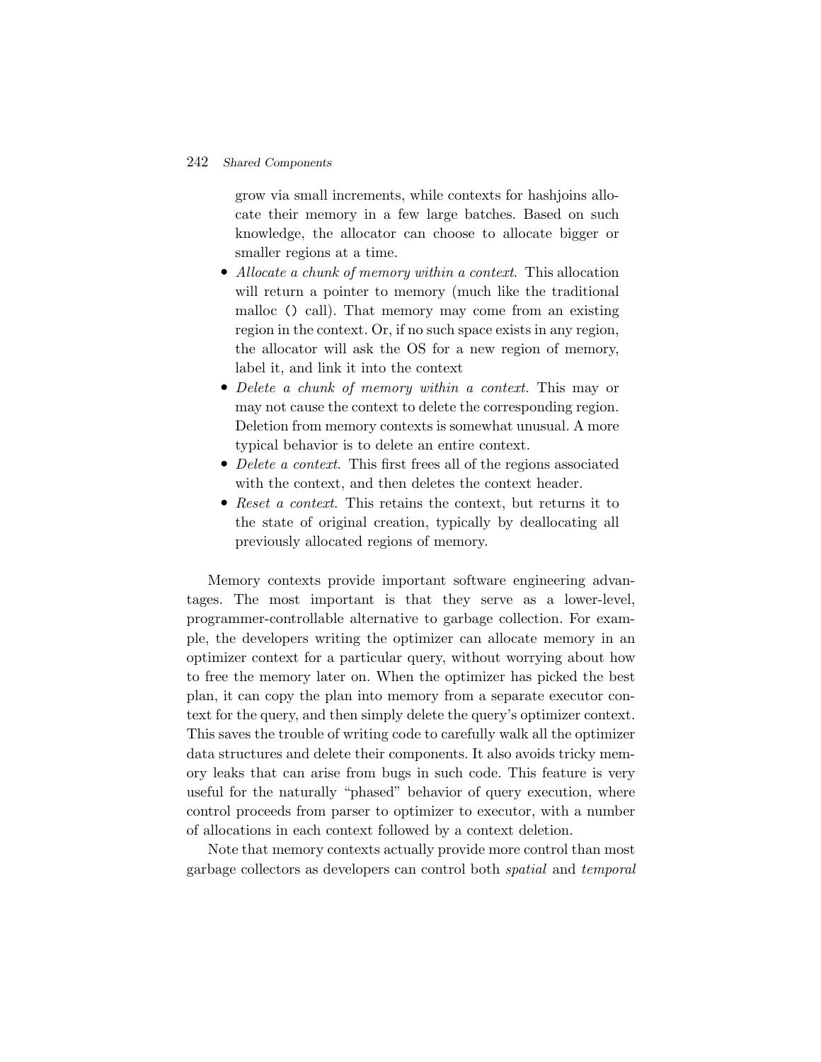grow via small increments, while contexts for hashjoins allocate their memory in a few large batches. Based on such knowledge, the allocator can choose to allocate bigger or smaller regions at a time.

- *Allocate a chunk of memory within a context.* This allocation will return a pointer to memory (much like the traditional malloc () call). That memory may come from an existing region in the context. Or, if no such space exists in any region, the allocator will ask the OS for a new region of memory, label it, and link it into the context
- *Delete a chunk of memory within a context.* This may or may not cause the context to delete the corresponding region. Deletion from memory contexts is somewhat unusual. A more typical behavior is to delete an entire context.
- *Delete a context.* This first frees all of the regions associated with the context, and then deletes the context header.
- *Reset a context.* This retains the context, but returns it to the state of original creation, typically by deallocating all previously allocated regions of memory.

Memory contexts provide important software engineering advantages. The most important is that they serve as a lower-level, programmer-controllable alternative to garbage collection. For example, the developers writing the optimizer can allocate memory in an optimizer context for a particular query, without worrying about how to free the memory later on. When the optimizer has picked the best plan, it can copy the plan into memory from a separate executor context for the query, and then simply delete the query's optimizer context. This saves the trouble of writing code to carefully walk all the optimizer data structures and delete their components. It also avoids tricky memory leaks that can arise from bugs in such code. This feature is very useful for the naturally "phased" behavior of query execution, where control proceeds from parser to optimizer to executor, with a number of allocations in each context followed by a context deletion.

Note that memory contexts actually provide more control than most garbage collectors as developers can control both *spatial* and *temporal*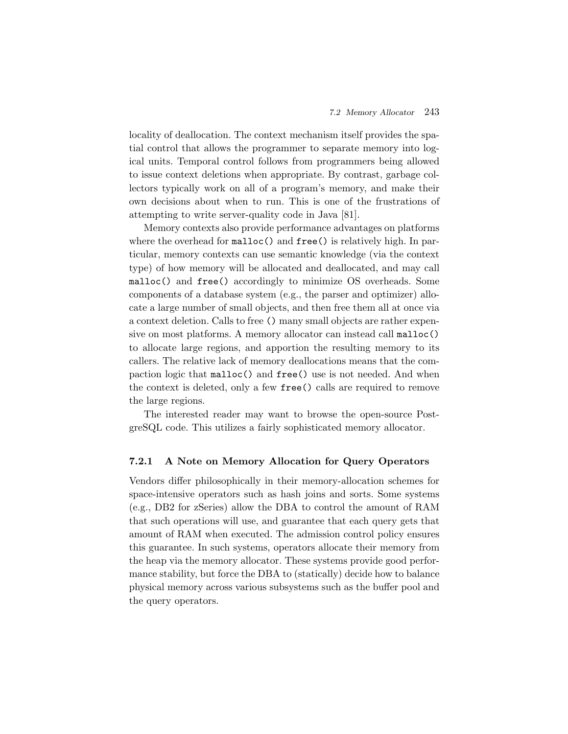locality of deallocation. The context mechanism itself provides the spatial control that allows the programmer to separate memory into logical units. Temporal control follows from programmers being allowed to issue context deletions when appropriate. By contrast, garbage collectors typically work on all of a program's memory, and make their own decisions about when to run. This is one of the frustrations of attempting to write server-quality code in Java [81].

Memory contexts also provide performance advantages on platforms where the overhead for `malloc()` and `free()` is relatively high. In particular, memory contexts can use semantic knowledge (via the context type) of how memory will be allocated and deallocated, and may call `malloc()` and `free()` accordingly to minimize OS overheads. Some components of a database system (e.g., the parser and optimizer) allocate a large number of small objects, and then free them all at once via a context deletion. Calls to free `()` many small objects are rather expensive on most platforms. A memory allocator can instead call `malloc()` to allocate large regions, and apportion the resulting memory to its callers. The relative lack of memory deallocations means that the compaction logic that `malloc()` and `free()` use is not needed. And when the context is deleted, only a few `free()` calls are required to remove the large regions.

The interested reader may want to browse the open-source PostgreSQL code. This utilizes a fairly sophisticated memory allocator.

### 7.2.1 A Note on Memory Allocation for Query Operators

Vendors differ philosophically in their memory-allocation schemes for space-intensive operators such as hash joins and sorts. Some systems (e.g., DB2 for zSeries) allow the DBA to control the amount of RAM that such operations will use, and guarantee that each query gets that amount of RAM when executed. The admission control policy ensures this guarantee. In such systems, operators allocate their memory from the heap via the memory allocator. These systems provide good performance stability, but force the DBA to (statically) decide how to balance physical memory across various subsystems such as the buffer pool and the query operators.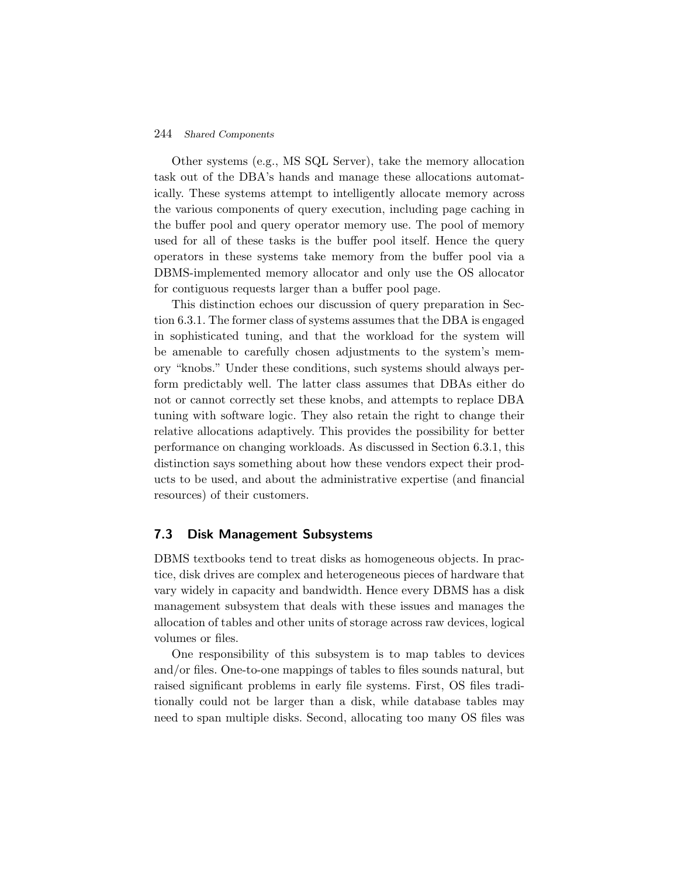Other systems (e.g., MS SQL Server), take the memory allocation task out of the DBA's hands and manage these allocations automatically. These systems attempt to intelligently allocate memory across the various components of query execution, including page caching in the buffer pool and query operator memory use. The pool of memory used for all of these tasks is the buffer pool itself. Hence the query operators in these systems take memory from the buffer pool via a DBMS-implemented memory allocator and only use the OS allocator for contiguous requests larger than a buffer pool page.

This distinction echoes our discussion of query preparation in Section 6.3.1. The former class of systems assumes that the DBA is engaged in sophisticated tuning, and that the workload for the system will be amenable to carefully chosen adjustments to the system's memory "knobs." Under these conditions, such systems should always perform predictably well. The latter class assumes that DBAs either do not or cannot correctly set these knobs, and attempts to replace DBA tuning with software logic. They also retain the right to change their relative allocations adaptively. This provides the possibility for better performance on changing workloads. As discussed in Section 6.3.1, this distinction says something about how these vendors expect their products to be used, and about the administrative expertise (and financial resources) of their customers.

## 7.3 Disk Management Subsystems

DBMS textbooks tend to treat disks as homogeneous objects. In practice, disk drives are complex and heterogeneous pieces of hardware that vary widely in capacity and bandwidth. Hence every DBMS has a disk management subsystem that deals with these issues and manages the allocation of tables and other units of storage across raw devices, logical volumes or files.

One responsibility of this subsystem is to map tables to devices and/or files. One-to-one mappings of tables to files sounds natural, but raised significant problems in early file systems. First, OS files traditionally could not be larger than a disk, while database tables may need to span multiple disks. Second, allocating too many OS files was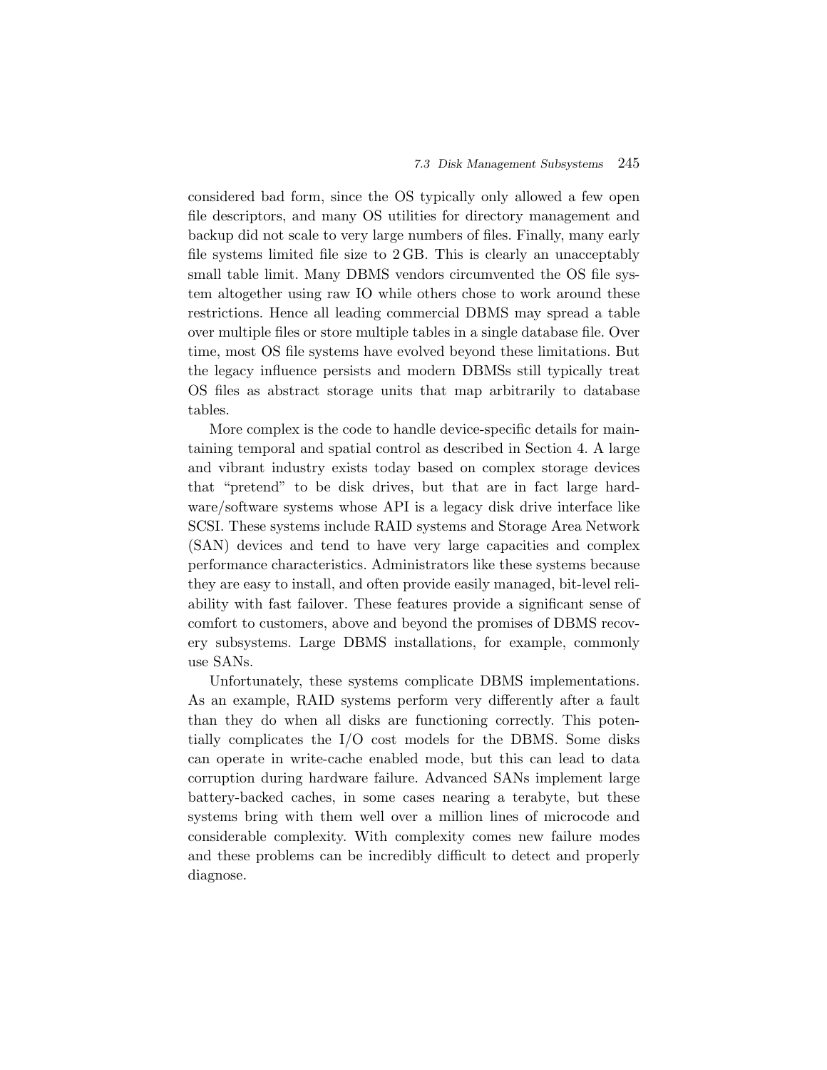considered bad form, since the OS typically only allowed a few open file descriptors, and many OS utilities for directory management and backup did not scale to very large numbers of files. Finally, many early file systems limited file size to 2 GB. This is clearly an unacceptably small table limit. Many DBMS vendors circumvented the OS file system altogether using raw IO while others chose to work around these restrictions. Hence all leading commercial DBMS may spread a table over multiple files or store multiple tables in a single database file. Over time, most OS file systems have evolved beyond these limitations. But the legacy influence persists and modern DBMSs still typically treat OS files as abstract storage units that map arbitrarily to database tables.

More complex is the code to handle device-specific details for maintaining temporal and spatial control as described in Section 4. A large and vibrant industry exists today based on complex storage devices that "pretend" to be disk drives, but that are in fact large hardware/software systems whose API is a legacy disk drive interface like SCSI. These systems include RAID systems and Storage Area Network (SAN) devices and tend to have very large capacities and complex performance characteristics. Administrators like these systems because they are easy to install, and often provide easily managed, bit-level reliability with fast failover. These features provide a significant sense of comfort to customers, above and beyond the promises of DBMS recovery subsystems. Large DBMS installations, for example, commonly use SANs.

Unfortunately, these systems complicate DBMS implementations. As an example, RAID systems perform very differently after a fault than they do when all disks are functioning correctly. This potentially complicates the I/O cost models for the DBMS. Some disks can operate in write-cache enabled mode, but this can lead to data corruption during hardware failure. Advanced SANs implement large battery-backed caches, in some cases nearing a terabyte, but these systems bring with them well over a million lines of microcode and considerable complexity. With complexity comes new failure modes and these problems can be incredibly difficult to detect and properly diagnose.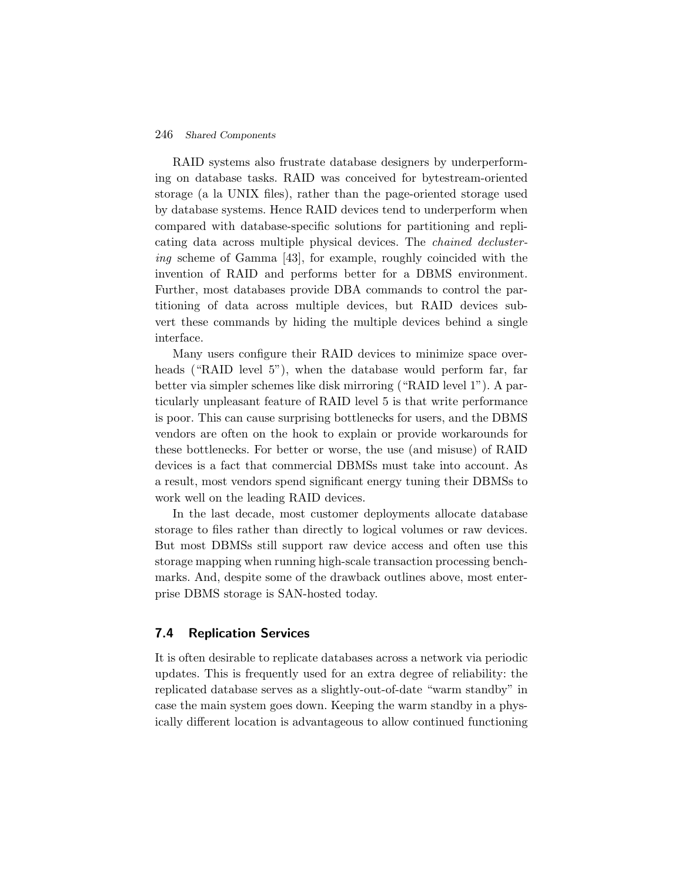RAID systems also frustrate database designers by underperforming on database tasks. RAID was conceived for bytestream-oriented storage (a la UNIX files), rather than the page-oriented storage used by database systems. Hence RAID devices tend to underperform when compared with database-specific solutions for partitioning and replicating data across multiple physical devices. The *chained declustering* scheme of Gamma [43], for example, roughly coincided with the invention of RAID and performs better for a DBMS environment. Further, most databases provide DBA commands to control the partitioning of data across multiple devices, but RAID devices subvert these commands by hiding the multiple devices behind a single interface.

Many users configure their RAID devices to minimize space overheads ("RAID level 5"), when the database would perform far, far better via simpler schemes like disk mirroring ("RAID level 1"). A particularly unpleasant feature of RAID level 5 is that write performance is poor. This can cause surprising bottlenecks for users, and the DBMS vendors are often on the hook to explain or provide workarounds for these bottlenecks. For better or worse, the use (and misuse) of RAID devices is a fact that commercial DBMSs must take into account. As a result, most vendors spend significant energy tuning their DBMSs to work well on the leading RAID devices.

In the last decade, most customer deployments allocate database storage to files rather than directly to logical volumes or raw devices. But most DBMSs still support raw device access and often use this storage mapping when running high-scale transaction processing benchmarks. And, despite some of the drawback outlines above, most enterprise DBMS storage is SAN-hosted today.

## 7.4 Replication Services

It is often desirable to replicate databases across a network via periodic updates. This is frequently used for an extra degree of reliability: the replicated database serves as a slightly-out-of-date "warm standby" in case the main system goes down. Keeping the warm standby in a physically different location is advantageous to allow continued functioning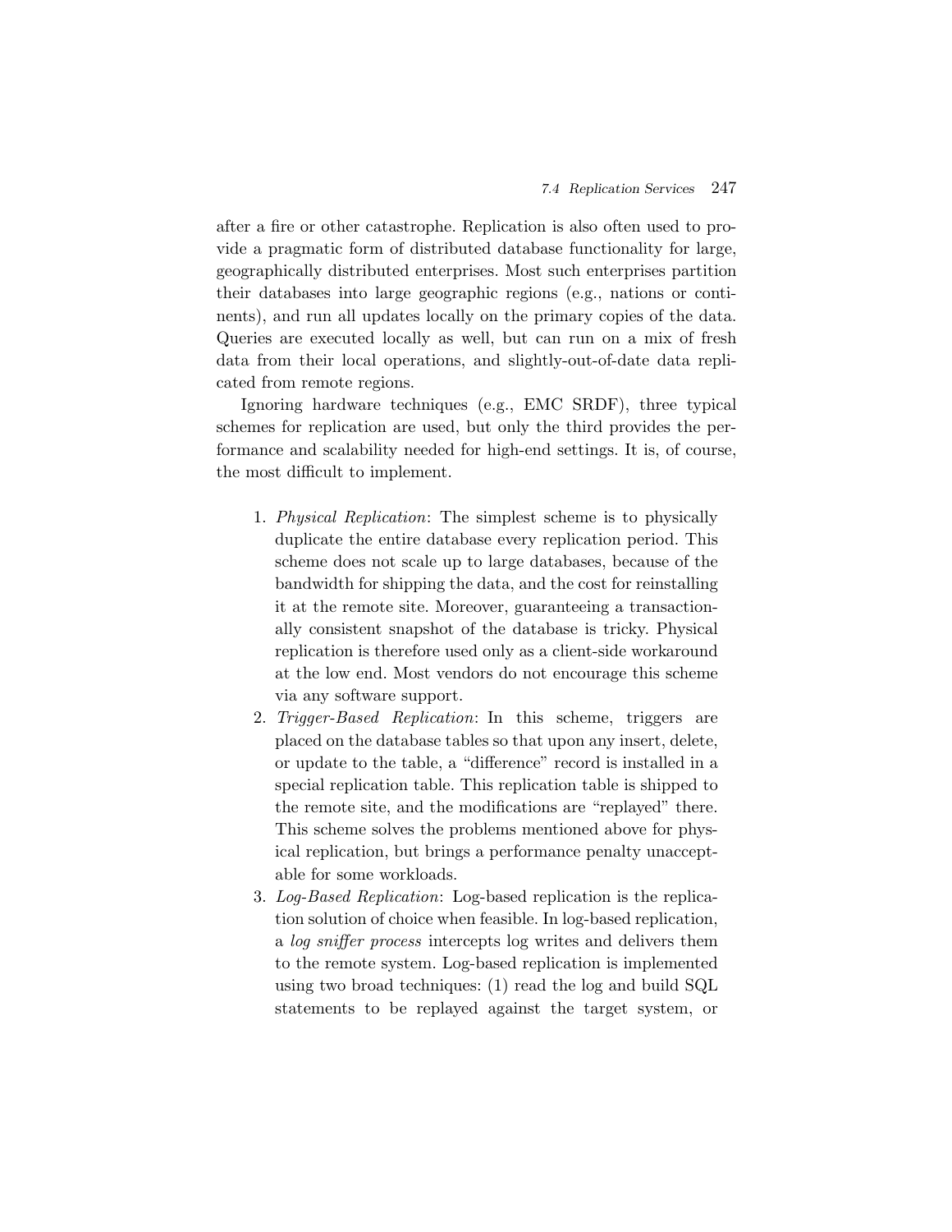after a fire or other catastrophe. Replication is also often used to provide a pragmatic form of distributed database functionality for large, geographically distributed enterprises. Most such enterprises partition their databases into large geographic regions (e.g., nations or continents), and run all updates locally on the primary copies of the data. Queries are executed locally as well, but can run on a mix of fresh data from their local operations, and slightly-out-of-date data replicated from remote regions.

Ignoring hardware techniques (e.g., EMC SRDF), three typical schemes for replication are used, but only the third provides the performance and scalability needed for high-end settings. It is, of course, the most difficult to implement.

1. *Physical Replication*: The simplest scheme is to physically duplicate the entire database every replication period. This scheme does not scale up to large databases, because of the bandwidth for shipping the data, and the cost for reinstalling it at the remote site. Moreover, guaranteeing a transactionally consistent snapshot of the database is tricky. Physical replication is therefore used only as a client-side workaround at the low end. Most vendors do not encourage this scheme via any software support.
2. *Trigger-Based Replication*: In this scheme, triggers are placed on the database tables so that upon any insert, delete, or update to the table, a "difference" record is installed in a special replication table. This replication table is shipped to the remote site, and the modifications are "replayed" there. This scheme solves the problems mentioned above for physical replication, but brings a performance penalty unacceptable for some workloads.
3. *Log-Based Replication*: Log-based replication is the replication solution of choice when feasible. In log-based replication, a *log sniffer process* intercepts log writes and delivers them to the remote system. Log-based replication is implemented using two broad techniques: (1) read the log and build SQL statements to be replayed against the target system, or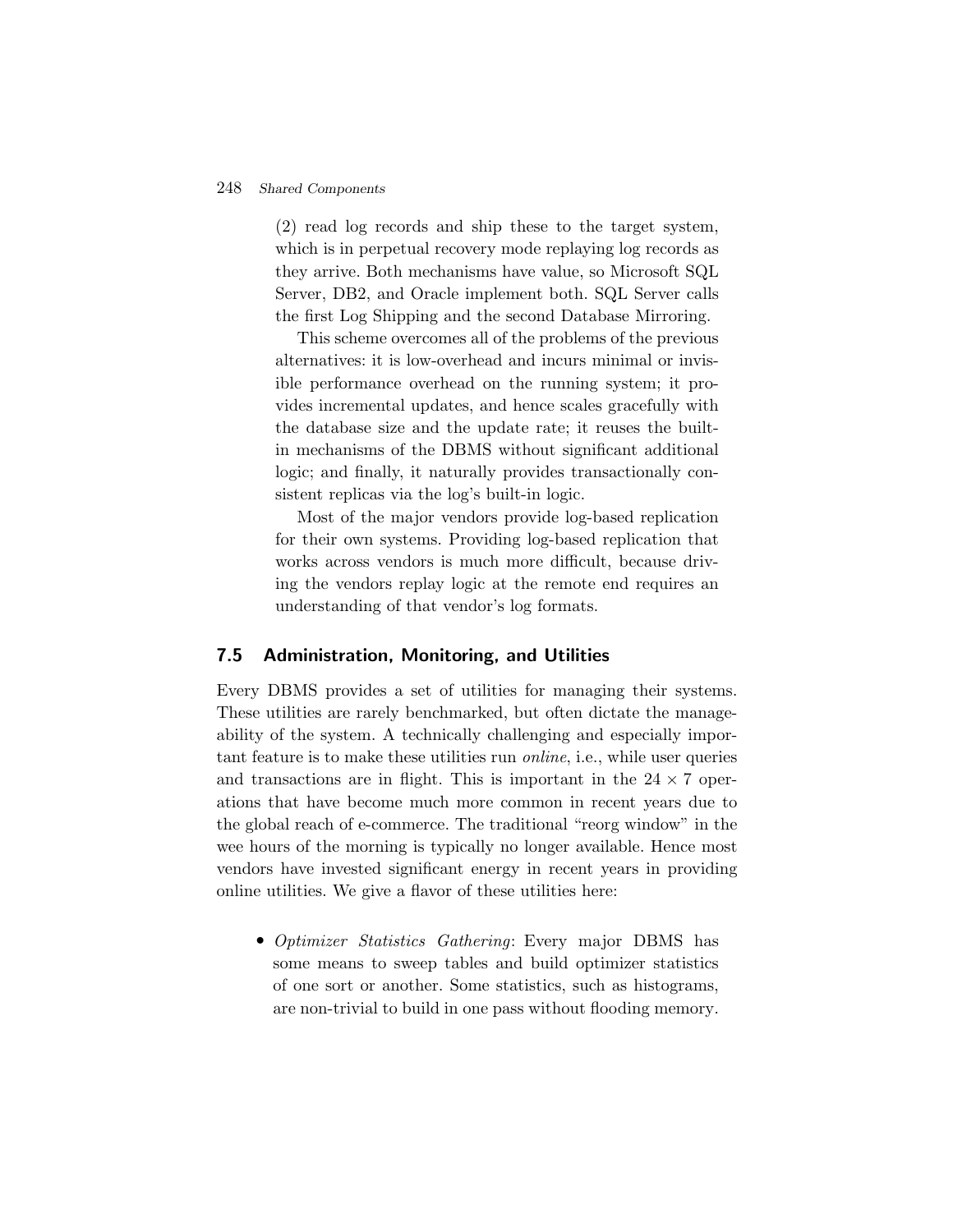(2) read log records and ship these to the target system, which is in perpetual recovery mode replaying log records as they arrive. Both mechanisms have value, so Microsoft SQL Server, DB2, and Oracle implement both. SQL Server calls the first Log Shipping and the second Database Mirroring.

This scheme overcomes all of the problems of the previous alternatives: it is low-overhead and incurs minimal or invisible performance overhead on the running system; it provides incremental updates, and hence scales gracefully with the database size and the update rate; it reuses the built-in mechanisms of the DBMS without significant additional logic; and finally, it naturally provides transactionally consistent replicas via the log's built-in logic.

Most of the major vendors provide log-based replication for their own systems. Providing log-based replication that works across vendors is much more difficult, because driving the vendors replay logic at the remote end requires an understanding of that vendor's log formats.

## 7.5 Administration, Monitoring, and Utilities

Every DBMS provides a set of utilities for managing their systems. These utilities are rarely benchmarked, but often dictate the manageability of the system. A technically challenging and especially important feature is to make these utilities run *online*, i.e., while user queries and transactions are in flight. This is important in the $24 \times 7$ operations that have become much more common in recent years due to the global reach of e-commerce. The traditional "reorg window" in the wee hours of the morning is typically no longer available. Hence most vendors have invested significant energy in recent years in providing online utilities. We give a flavor of these utilities here:

- *Optimizer Statistics Gathering*: Every major DBMS has some means to sweep tables and build optimizer statistics of one sort or another. Some statistics, such as histograms, are non-trivial to build in one pass without flooding memory.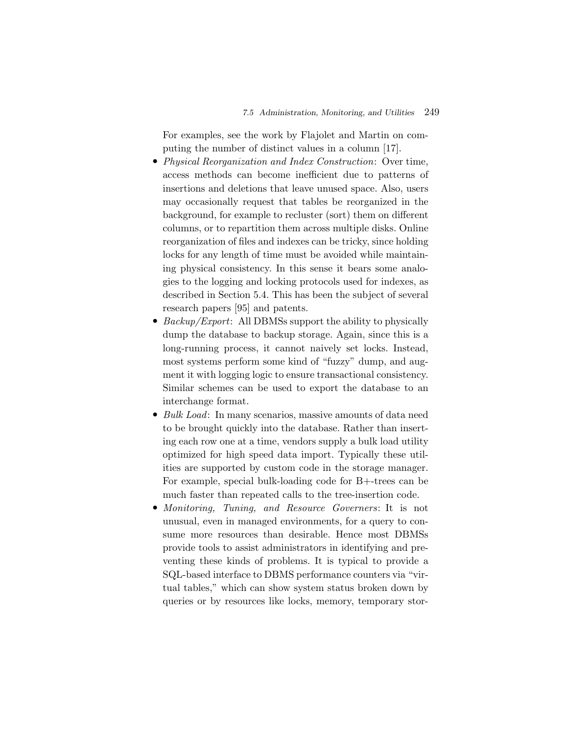For examples, see the work by Flajolet and Martin on computing the number of distinct values in a column [17].

- *Physical Reorganization and Index Construction*: Over time, access methods can become inefficient due to patterns of insertions and deletions that leave unused space. Also, users may occasionally request that tables be reorganized in the background, for example to recluster (sort) them on different columns, or to repartition them across multiple disks. Online reorganization of files and indexes can be tricky, since holding locks for any length of time must be avoided while maintaining physical consistency. In this sense it bears some analogies to the logging and locking protocols used for indexes, as described in Section 5.4. This has been the subject of several research papers [95] and patents.
- *Backup/Export*: All DBMSs support the ability to physically dump the database to backup storage. Again, since this is a long-running process, it cannot naively set locks. Instead, most systems perform some kind of "fuzzy" dump, and augment it with logging logic to ensure transactional consistency. Similar schemes can be used to export the database to an interchange format.
- *Bulk Load*: In many scenarios, massive amounts of data need to be brought quickly into the database. Rather than inserting each row one at a time, vendors supply a bulk load utility optimized for high speed data import. Typically these utilities are supported by custom code in the storage manager. For example, special bulk-loading code for B+-trees can be much faster than repeated calls to the tree-insertion code.
- *Monitoring, Tuning, and Resource Governers*: It is not unusual, even in managed environments, for a query to consume more resources than desirable. Hence most DBMSs provide tools to assist administrators in identifying and preventing these kinds of problems. It is typical to provide a SQL-based interface to DBMS performance counters via "virtual tables," which can show system status broken down by queries or by resources like locks, memory, temporary stor-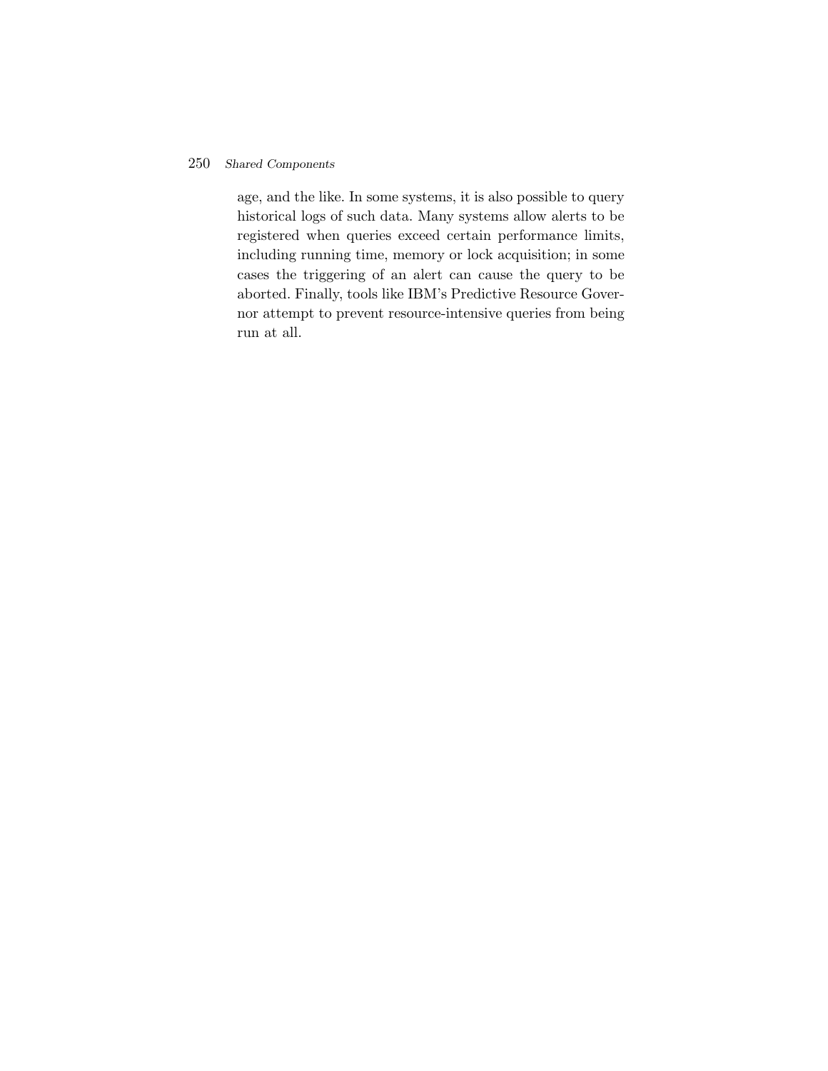age, and the like. In some systems, it is also possible to query historical logs of such data. Many systems allow alerts to be registered when queries exceed certain performance limits, including running time, memory or lock acquisition; in some cases the triggering of an alert can cause the query to be aborted. Finally, tools like IBM's Predictive Resource Governor attempt to prevent resource-intensive queries from being run at all.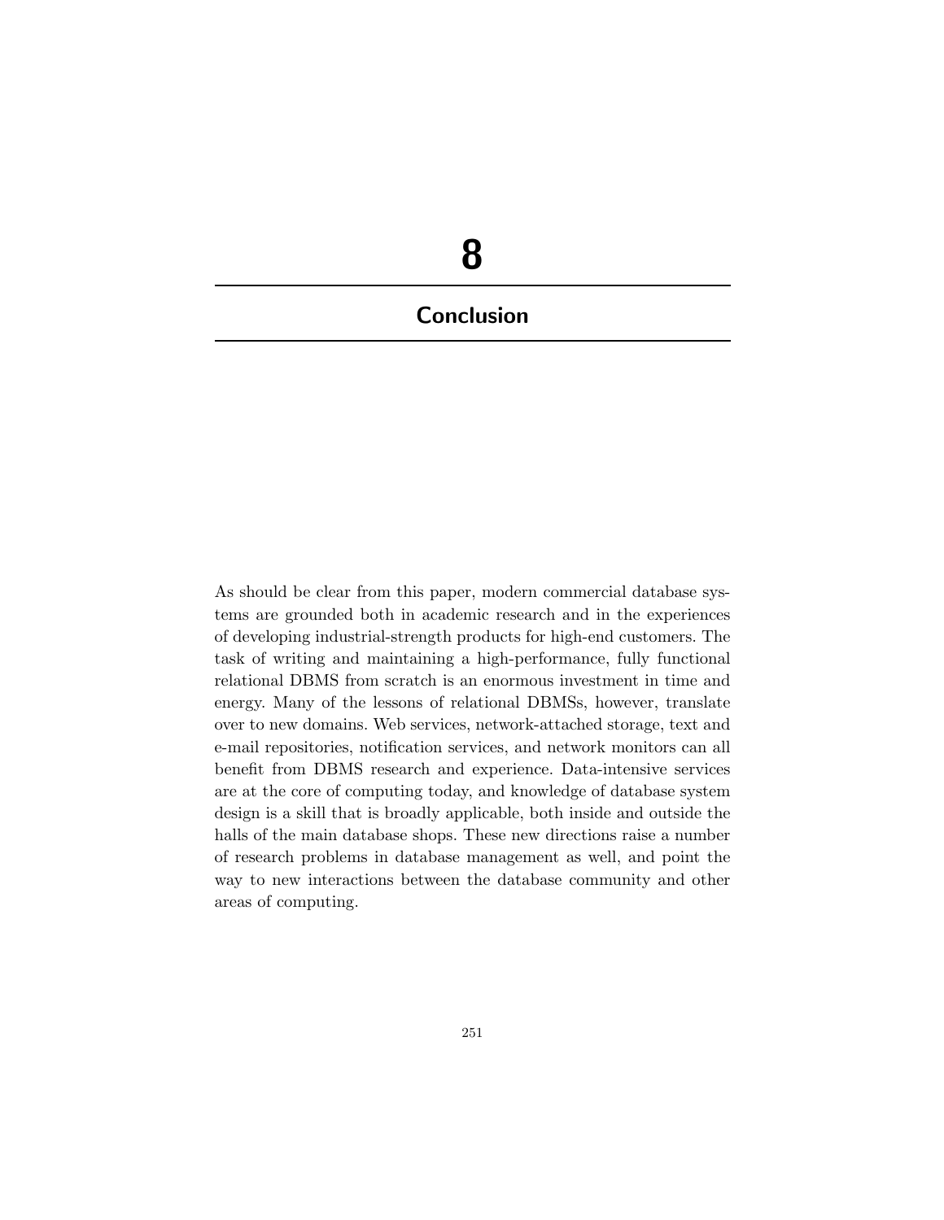# 8

## Conclusion

As should be clear from this paper, modern commercial database systems are grounded both in academic research and in the experiences of developing industrial-strength products for high-end customers. The task of writing and maintaining a high-performance, fully functional relational DBMS from scratch is an enormous investment in time and energy. Many of the lessons of relational DBMSs, however, translate over to new domains. Web services, network-attached storage, text and e-mail repositories, notification services, and network monitors can all benefit from DBMS research and experience. Data-intensive services are at the core of computing today, and knowledge of database system design is a skill that is broadly applicable, both inside and outside the halls of the main database shops. These new directions raise a number of research problems in database management as well, and point the way to new interactions between the database community and other areas of computing.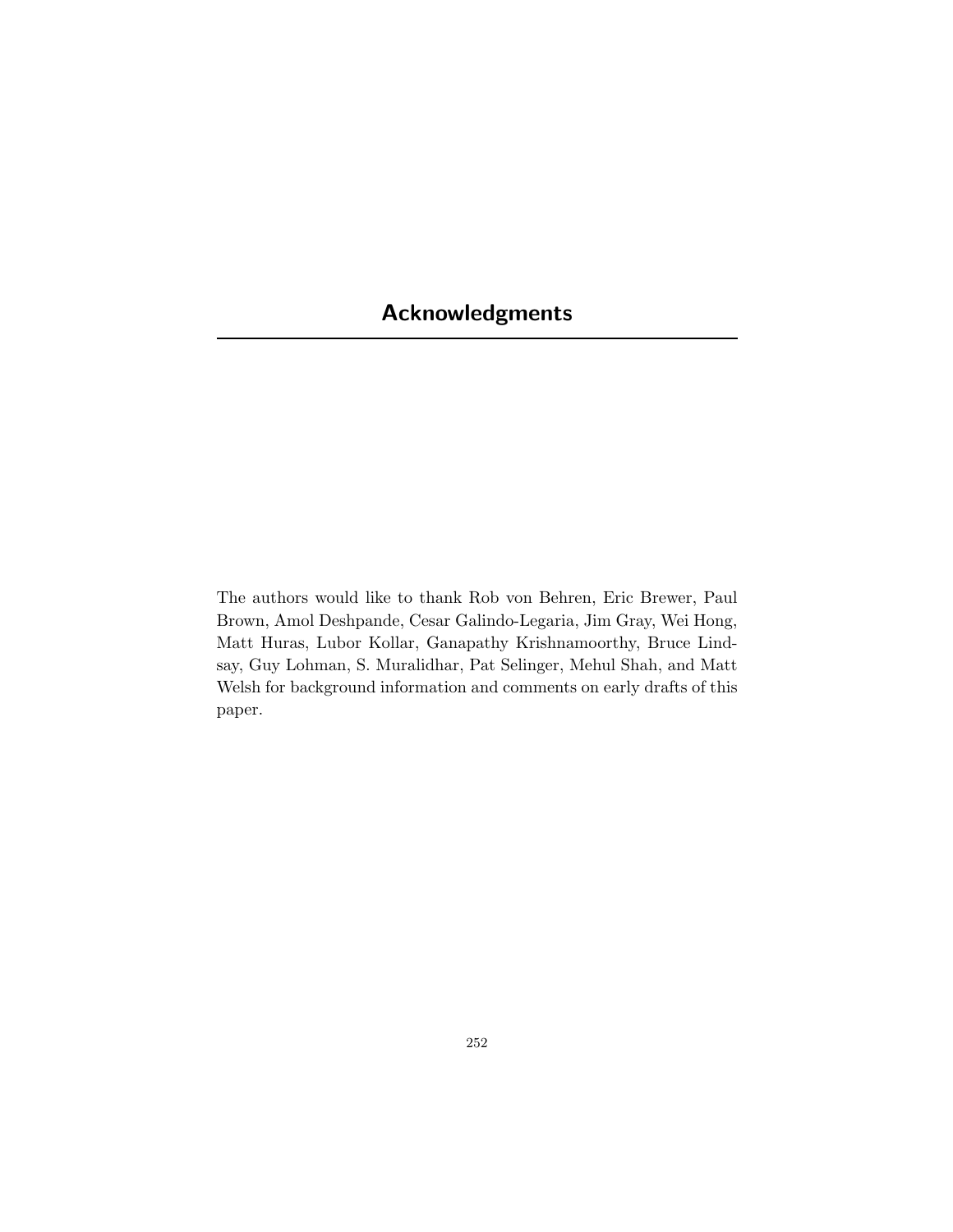# Acknowledgments

The authors would like to thank Rob von Behren, Eric Brewer, Paul Brown, Amol Deshpande, Cesar Galindo-Legaria, Jim Gray, Wei Hong, Matt Huras, Lubor Kollar, Ganapathy Krishnamoorthy, Bruce Lindsay, Guy Lohman, S. Muralidhar, Pat Selinger, Mehul Shah, and Matt Welsh for background information and comments on early drafts of this paper.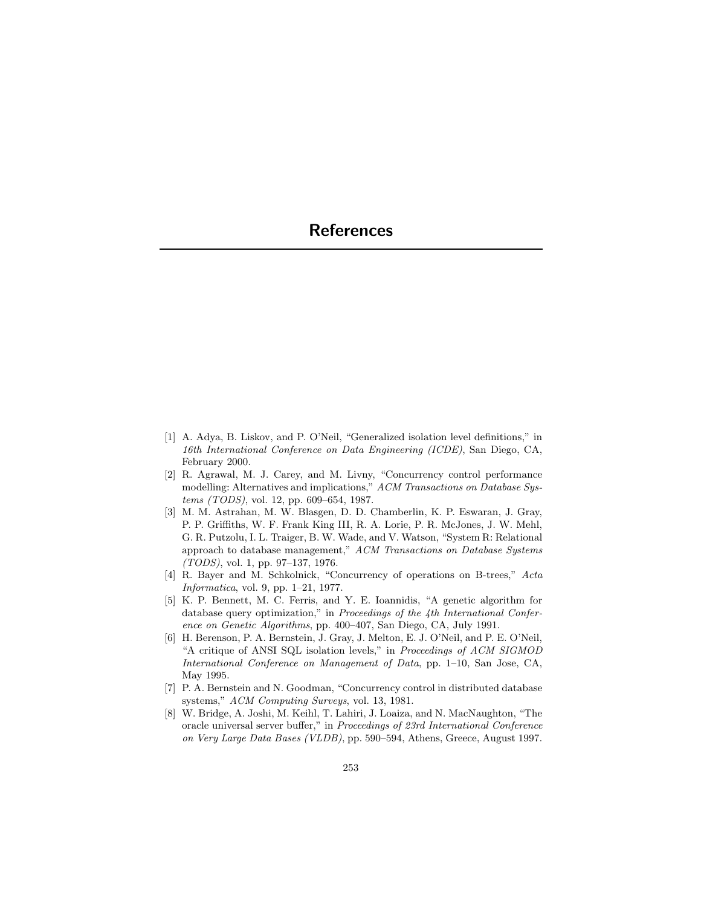# References

[1] A. Adya, B. Liskov, and P. O'Neil, "Generalized isolation level definitions," in *16th International Conference on Data Engineering (ICDE)*, San Diego, CA, February 2000.

[2] R. Agrawal, M. J. Carey, and M. Livny, "Concurrency control performance modelling: Alternatives and implications," *ACM Transactions on Database Systems (TODS)*, vol. 12, pp. 609–654, 1987.

[3] M. M. Astrahan, M. W. Blasgen, D. D. Chamberlin, K. P. Eswaran, J. Gray, P. P. Griffiths, W. F. Frank King III, R. A. Lorie, P. R. McJones, J. W. Mehl, G. R. Putzolu, I. L. Traiger, B. W. Wade, and V. Watson, "System R: Relational approach to database management," *ACM Transactions on Database Systems (TODS)*, vol. 1, pp. 97–137, 1976.

[4] R. Bayer and M. Schkolnick, "Concurrency of operations on B-trees," *Acta Informatica*, vol. 9, pp. 1–21, 1977.

[5] K. P. Bennett, M. C. Ferris, and Y. E. Ioannidis, "A genetic algorithm for database query optimization," in *Proceedings of the 4th International Conference on Genetic Algorithms*, pp. 400–407, San Diego, CA, July 1991.

[6] H. Berenson, P. A. Bernstein, J. Gray, J. Melton, E. J. O'Neil, and P. E. O'Neil, "A critique of ANSI SQL isolation levels," in *Proceedings of ACM SIGMOD International Conference on Management of Data*, pp. 1–10, San Jose, CA, May 1995.

[7] P. A. Bernstein and N. Goodman, "Concurrency control in distributed database systems," *ACM Computing Surveys*, vol. 13, 1981.

[8] W. Bridge, A. Joshi, M. Keihl, T. Lahiri, J. Loaiza, and N. MacNaughton, "The oracle universal server buffer," in *Proceedings of 23rd International Conference on Very Large Data Bases (VLDB)*, pp. 590–594, Athens, Greece, August 1997.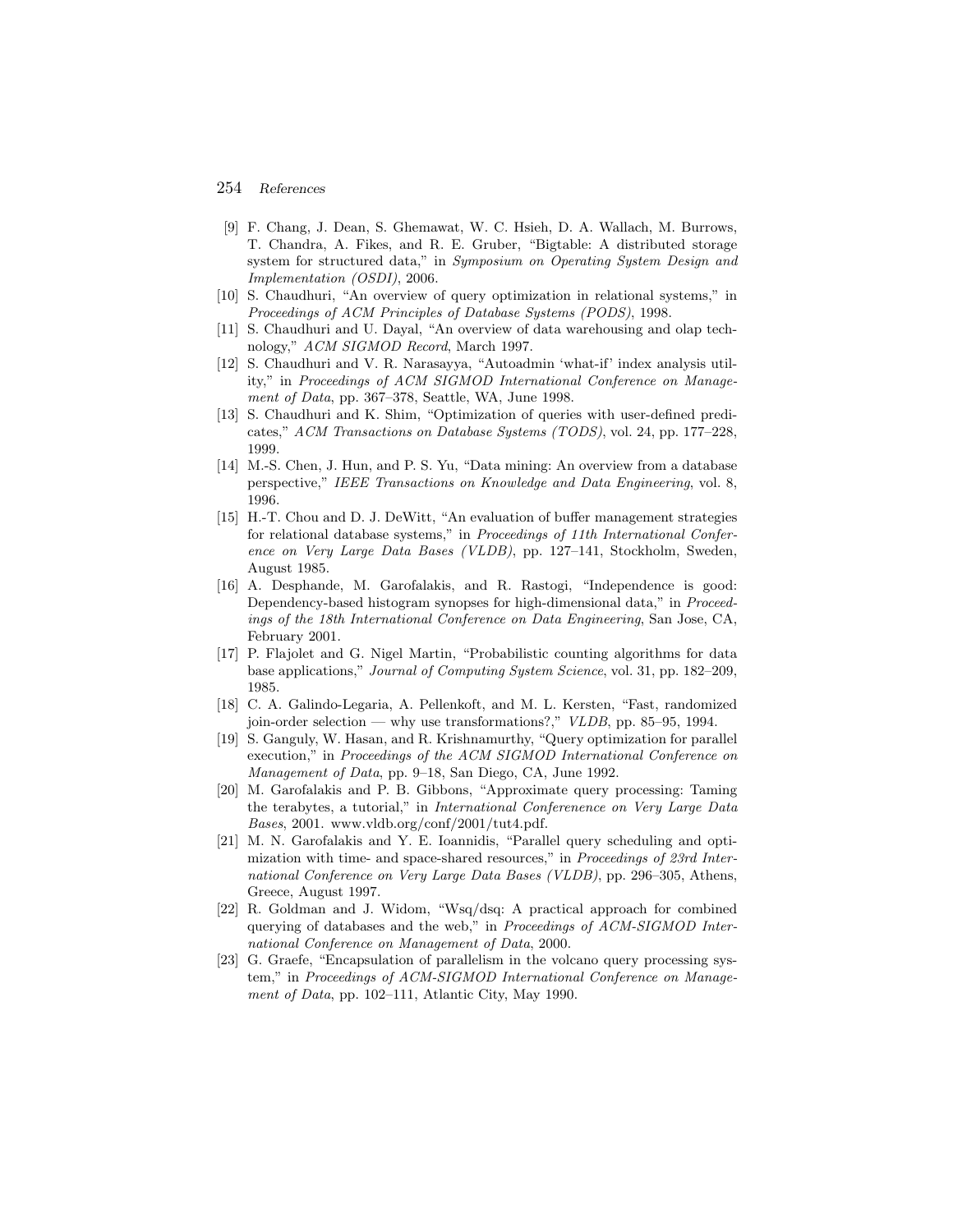[9] F. Chang, J. Dean, S. Ghemawat, W. C. Hsieh, D. A. Wallach, M. Burrows, T. Chandra, A. Fikes, and R. E. Gruber, "Bigtable: A distributed storage system for structured data," in *Symposium on Operating System Design and Implementation (OSDI)*, 2006.

[10] S. Chaudhuri, "An overview of query optimization in relational systems," in *Proceedings of ACM Principles of Database Systems (PODS)*, 1998.

[11] S. Chaudhuri and U. Dayal, "An overview of data warehousing and olap technology," *ACM SIGMOD Record*, March 1997.

[12] S. Chaudhuri and V. R. Narasayya, "Autoadmin 'what-if' index analysis utility," in *Proceedings of ACM SIGMOD International Conference on Management of Data*, pp. 367–378, Seattle, WA, June 1998.

[13] S. Chaudhuri and K. Shim, "Optimization of queries with user-defined predicates," *ACM Transactions on Database Systems (TODS)*, vol. 24, pp. 177–228, 1999.

[14] M.-S. Chen, J. Hun, and P. S. Yu, "Data mining: An overview from a database perspective," *IEEE Transactions on Knowledge and Data Engineering*, vol. 8, 1996.

[15] H.-T. Chou and D. J. DeWitt, "An evaluation of buffer management strategies for relational database systems," in *Proceedings of 11th International Conference on Very Large Data Bases (VLDB)*, pp. 127–141, Stockholm, Sweden, August 1985.

[16] A. Desphande, M. Garofalakis, and R. Rastogi, "Independence is good: Dependency-based histogram synopses for high-dimensional data," in *Proceedings of the 18th International Conference on Data Engineering*, San Jose, CA, February 2001.

[17] P. Flajolet and G. Nigel Martin, "Probabilistic counting algorithms for data base applications," *Journal of Computing System Science*, vol. 31, pp. 182–209, 1985.

[18] C. A. Galindo-Legaria, A. Pellenkoft, and M. L. Kersten, "Fast, randomized join-order selection — why use transformations?," *VLDB*, pp. 85–95, 1994.

[19] S. Ganguly, W. Hasan, and R. Krishnamurthy, "Query optimization for parallel execution," in *Proceedings of the ACM SIGMOD International Conference on Management of Data*, pp. 9–18, San Diego, CA, June 1992.

[20] M. Garofalakis and P. B. Gibbons, "Approximate query processing: Taming the terabytes, a tutorial," in *International Conferenence on Very Large Data Bases*, 2001. www.vldb.org/conf/2001/tut4.pdf.

[21] M. N. Garofalakis and Y. E. Ioannidis, "Parallel query scheduling and optimization with time- and space-shared resources," in *Proceedings of 23rd International Conference on Very Large Data Bases (VLDB)*, pp. 296–305, Athens, Greece, August 1997.

[22] R. Goldman and J. Widom, "Wsq/dsq: A practical approach for combined querying of databases and the web," in *Proceedings of ACM-SIGMOD International Conference on Management of Data*, 2000.

[23] G. Graefe, "Encapsulation of parallelism in the volcano query processing system," in *Proceedings of ACM-SIGMOD International Conference on Management of Data*, pp. 102–111, Atlantic City, May 1990.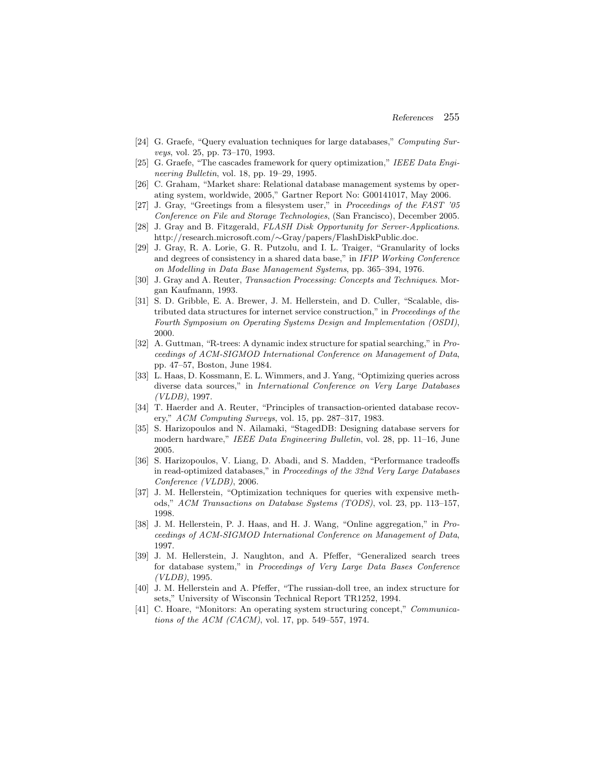[24] G. Graefe, "Query evaluation techniques for large databases," *Computing Surveys*, vol. 25, pp. 73–170, 1993.

[25] G. Graefe, "The cascades framework for query optimization," *IEEE Data Engineering Bulletin*, vol. 18, pp. 19–29, 1995.

[26] C. Graham, "Market share: Relational database management systems by operating system, worldwide, 2005," Gartner Report No: G00141017, May 2006.

[27] J. Gray, "Greetings from a filesystem user," in *Proceedings of the FAST '05 Conference on File and Storage Technologies*, (San Francisco), December 2005.

[28] J. Gray and B. Fitzgerald, *FLASH Disk Opportunity for Server-Applications*. http://research.microsoft.com/∼Gray/papers/FlashDiskPublic.doc.

[29] J. Gray, R. A. Lorie, G. R. Putzolu, and I. L. Traiger, "Granularity of locks and degrees of consistency in a shared data base," in *IFIP Working Conference on Modelling in Data Base Management Systems*, pp. 365–394, 1976.

[30] J. Gray and A. Reuter, *Transaction Processing: Concepts and Techniques*. Morgan Kaufmann, 1993.

[31] S. D. Gribble, E. A. Brewer, J. M. Hellerstein, and D. Culler, "Scalable, distributed data structures for internet service construction," in *Proceedings of the Fourth Symposium on Operating Systems Design and Implementation (OSDI)*, 2000.

[32] A. Guttman, "R-trees: A dynamic index structure for spatial searching," in *Proceedings of ACM-SIGMOD International Conference on Management of Data*, pp. 47–57, Boston, June 1984.

[33] L. Haas, D. Kossmann, E. L. Wimmers, and J. Yang, "Optimizing queries across diverse data sources," in *International Conference on Very Large Databases (VLDB)*, 1997.

[34] T. Haerder and A. Reuter, "Principles of transaction-oriented database recovery," *ACM Computing Surveys*, vol. 15, pp. 287–317, 1983.

[35] S. Harizopoulos and N. Ailamaki, "StagedDB: Designing database servers for modern hardware," *IEEE Data Engineering Bulletin*, vol. 28, pp. 11–16, June 2005.

[36] S. Harizopoulos, V. Liang, D. Abadi, and S. Madden, "Performance tradeoffs in read-optimized databases," in *Proceedings of the 32nd Very Large Databases Conference (VLDB)*, 2006.

[37] J. M. Hellerstein, "Optimization techniques for queries with expensive methods," *ACM Transactions on Database Systems (TODS)*, vol. 23, pp. 113–157, 1998.

[38] J. M. Hellerstein, P. J. Haas, and H. J. Wang, "Online aggregation," in *Proceedings of ACM-SIGMOD International Conference on Management of Data*, 1997.

[39] J. M. Hellerstein, J. Naughton, and A. Pfeffer, "Generalized search trees for database system," in *Proceedings of Very Large Data Bases Conference (VLDB)*, 1995.

[40] J. M. Hellerstein and A. Pfeffer, "The russian-doll tree, an index structure for sets," University of Wisconsin Technical Report TR1252, 1994.

[41] C. Hoare, "Monitors: An operating system structuring concept," *Communications of the ACM (CACM)*, vol. 17, pp. 549–557, 1974.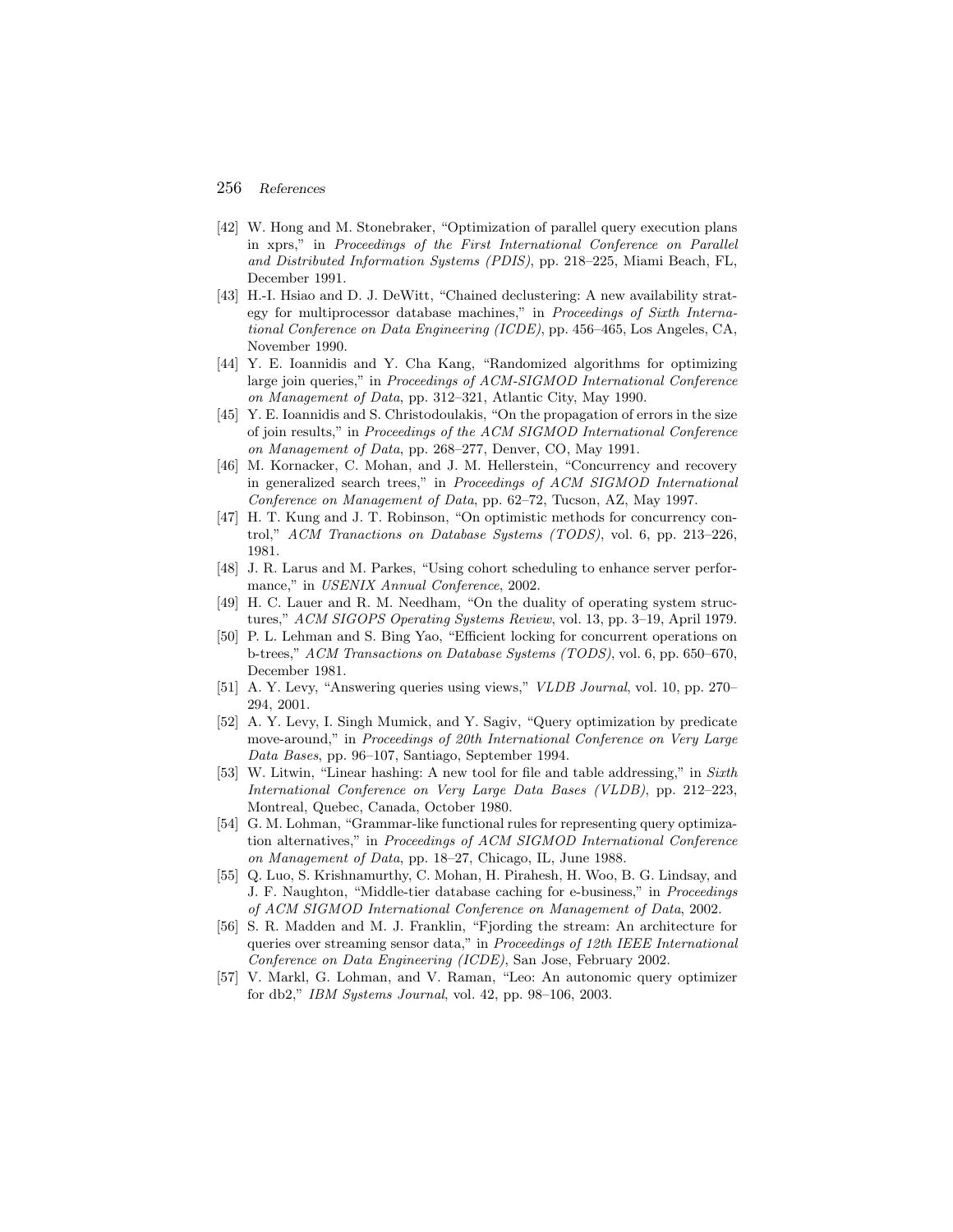[42] W. Hong and M. Stonebraker, "Optimization of parallel query execution plans in xprs," in *Proceedings of the First International Conference on Parallel and Distributed Information Systems (PDIS)*, pp. 218–225, Miami Beach, FL, December 1991.

[43] H.-I. Hsiao and D. J. DeWitt, "Chained declustering: A new availability strategy for multiprocessor database machines," in *Proceedings of Sixth International Conference on Data Engineering (ICDE)*, pp. 456–465, Los Angeles, CA, November 1990.

[44] Y. E. Ioannidis and Y. Cha Kang, "Randomized algorithms for optimizing large join queries," in *Proceedings of ACM-SIGMOD International Conference on Management of Data*, pp. 312–321, Atlantic City, May 1990.

[45] Y. E. Ioannidis and S. Christodoulakis, "On the propagation of errors in the size of join results," in *Proceedings of the ACM SIGMOD International Conference on Management of Data*, pp. 268–277, Denver, CO, May 1991.

[46] M. Kornacker, C. Mohan, and J. M. Hellerstein, "Concurrency and recovery in generalized search trees," in *Proceedings of ACM SIGMOD International Conference on Management of Data*, pp. 62–72, Tucson, AZ, May 1997.

[47] H. T. Kung and J. T. Robinson, "On optimistic methods for concurrency control," *ACM Tranactions on Database Systems (TODS)*, vol. 6, pp. 213–226, 1981.

[48] J. R. Larus and M. Parkes, "Using cohort scheduling to enhance server performance," in *USENIX Annual Conference*, 2002.

[49] H. C. Lauer and R. M. Needham, "On the duality of operating system structures," *ACM SIGOPS Operating Systems Review*, vol. 13, pp. 3–19, April 1979.

[50] P. L. Lehman and S. Bing Yao, "Efficient locking for concurrent operations on b-trees," *ACM Transactions on Database Systems (TODS)*, vol. 6, pp. 650–670, December 1981.

[51] A. Y. Levy, "Answering queries using views," *VLDB Journal*, vol. 10, pp. 270–294, 2001.

[52] A. Y. Levy, I. Singh Mumick, and Y. Sagiv, "Query optimization by predicate move-around," in *Proceedings of 20th International Conference on Very Large Data Bases*, pp. 96–107, Santiago, September 1994.

[53] W. Litwin, "Linear hashing: A new tool for file and table addressing," in *Sixth International Conference on Very Large Data Bases (VLDB)*, pp. 212–223, Montreal, Quebec, Canada, October 1980.

[54] G. M. Lohman, "Grammar-like functional rules for representing query optimization alternatives," in *Proceedings of ACM SIGMOD International Conference on Management of Data*, pp. 18–27, Chicago, IL, June 1988.

[55] Q. Luo, S. Krishnamurthy, C. Mohan, H. Pirahesh, H. Woo, B. G. Lindsay, and J. F. Naughton, "Middle-tier database caching for e-business," in *Proceedings of ACM SIGMOD International Conference on Management of Data*, 2002.

[56] S. R. Madden and M. J. Franklin, "Fjording the stream: An architecture for queries over streaming sensor data," in *Proceedings of 12th IEEE International Conference on Data Engineering (ICDE)*, San Jose, February 2002.

[57] V. Markl, G. Lohman, and V. Raman, "Leo: An autonomic query optimizer for db2," *IBM Systems Journal*, vol. 42, pp. 98–106, 2003.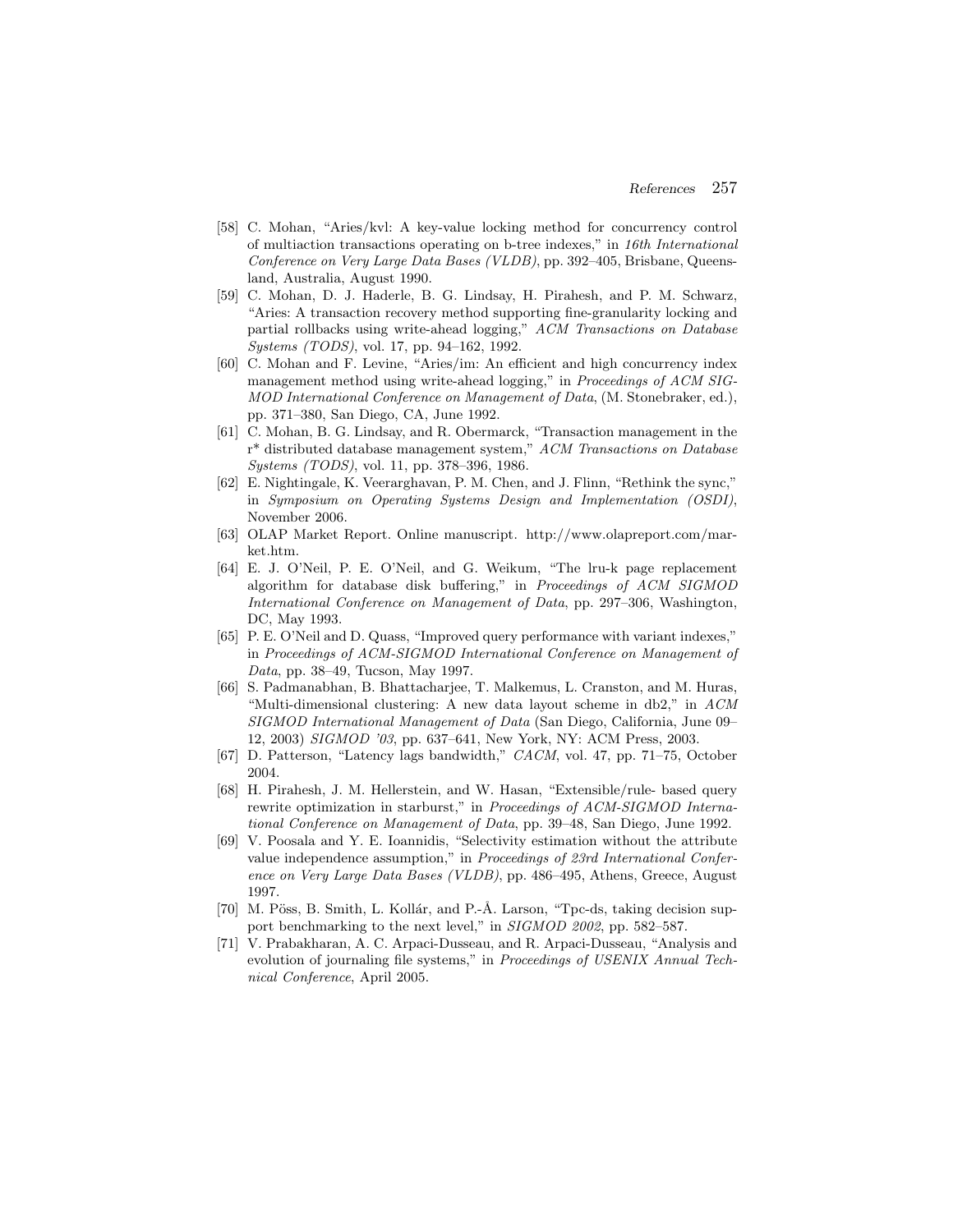[58] C. Mohan, “Aries/kvl: A key-value locking method for concurrency control of multiaction transactions operating on b-tree indexes,” in *16th International Conference on Very Large Data Bases (VLDB)*, pp. 392–405, Brisbane, Queensland, Australia, August 1990.

[59] C. Mohan, D. J. Haderle, B. G. Lindsay, H. Pirahesh, and P. M. Schwarz, “Aries: A transaction recovery method supporting fine-granularity locking and partial rollbacks using write-ahead logging,” *ACM Transactions on Database Systems (TODS)*, vol. 17, pp. 94–162, 1992.

[60] C. Mohan and F. Levine, “Aries/im: An efficient and high concurrency index management method using write-ahead logging,” in *Proceedings of ACM SIGMOD International Conference on Management of Data*, (M. Stonebraker, ed.), pp. 371–380, San Diego, CA, June 1992.

[61] C. Mohan, B. G. Lindsay, and R. Obermarck, “Transaction management in the r* distributed database management system,” *ACM Transactions on Database Systems (TODS)*, vol. 11, pp. 378–396, 1986.

[62] E. Nightingale, K. Veerarghavan, P. M. Chen, and J. Flinn, “Rethink the sync,” in *Symposium on Operating Systems Design and Implementation (OSDI)*, November 2006.

[63] OLAP Market Report. Online manuscript. http://www.olapreport.com/market.htm.

[64] E. J. O’Neil, P. E. O’Neil, and G. Weikum, “The lru-k page replacement algorithm for database disk buffering,” in *Proceedings of ACM SIGMOD International Conference on Management of Data*, pp. 297–306, Washington, DC, May 1993.

[65] P. E. O’Neil and D. Quass, “Improved query performance with variant indexes,” in *Proceedings of ACM-SIGMOD International Conference on Management of Data*, pp. 38–49, Tucson, May 1997.

[66] S. Padmanabhan, B. Bhattacharjee, T. Malkemus, L. Cranston, and M. Huras, “Multi-dimensional clustering: A new data layout scheme in db2,” in *ACM SIGMOD International Management of Data* (San Diego, California, June 09–12, 2003) *SIGMOD ’03*, pp. 637–641, New York, NY: ACM Press, 2003.

[67] D. Patterson, “Latency lags bandwidth,” *CACM*, vol. 47, pp. 71–75, October 2004.

[68] H. Pirahesh, J. M. Hellerstein, and W. Hasan, “Extensible/rule- based query rewrite optimization in starburst,” in *Proceedings of ACM-SIGMOD International Conference on Management of Data*, pp. 39–48, San Diego, June 1992.

[69] V. Poosala and Y. E. Ioannidis, “Selectivity estimation without the attribute value independence assumption,” in *Proceedings of 23rd International Conference on Very Large Data Bases (VLDB)*, pp. 486–495, Athens, Greece, August 1997.

[70] M. Pöss, B. Smith, L. Kollár, and P.-Å. Larson, “Tpc-ds, taking decision support benchmarking to the next level,” in *SIGMOD 2002*, pp. 582–587.

[71] V. Prabakharan, A. C. Arpaci-Dusseau, and R. Arpaci-Dusseau, “Analysis and evolution of journaling file systems,” in *Proceedings of USENIX Annual Technical Conference*, April 2005.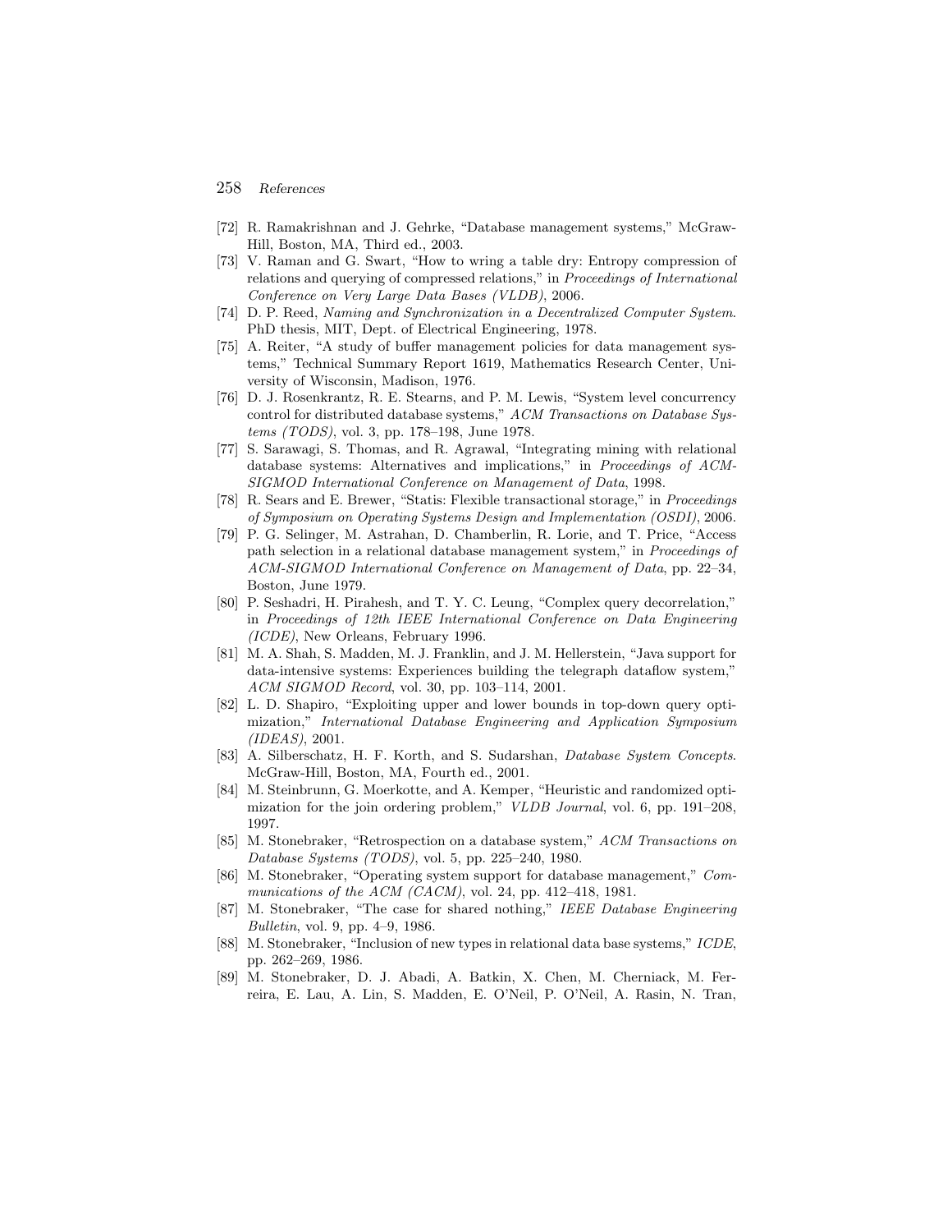[72] R. Ramakrishnan and J. Gehrke, "Database management systems," McGraw-Hill, Boston, MA, Third ed., 2003.

[73] V. Raman and G. Swart, "How to wring a table dry: Entropy compression of relations and querying of compressed relations," in *Proceedings of International Conference on Very Large Data Bases (VLDB)*, 2006.

[74] D. P. Reed, *Naming and Synchronization in a Decentralized Computer System*. PhD thesis, MIT, Dept. of Electrical Engineering, 1978.

[75] A. Reiter, "A study of buffer management policies for data management systems," Technical Summary Report 1619, Mathematics Research Center, University of Wisconsin, Madison, 1976.

[76] D. J. Rosenkrantz, R. E. Stearns, and P. M. Lewis, "System level concurrency control for distributed database systems," *ACM Transactions on Database Systems (TODS)*, vol. 3, pp. 178–198, June 1978.

[77] S. Sarawagi, S. Thomas, and R. Agrawal, "Integrating mining with relational database systems: Alternatives and implications," in *Proceedings of ACM-SIGMOD International Conference on Management of Data*, 1998.

[78] R. Sears and E. Brewer, "Statis: Flexible transactional storage," in *Proceedings of Symposium on Operating Systems Design and Implementation (OSDI)*, 2006.

[79] P. G. Selinger, M. Astrahan, D. Chamberlin, R. Lorie, and T. Price, "Access path selection in a relational database management system," in *Proceedings of ACM-SIGMOD International Conference on Management of Data*, pp. 22–34, Boston, June 1979.

[80] P. Seshadri, H. Pirahesh, and T. Y. C. Leung, "Complex query decorrelation," in *Proceedings of 12th IEEE International Conference on Data Engineering (ICDE)*, New Orleans, February 1996.

[81] M. A. Shah, S. Madden, M. J. Franklin, and J. M. Hellerstein, "Java support for data-intensive systems: Experiences building the telegraph dataflow system," *ACM SIGMOD Record*, vol. 30, pp. 103–114, 2001.

[82] L. D. Shapiro, "Exploiting upper and lower bounds in top-down query optimization," *International Database Engineering and Application Symposium (IDEAS)*, 2001.

[83] A. Silberschatz, H. F. Korth, and S. Sudarshan, *Database System Concepts*. McGraw-Hill, Boston, MA, Fourth ed., 2001.

[84] M. Steinbrunn, G. Moerkotte, and A. Kemper, "Heuristic and randomized optimization for the join ordering problem," *VLDB Journal*, vol. 6, pp. 191–208, 1997.

[85] M. Stonebraker, "Retrospection on a database system," *ACM Transactions on Database Systems (TODS)*, vol. 5, pp. 225–240, 1980.

[86] M. Stonebraker, "Operating system support for database management," *Communications of the ACM (CACM)*, vol. 24, pp. 412–418, 1981.

[87] M. Stonebraker, "The case for shared nothing," *IEEE Database Engineering Bulletin*, vol. 9, pp. 4–9, 1986.

[88] M. Stonebraker, "Inclusion of new types in relational data base systems," *ICDE*, pp. 262–269, 1986.

[89] M. Stonebraker, D. J. Abadi, A. Batkin, X. Chen, M. Cherniack, M. Ferreira, E. Lau, A. Lin, S. Madden, E. O'Neil, P. O'Neil, A. Rasin, N. Tran,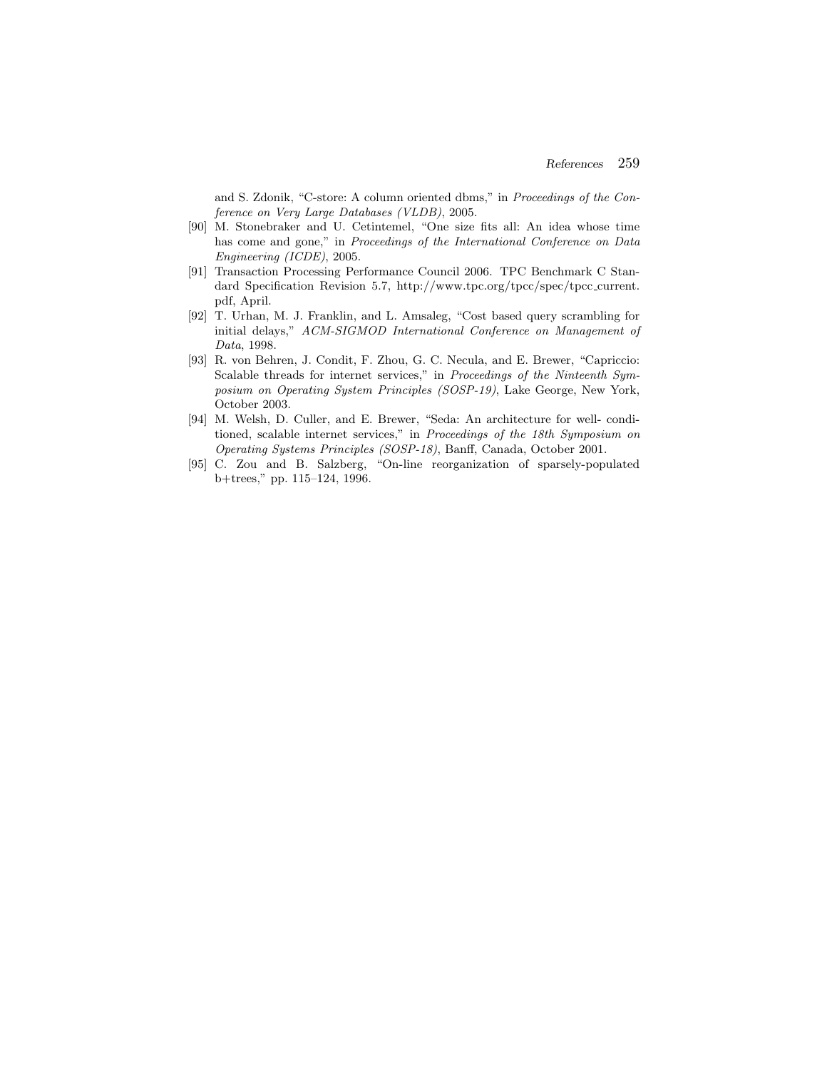and S. Zdonik, "C-store: A column oriented dbms," in *Proceedings of the Conference on Very Large Databases (VLDB)*, 2005.

[90] M. Stonebraker and U. Cetintemel, "One size fits all: An idea whose time has come and gone," in *Proceedings of the International Conference on Data Engineering (ICDE)*, 2005.

[91] Transaction Processing Performance Council 2006. TPC Benchmark C Standard Specification Revision 5.7, http://www.tpc.org/tpcc/spec/tpcc_current.pdf, April.

[92] T. Urhan, M. J. Franklin, and L. Amsaleg, "Cost based query scrambling for initial delays," *ACM-SIGMOD International Conference on Management of Data*, 1998.

[93] R. von Behren, J. Condit, F. Zhou, G. C. Necula, and E. Brewer, "Capriccio: Scalable threads for internet services," in *Proceedings of the Ninteenth Symposium on Operating System Principles (SOSP-19)*, Lake George, New York, October 2003.

[94] M. Welsh, D. Culler, and E. Brewer, "Seda: An architecture for well- conditioned, scalable internet services," in *Proceedings of the 18th Symposium on Operating Systems Principles (SOSP-18)*, Banff, Canada, October 2001.

[95] C. Zou and B. Salzberg, "On-line reorganization of sparsely-populated b+trees," pp. 115–124, 1996.